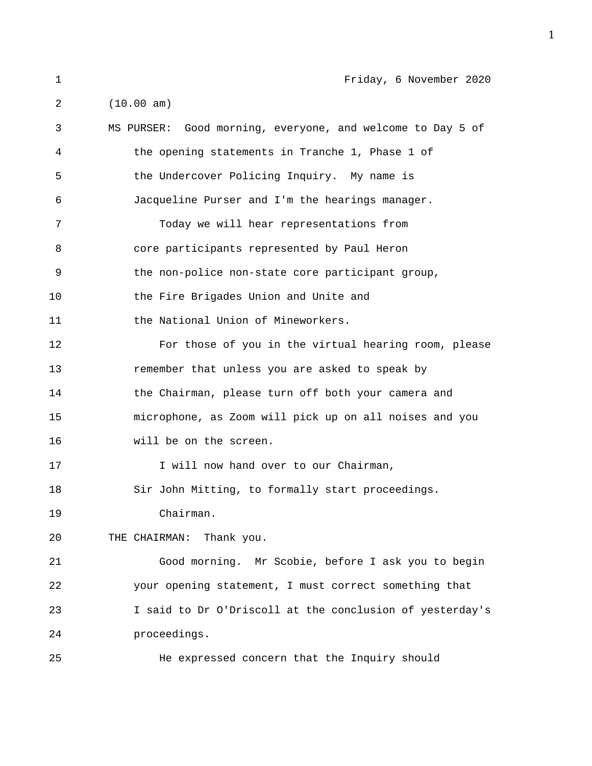Friday, 6 November 2020

(10.00 am)

MS PURSER: Good morning, everyone, and welcome to Day 5 of the opening statements in Tranche 1, Phase 1 of the Undercover Policing Inquiry. My name is Jacqueline Purser and I'm the hearings manager.

Today we will hear representations from core participants represented by Paul Heron the non-police non-state core participant group, the Fire Brigades Union and Unite and the National Union of Mineworkers.

For those of you in the virtual hearing room, please remember that unless you are asked to speak by the Chairman, please turn off both your camera and microphone, as Zoom will pick up on all noises and you will be on the screen.

I will now hand over to our Chairman, Sir John Mitting, to formally start proceedings.

Chairman.

THE CHAIRMAN: Thank you.

Good morning. Mr Scobie, before I ask you to begin your opening statement, I must correct something that I said to Dr O'Driscoll at the conclusion of yesterday's proceedings.

He expressed concern that the Inquiry should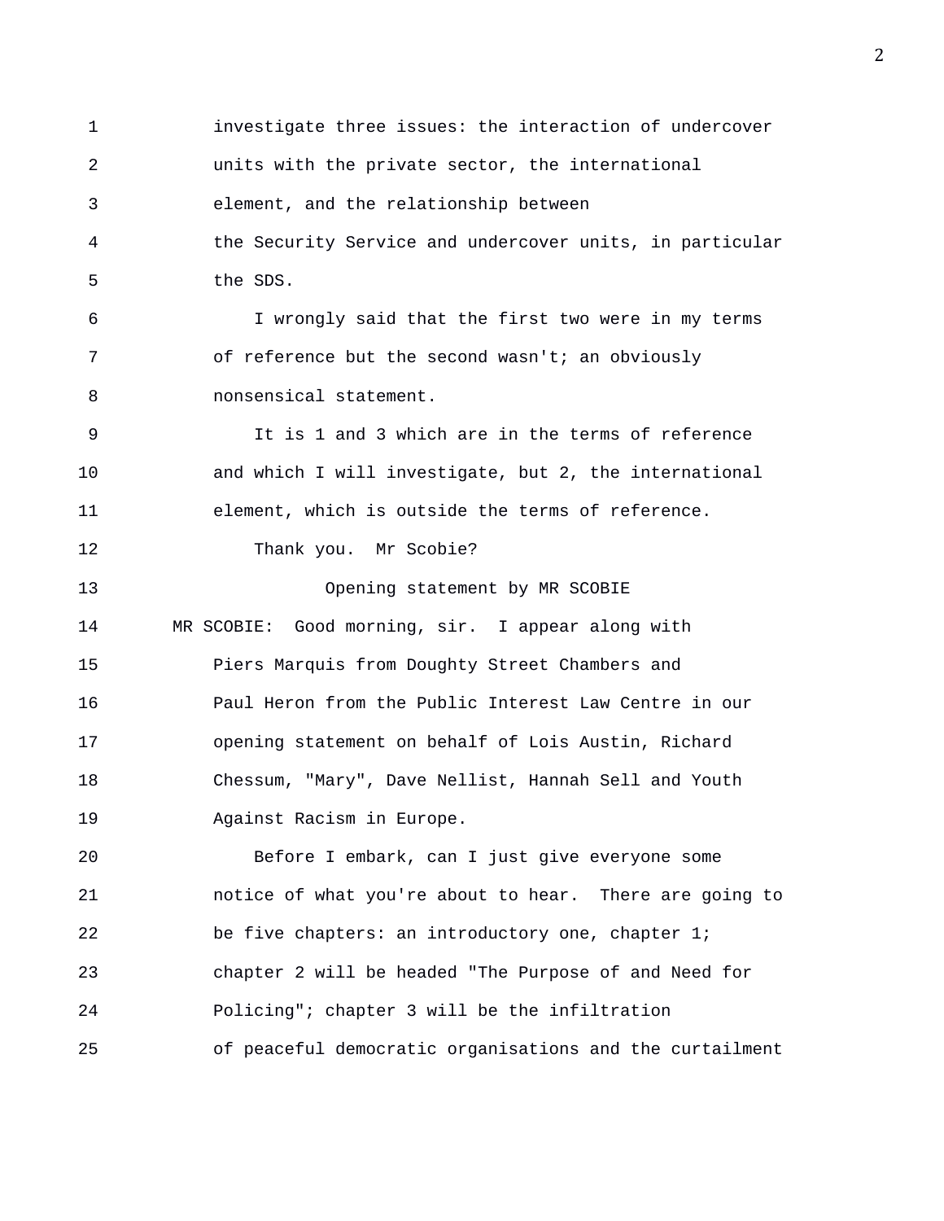investigate three issues: the interaction of undercover units with the private sector, the international element, and the relationship between the Security Service and undercover units, in particular the SDS.

I wrongly said that the first two were in my terms of reference but the second wasn't; an obviously nonsensical statement.

It is 1 and 3 which are in the terms of reference and which I will investigate, but 2, the international element, which is outside the terms of reference.

Thank you. Mr Scobie?

## Opening statement by MR SCOBIE

MR SCOBIE: Good morning, sir. I appear along with Piers Marquis from Doughty Street Chambers and Paul Heron from the Public Interest Law Centre in our opening statement on behalf of Lois Austin, Richard Chessum, "Mary", Dave Nellist, Hannah Sell and Youth Against Racism in Europe.

Before I embark, can I just give everyone some notice of what you're about to hear. There are going to be five chapters: an introductory one, chapter 1; chapter 2 will be headed "The Purpose of and Need for Policing"; chapter 3 will be the infiltration of peaceful democratic organisations and the curtailment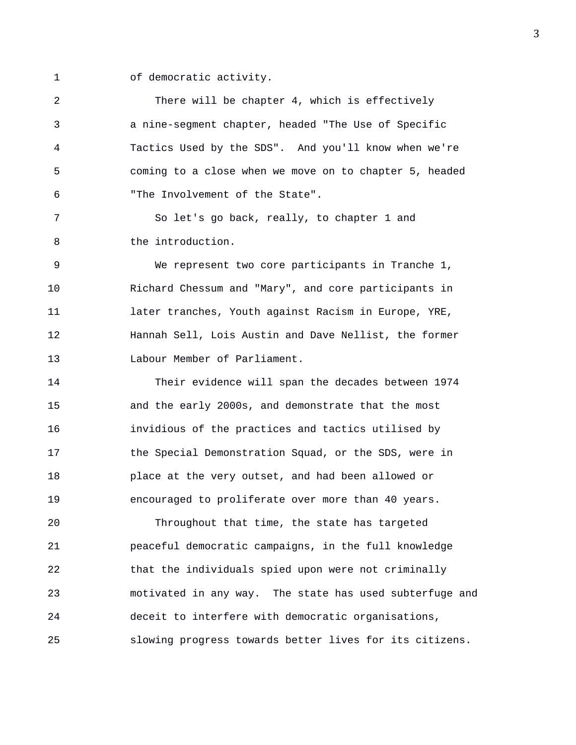of democratic activity.

There will be chapter 4, which is effectively a nine-segment chapter, headed "The Use of Specific Tactics Used by the SDS". And you'll know when we're coming to a close when we move on to chapter 5, headed "The Involvement of the State".

So let's go back, really, to chapter 1 and the introduction.

We represent two core participants in Tranche 1, Richard Chessum and "Mary", and core participants in later tranches, Youth against Racism in Europe, YRE, Hannah Sell, Lois Austin and Dave Nellist, the former Labour Member of Parliament.

Their evidence will span the decades between 1974 and the early 2000s, and demonstrate that the most invidious of the practices and tactics utilised by the Special Demonstration Squad, or the SDS, were in place at the very outset, and had been allowed or encouraged to proliferate over more than 40 years.

Throughout that time, the state has targeted peaceful democratic campaigns, in the full knowledge that the individuals spied upon were not criminally motivated in any way. The state has used subterfuge and deceit to interfere with democratic organisations, slowing progress towards better lives for its citizens.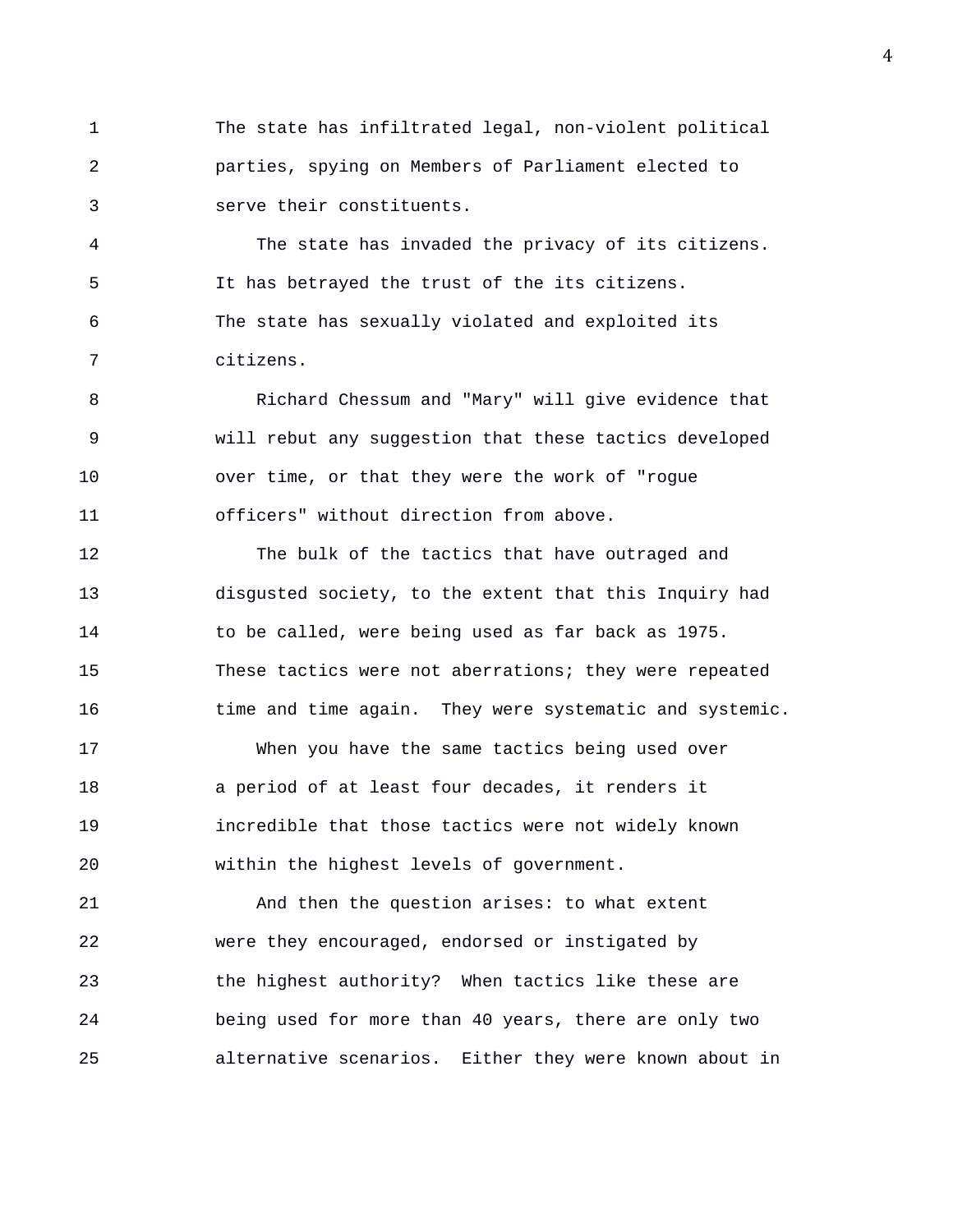The state has infiltrated legal, non-violent political parties, spying on Members of Parliament elected to serve their constituents.

The state has invaded the privacy of its citizens. It has betrayed the trust of the its citizens. The state has sexually violated and exploited its citizens.

Richard Chessum and "Mary" will give evidence that will rebut any suggestion that these tactics developed over time, or that they were the work of "rogue officers" without direction from above.

The bulk of the tactics that have outraged and disgusted society, to the extent that this Inquiry had to be called, were being used as far back as 1975. These tactics were not aberrations; they were repeated time and time again. They were systematic and systemic.

When you have the same tactics being used over a period of at least four decades, it renders it incredible that those tactics were not widely known within the highest levels of government.

And then the question arises: to what extent were they encouraged, endorsed or instigated by the highest authority? When tactics like these are being used for more than 40 years, there are only two alternative scenarios. Either they were known about in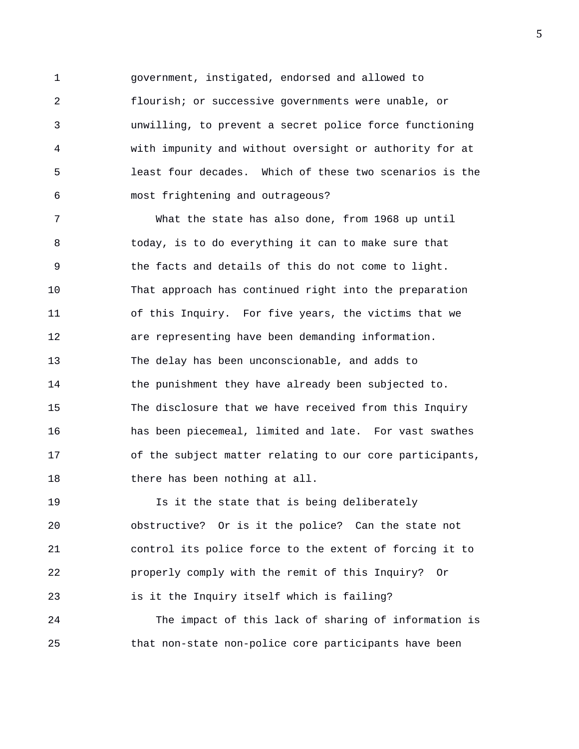government, instigated, endorsed and allowed to flourish; or successive governments were unable, or unwilling, to prevent a secret police force functioning with impunity and without oversight or authority for at least four decades. Which of these two scenarios is the most frightening and outrageous?

What the state has also done, from 1968 up until today, is to do everything it can to make sure that the facts and details of this do not come to light. That approach has continued right into the preparation of this Inquiry. For five years, the victims that we are representing have been demanding information. The delay has been unconscionable, and adds to the punishment they have already been subjected to. The disclosure that we have received from this Inquiry has been piecemeal, limited and late. For vast swathes of the subject matter relating to our core participants, there has been nothing at all.

Is it the state that is being deliberately obstructive? Or is it the police? Can the state not control its police force to the extent of forcing it to properly comply with the remit of this Inquiry? Or is it the Inquiry itself which is failing?

The impact of this lack of sharing of information is that non-state non-police core participants have been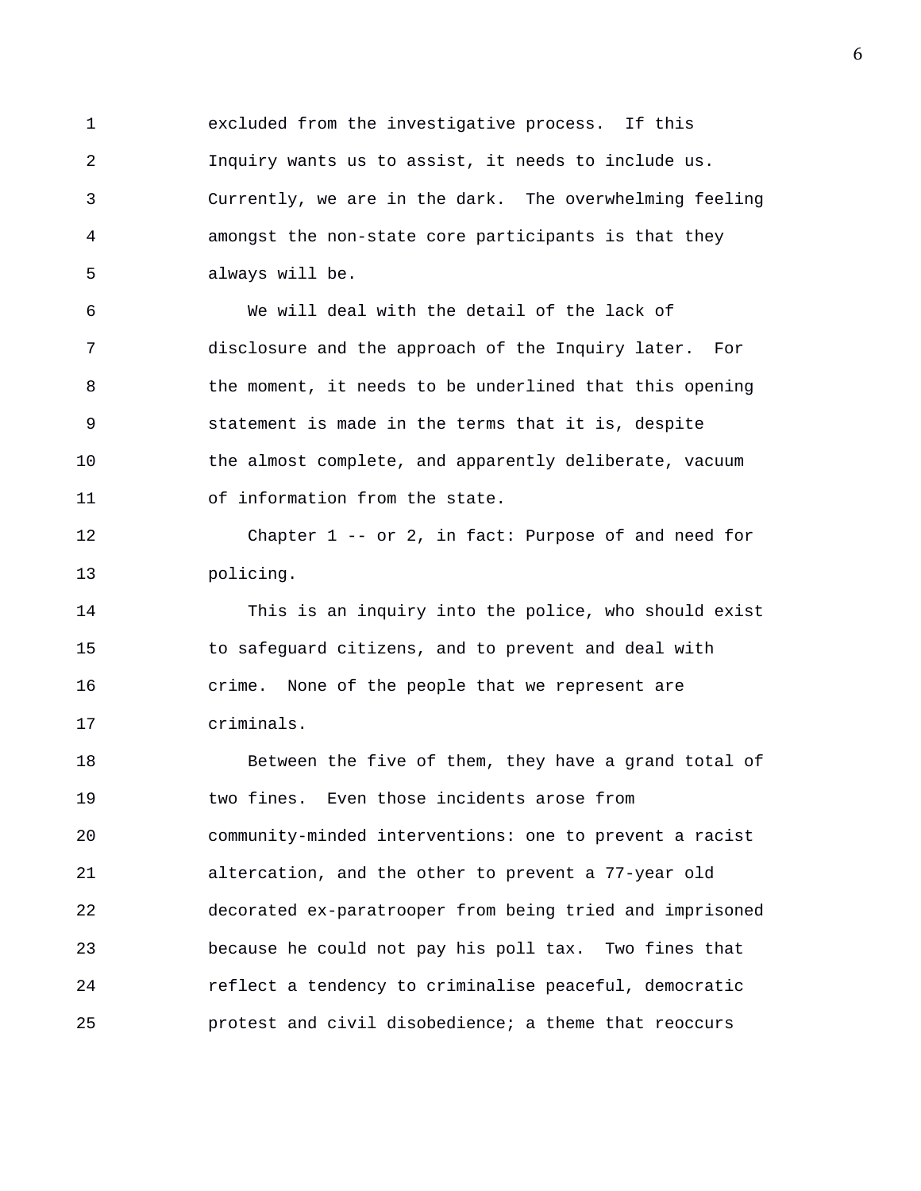excluded from the investigative process. If this Inquiry wants us to assist, it needs to include us. Currently, we are in the dark. The overwhelming feeling amongst the non-state core participants is that they always will be.

We will deal with the detail of the lack of disclosure and the approach of the Inquiry later. For the moment, it needs to be underlined that this opening statement is made in the terms that it is, despite the almost complete, and apparently deliberate, vacuum of information from the state.

Chapter 1 -- or 2, in fact: Purpose of and need for policing.

This is an inquiry into the police, who should exist to safeguard citizens, and to prevent and deal with crime. None of the people that we represent are criminals.

Between the five of them, they have a grand total of two fines. Even those incidents arose from community-minded interventions: one to prevent a racist altercation, and the other to prevent a 77-year old decorated ex-paratrooper from being tried and imprisoned because he could not pay his poll tax. Two fines that reflect a tendency to criminalise peaceful, democratic protest and civil disobedience; a theme that reoccurs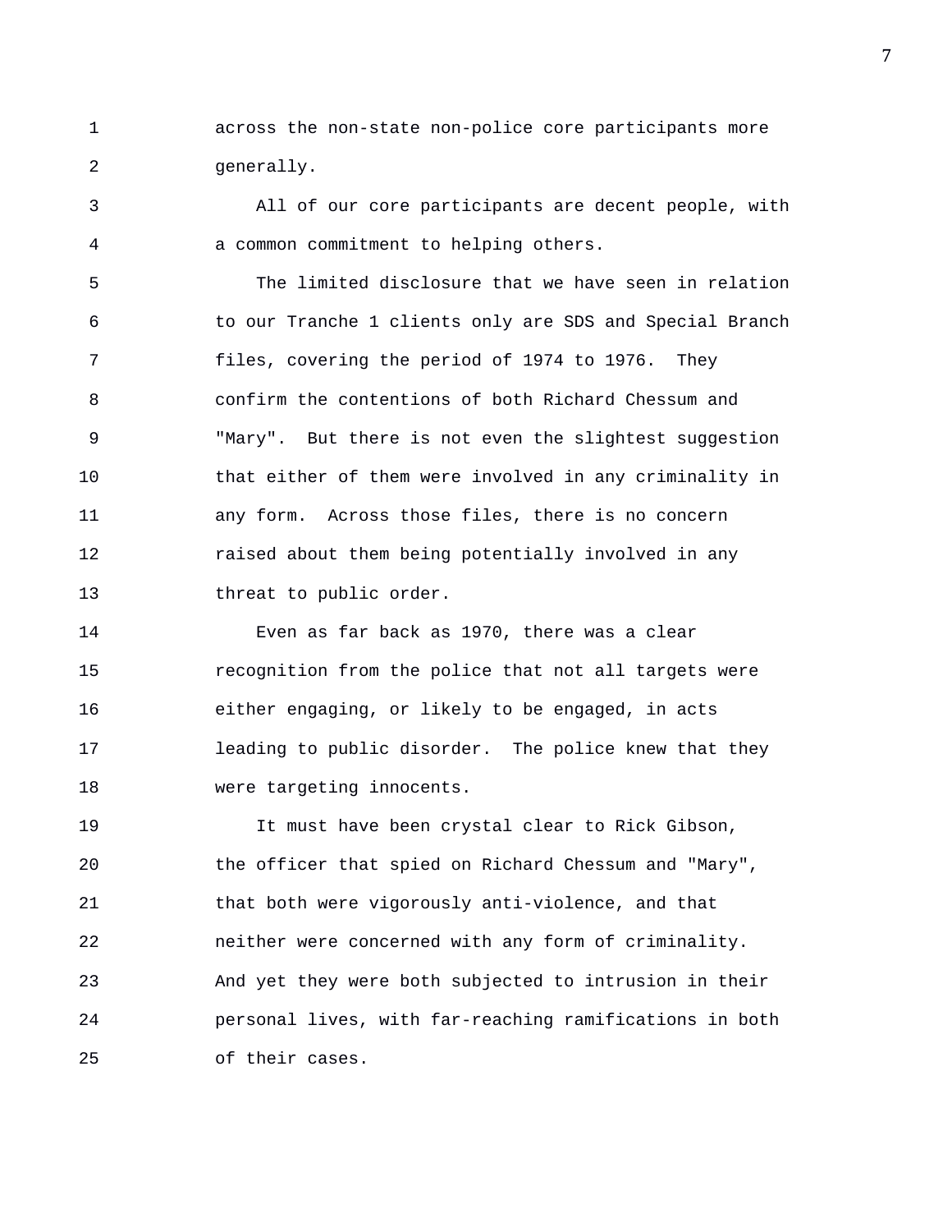across the non-state non-police core participants more generally.

All of our core participants are decent people, with a common commitment to helping others.

The limited disclosure that we have seen in relation to our Tranche 1 clients only are SDS and Special Branch files, covering the period of 1974 to 1976. They confirm the contentions of both Richard Chessum and "Mary". But there is not even the slightest suggestion that either of them were involved in any criminality in any form. Across those files, there is no concern raised about them being potentially involved in any threat to public order.

Even as far back as 1970, there was a clear recognition from the police that not all targets were either engaging, or likely to be engaged, in acts leading to public disorder. The police knew that they were targeting innocents.

It must have been crystal clear to Rick Gibson, the officer that spied on Richard Chessum and "Mary", that both were vigorously anti-violence, and that neither were concerned with any form of criminality. And yet they were both subjected to intrusion in their personal lives, with far-reaching ramifications in both of their cases.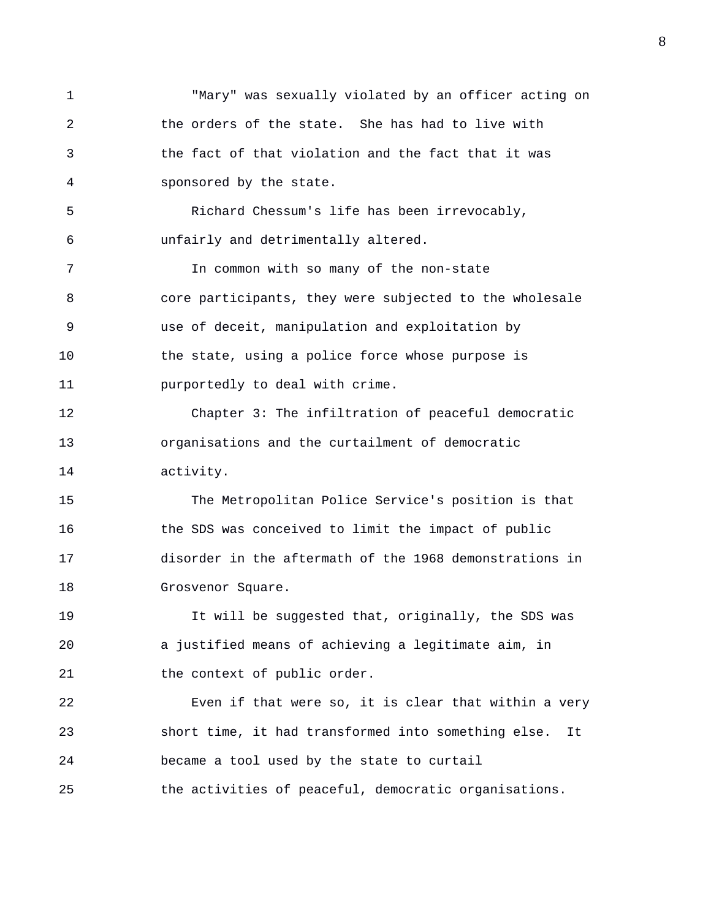"Mary" was sexually violated by an officer acting on the orders of the state. She has had to live with the fact of that violation and the fact that it was sponsored by the state.

Richard Chessum's life has been irrevocably, unfairly and detrimentally altered.

In common with so many of the non-state core participants, they were subjected to the wholesale use of deceit, manipulation and exploitation by the state, using a police force whose purpose is purportedly to deal with crime.

Chapter 3: The infiltration of peaceful democratic organisations and the curtailment of democratic activity.

The Metropolitan Police Service's position is that the SDS was conceived to limit the impact of public disorder in the aftermath of the 1968 demonstrations in Grosvenor Square.

It will be suggested that, originally, the SDS was a justified means of achieving a legitimate aim, in the context of public order.

Even if that were so, it is clear that within a very short time, it had transformed into something else. It became a tool used by the state to curtail the activities of peaceful, democratic organisations.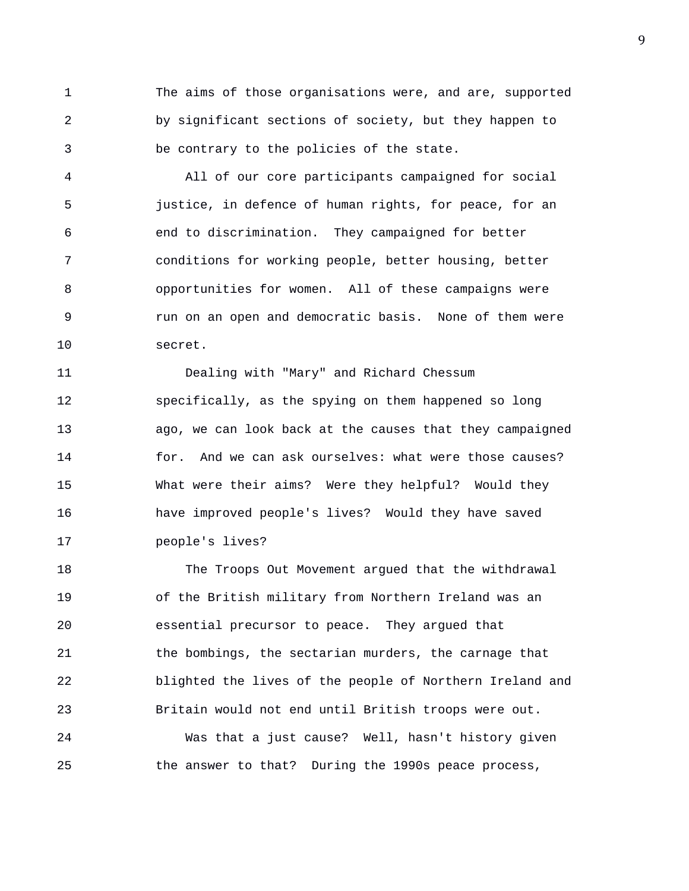The aims of those organisations were, and are, supported by significant sections of society, but they happen to be contrary to the policies of the state.

All of our core participants campaigned for social justice, in defence of human rights, for peace, for an end to discrimination. They campaigned for better conditions for working people, better housing, better opportunities for women. All of these campaigns were run on an open and democratic basis. None of them were secret.

Dealing with "Mary" and Richard Chessum specifically, as the spying on them happened so long ago, we can look back at the causes that they campaigned for. And we can ask ourselves: what were those causes? What were their aims? Were they helpful? Would they have improved people's lives? Would they have saved people's lives?

The Troops Out Movement argued that the withdrawal of the British military from Northern Ireland was an essential precursor to peace. They argued that the bombings, the sectarian murders, the carnage that blighted the lives of the people of Northern Ireland and Britain would not end until British troops were out.

Was that a just cause? Well, hasn't history given the answer to that? During the 1990s peace process,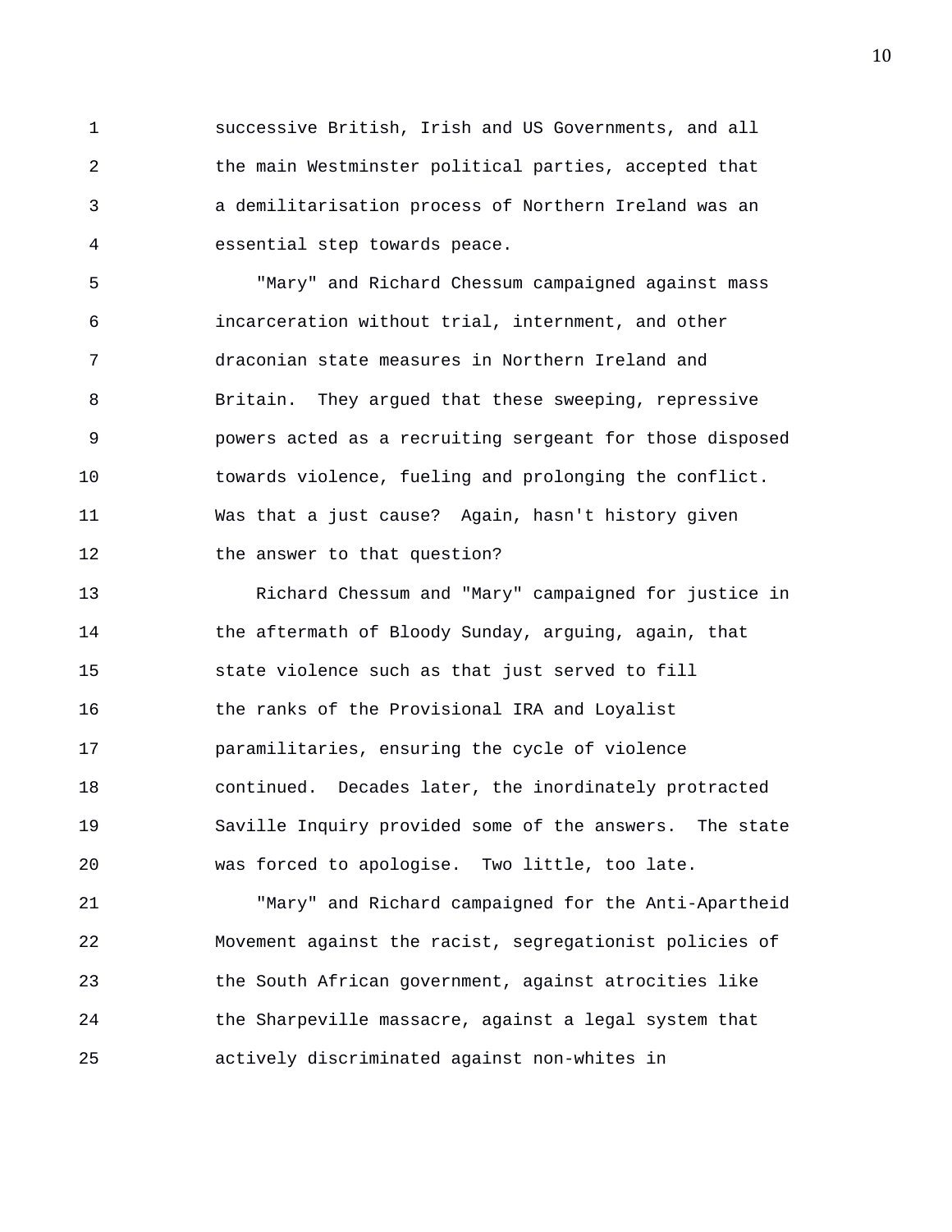successive British, Irish and US Governments, and all the main Westminster political parties, accepted that a demilitarisation process of Northern Ireland was an essential step towards peace.

"Mary" and Richard Chessum campaigned against mass incarceration without trial, internment, and other draconian state measures in Northern Ireland and Britain. They argued that these sweeping, repressive powers acted as a recruiting sergeant for those disposed towards violence, fueling and prolonging the conflict. Was that a just cause? Again, hasn't history given the answer to that question?

Richard Chessum and "Mary" campaigned for justice in the aftermath of Bloody Sunday, arguing, again, that state violence such as that just served to fill the ranks of the Provisional IRA and Loyalist paramilitaries, ensuring the cycle of violence continued. Decades later, the inordinately protracted Saville Inquiry provided some of the answers. The state was forced to apologise. Two little, too late.

"Mary" and Richard campaigned for the Anti-Apartheid Movement against the racist, segregationist policies of the South African government, against atrocities like the Sharpeville massacre, against a legal system that actively discriminated against non-whites in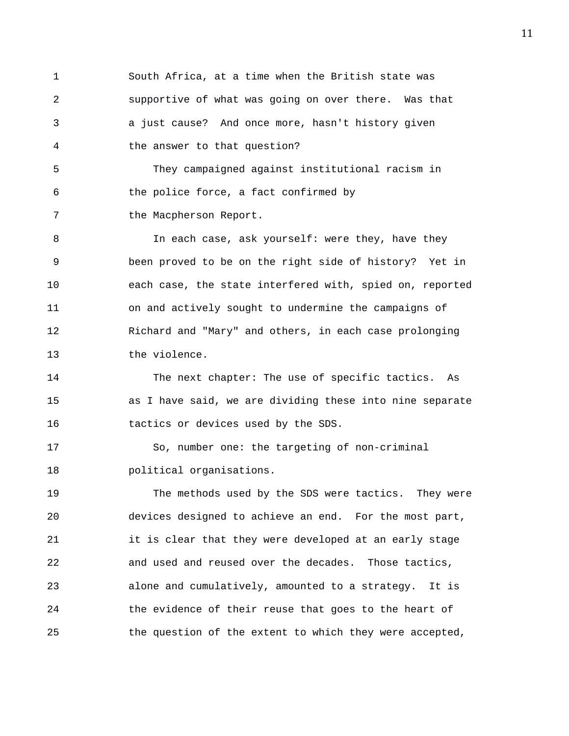South Africa, at a time when the British state was supportive of what was going on over there. Was that a just cause? And once more, hasn't history given the answer to that question?

They campaigned against institutional racism in the police force, a fact confirmed by the Macpherson Report.

In each case, ask yourself: were they, have they been proved to be on the right side of history? Yet in each case, the state interfered with, spied on, reported on and actively sought to undermine the campaigns of Richard and "Mary" and others, in each case prolonging the violence.

The next chapter: The use of specific tactics. As as I have said, we are dividing these into nine separate tactics or devices used by the SDS.

So, number one: the targeting of non-criminal political organisations.

The methods used by the SDS were tactics. They were devices designed to achieve an end. For the most part, it is clear that they were developed at an early stage and used and reused over the decades. Those tactics, alone and cumulatively, amounted to a strategy. It is the evidence of their reuse that goes to the heart of the question of the extent to which they were accepted,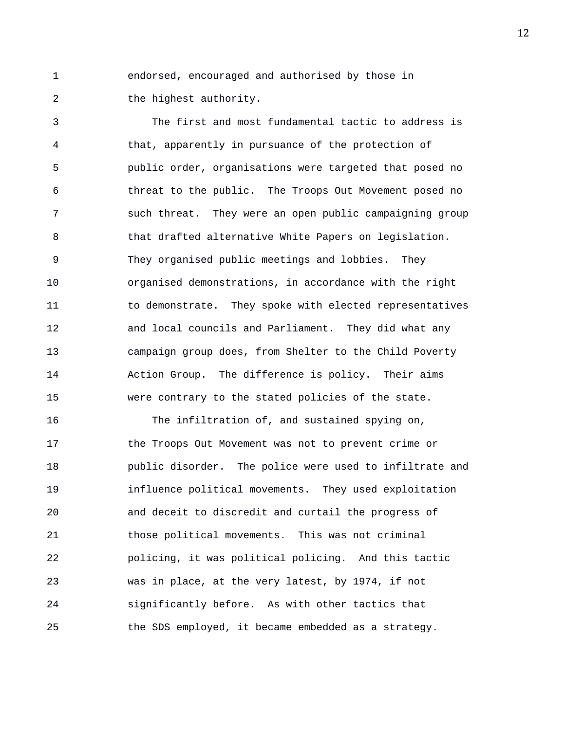endorsed, encouraged and authorised by those in the highest authority.

The first and most fundamental tactic to address is that, apparently in pursuance of the protection of public order, organisations were targeted that posed no threat to the public. The Troops Out Movement posed no such threat. They were an open public campaigning group that drafted alternative White Papers on legislation. They organised public meetings and lobbies. They organised demonstrations, in accordance with the right to demonstrate. They spoke with elected representatives and local councils and Parliament. They did what any campaign group does, from Shelter to the Child Poverty Action Group. The difference is policy. Their aims were contrary to the stated policies of the state.

The infiltration of, and sustained spying on, the Troops Out Movement was not to prevent crime or public disorder. The police were used to infiltrate and influence political movements. They used exploitation and deceit to discredit and curtail the progress of those political movements. This was not criminal policing, it was political policing. And this tactic was in place, at the very latest, by 1974, if not significantly before. As with other tactics that the SDS employed, it became embedded as a strategy.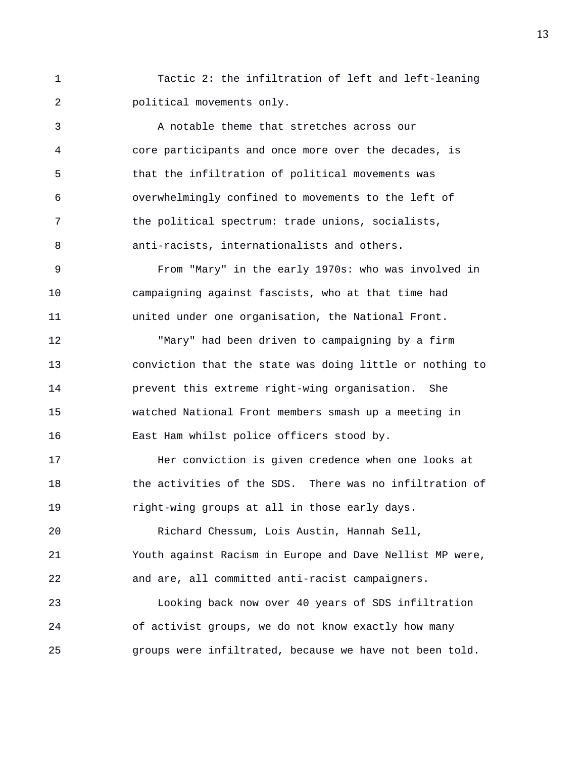Tactic 2: the infiltration of left and left-leaning political movements only.

A notable theme that stretches across our core participants and once more over the decades, is that the infiltration of political movements was overwhelmingly confined to movements to the left of the political spectrum: trade unions, socialists, anti-racists, internationalists and others.

From "Mary" in the early 1970s: who was involved in campaigning against fascists, who at that time had united under one organisation, the National Front.

"Mary" had been driven to campaigning by a firm conviction that the state was doing little or nothing to prevent this extreme right-wing organisation. She watched National Front members smash up a meeting in East Ham whilst police officers stood by.

Her conviction is given credence when one looks at the activities of the SDS. There was no infiltration of right-wing groups at all in those early days.

Richard Chessum, Lois Austin, Hannah Sell, Youth against Racism in Europe and Dave Nellist MP were, and are, all committed anti-racist campaigners.

Looking back now over 40 years of SDS infiltration of activist groups, we do not know exactly how many groups were infiltrated, because we have not been told.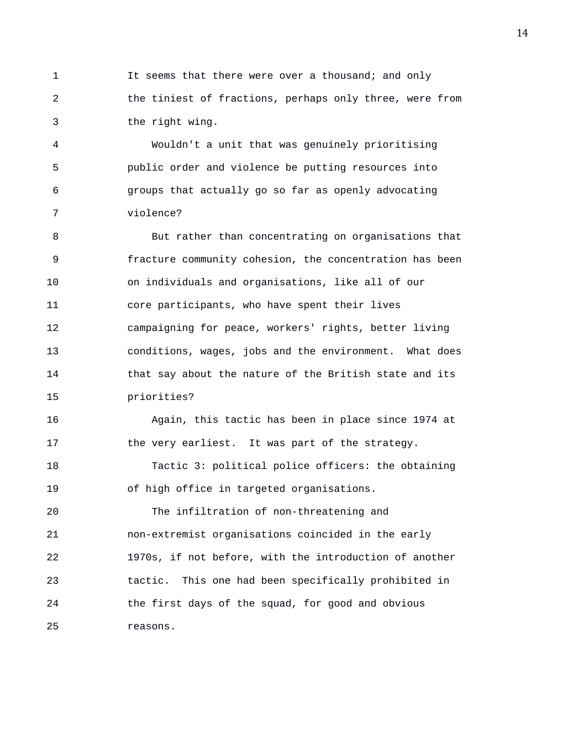It seems that there were over a thousand; and only the tiniest of fractions, perhaps only three, were from the right wing.

Wouldn't a unit that was genuinely prioritising public order and violence be putting resources into groups that actually go so far as openly advocating violence?

But rather than concentrating on organisations that fracture community cohesion, the concentration has been on individuals and organisations, like all of our core participants, who have spent their lives campaigning for peace, workers' rights, better living conditions, wages, jobs and the environment. What does that say about the nature of the British state and its priorities?

Again, this tactic has been in place since 1974 at the very earliest. It was part of the strategy.

Tactic 3: political police officers: the obtaining of high office in targeted organisations.

The infiltration of non-threatening and non-extremist organisations coincided in the early 1970s, if not before, with the introduction of another tactic. This one had been specifically prohibited in the first days of the squad, for good and obvious reasons.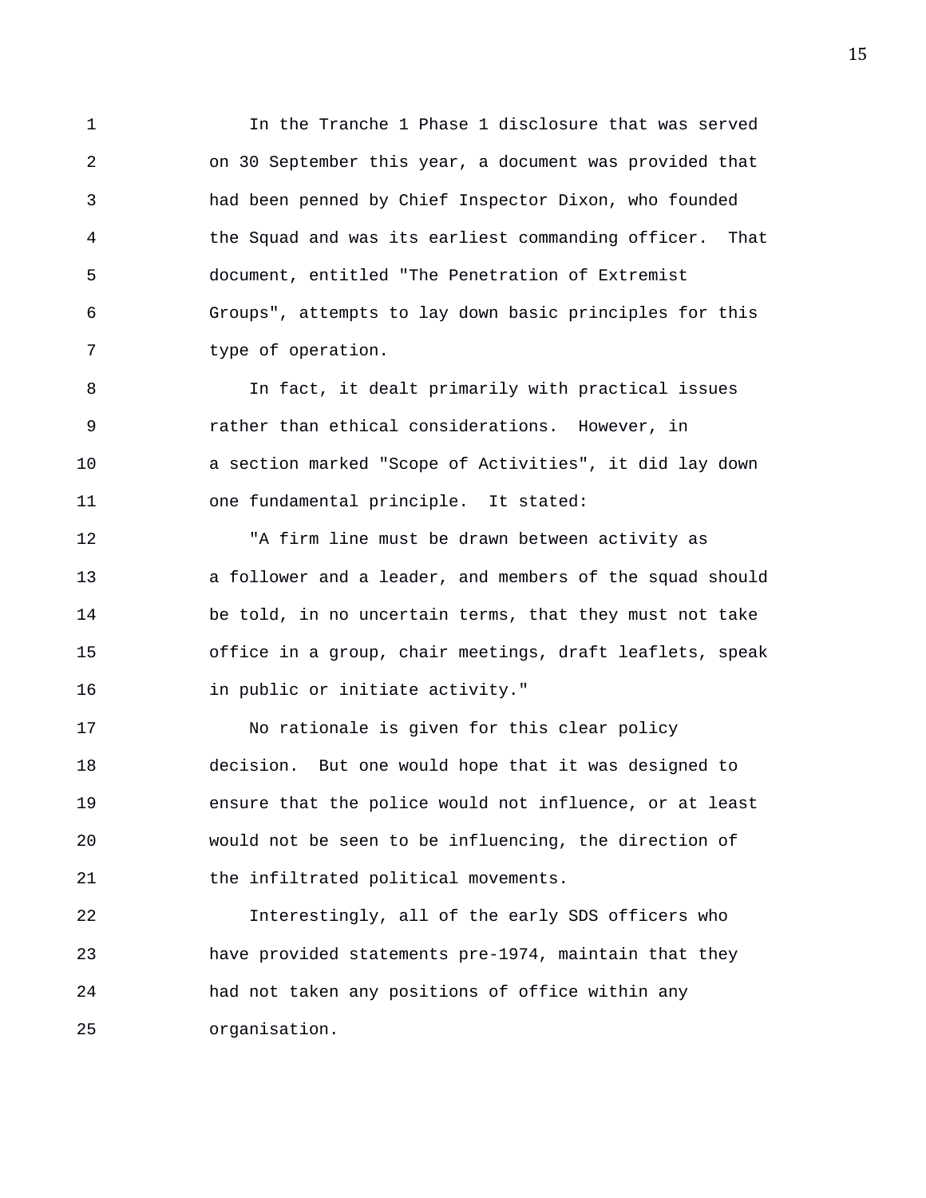In the Tranche 1 Phase 1 disclosure that was served on 30 September this year, a document was provided that had been penned by Chief Inspector Dixon, who founded the Squad and was its earliest commanding officer. That document, entitled "The Penetration of Extremist Groups", attempts to lay down basic principles for this type of operation.

In fact, it dealt primarily with practical issues rather than ethical considerations. However, in a section marked "Scope of Activities", it did lay down one fundamental principle. It stated:

"A firm line must be drawn between activity as a follower and a leader, and members of the squad should be told, in no uncertain terms, that they must not take office in a group, chair meetings, draft leaflets, speak in public or initiate activity."

No rationale is given for this clear policy decision. But one would hope that it was designed to ensure that the police would not influence, or at least would not be seen to be influencing, the direction of the infiltrated political movements.

Interestingly, all of the early SDS officers who have provided statements pre-1974, maintain that they had not taken any positions of office within any organisation.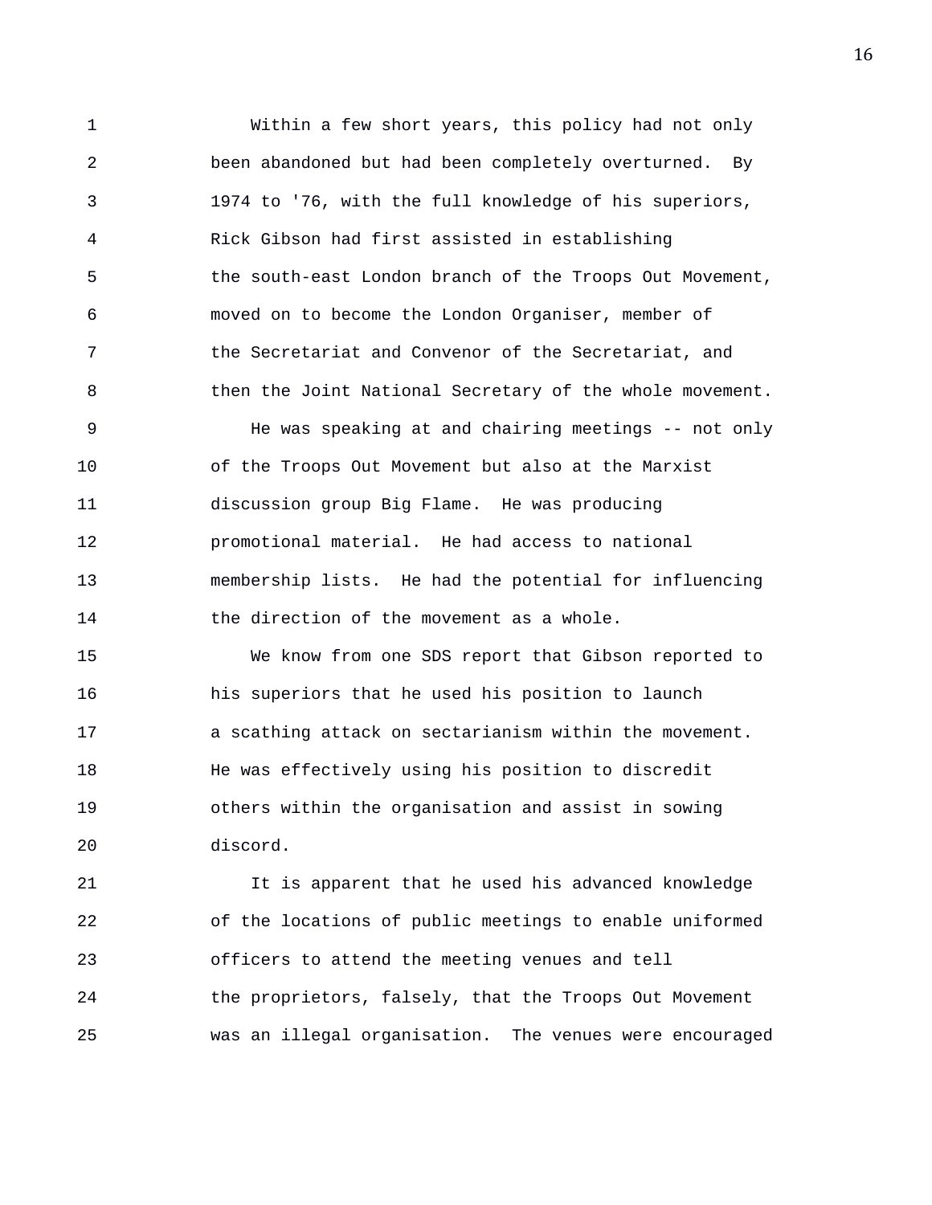Within a few short years, this policy had not only been abandoned but had been completely overturned. By 1974 to '76, with the full knowledge of his superiors, Rick Gibson had first assisted in establishing the south-east London branch of the Troops Out Movement, moved on to become the London Organiser, member of the Secretariat and Convenor of the Secretariat, and then the Joint National Secretary of the whole movement.

He was speaking at and chairing meetings -- not only of the Troops Out Movement but also at the Marxist discussion group Big Flame. He was producing promotional material. He had access to national membership lists. He had the potential for influencing the direction of the movement as a whole.

We know from one SDS report that Gibson reported to his superiors that he used his position to launch a scathing attack on sectarianism within the movement. He was effectively using his position to discredit others within the organisation and assist in sowing discord.

It is apparent that he used his advanced knowledge of the locations of public meetings to enable uniformed officers to attend the meeting venues and tell the proprietors, falsely, that the Troops Out Movement was an illegal organisation. The venues were encouraged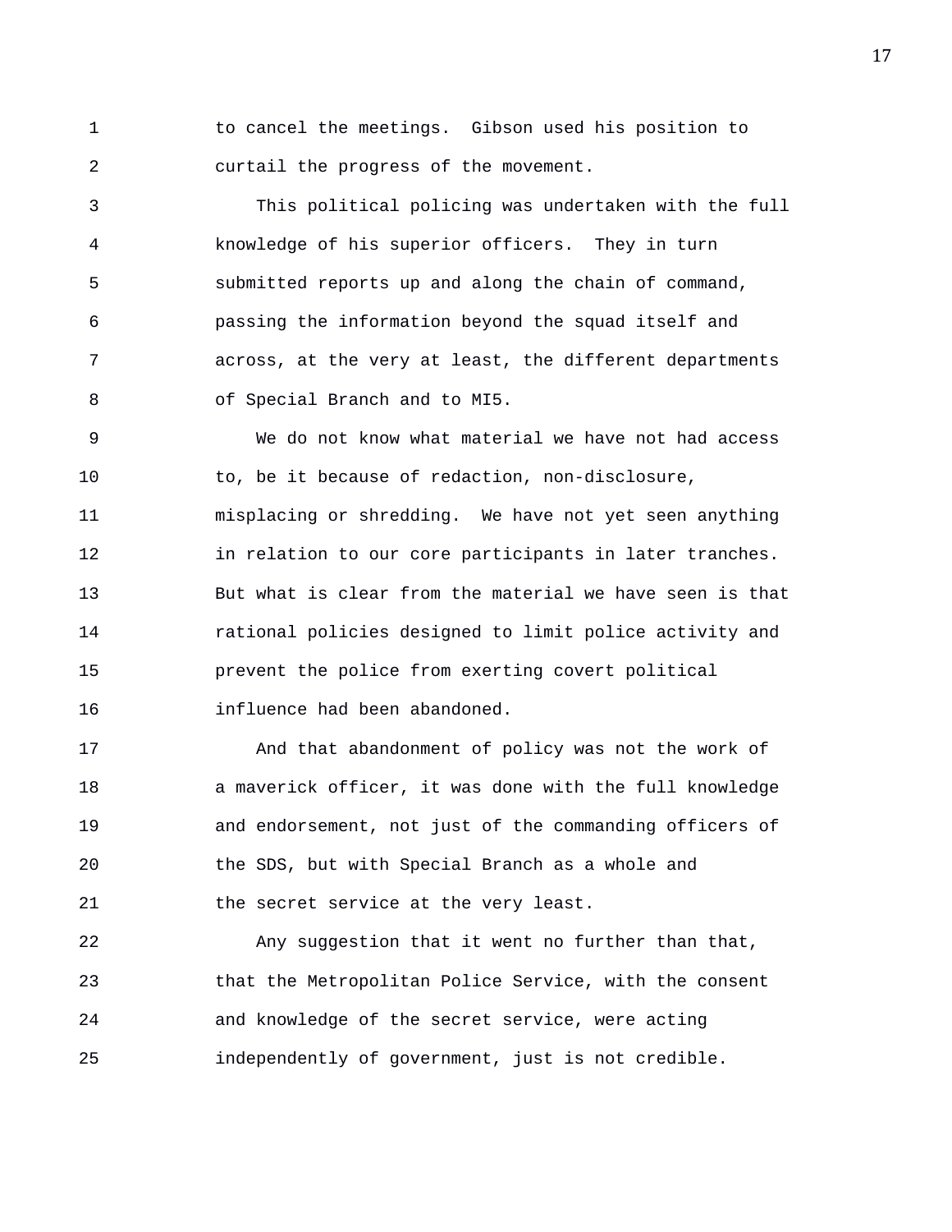to cancel the meetings. Gibson used his position to curtail the progress of the movement.

This political policing was undertaken with the full knowledge of his superior officers. They in turn submitted reports up and along the chain of command, passing the information beyond the squad itself and across, at the very at least, the different departments of Special Branch and to MI5.

We do not know what material we have not had access to, be it because of redaction, non-disclosure, misplacing or shredding. We have not yet seen anything in relation to our core participants in later tranches. But what is clear from the material we have seen is that rational policies designed to limit police activity and prevent the police from exerting covert political influence had been abandoned.

And that abandonment of policy was not the work of a maverick officer, it was done with the full knowledge and endorsement, not just of the commanding officers of the SDS, but with Special Branch as a whole and the secret service at the very least.

Any suggestion that it went no further than that, that the Metropolitan Police Service, with the consent and knowledge of the secret service, were acting independently of government, just is not credible.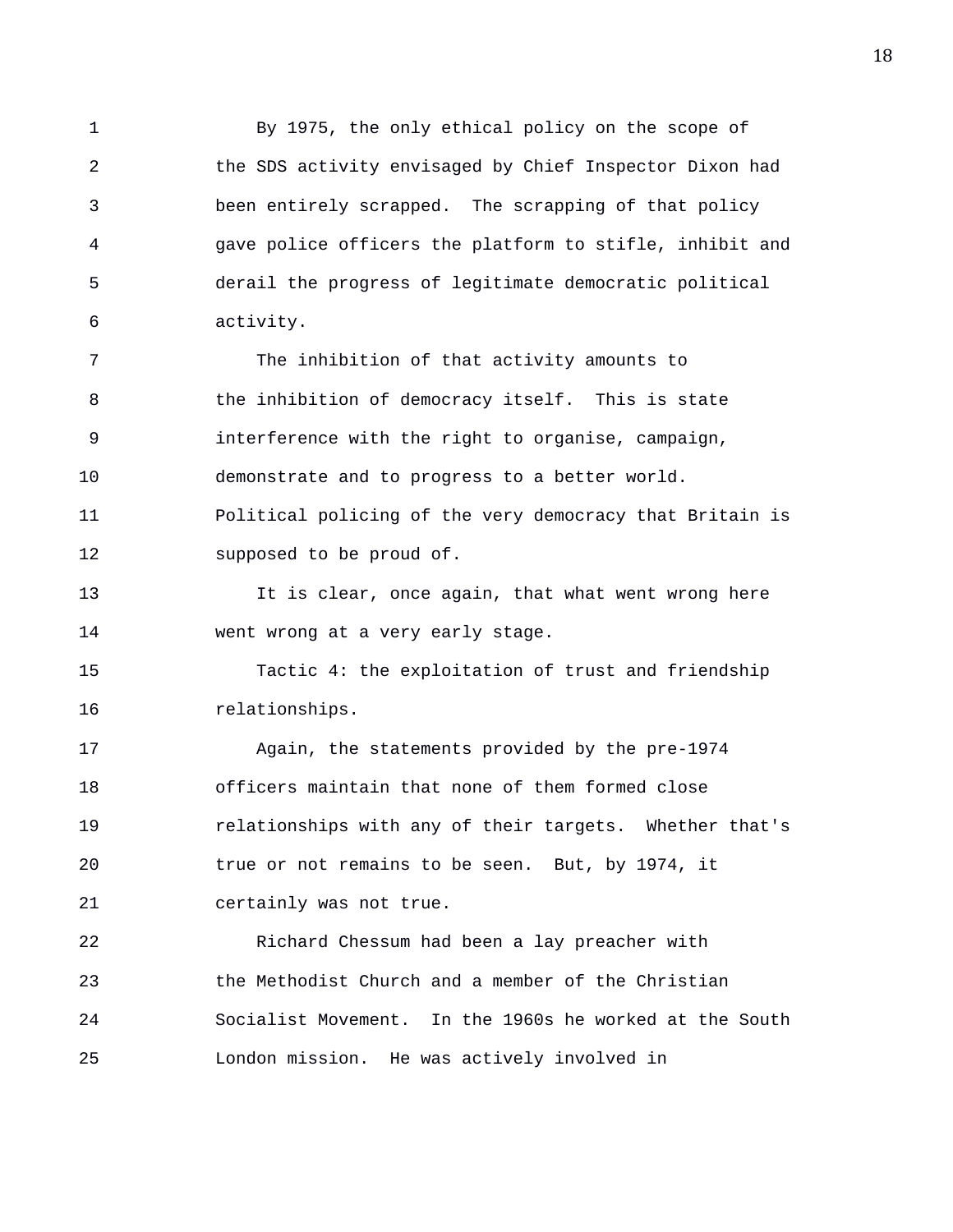By 1975, the only ethical policy on the scope of the SDS activity envisaged by Chief Inspector Dixon had been entirely scrapped. The scrapping of that policy gave police officers the platform to stifle, inhibit and derail the progress of legitimate democratic political activity.

The inhibition of that activity amounts to the inhibition of democracy itself. This is state interference with the right to organise, campaign, demonstrate and to progress to a better world. Political policing of the very democracy that Britain is supposed to be proud of.

It is clear, once again, that what went wrong here went wrong at a very early stage.

Tactic 4: the exploitation of trust and friendship relationships.

Again, the statements provided by the pre-1974 officers maintain that none of them formed close relationships with any of their targets. Whether that's true or not remains to be seen. But, by 1974, it certainly was not true.

Richard Chessum had been a lay preacher with the Methodist Church and a member of the Christian Socialist Movement. In the 1960s he worked at the South London mission. He was actively involved in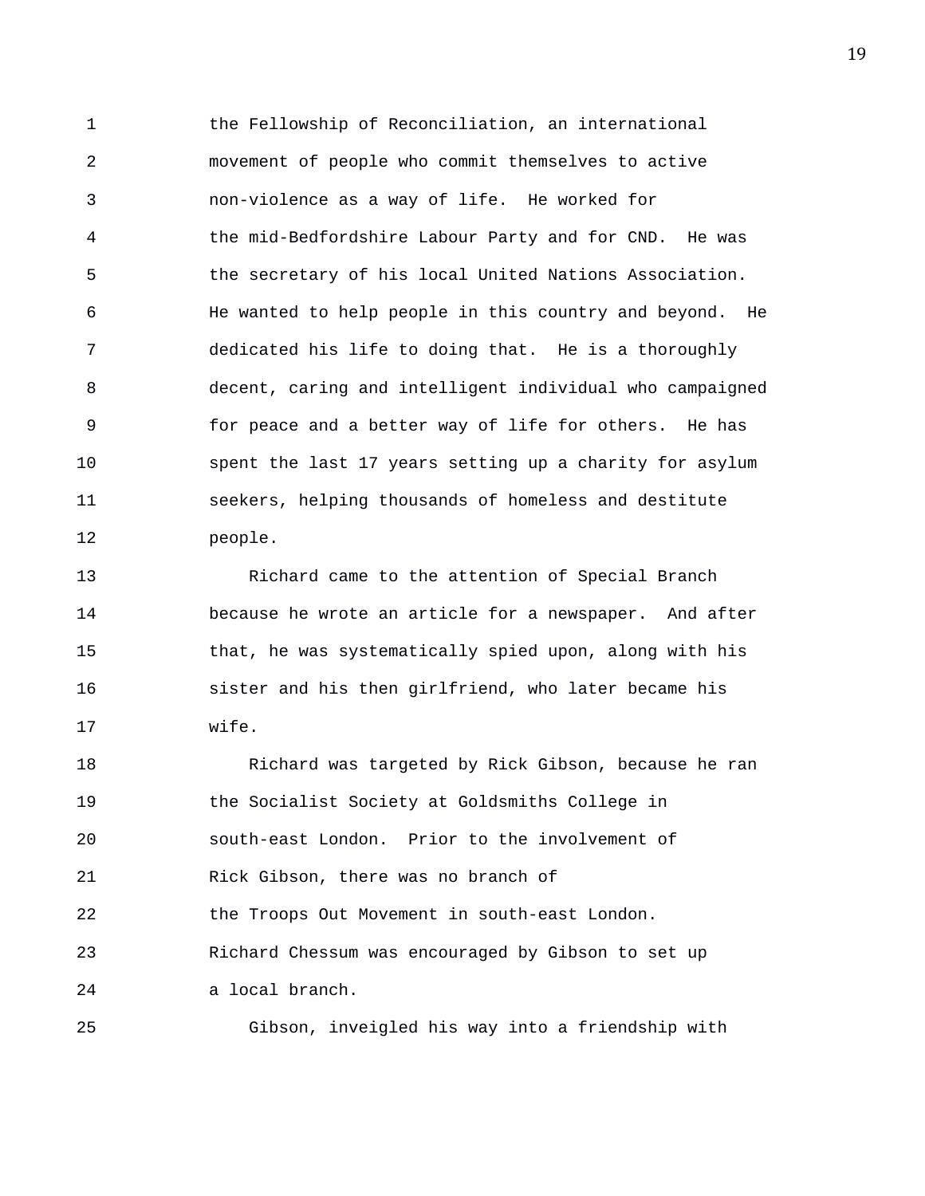the Fellowship of Reconciliation, an international movement of people who commit themselves to active non-violence as a way of life. He worked for the mid-Bedfordshire Labour Party and for CND. He was the secretary of his local United Nations Association. He wanted to help people in this country and beyond. He dedicated his life to doing that. He is a thoroughly decent, caring and intelligent individual who campaigned for peace and a better way of life for others. He has spent the last 17 years setting up a charity for asylum seekers, helping thousands of homeless and destitute people.

Richard came to the attention of Special Branch because he wrote an article for a newspaper. And after that, he was systematically spied upon, along with his sister and his then girlfriend, who later became his wife.

Richard was targeted by Rick Gibson, because he ran the Socialist Society at Goldsmiths College in south-east London. Prior to the involvement of Rick Gibson, there was no branch of the Troops Out Movement in south-east London. Richard Chessum was encouraged by Gibson to set up a local branch.

Gibson, inveigled his way into a friendship with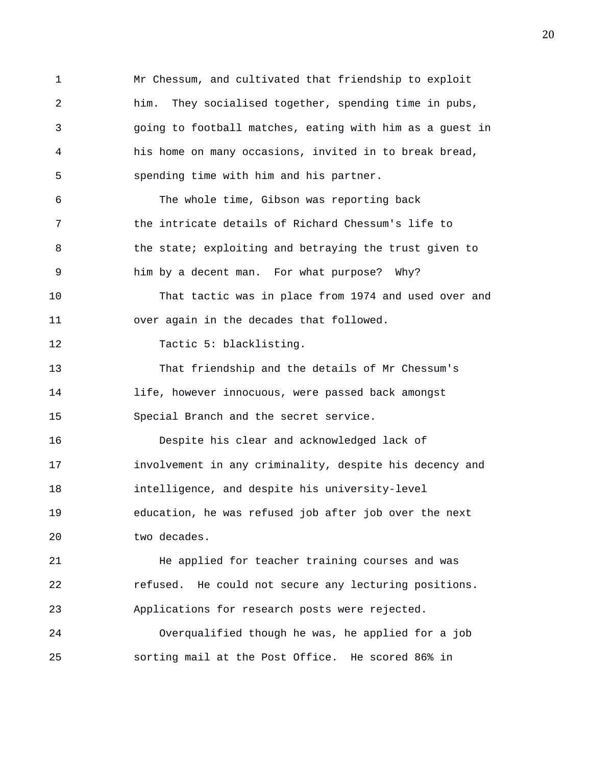Mr Chessum, and cultivated that friendship to exploit him. They socialised together, spending time in pubs, going to football matches, eating with him as a guest in his home on many occasions, invited in to break bread, spending time with him and his partner.

The whole time, Gibson was reporting back the intricate details of Richard Chessum's life to the state; exploiting and betraying the trust given to him by a decent man. For what purpose? Why?

That tactic was in place from 1974 and used over and over again in the decades that followed.

Tactic 5: blacklisting.

That friendship and the details of Mr Chessum's life, however innocuous, were passed back amongst Special Branch and the secret service.

Despite his clear and acknowledged lack of involvement in any criminality, despite his decency and intelligence, and despite his university-level education, he was refused job after job over the next two decades.

He applied for teacher training courses and was refused. He could not secure any lecturing positions. Applications for research posts were rejected.

Overqualified though he was, he applied for a job sorting mail at the Post Office. He scored 86% in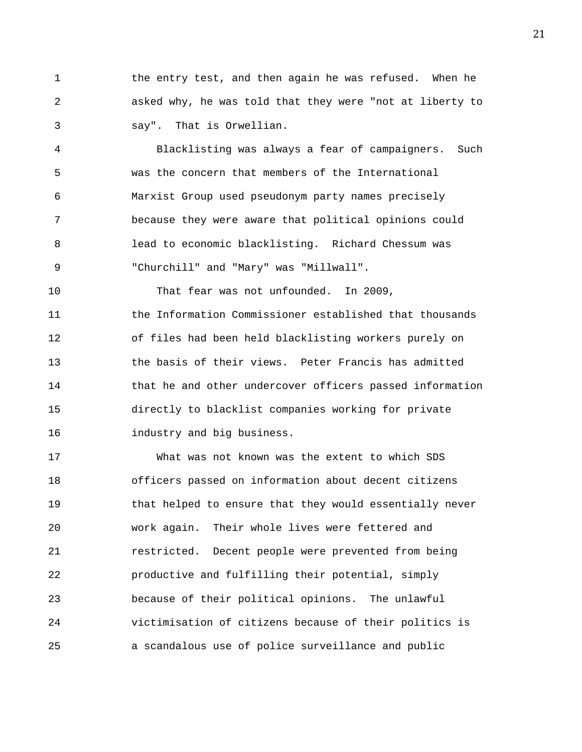the entry test, and then again he was refused. When he asked why, he was told that they were "not at liberty to say". That is Orwellian.

Blacklisting was always a fear of campaigners. Such was the concern that members of the International Marxist Group used pseudonym party names precisely because they were aware that political opinions could lead to economic blacklisting. Richard Chessum was "Churchill" and "Mary" was "Millwall".

That fear was not unfounded. In 2009, the Information Commissioner established that thousands of files had been held blacklisting workers purely on the basis of their views. Peter Francis has admitted that he and other undercover officers passed information directly to blacklist companies working for private industry and big business.

What was not known was the extent to which SDS officers passed on information about decent citizens that helped to ensure that they would essentially never work again. Their whole lives were fettered and restricted. Decent people were prevented from being productive and fulfilling their potential, simply because of their political opinions. The unlawful victimisation of citizens because of their politics is a scandalous use of police surveillance and public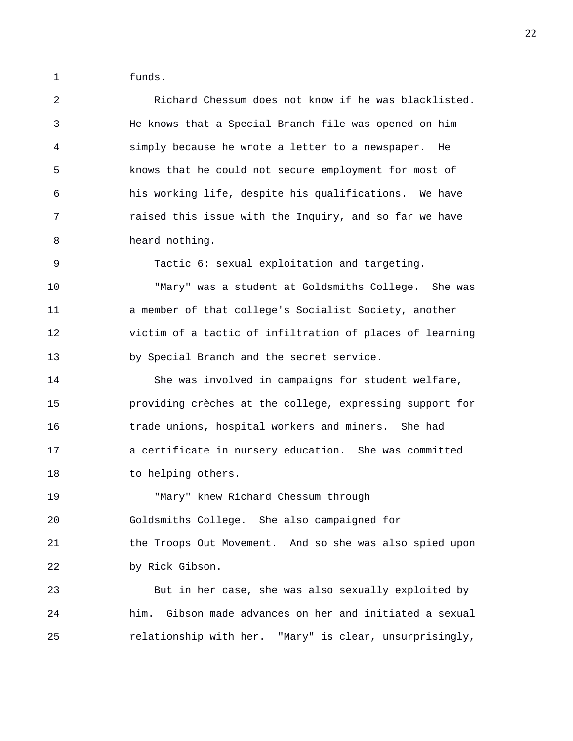funds.

Richard Chessum does not know if he was blacklisted. He knows that a Special Branch file was opened on him simply because he wrote a letter to a newspaper. He knows that he could not secure employment for most of his working life, despite his qualifications. We have raised this issue with the Inquiry, and so far we have heard nothing.

Tactic 6: sexual exploitation and targeting.

"Mary" was a student at Goldsmiths College. She was a member of that college's Socialist Society, another victim of a tactic of infiltration of places of learning by Special Branch and the secret service.

She was involved in campaigns for student welfare, providing crèches at the college, expressing support for trade unions, hospital workers and miners. She had a certificate in nursery education. She was committed to helping others.

"Mary" knew Richard Chessum through Goldsmiths College. She also campaigned for the Troops Out Movement. And so she was also spied upon by Rick Gibson.

But in her case, she was also sexually exploited by him. Gibson made advances on her and initiated a sexual relationship with her. "Mary" is clear, unsurprisingly,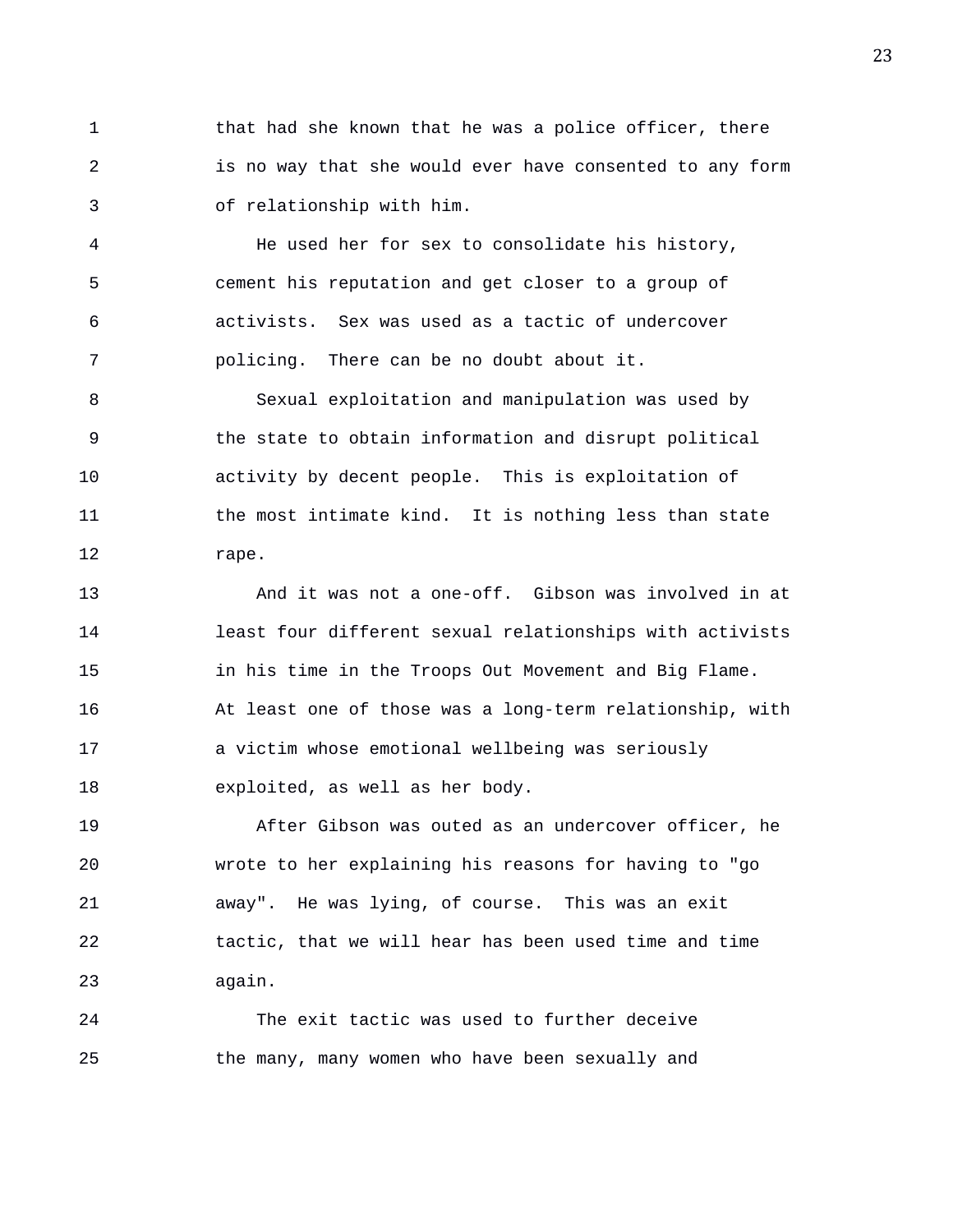that had she known that he was a police officer, there is no way that she would ever have consented to any form of relationship with him.

He used her for sex to consolidate his history, cement his reputation and get closer to a group of activists. Sex was used as a tactic of undercover policing. There can be no doubt about it.

Sexual exploitation and manipulation was used by the state to obtain information and disrupt political activity by decent people. This is exploitation of the most intimate kind. It is nothing less than state rape.

And it was not a one-off. Gibson was involved in at least four different sexual relationships with activists in his time in the Troops Out Movement and Big Flame. At least one of those was a long-term relationship, with a victim whose emotional wellbeing was seriously exploited, as well as her body.

After Gibson was outed as an undercover officer, he wrote to her explaining his reasons for having to "go away". He was lying, of course. This was an exit tactic, that we will hear has been used time and time again.

The exit tactic was used to further deceive the many, many women who have been sexually and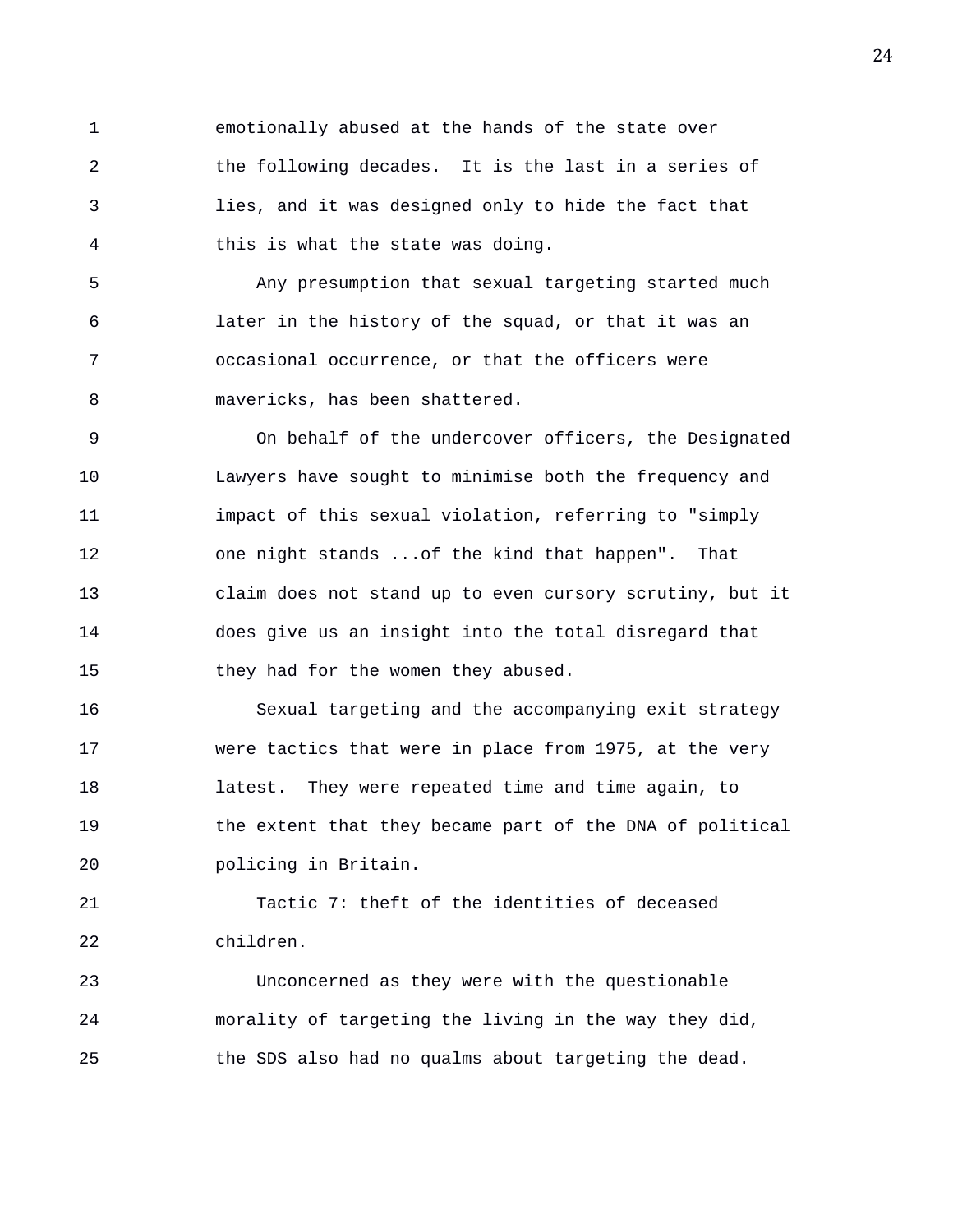emotionally abused at the hands of the state over the following decades. It is the last in a series of lies, and it was designed only to hide the fact that this is what the state was doing.

Any presumption that sexual targeting started much later in the history of the squad, or that it was an occasional occurrence, or that the officers were mavericks, has been shattered.

On behalf of the undercover officers, the Designated Lawyers have sought to minimise both the frequency and impact of this sexual violation, referring to "simply one night stands ...of the kind that happen". That claim does not stand up to even cursory scrutiny, but it does give us an insight into the total disregard that they had for the women they abused.

Sexual targeting and the accompanying exit strategy were tactics that were in place from 1975, at the very latest. They were repeated time and time again, to the extent that they became part of the DNA of political policing in Britain.

Tactic 7: theft of the identities of deceased children.

Unconcerned as they were with the questionable morality of targeting the living in the way they did, the SDS also had no qualms about targeting the dead.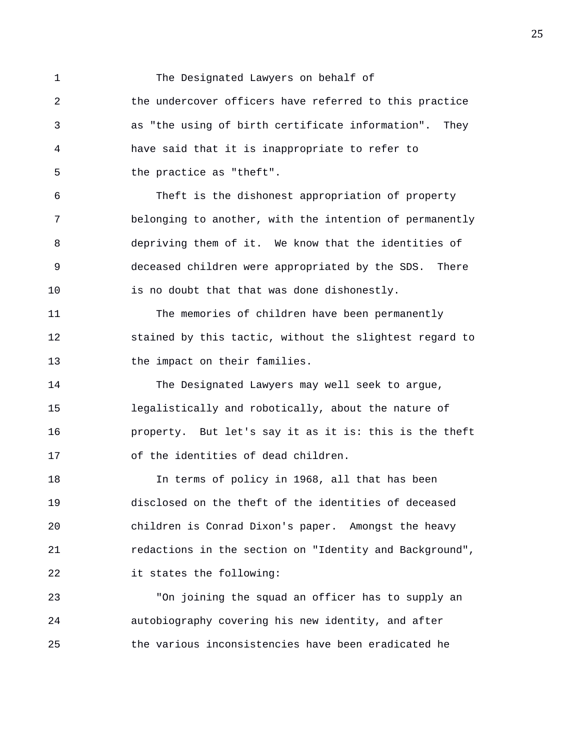The Designated Lawyers on behalf of the undercover officers have referred to this practice as "the using of birth certificate information". They have said that it is inappropriate to refer to the practice as "theft".

Theft is the dishonest appropriation of property belonging to another, with the intention of permanently depriving them of it. We know that the identities of deceased children were appropriated by the SDS. There is no doubt that that was done dishonestly.

The memories of children have been permanently stained by this tactic, without the slightest regard to the impact on their families.

The Designated Lawyers may well seek to argue, legalistically and robotically, about the nature of property. But let's say it as it is: this is the theft of the identities of dead children.

In terms of policy in 1968, all that has been disclosed on the theft of the identities of deceased children is Conrad Dixon's paper. Amongst the heavy redactions in the section on "Identity and Background", it states the following:

"On joining the squad an officer has to supply an autobiography covering his new identity, and after the various inconsistencies have been eradicated he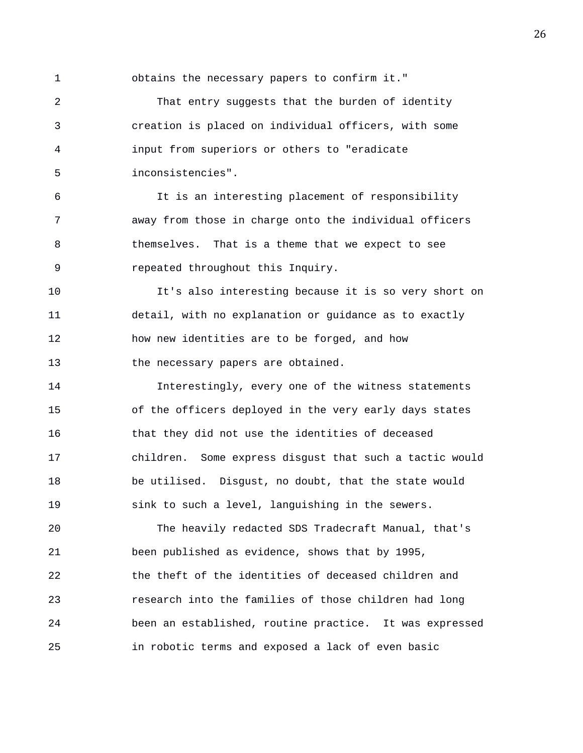obtains the necessary papers to confirm it."

That entry suggests that the burden of identity creation is placed on individual officers, with some input from superiors or others to "eradicate inconsistencies".

It is an interesting placement of responsibility away from those in charge onto the individual officers themselves. That is a theme that we expect to see repeated throughout this Inquiry.

It's also interesting because it is so very short on detail, with no explanation or guidance as to exactly how new identities are to be forged, and how the necessary papers are obtained.

Interestingly, every one of the witness statements of the officers deployed in the very early days states that they did not use the identities of deceased children. Some express disgust that such a tactic would be utilised. Disgust, no doubt, that the state would sink to such a level, languishing in the sewers.

The heavily redacted SDS Tradecraft Manual, that's been published as evidence, shows that by 1995, the theft of the identities of deceased children and research into the families of those children had long been an established, routine practice. It was expressed in robotic terms and exposed a lack of even basic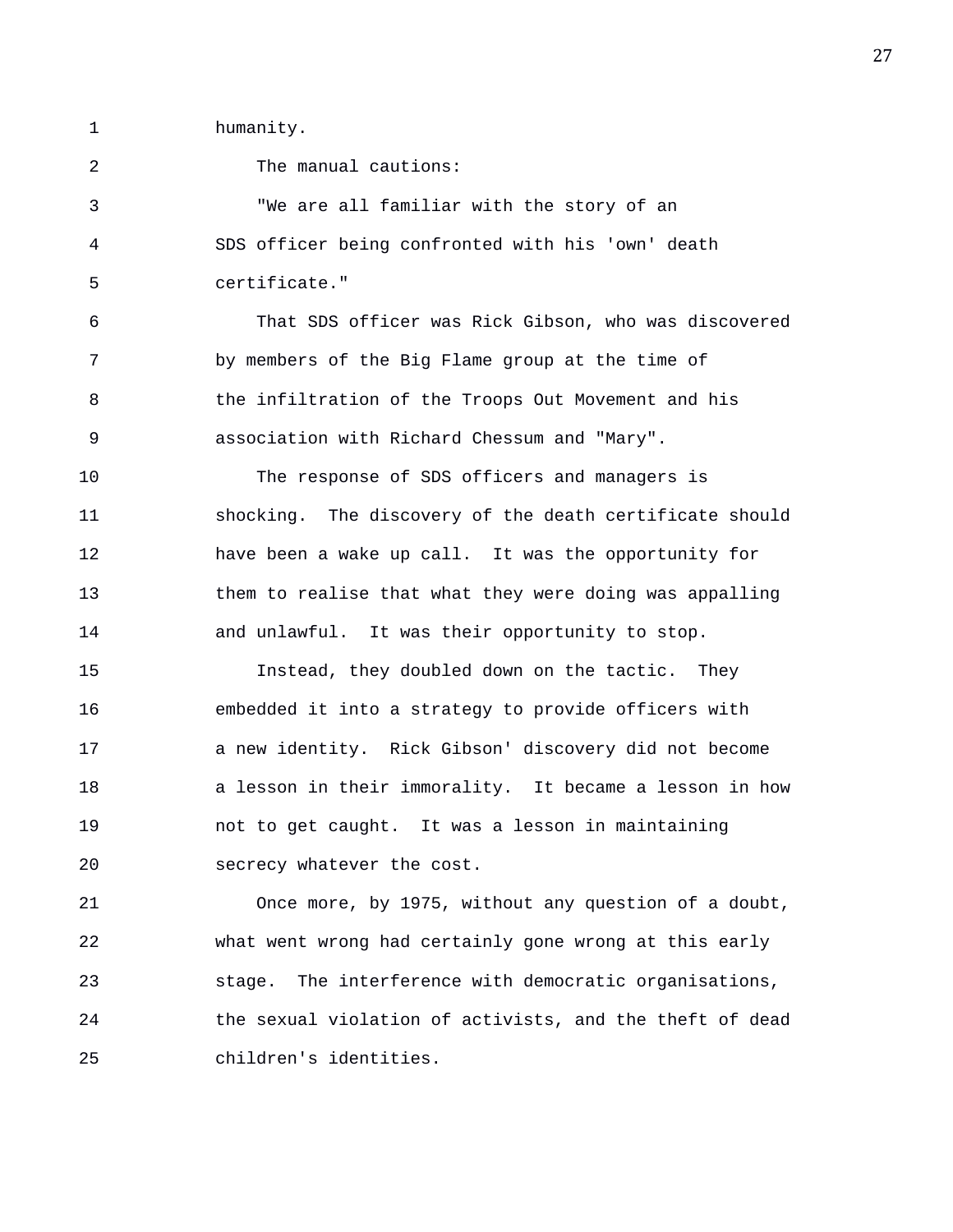humanity.

The manual cautions:

"We are all familiar with the story of an SDS officer being confronted with his 'own' death certificate."

That SDS officer was Rick Gibson, who was discovered by members of the Big Flame group at the time of the infiltration of the Troops Out Movement and his association with Richard Chessum and "Mary".

The response of SDS officers and managers is shocking. The discovery of the death certificate should have been a wake up call. It was the opportunity for them to realise that what they were doing was appalling and unlawful. It was their opportunity to stop.

Instead, they doubled down on the tactic. They embedded it into a strategy to provide officers with a new identity. Rick Gibson' discovery did not become a lesson in their immorality. It became a lesson in how not to get caught. It was a lesson in maintaining secrecy whatever the cost.

Once more, by 1975, without any question of a doubt, what went wrong had certainly gone wrong at this early stage. The interference with democratic organisations, the sexual violation of activists, and the theft of dead children's identities.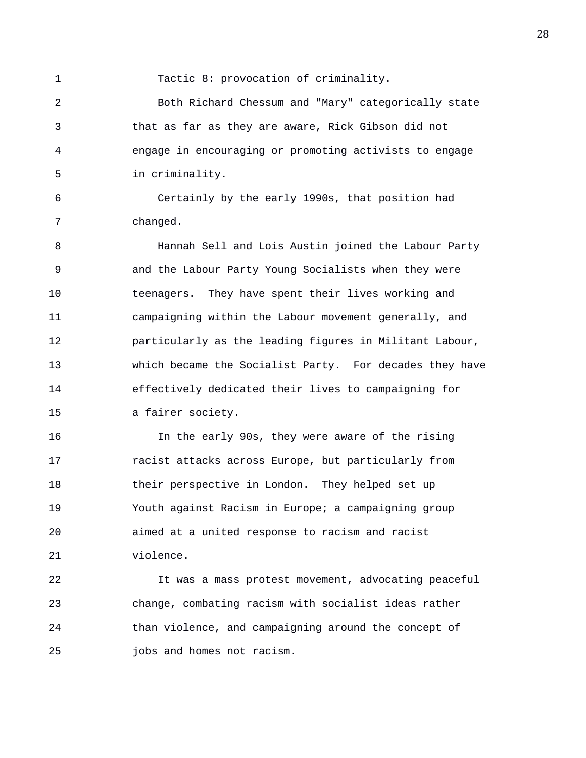Tactic 8: provocation of criminality.

Both Richard Chessum and "Mary" categorically state that as far as they are aware, Rick Gibson did not engage in encouraging or promoting activists to engage in criminality.

Certainly by the early 1990s, that position had changed.

Hannah Sell and Lois Austin joined the Labour Party and the Labour Party Young Socialists when they were teenagers. They have spent their lives working and campaigning within the Labour movement generally, and particularly as the leading figures in Militant Labour, which became the Socialist Party. For decades they have effectively dedicated their lives to campaigning for a fairer society.

In the early 90s, they were aware of the rising racist attacks across Europe, but particularly from their perspective in London. They helped set up Youth against Racism in Europe; a campaigning group aimed at a united response to racism and racist violence.

It was a mass protest movement, advocating peaceful change, combating racism with socialist ideas rather than violence, and campaigning around the concept of jobs and homes not racism.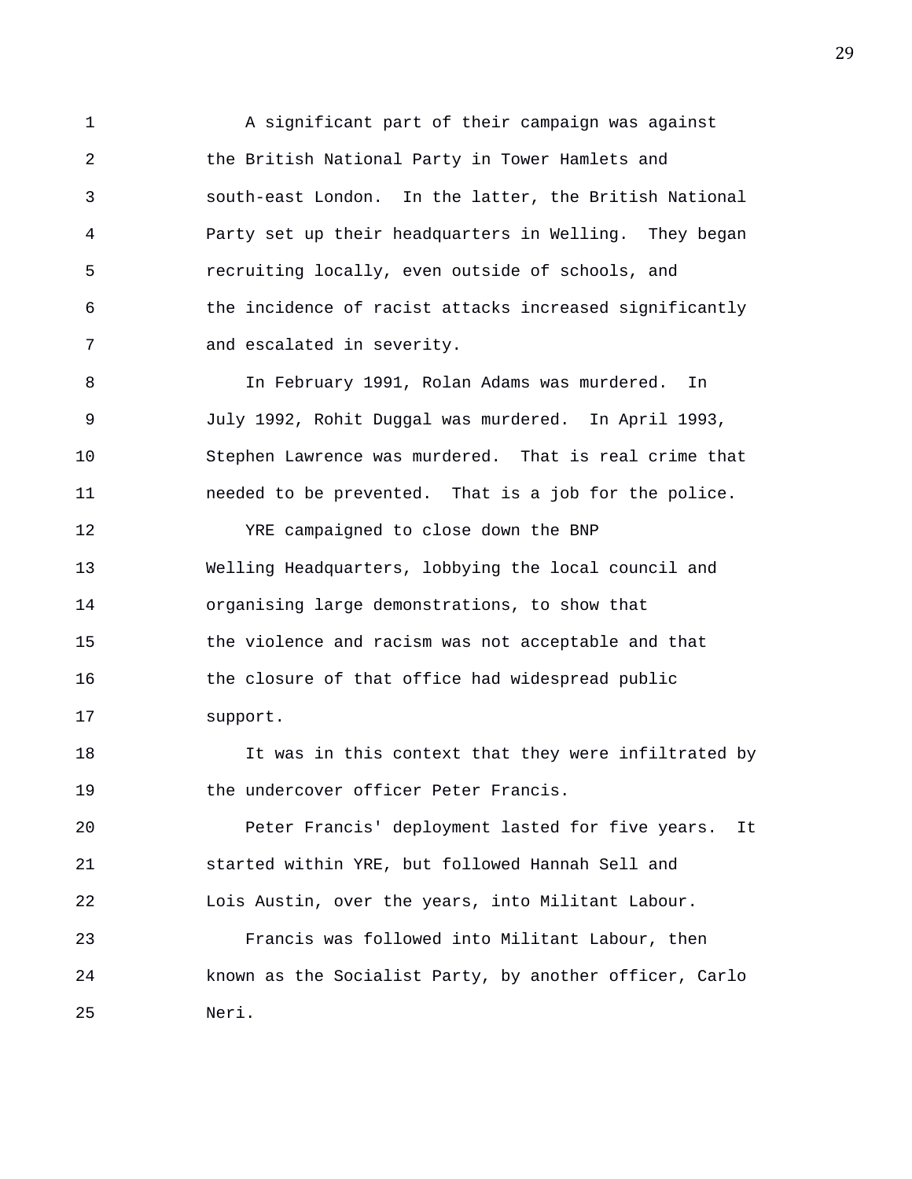A significant part of their campaign was against the British National Party in Tower Hamlets and south-east London. In the latter, the British National Party set up their headquarters in Welling. They began recruiting locally, even outside of schools, and the incidence of racist attacks increased significantly and escalated in severity.

In February 1991, Rolan Adams was murdered. In July 1992, Rohit Duggal was murdered. In April 1993, Stephen Lawrence was murdered. That is real crime that needed to be prevented. That is a job for the police.

YRE campaigned to close down the BNP Welling Headquarters, lobbying the local council and organising large demonstrations, to show that the violence and racism was not acceptable and that the closure of that office had widespread public support.

It was in this context that they were infiltrated by the undercover officer Peter Francis.

Peter Francis' deployment lasted for five years. It started within YRE, but followed Hannah Sell and Lois Austin, over the years, into Militant Labour.

Francis was followed into Militant Labour, then known as the Socialist Party, by another officer, Carlo Neri.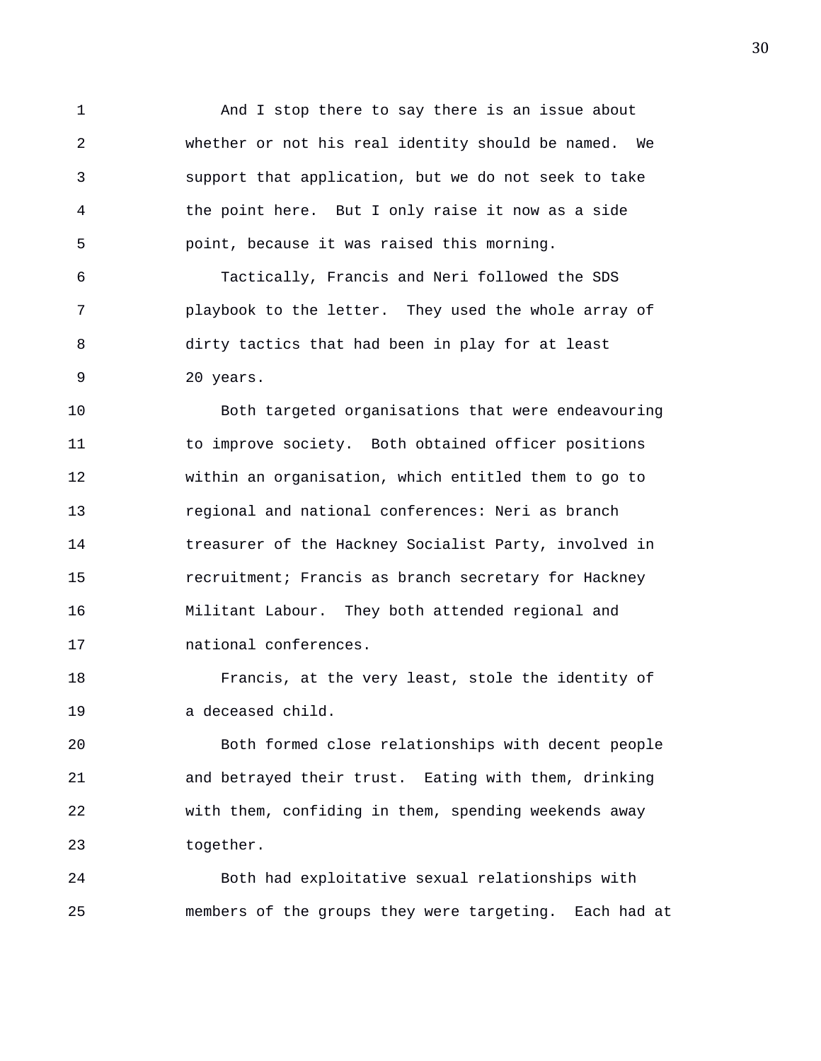And I stop there to say there is an issue about whether or not his real identity should be named. We support that application, but we do not seek to take the point here. But I only raise it now as a side point, because it was raised this morning.

Tactically, Francis and Neri followed the SDS playbook to the letter. They used the whole array of dirty tactics that had been in play for at least 20 years.

Both targeted organisations that were endeavouring to improve society. Both obtained officer positions within an organisation, which entitled them to go to regional and national conferences: Neri as branch treasurer of the Hackney Socialist Party, involved in recruitment; Francis as branch secretary for Hackney Militant Labour. They both attended regional and national conferences.

Francis, at the very least, stole the identity of a deceased child.

Both formed close relationships with decent people and betrayed their trust. Eating with them, drinking with them, confiding in them, spending weekends away together.

Both had exploitative sexual relationships with members of the groups they were targeting. Each had at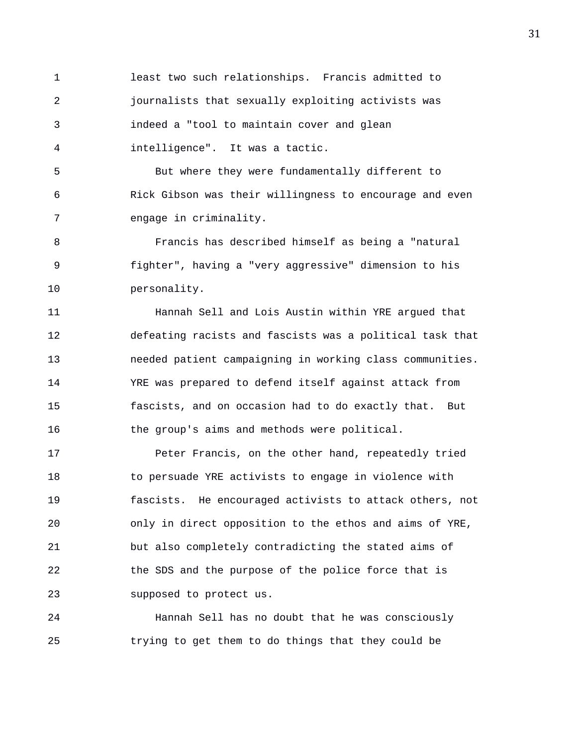least two such relationships. Francis admitted to journalists that sexually exploiting activists was indeed a "tool to maintain cover and glean intelligence". It was a tactic.

But where they were fundamentally different to Rick Gibson was their willingness to encourage and even engage in criminality.

Francis has described himself as being a "natural fighter", having a "very aggressive" dimension to his personality.

Hannah Sell and Lois Austin within YRE argued that defeating racists and fascists was a political task that needed patient campaigning in working class communities. YRE was prepared to defend itself against attack from fascists, and on occasion had to do exactly that. But the group's aims and methods were political.

Peter Francis, on the other hand, repeatedly tried to persuade YRE activists to engage in violence with fascists. He encouraged activists to attack others, not only in direct opposition to the ethos and aims of YRE, but also completely contradicting the stated aims of the SDS and the purpose of the police force that is supposed to protect us.

Hannah Sell has no doubt that he was consciously trying to get them to do things that they could be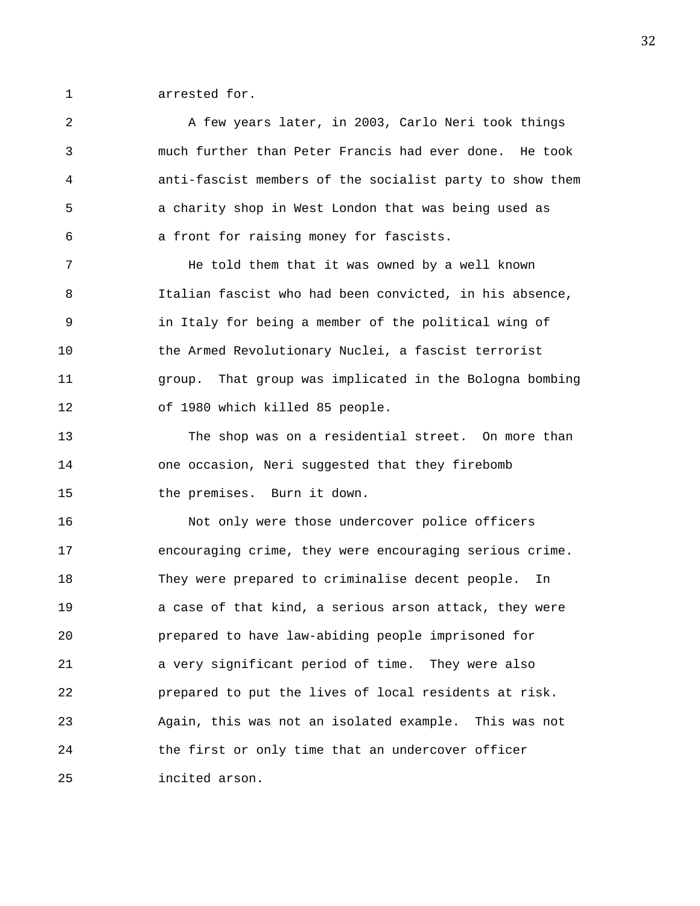arrested for.

A few years later, in 2003, Carlo Neri took things much further than Peter Francis had ever done. He took anti-fascist members of the socialist party to show them a charity shop in West London that was being used as a front for raising money for fascists.

He told them that it was owned by a well known Italian fascist who had been convicted, in his absence, in Italy for being a member of the political wing of the Armed Revolutionary Nuclei, a fascist terrorist group. That group was implicated in the Bologna bombing of 1980 which killed 85 people.

The shop was on a residential street. On more than one occasion, Neri suggested that they firebomb the premises. Burn it down.

Not only were those undercover police officers encouraging crime, they were encouraging serious crime. They were prepared to criminalise decent people. In a case of that kind, a serious arson attack, they were prepared to have law-abiding people imprisoned for a very significant period of time. They were also prepared to put the lives of local residents at risk. Again, this was not an isolated example. This was not the first or only time that an undercover officer incited arson.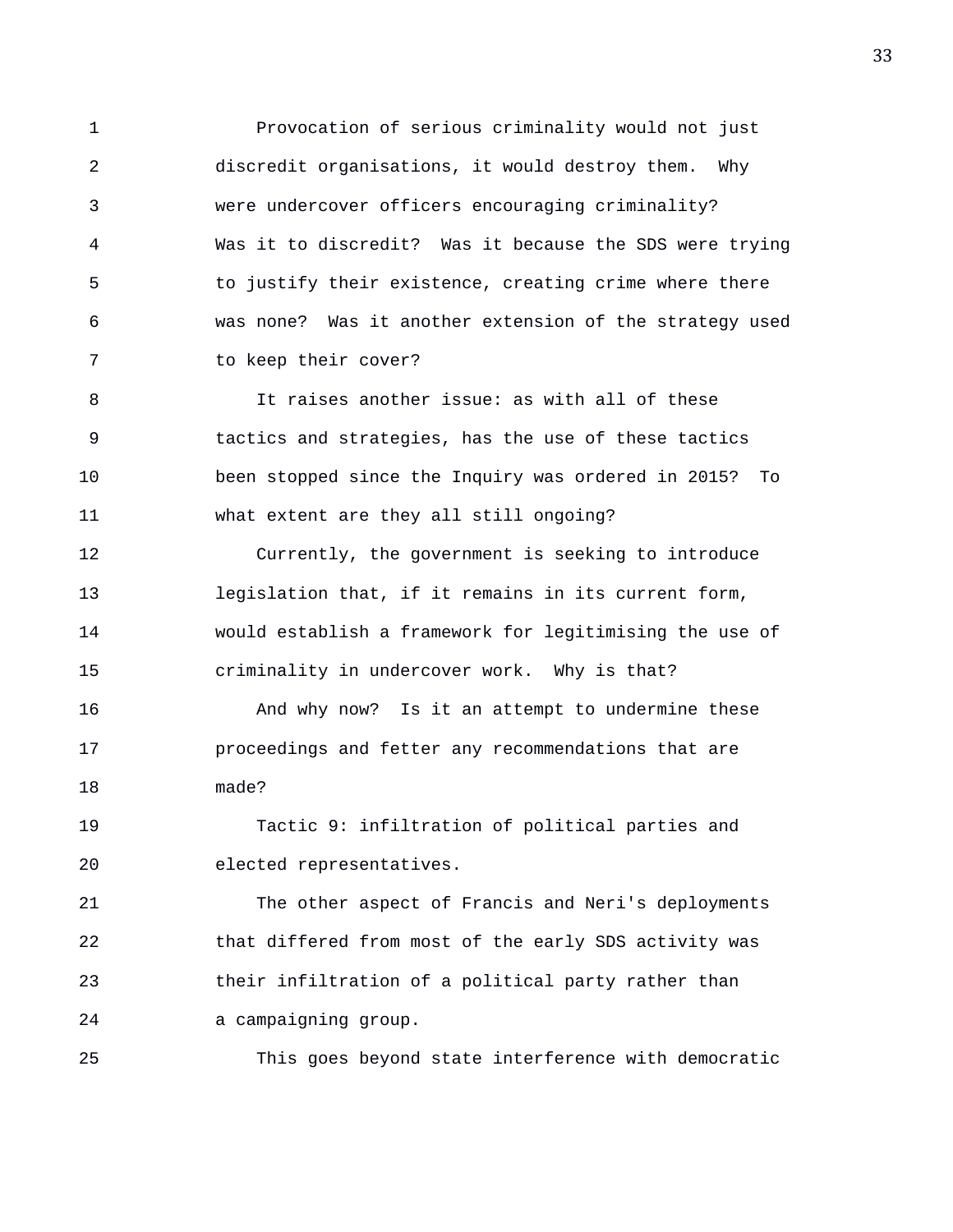Provocation of serious criminality would not just discredit organisations, it would destroy them. Why were undercover officers encouraging criminality? Was it to discredit? Was it because the SDS were trying to justify their existence, creating crime where there was none? Was it another extension of the strategy used to keep their cover?

It raises another issue: as with all of these tactics and strategies, has the use of these tactics been stopped since the Inquiry was ordered in 2015? To what extent are they all still ongoing?

Currently, the government is seeking to introduce legislation that, if it remains in its current form, would establish a framework for legitimising the use of criminality in undercover work. Why is that?

And why now? Is it an attempt to undermine these proceedings and fetter any recommendations that are made?

Tactic 9: infiltration of political parties and elected representatives.

The other aspect of Francis and Neri's deployments that differed from most of the early SDS activity was their infiltration of a political party rather than a campaigning group.

This goes beyond state interference with democratic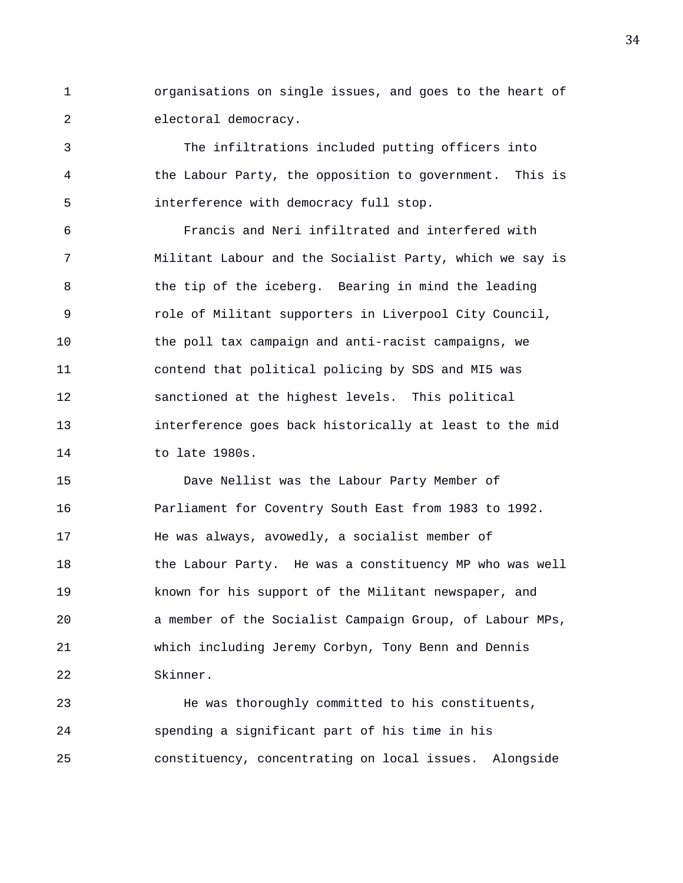organisations on single issues, and goes to the heart of electoral democracy.

The infiltrations included putting officers into the Labour Party, the opposition to government. This is interference with democracy full stop.

Francis and Neri infiltrated and interfered with Militant Labour and the Socialist Party, which we say is the tip of the iceberg. Bearing in mind the leading role of Militant supporters in Liverpool City Council, the poll tax campaign and anti-racist campaigns, we contend that political policing by SDS and MI5 was sanctioned at the highest levels. This political interference goes back historically at least to the mid to late 1980s.

Dave Nellist was the Labour Party Member of Parliament for Coventry South East from 1983 to 1992. He was always, avowedly, a socialist member of the Labour Party. He was a constituency MP who was well known for his support of the Militant newspaper, and a member of the Socialist Campaign Group, of Labour MPs, which including Jeremy Corbyn, Tony Benn and Dennis Skinner.

He was thoroughly committed to his constituents, spending a significant part of his time in his constituency, concentrating on local issues. Alongside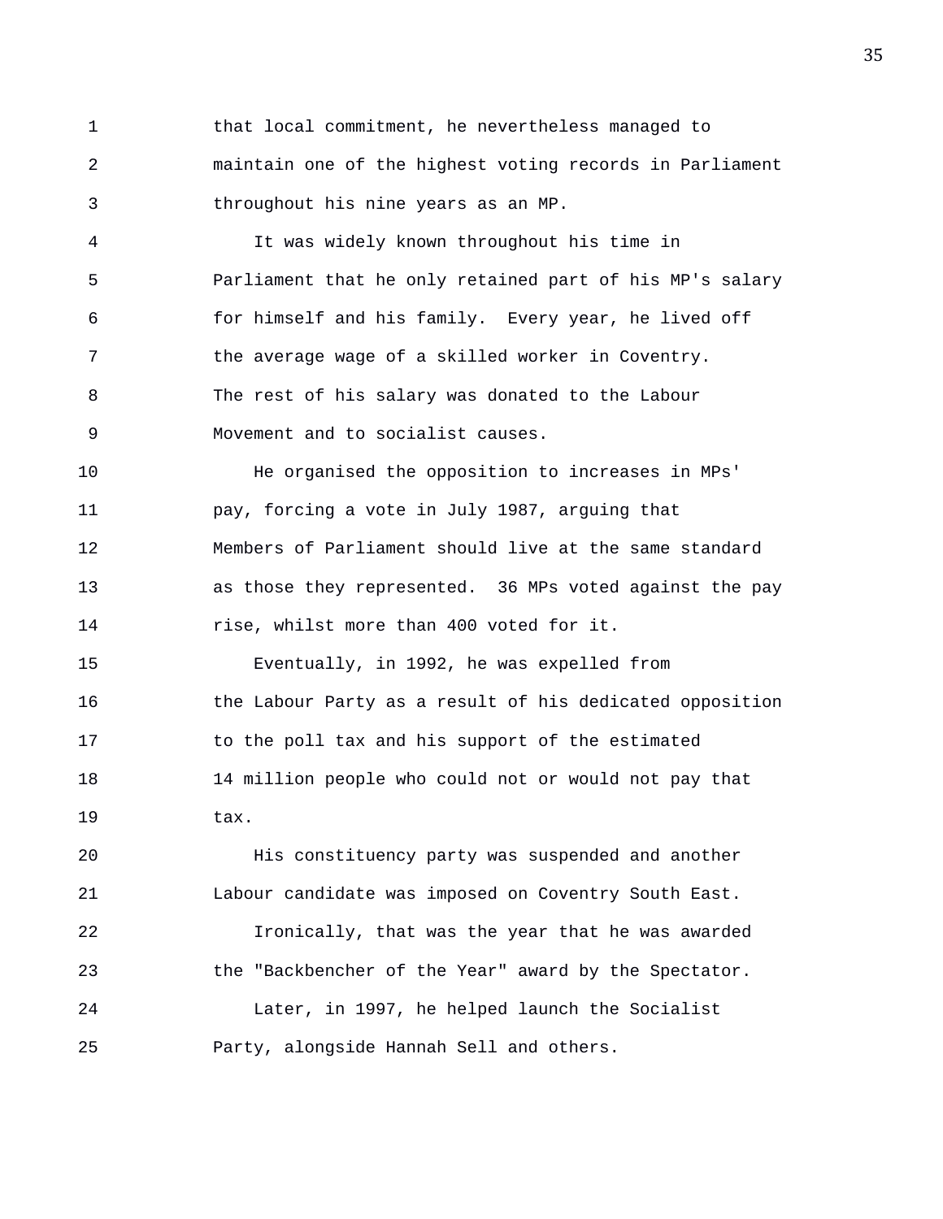that local commitment, he nevertheless managed to maintain one of the highest voting records in Parliament throughout his nine years as an MP.

It was widely known throughout his time in Parliament that he only retained part of his MP's salary for himself and his family. Every year, he lived off the average wage of a skilled worker in Coventry. The rest of his salary was donated to the Labour Movement and to socialist causes.

He organised the opposition to increases in MPs' pay, forcing a vote in July 1987, arguing that Members of Parliament should live at the same standard as those they represented. 36 MPs voted against the pay rise, whilst more than 400 voted for it.

Eventually, in 1992, he was expelled from the Labour Party as a result of his dedicated opposition to the poll tax and his support of the estimated 14 million people who could not or would not pay that tax.

His constituency party was suspended and another Labour candidate was imposed on Coventry South East.

Ironically, that was the year that he was awarded the "Backbencher of the Year" award by the Spectator.

Later, in 1997, he helped launch the Socialist Party, alongside Hannah Sell and others.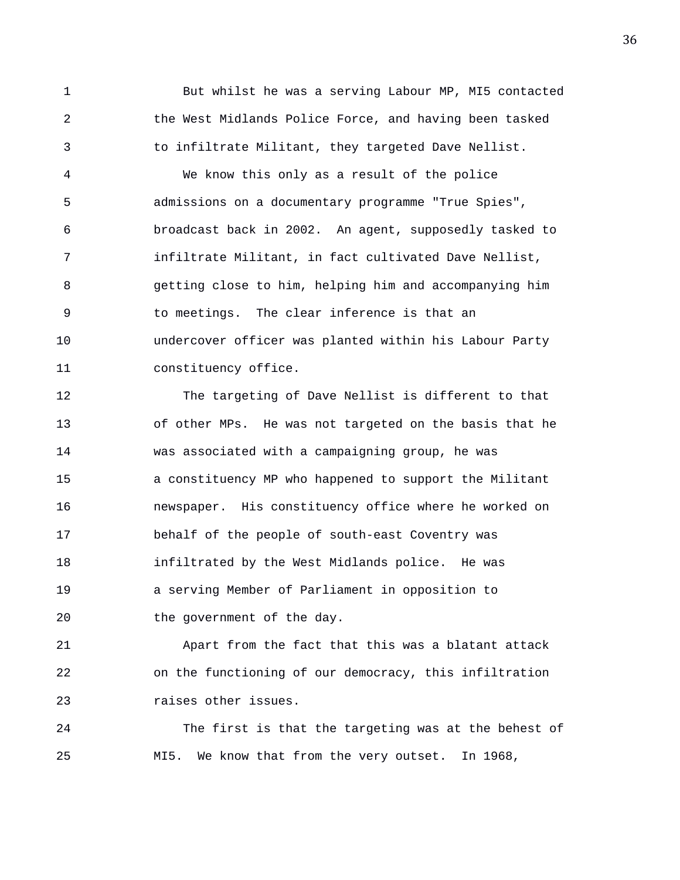But whilst he was a serving Labour MP, MI5 contacted the West Midlands Police Force, and having been tasked to infiltrate Militant, they targeted Dave Nellist.

We know this only as a result of the police admissions on a documentary programme "True Spies", broadcast back in 2002. An agent, supposedly tasked to infiltrate Militant, in fact cultivated Dave Nellist, getting close to him, helping him and accompanying him to meetings. The clear inference is that an undercover officer was planted within his Labour Party constituency office.

The targeting of Dave Nellist is different to that of other MPs. He was not targeted on the basis that he was associated with a campaigning group, he was a constituency MP who happened to support the Militant newspaper. His constituency office where he worked on behalf of the people of south-east Coventry was infiltrated by the West Midlands police. He was a serving Member of Parliament in opposition to the government of the day.

Apart from the fact that this was a blatant attack on the functioning of our democracy, this infiltration raises other issues.

The first is that the targeting was at the behest of MI5. We know that from the very outset. In 1968,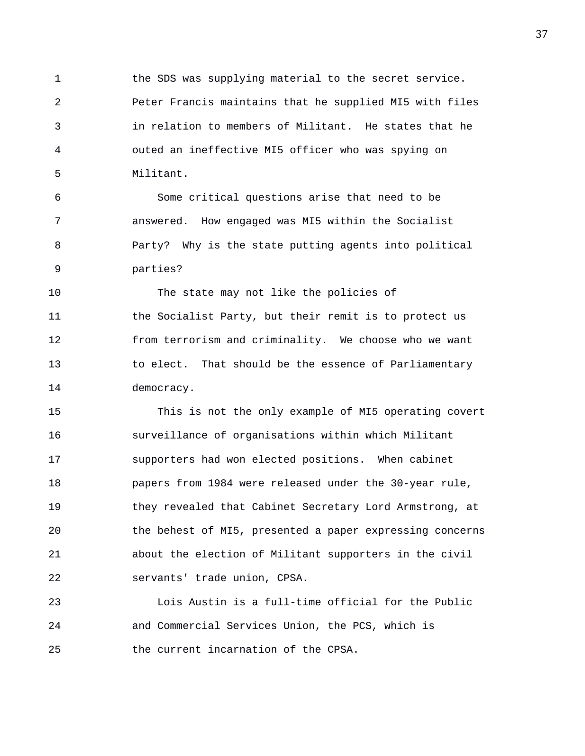the SDS was supplying material to the secret service. Peter Francis maintains that he supplied MI5 with files in relation to members of Militant. He states that he outed an ineffective MI5 officer who was spying on Militant.

Some critical questions arise that need to be answered. How engaged was MI5 within the Socialist Party? Why is the state putting agents into political parties?

The state may not like the policies of the Socialist Party, but their remit is to protect us from terrorism and criminality. We choose who we want to elect. That should be the essence of Parliamentary democracy.

This is not the only example of MI5 operating covert surveillance of organisations within which Militant supporters had won elected positions. When cabinet papers from 1984 were released under the 30-year rule, they revealed that Cabinet Secretary Lord Armstrong, at the behest of MI5, presented a paper expressing concerns about the election of Militant supporters in the civil servants' trade union, CPSA.

Lois Austin is a full-time official for the Public and Commercial Services Union, the PCS, which is the current incarnation of the CPSA.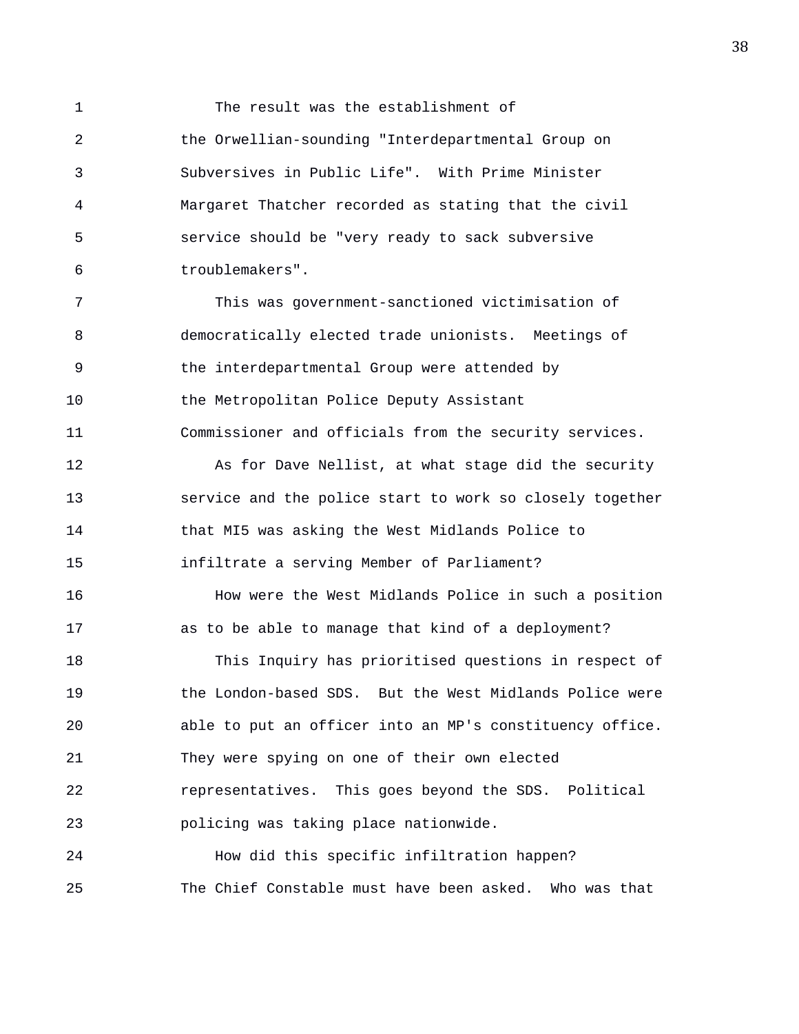The result was the establishment of the Orwellian-sounding "Interdepartmental Group on Subversives in Public Life". With Prime Minister Margaret Thatcher recorded as stating that the civil service should be "very ready to sack subversive troublemakers".

This was government-sanctioned victimisation of democratically elected trade unionists. Meetings of the interdepartmental Group were attended by the Metropolitan Police Deputy Assistant Commissioner and officials from the security services.

As for Dave Nellist, at what stage did the security service and the police start to work so closely together that MI5 was asking the West Midlands Police to infiltrate a serving Member of Parliament?

How were the West Midlands Police in such a position as to be able to manage that kind of a deployment?

This Inquiry has prioritised questions in respect of the London-based SDS. But the West Midlands Police were able to put an officer into an MP's constituency office. They were spying on one of their own elected representatives. This goes beyond the SDS. Political policing was taking place nationwide.

How did this specific infiltration happen? The Chief Constable must have been asked. Who was that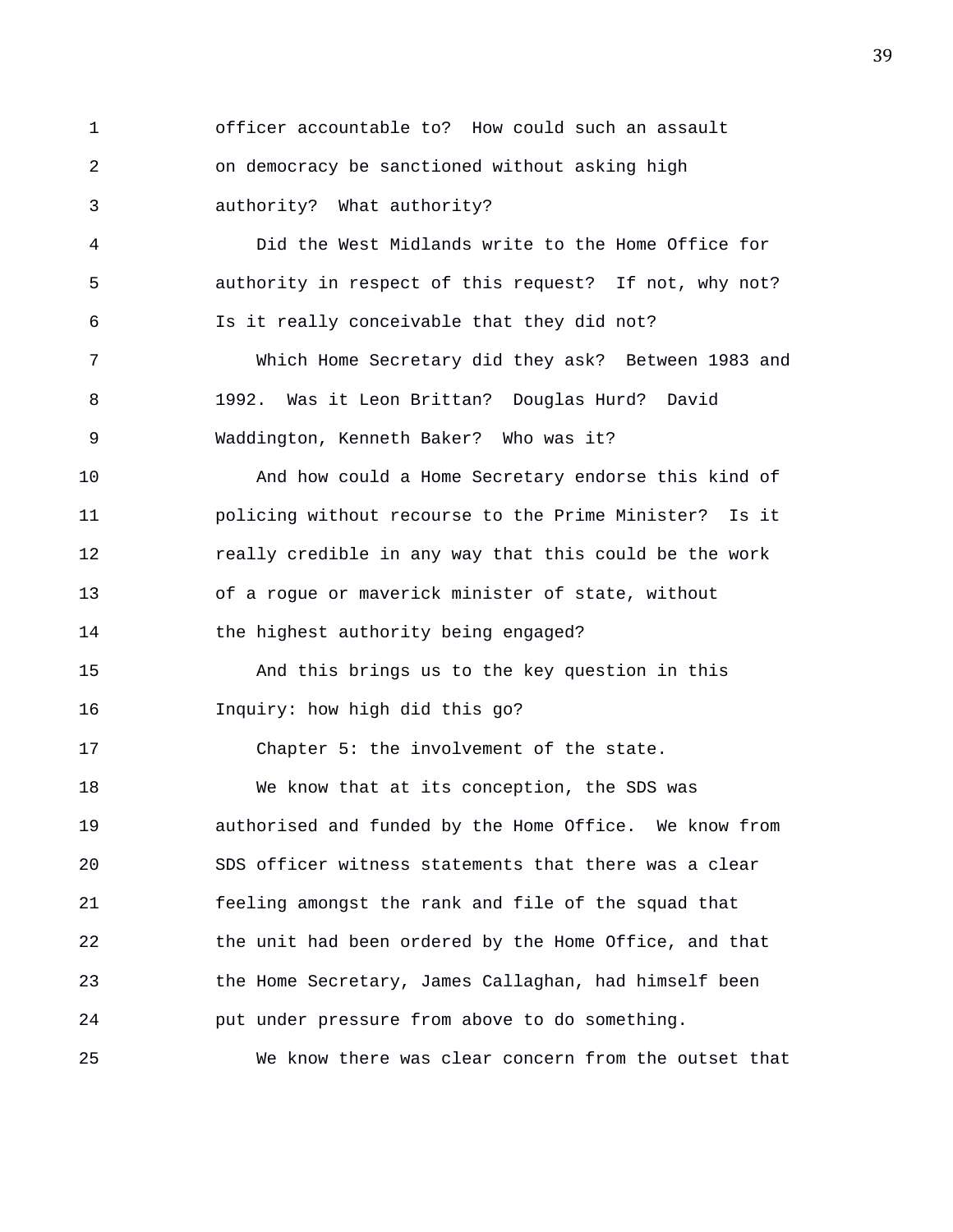officer accountable to? How could such an assault on democracy be sanctioned without asking high authority? What authority?

Did the West Midlands write to the Home Office for authority in respect of this request? If not, why not? Is it really conceivable that they did not?

Which Home Secretary did they ask? Between 1983 and 1992. Was it Leon Brittan? Douglas Hurd? David Waddington, Kenneth Baker? Who was it?

And how could a Home Secretary endorse this kind of policing without recourse to the Prime Minister? Is it really credible in any way that this could be the work of a rogue or maverick minister of state, without the highest authority being engaged?

And this brings us to the key question in this Inquiry: how high did this go?

Chapter 5: the involvement of the state.

We know that at its conception, the SDS was authorised and funded by the Home Office. We know from SDS officer witness statements that there was a clear feeling amongst the rank and file of the squad that the unit had been ordered by the Home Office, and that the Home Secretary, James Callaghan, had himself been put under pressure from above to do something.

We know there was clear concern from the outset that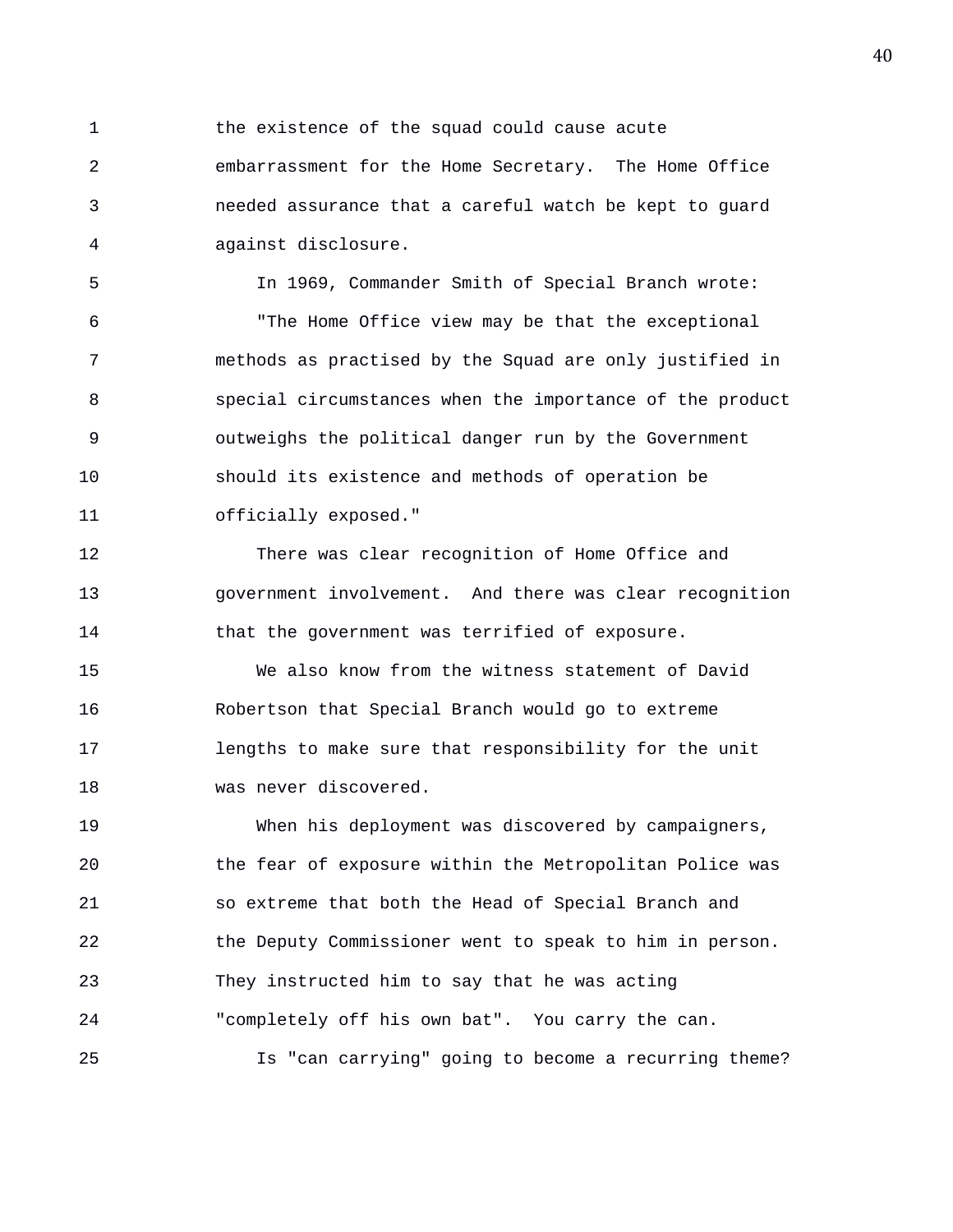the existence of the squad could cause acute embarrassment for the Home Secretary. The Home Office needed assurance that a careful watch be kept to guard against disclosure.

In 1969, Commander Smith of Special Branch wrote:

"The Home Office view may be that the exceptional methods as practised by the Squad are only justified in special circumstances when the importance of the product outweighs the political danger run by the Government should its existence and methods of operation be officially exposed."

There was clear recognition of Home Office and government involvement. And there was clear recognition that the government was terrified of exposure.

We also know from the witness statement of David Robertson that Special Branch would go to extreme lengths to make sure that responsibility for the unit was never discovered.

When his deployment was discovered by campaigners, the fear of exposure within the Metropolitan Police was so extreme that both the Head of Special Branch and the Deputy Commissioner went to speak to him in person. They instructed him to say that he was acting "completely off his own bat". You carry the can.

Is "can carrying" going to become a recurring theme?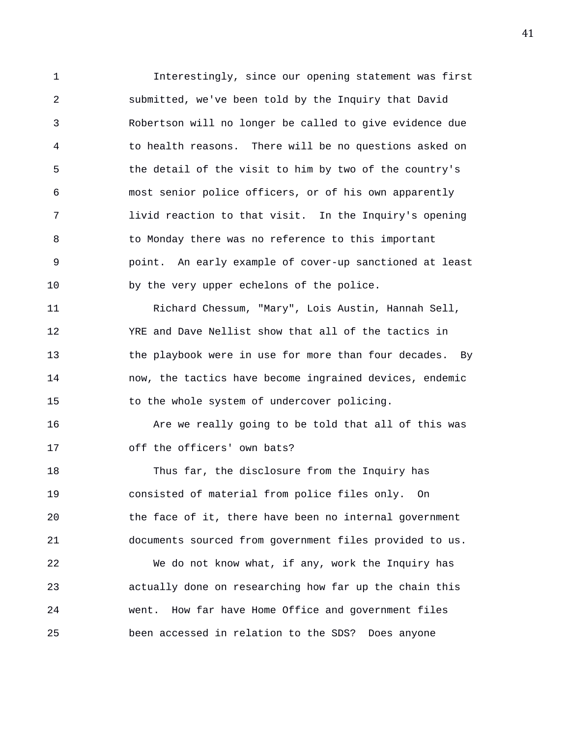Interestingly, since our opening statement was first submitted, we've been told by the Inquiry that David Robertson will no longer be called to give evidence due to health reasons. There will be no questions asked on the detail of the visit to him by two of the country's most senior police officers, or of his own apparently livid reaction to that visit. In the Inquiry's opening to Monday there was no reference to this important point. An early example of cover-up sanctioned at least by the very upper echelons of the police.

Richard Chessum, "Mary", Lois Austin, Hannah Sell, YRE and Dave Nellist show that all of the tactics in the playbook were in use for more than four decades. By now, the tactics have become ingrained devices, endemic to the whole system of undercover policing.

Are we really going to be told that all of this was off the officers' own bats?

Thus far, the disclosure from the Inquiry has consisted of material from police files only. On the face of it, there have been no internal government documents sourced from government files provided to us.

We do not know what, if any, work the Inquiry has actually done on researching how far up the chain this went. How far have Home Office and government files been accessed in relation to the SDS? Does anyone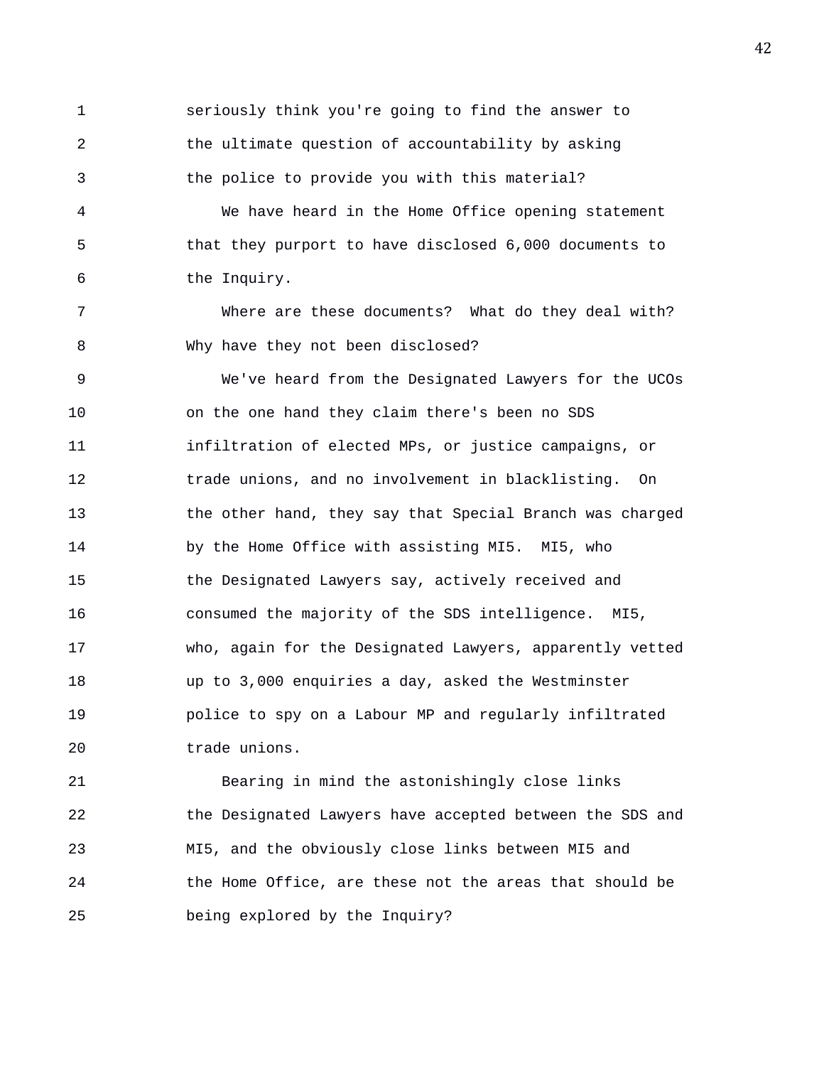seriously think you're going to find the answer to the ultimate question of accountability by asking the police to provide you with this material?

We have heard in the Home Office opening statement that they purport to have disclosed 6,000 documents to the Inquiry.

Where are these documents? What do they deal with? Why have they not been disclosed?

We've heard from the Designated Lawyers for the UCOs on the one hand they claim there's been no SDS infiltration of elected MPs, or justice campaigns, or trade unions, and no involvement in blacklisting. On the other hand, they say that Special Branch was charged by the Home Office with assisting MI5. MI5, who the Designated Lawyers say, actively received and consumed the majority of the SDS intelligence. MI5, who, again for the Designated Lawyers, apparently vetted up to 3,000 enquiries a day, asked the Westminster police to spy on a Labour MP and regularly infiltrated trade unions.

Bearing in mind the astonishingly close links the Designated Lawyers have accepted between the SDS and MI5, and the obviously close links between MI5 and the Home Office, are these not the areas that should be being explored by the Inquiry?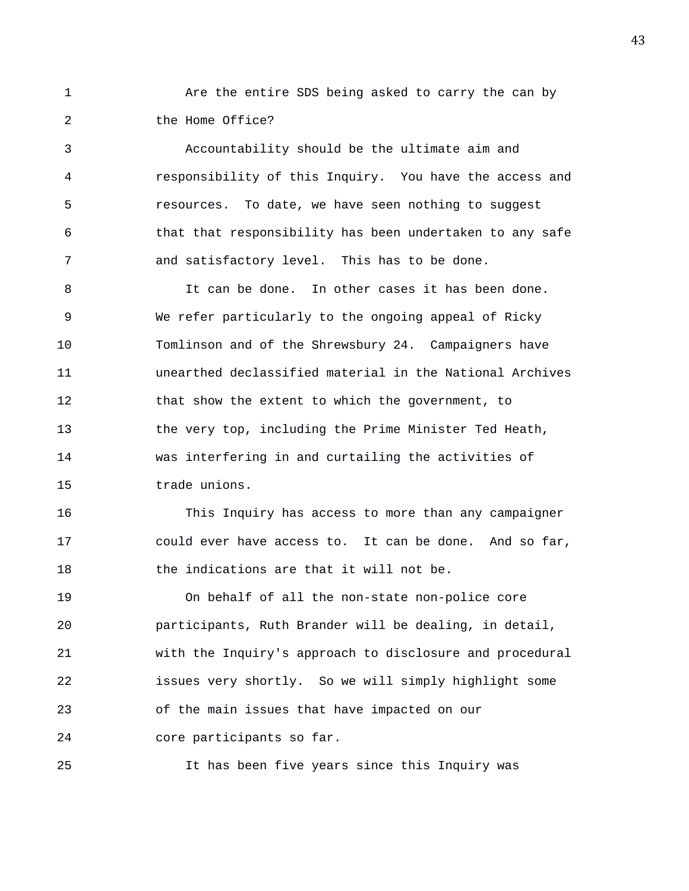Are the entire SDS being asked to carry the can by the Home Office?

Accountability should be the ultimate aim and responsibility of this Inquiry. You have the access and resources. To date, we have seen nothing to suggest that that responsibility has been undertaken to any safe and satisfactory level. This has to be done.

It can be done. In other cases it has been done. We refer particularly to the ongoing appeal of Ricky Tomlinson and of the Shrewsbury 24. Campaigners have unearthed declassified material in the National Archives that show the extent to which the government, to the very top, including the Prime Minister Ted Heath, was interfering in and curtailing the activities of trade unions.

This Inquiry has access to more than any campaigner could ever have access to. It can be done. And so far, the indications are that it will not be.

On behalf of all the non-state non-police core participants, Ruth Brander will be dealing, in detail, with the Inquiry's approach to disclosure and procedural issues very shortly. So we will simply highlight some of the main issues that have impacted on our core participants so far.

It has been five years since this Inquiry was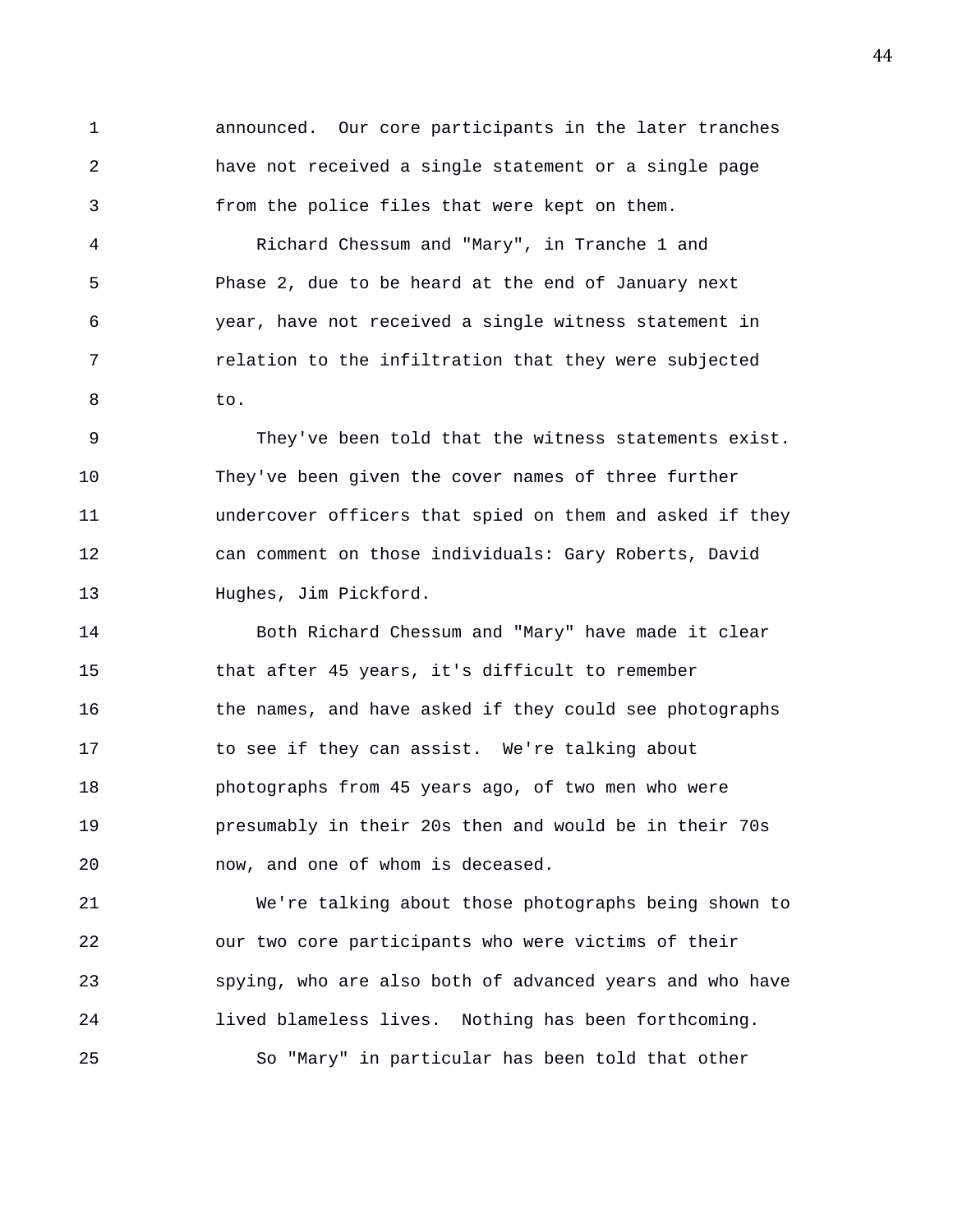announced. Our core participants in the later tranches have not received a single statement or a single page from the police files that were kept on them.

Richard Chessum and "Mary", in Tranche 1 and Phase 2, due to be heard at the end of January next year, have not received a single witness statement in relation to the infiltration that they were subjected to.

They've been told that the witness statements exist. They've been given the cover names of three further undercover officers that spied on them and asked if they can comment on those individuals: Gary Roberts, David Hughes, Jim Pickford.

Both Richard Chessum and "Mary" have made it clear that after 45 years, it's difficult to remember the names, and have asked if they could see photographs to see if they can assist. We're talking about photographs from 45 years ago, of two men who were presumably in their 20s then and would be in their 70s now, and one of whom is deceased.

We're talking about those photographs being shown to our two core participants who were victims of their spying, who are also both of advanced years and who have lived blameless lives. Nothing has been forthcoming.

So "Mary" in particular has been told that other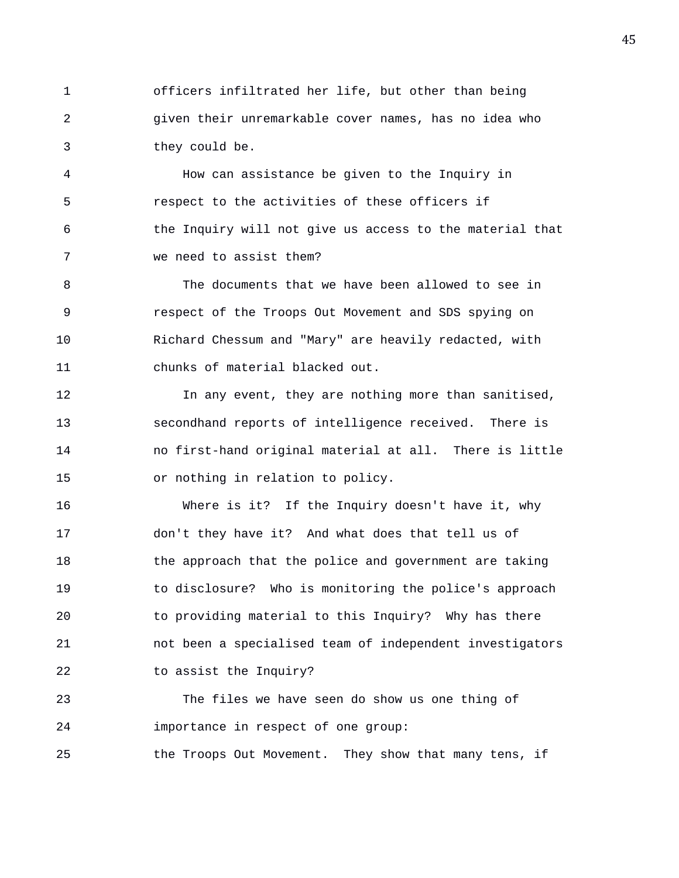officers infiltrated her life, but other than being given their unremarkable cover names, has no idea who they could be.

How can assistance be given to the Inquiry in respect to the activities of these officers if the Inquiry will not give us access to the material that we need to assist them?

The documents that we have been allowed to see in respect of the Troops Out Movement and SDS spying on Richard Chessum and "Mary" are heavily redacted, with chunks of material blacked out.

In any event, they are nothing more than sanitised, secondhand reports of intelligence received. There is no first-hand original material at all. There is little or nothing in relation to policy.

Where is it? If the Inquiry doesn't have it, why don't they have it? And what does that tell us of the approach that the police and government are taking to disclosure? Who is monitoring the police's approach to providing material to this Inquiry? Why has there not been a specialised team of independent investigators to assist the Inquiry?

The files we have seen do show us one thing of importance in respect of one group: the Troops Out Movement. They show that many tens, if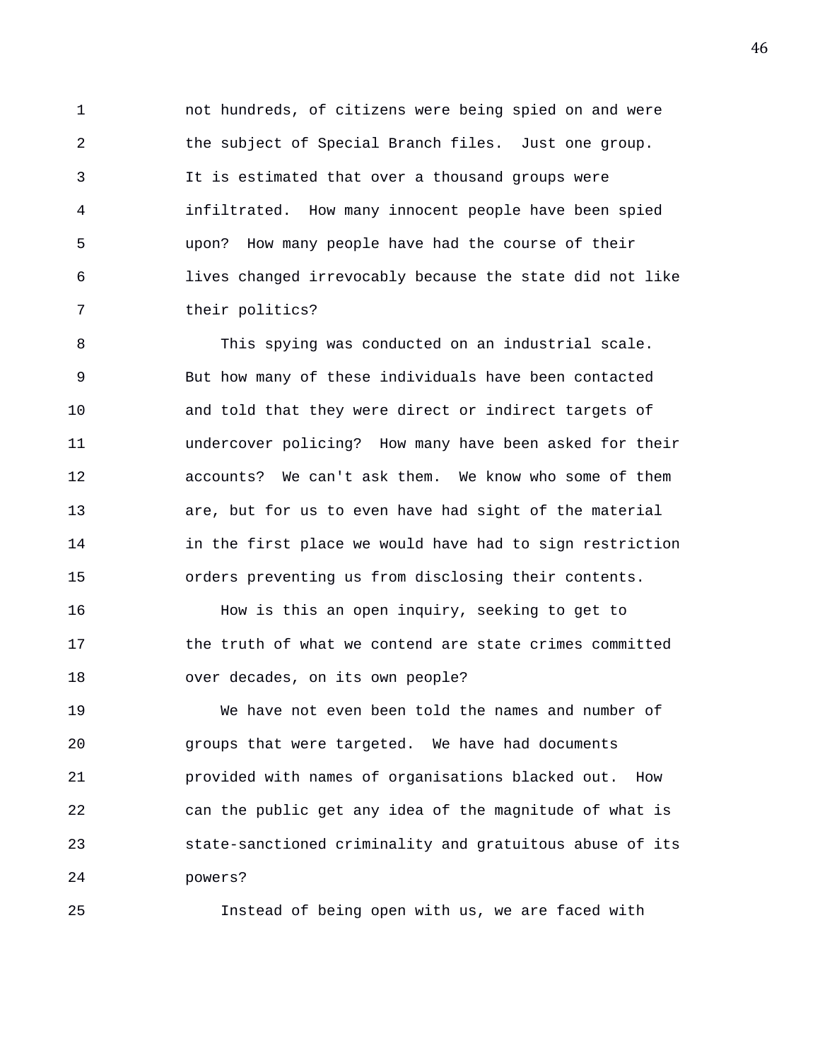not hundreds, of citizens were being spied on and were the subject of Special Branch files. Just one group. It is estimated that over a thousand groups were infiltrated. How many innocent people have been spied upon? How many people have had the course of their lives changed irrevocably because the state did not like their politics?

This spying was conducted on an industrial scale. But how many of these individuals have been contacted and told that they were direct or indirect targets of undercover policing? How many have been asked for their accounts? We can't ask them. We know who some of them are, but for us to even have had sight of the material in the first place we would have had to sign restriction orders preventing us from disclosing their contents.

How is this an open inquiry, seeking to get to the truth of what we contend are state crimes committed over decades, on its own people?

We have not even been told the names and number of groups that were targeted. We have had documents provided with names of organisations blacked out. How can the public get any idea of the magnitude of what is state-sanctioned criminality and gratuitous abuse of its powers?

Instead of being open with us, we are faced with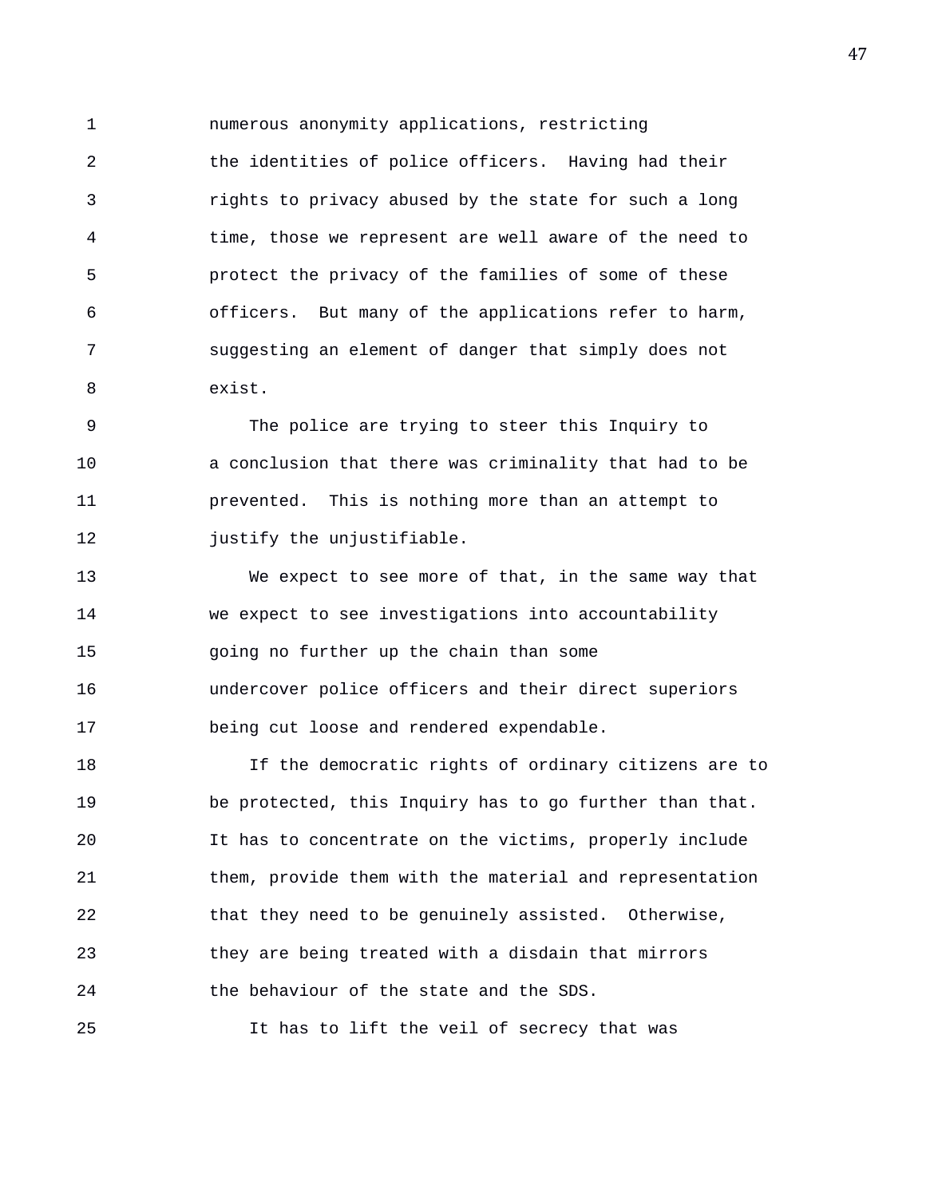numerous anonymity applications, restricting the identities of police officers. Having had their rights to privacy abused by the state for such a long time, those we represent are well aware of the need to protect the privacy of the families of some of these officers. But many of the applications refer to harm, suggesting an element of danger that simply does not exist.

The police are trying to steer this Inquiry to a conclusion that there was criminality that had to be prevented. This is nothing more than an attempt to justify the unjustifiable.

We expect to see more of that, in the same way that we expect to see investigations into accountability going no further up the chain than some undercover police officers and their direct superiors being cut loose and rendered expendable.

If the democratic rights of ordinary citizens are to be protected, this Inquiry has to go further than that. It has to concentrate on the victims, properly include them, provide them with the material and representation that they need to be genuinely assisted. Otherwise, they are being treated with a disdain that mirrors the behaviour of the state and the SDS.

It has to lift the veil of secrecy that was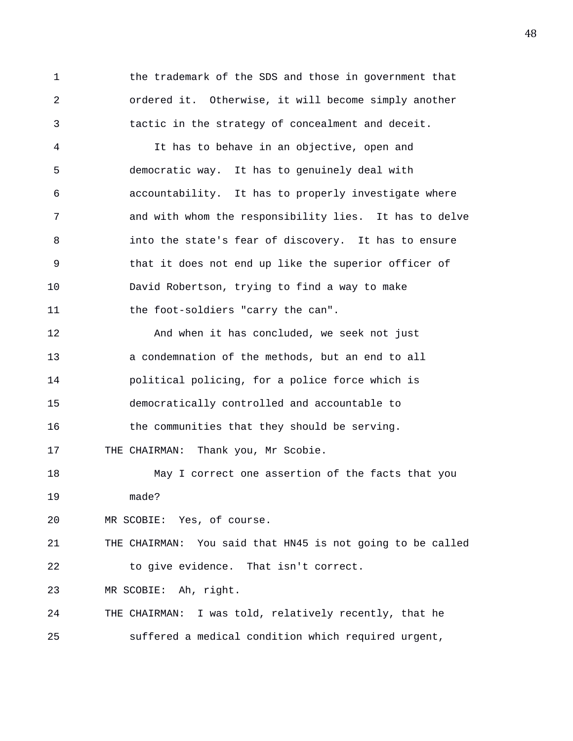the trademark of the SDS and those in government that ordered it. Otherwise, it will become simply another tactic in the strategy of concealment and deceit.

It has to behave in an objective, open and democratic way. It has to genuinely deal with accountability. It has to properly investigate where and with whom the responsibility lies. It has to delve into the state's fear of discovery. It has to ensure that it does not end up like the superior officer of David Robertson, trying to find a way to make the foot-soldiers "carry the can".

And when it has concluded, we seek not just a condemnation of the methods, but an end to all political policing, for a police force which is democratically controlled and accountable to the communities that they should be serving.

THE CHAIRMAN: Thank you, Mr Scobie.

May I correct one assertion of the facts that you made?

MR SCOBIE: Yes, of course.

THE CHAIRMAN: You said that HN45 is not going to be called to give evidence. That isn't correct.

MR SCOBIE: Ah, right.

THE CHAIRMAN: I was told, relatively recently, that he suffered a medical condition which required urgent,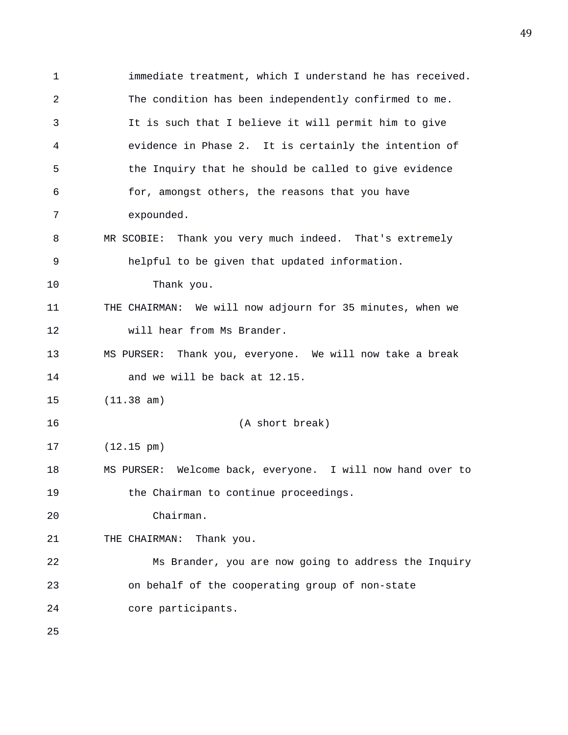immediate treatment, which I understand he has received. The condition has been independently confirmed to me. It is such that I believe it will permit him to give evidence in Phase 2. It is certainly the intention of the Inquiry that he should be called to give evidence for, amongst others, the reasons that you have expounded.

MR SCOBIE: Thank you very much indeed. That's extremely helpful to be given that updated information.

Thank you.

THE CHAIRMAN: We will now adjourn for 35 minutes, when we will hear from Ms Brander.

MS PURSER: Thank you, everyone. We will now take a break and we will be back at 12.15.

(11.38 am)

(A short break)

(12.15 pm)

MS PURSER: Welcome back, everyone. I will now hand over to the Chairman to continue proceedings.

Chairman.

THE CHAIRMAN: Thank you.

Ms Brander, you are now going to address the Inquiry on behalf of the cooperating group of non-state core participants.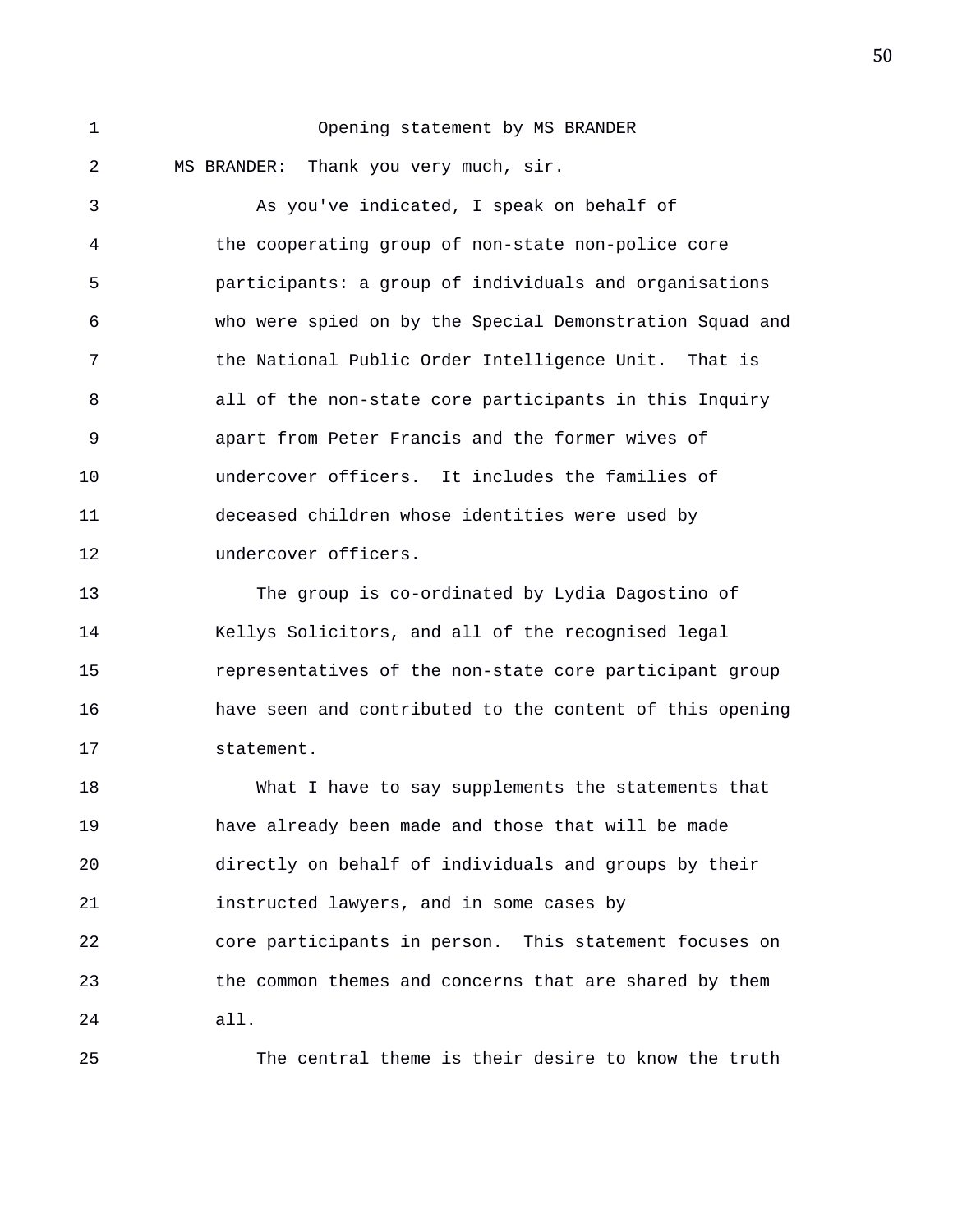Opening statement by MS BRANDER

MS BRANDER: Thank you very much, sir.

As you've indicated, I speak on behalf of the cooperating group of non-state non-police core participants: a group of individuals and organisations who were spied on by the Special Demonstration Squad and the National Public Order Intelligence Unit. That is all of the non-state core participants in this Inquiry apart from Peter Francis and the former wives of undercover officers. It includes the families of deceased children whose identities were used by undercover officers.

The group is co-ordinated by Lydia Dagostino of Kellys Solicitors, and all of the recognised legal representatives of the non-state core participant group have seen and contributed to the content of this opening statement.

What I have to say supplements the statements that have already been made and those that will be made directly on behalf of individuals and groups by their instructed lawyers, and in some cases by core participants in person. This statement focuses on the common themes and concerns that are shared by them all.

The central theme is their desire to know the truth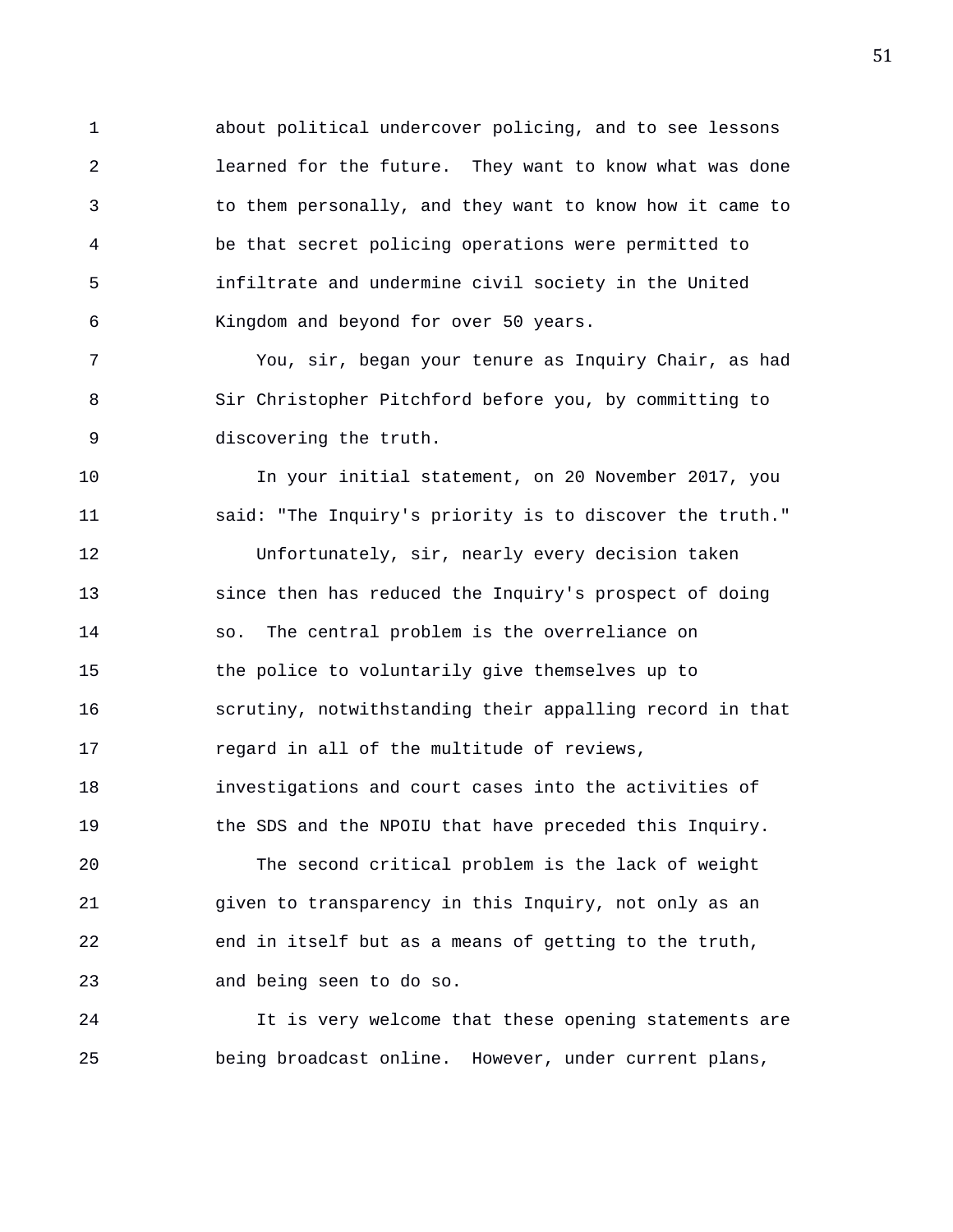about political undercover policing, and to see lessons learned for the future. They want to know what was done to them personally, and they want to know how it came to be that secret policing operations were permitted to infiltrate and undermine civil society in the United Kingdom and beyond for over 50 years.

You, sir, began your tenure as Inquiry Chair, as had Sir Christopher Pitchford before you, by committing to discovering the truth.

In your initial statement, on 20 November 2017, you said: "The Inquiry's priority is to discover the truth."

Unfortunately, sir, nearly every decision taken since then has reduced the Inquiry's prospect of doing so. The central problem is the overreliance on the police to voluntarily give themselves up to scrutiny, notwithstanding their appalling record in that regard in all of the multitude of reviews, investigations and court cases into the activities of the SDS and the NPOIU that have preceded this Inquiry.

The second critical problem is the lack of weight given to transparency in this Inquiry, not only as an end in itself but as a means of getting to the truth, and being seen to do so.

It is very welcome that these opening statements are being broadcast online. However, under current plans,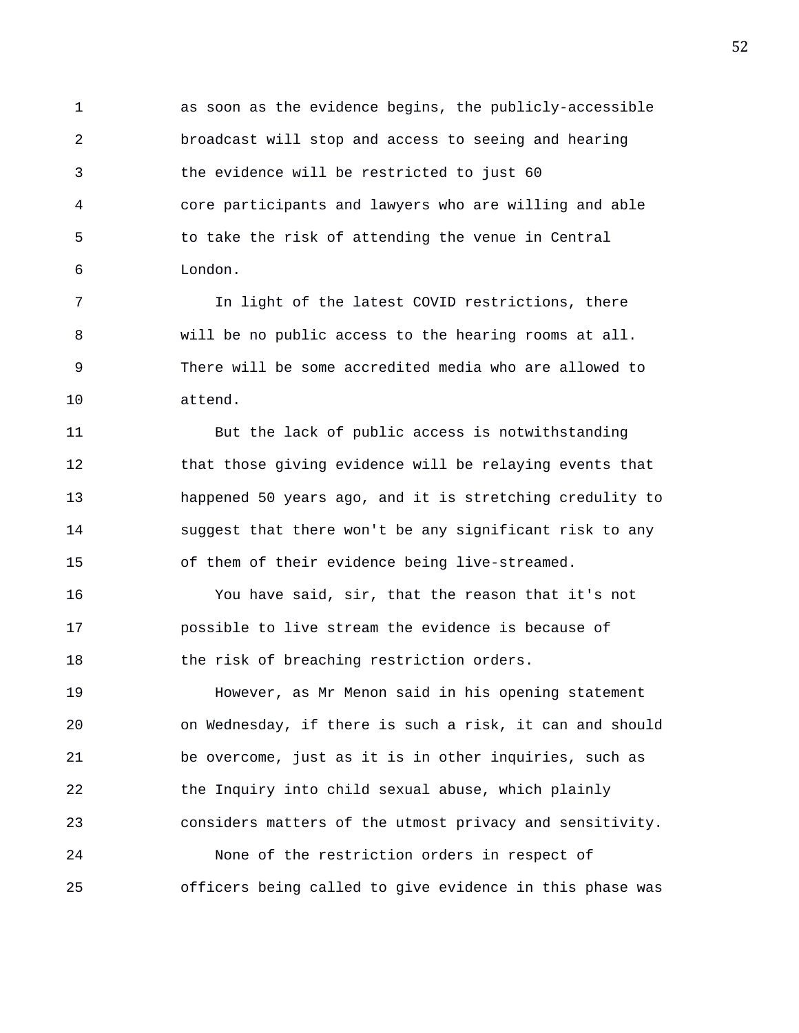as soon as the evidence begins, the publicly-accessible broadcast will stop and access to seeing and hearing the evidence will be restricted to just 60 core participants and lawyers who are willing and able to take the risk of attending the venue in Central London.

In light of the latest COVID restrictions, there will be no public access to the hearing rooms at all. There will be some accredited media who are allowed to attend.

But the lack of public access is notwithstanding that those giving evidence will be relaying events that happened 50 years ago, and it is stretching credulity to suggest that there won't be any significant risk to any of them of their evidence being live-streamed.

You have said, sir, that the reason that it's not possible to live stream the evidence is because of the risk of breaching restriction orders.

However, as Mr Menon said in his opening statement on Wednesday, if there is such a risk, it can and should be overcome, just as it is in other inquiries, such as the Inquiry into child sexual abuse, which plainly considers matters of the utmost privacy and sensitivity.

None of the restriction orders in respect of officers being called to give evidence in this phase was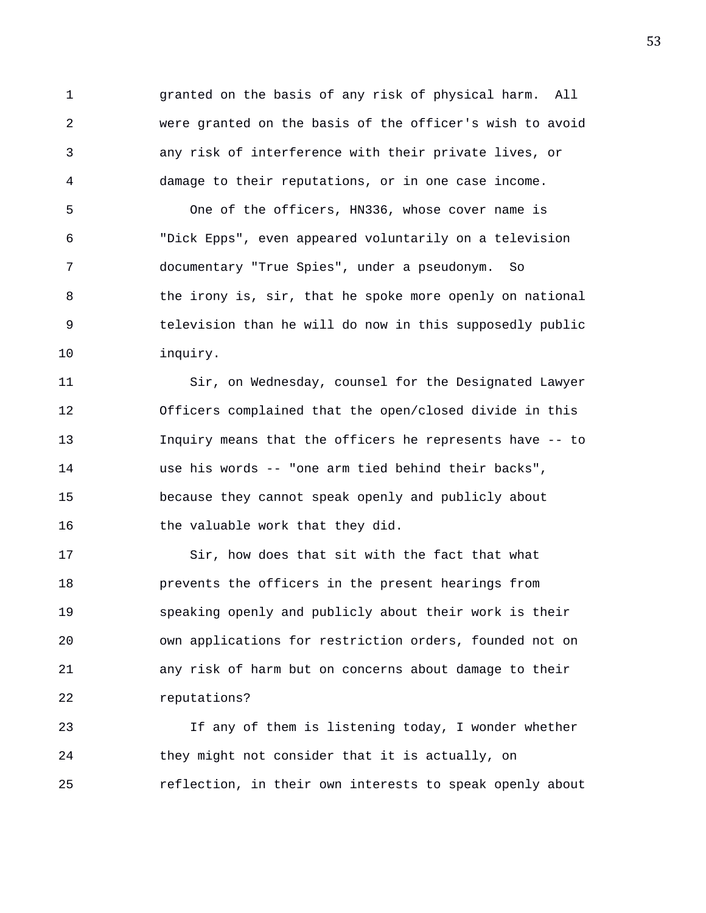granted on the basis of any risk of physical harm. All were granted on the basis of the officer's wish to avoid any risk of interference with their private lives, or damage to their reputations, or in one case income.

One of the officers, HN336, whose cover name is "Dick Epps", even appeared voluntarily on a television documentary "True Spies", under a pseudonym. So the irony is, sir, that he spoke more openly on national television than he will do now in this supposedly public inquiry.

Sir, on Wednesday, counsel for the Designated Lawyer Officers complained that the open/closed divide in this Inquiry means that the officers he represents have -- to use his words -- "one arm tied behind their backs", because they cannot speak openly and publicly about the valuable work that they did.

Sir, how does that sit with the fact that what prevents the officers in the present hearings from speaking openly and publicly about their work is their own applications for restriction orders, founded not on any risk of harm but on concerns about damage to their reputations?

If any of them is listening today, I wonder whether they might not consider that it is actually, on reflection, in their own interests to speak openly about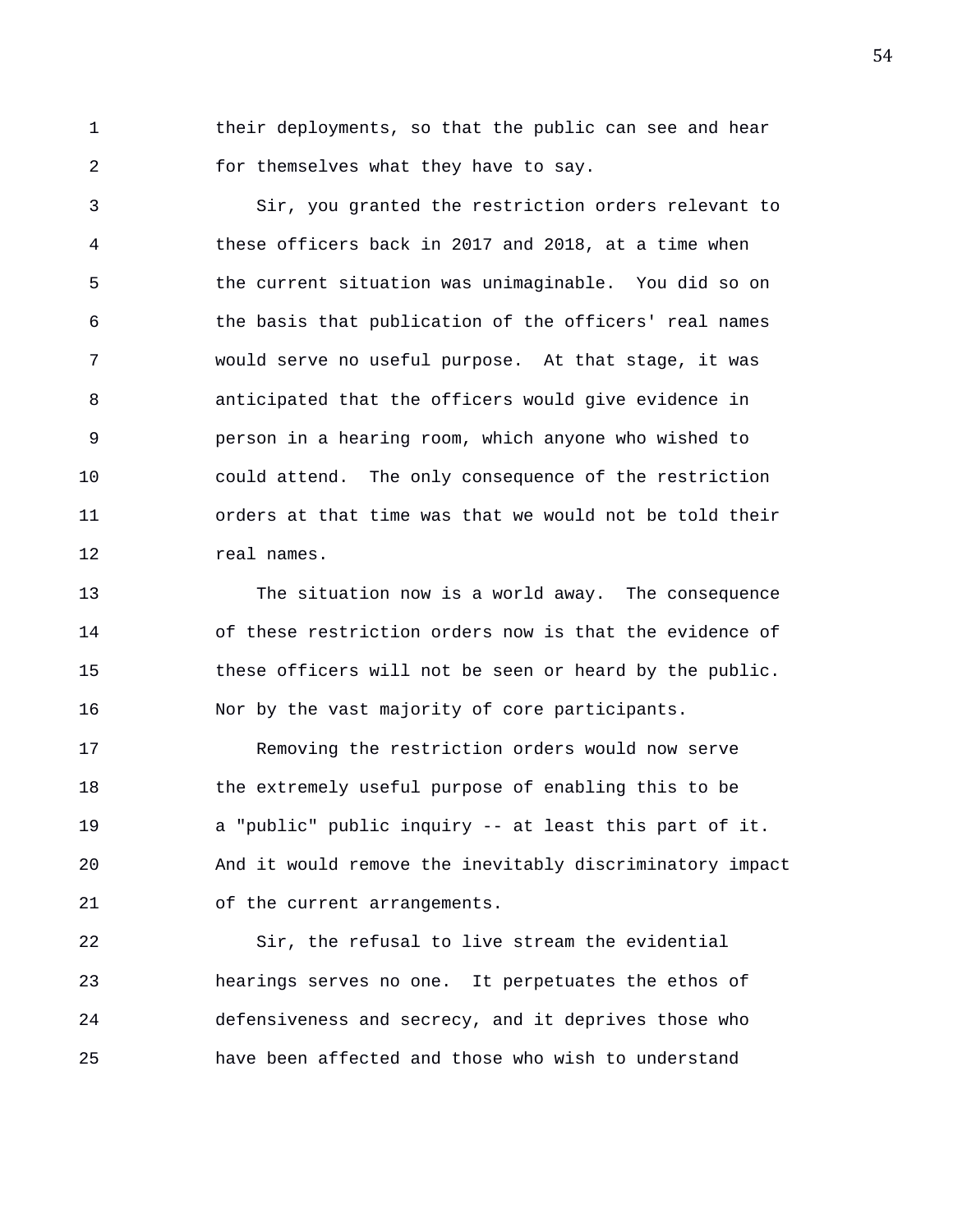their deployments, so that the public can see and hear for themselves what they have to say.

Sir, you granted the restriction orders relevant to these officers back in 2017 and 2018, at a time when the current situation was unimaginable. You did so on the basis that publication of the officers' real names would serve no useful purpose. At that stage, it was anticipated that the officers would give evidence in person in a hearing room, which anyone who wished to could attend. The only consequence of the restriction orders at that time was that we would not be told their real names.

The situation now is a world away. The consequence of these restriction orders now is that the evidence of these officers will not be seen or heard by the public. Nor by the vast majority of core participants.

Removing the restriction orders would now serve the extremely useful purpose of enabling this to be a "public" public inquiry -- at least this part of it. And it would remove the inevitably discriminatory impact of the current arrangements.

Sir, the refusal to live stream the evidential hearings serves no one. It perpetuates the ethos of defensiveness and secrecy, and it deprives those who have been affected and those who wish to understand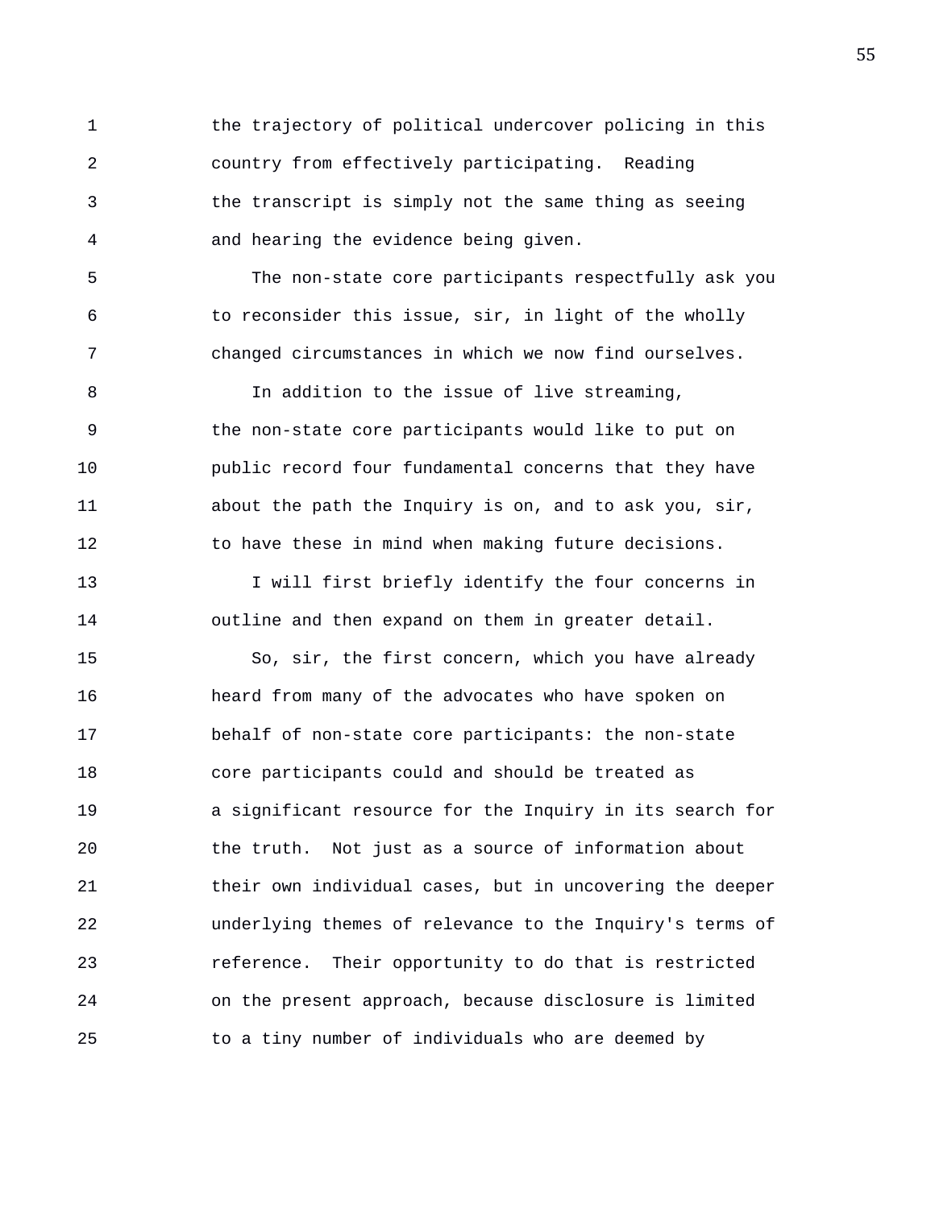the trajectory of political undercover policing in this country from effectively participating. Reading the transcript is simply not the same thing as seeing and hearing the evidence being given.

The non-state core participants respectfully ask you to reconsider this issue, sir, in light of the wholly changed circumstances in which we now find ourselves.

In addition to the issue of live streaming, the non-state core participants would like to put on public record four fundamental concerns that they have about the path the Inquiry is on, and to ask you, sir, to have these in mind when making future decisions.

I will first briefly identify the four concerns in outline and then expand on them in greater detail.

So, sir, the first concern, which you have already heard from many of the advocates who have spoken on behalf of non-state core participants: the non-state core participants could and should be treated as a significant resource for the Inquiry in its search for the truth. Not just as a source of information about their own individual cases, but in uncovering the deeper underlying themes of relevance to the Inquiry's terms of reference. Their opportunity to do that is restricted on the present approach, because disclosure is limited to a tiny number of individuals who are deemed by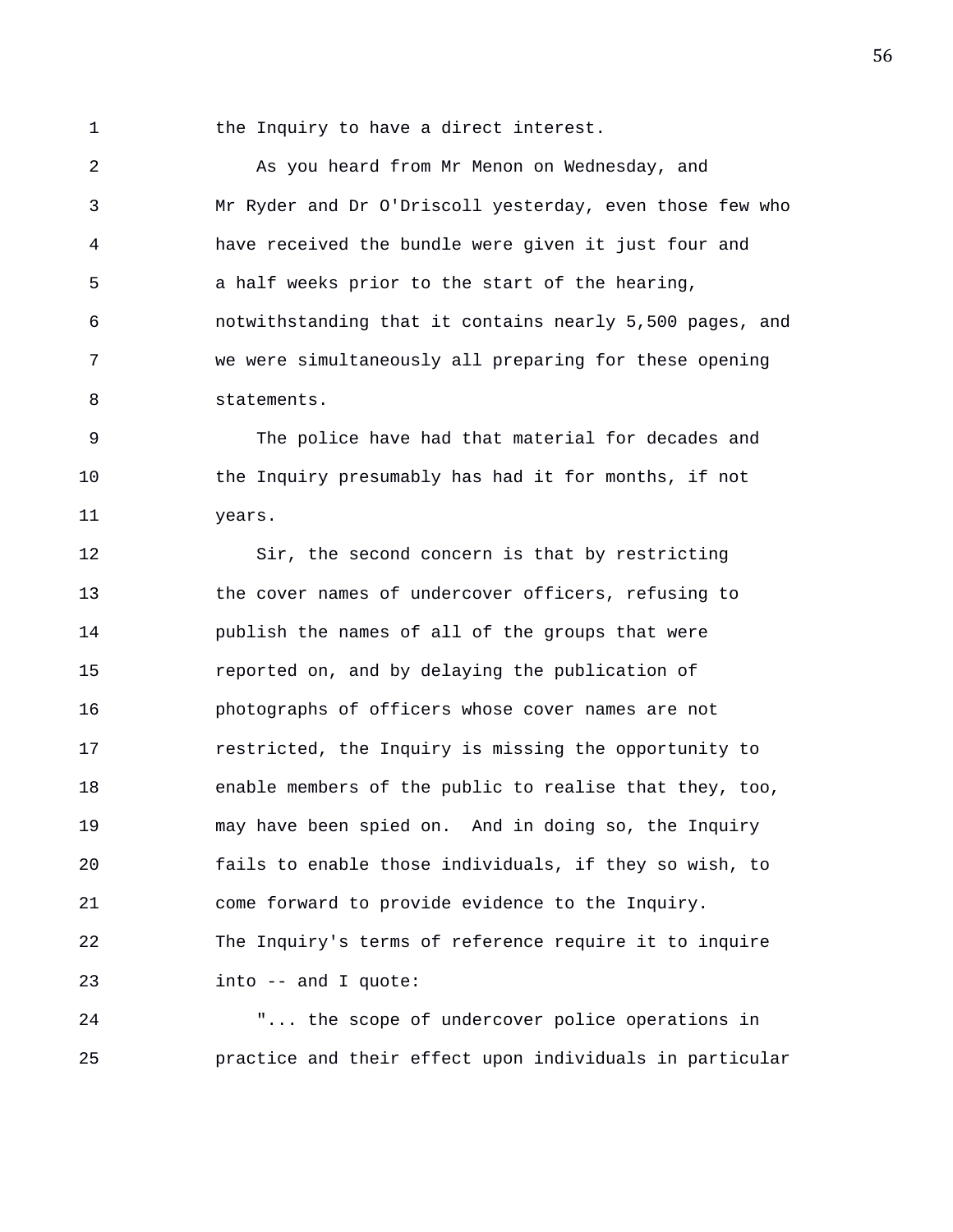the Inquiry to have a direct interest.

As you heard from Mr Menon on Wednesday, and Mr Ryder and Dr O'Driscoll yesterday, even those few who have received the bundle were given it just four and a half weeks prior to the start of the hearing, notwithstanding that it contains nearly 5,500 pages, and we were simultaneously all preparing for these opening statements.

The police have had that material for decades and the Inquiry presumably has had it for months, if not years.

Sir, the second concern is that by restricting the cover names of undercover officers, refusing to publish the names of all of the groups that were reported on, and by delaying the publication of photographs of officers whose cover names are not restricted, the Inquiry is missing the opportunity to enable members of the public to realise that they, too, may have been spied on. And in doing so, the Inquiry fails to enable those individuals, if they so wish, to come forward to provide evidence to the Inquiry.

The Inquiry's terms of reference require it to inquire into -- and I quote:

"... the scope of undercover police operations in practice and their effect upon individuals in particular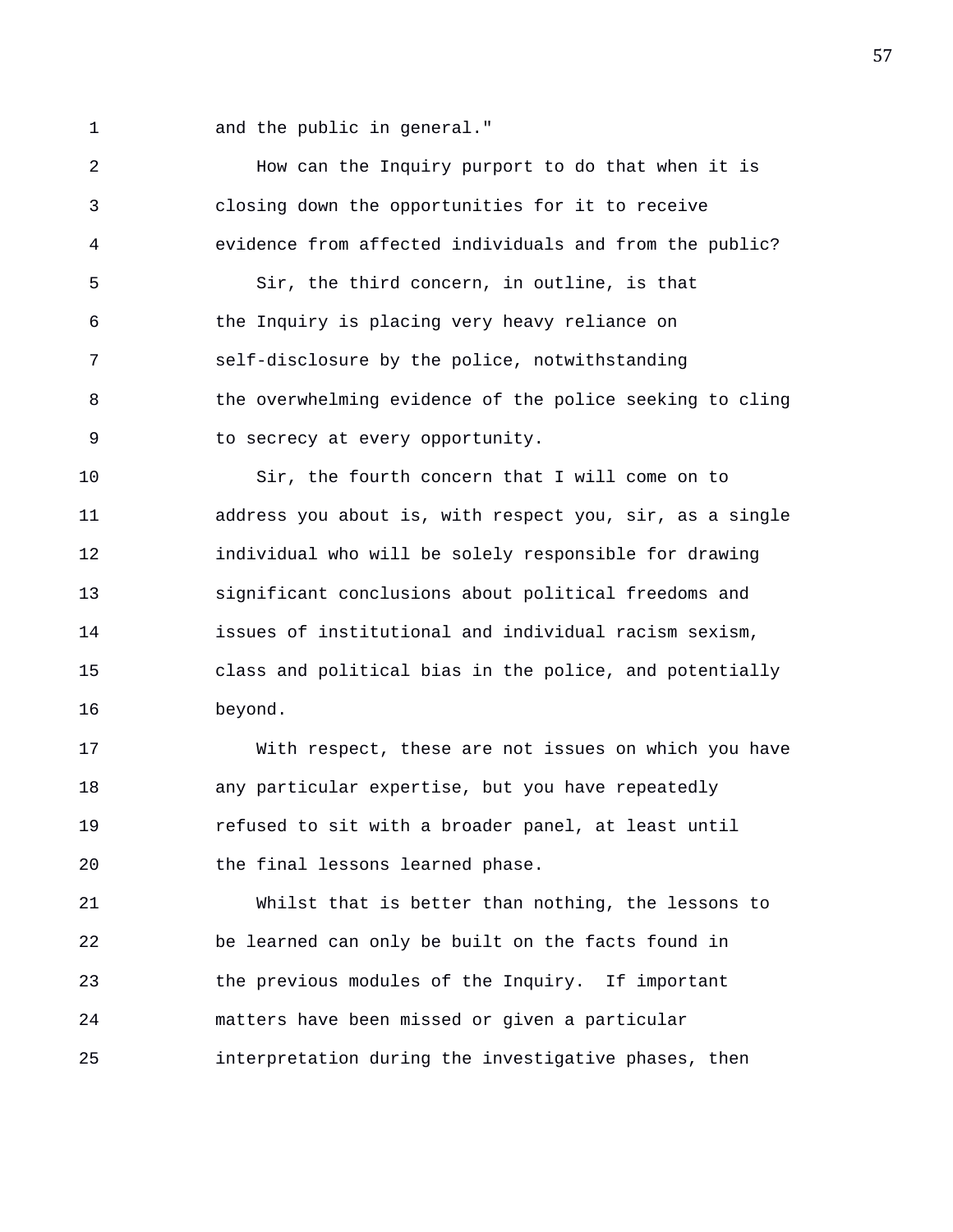and the public in general."

How can the Inquiry purport to do that when it is closing down the opportunities for it to receive evidence from affected individuals and from the public?

Sir, the third concern, in outline, is that the Inquiry is placing very heavy reliance on self-disclosure by the police, notwithstanding the overwhelming evidence of the police seeking to cling to secrecy at every opportunity.

Sir, the fourth concern that I will come on to address you about is, with respect you, sir, as a single individual who will be solely responsible for drawing significant conclusions about political freedoms and issues of institutional and individual racism sexism, class and political bias in the police, and potentially beyond.

With respect, these are not issues on which you have any particular expertise, but you have repeatedly refused to sit with a broader panel, at least until the final lessons learned phase.

Whilst that is better than nothing, the lessons to be learned can only be built on the facts found in the previous modules of the Inquiry. If important matters have been missed or given a particular interpretation during the investigative phases, then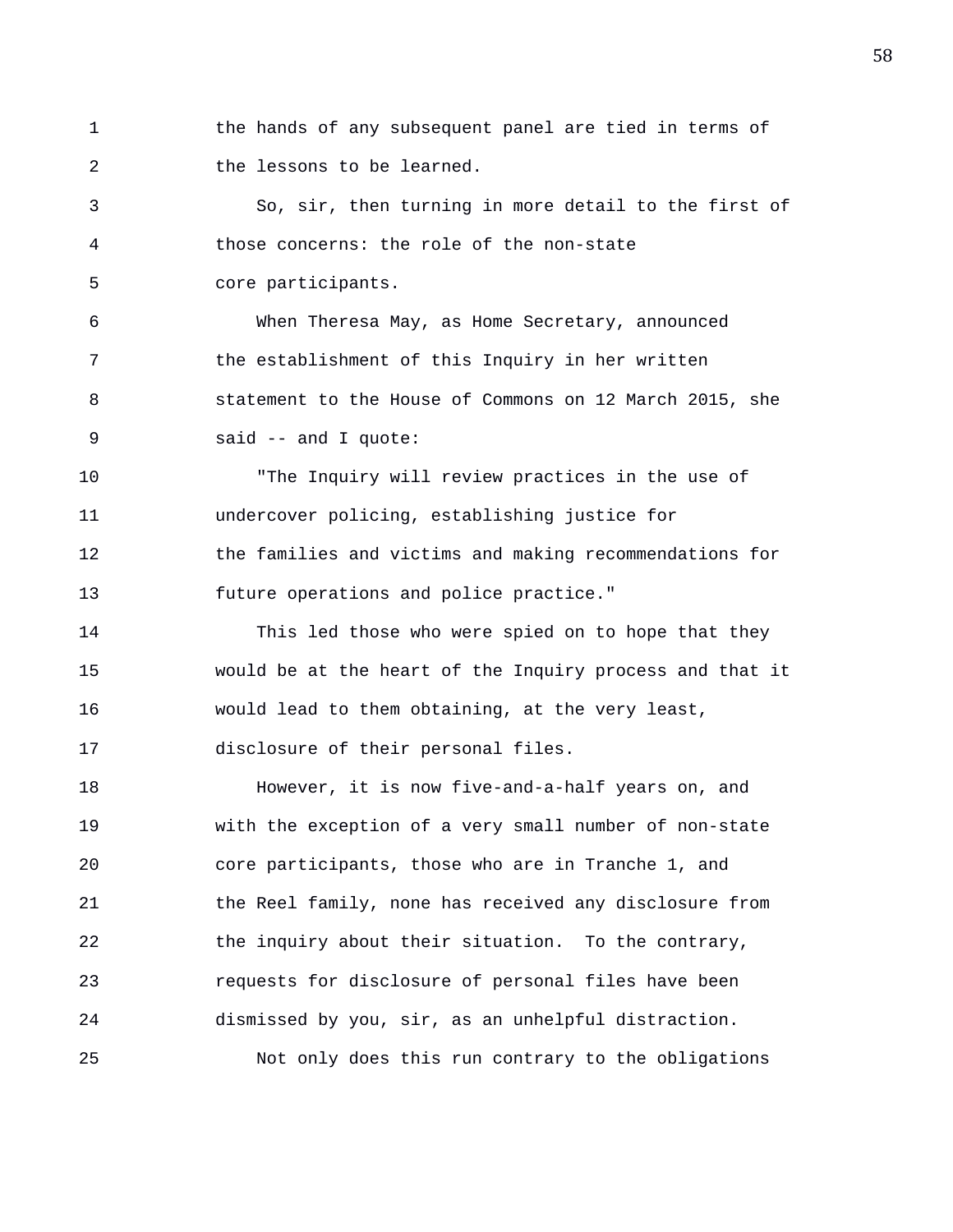the hands of any subsequent panel are tied in terms of the lessons to be learned.

So, sir, then turning in more detail to the first of those concerns: the role of the non-state core participants.

When Theresa May, as Home Secretary, announced the establishment of this Inquiry in her written statement to the House of Commons on 12 March 2015, she said -- and I quote:

"The Inquiry will review practices in the use of undercover policing, establishing justice for the families and victims and making recommendations for future operations and police practice."

This led those who were spied on to hope that they would be at the heart of the Inquiry process and that it would lead to them obtaining, at the very least, disclosure of their personal files.

However, it is now five-and-a-half years on, and with the exception of a very small number of non-state core participants, those who are in Tranche 1, and the Reel family, none has received any disclosure from the inquiry about their situation. To the contrary, requests for disclosure of personal files have been dismissed by you, sir, as an unhelpful distraction.

Not only does this run contrary to the obligations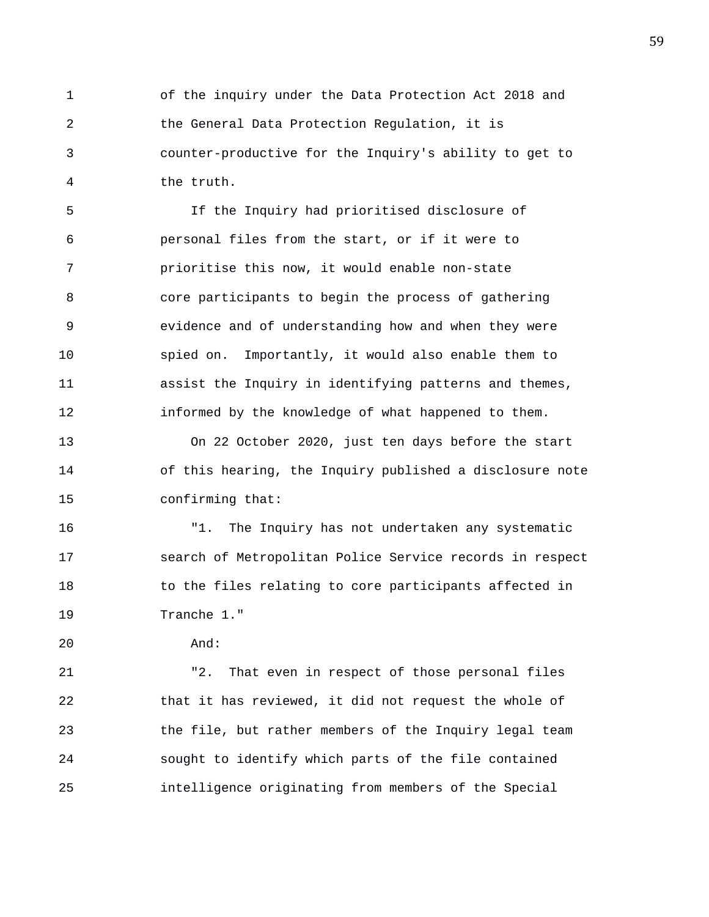of the inquiry under the Data Protection Act 2018 and the General Data Protection Regulation, it is counter-productive for the Inquiry's ability to get to the truth.

If the Inquiry had prioritised disclosure of personal files from the start, or if it were to prioritise this now, it would enable non-state core participants to begin the process of gathering evidence and of understanding how and when they were spied on. Importantly, it would also enable them to assist the Inquiry in identifying patterns and themes, informed by the knowledge of what happened to them.

On 22 October 2020, just ten days before the start of this hearing, the Inquiry published a disclosure note confirming that:

"1. The Inquiry has not undertaken any systematic search of Metropolitan Police Service records in respect to the files relating to core participants affected in Tranche 1."

And:

"2. That even in respect of those personal files that it has reviewed, it did not request the whole of the file, but rather members of the Inquiry legal team sought to identify which parts of the file contained intelligence originating from members of the Special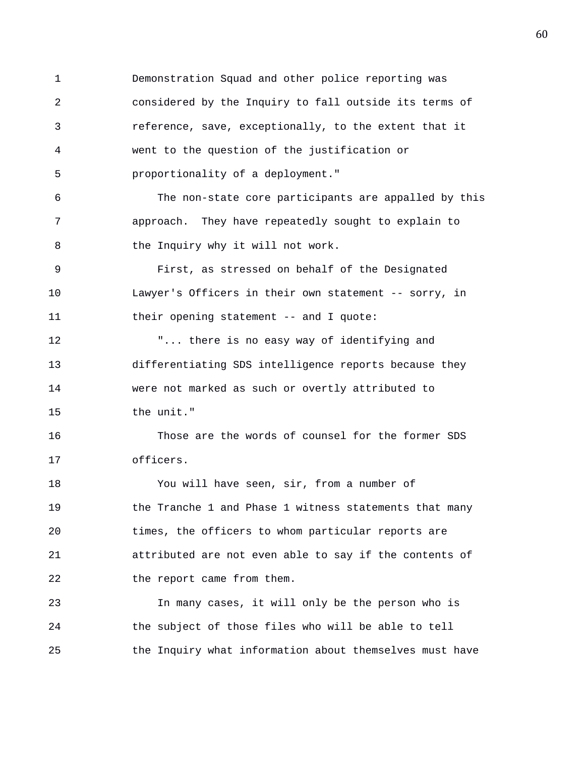Demonstration Squad and other police reporting was considered by the Inquiry to fall outside its terms of reference, save, exceptionally, to the extent that it went to the question of the justification or proportionality of a deployment."

The non-state core participants are appalled by this approach. They have repeatedly sought to explain to the Inquiry why it will not work.

First, as stressed on behalf of the Designated Lawyer's Officers in their own statement -- sorry, in their opening statement -- and I quote:

"... there is no easy way of identifying and differentiating SDS intelligence reports because they were not marked as such or overtly attributed to the unit."

Those are the words of counsel for the former SDS officers.

You will have seen, sir, from a number of the Tranche 1 and Phase 1 witness statements that many times, the officers to whom particular reports are attributed are not even able to say if the contents of the report came from them.

In many cases, it will only be the person who is the subject of those files who will be able to tell the Inquiry what information about themselves must have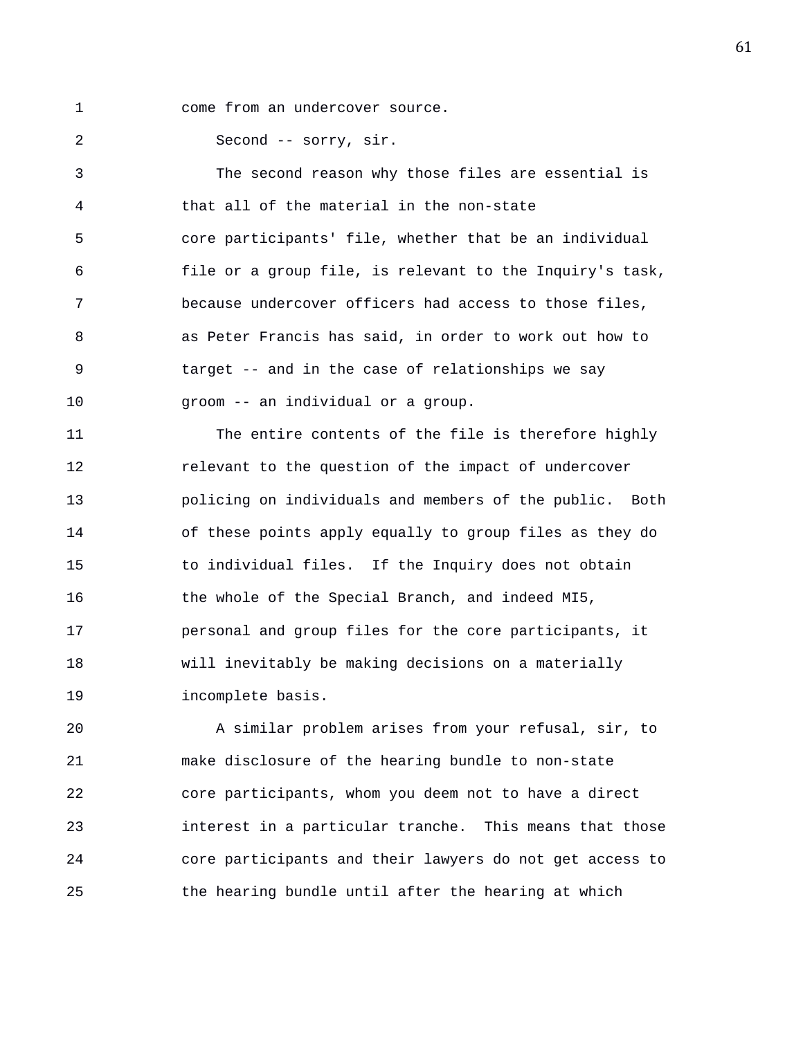come from an undercover source.

Second -- sorry, sir.

The second reason why those files are essential is that all of the material in the non-state core participants' file, whether that be an individual file or a group file, is relevant to the Inquiry's task, because undercover officers had access to those files, as Peter Francis has said, in order to work out how to target -- and in the case of relationships we say groom -- an individual or a group.

The entire contents of the file is therefore highly relevant to the question of the impact of undercover policing on individuals and members of the public. Both of these points apply equally to group files as they do to individual files. If the Inquiry does not obtain the whole of the Special Branch, and indeed MI5, personal and group files for the core participants, it will inevitably be making decisions on a materially incomplete basis.

A similar problem arises from your refusal, sir, to make disclosure of the hearing bundle to non-state core participants, whom you deem not to have a direct interest in a particular tranche. This means that those core participants and their lawyers do not get access to the hearing bundle until after the hearing at which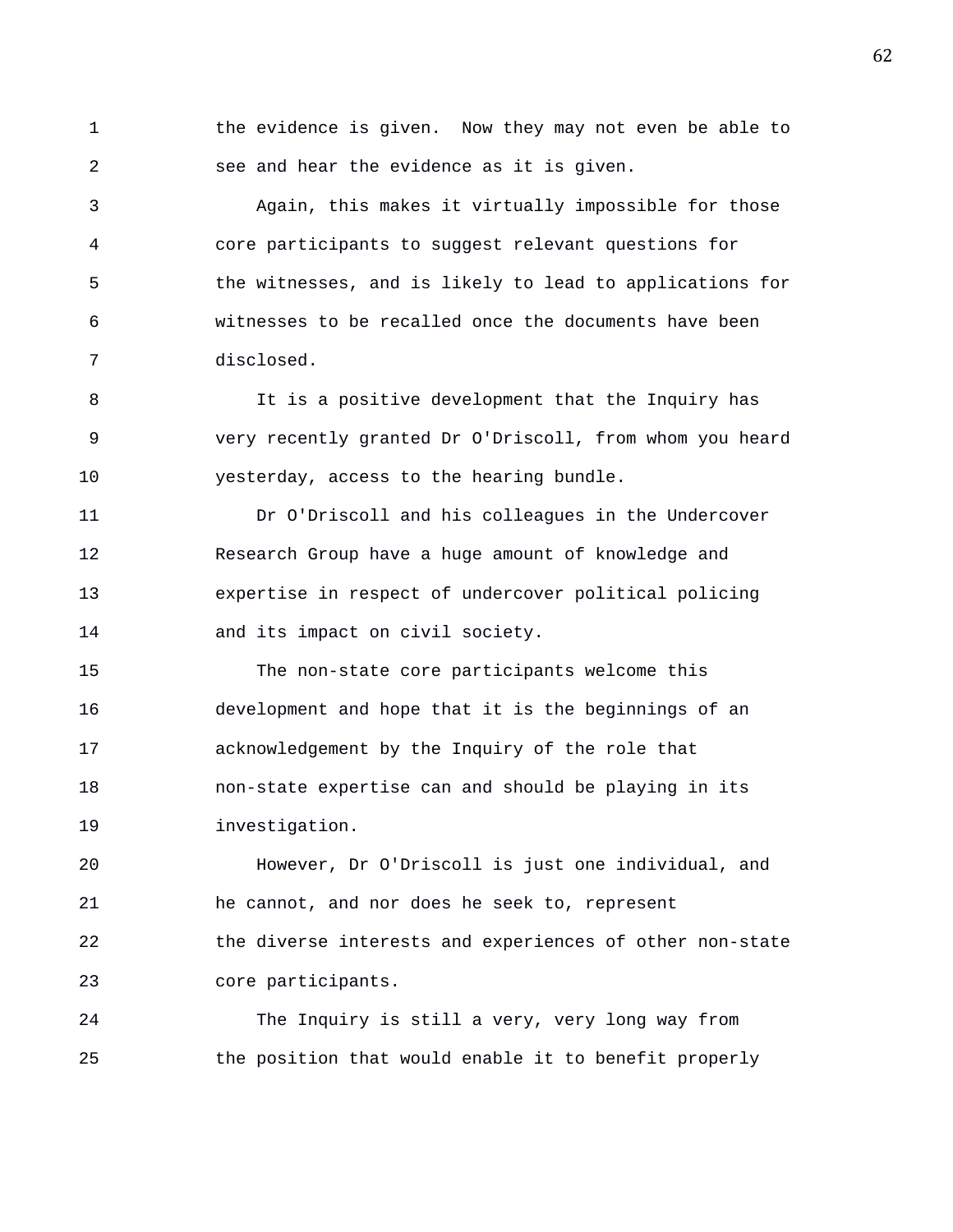the evidence is given. Now they may not even be able to see and hear the evidence as it is given.

Again, this makes it virtually impossible for those core participants to suggest relevant questions for the witnesses, and is likely to lead to applications for witnesses to be recalled once the documents have been disclosed.

It is a positive development that the Inquiry has very recently granted Dr O'Driscoll, from whom you heard yesterday, access to the hearing bundle.

Dr O'Driscoll and his colleagues in the Undercover Research Group have a huge amount of knowledge and expertise in respect of undercover political policing and its impact on civil society.

The non-state core participants welcome this development and hope that it is the beginnings of an acknowledgement by the Inquiry of the role that non-state expertise can and should be playing in its investigation.

However, Dr O'Driscoll is just one individual, and he cannot, and nor does he seek to, represent the diverse interests and experiences of other non-state core participants.

The Inquiry is still a very, very long way from the position that would enable it to benefit properly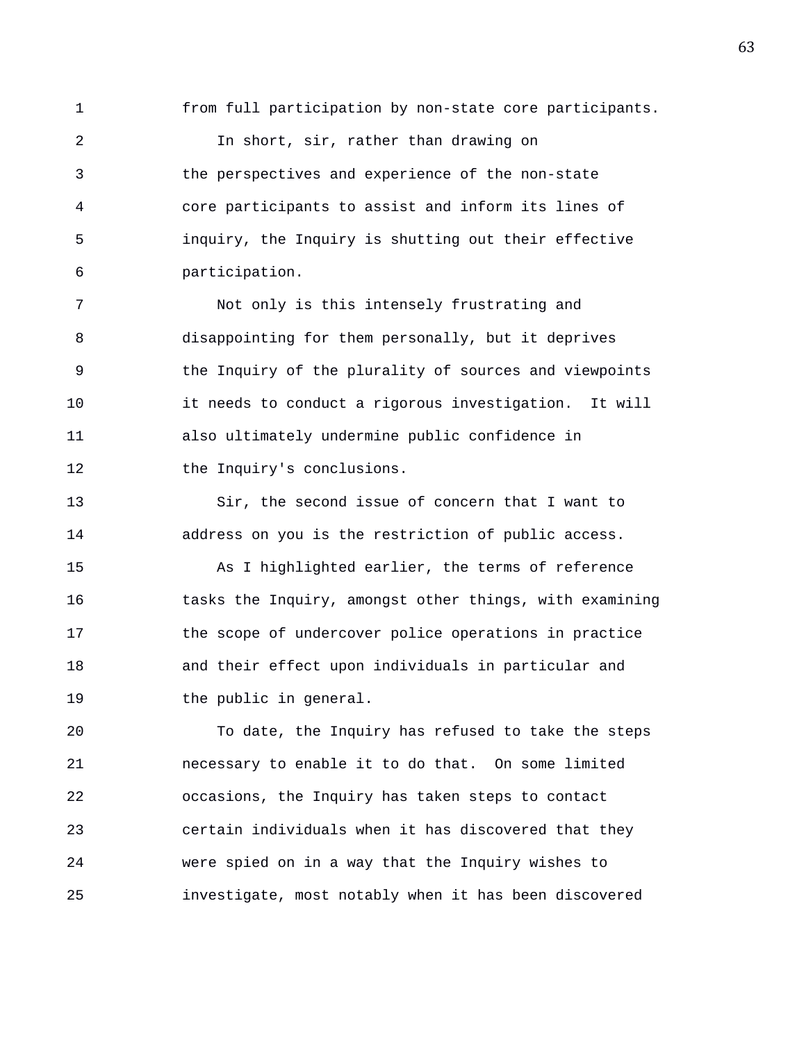from full participation by non-state core participants.

In short, sir, rather than drawing on the perspectives and experience of the non-state core participants to assist and inform its lines of inquiry, the Inquiry is shutting out their effective participation.

Not only is this intensely frustrating and disappointing for them personally, but it deprives the Inquiry of the plurality of sources and viewpoints it needs to conduct a rigorous investigation. It will also ultimately undermine public confidence in the Inquiry's conclusions.

Sir, the second issue of concern that I want to address on you is the restriction of public access.

As I highlighted earlier, the terms of reference tasks the Inquiry, amongst other things, with examining the scope of undercover police operations in practice and their effect upon individuals in particular and the public in general.

To date, the Inquiry has refused to take the steps necessary to enable it to do that. On some limited occasions, the Inquiry has taken steps to contact certain individuals when it has discovered that they were spied on in a way that the Inquiry wishes to investigate, most notably when it has been discovered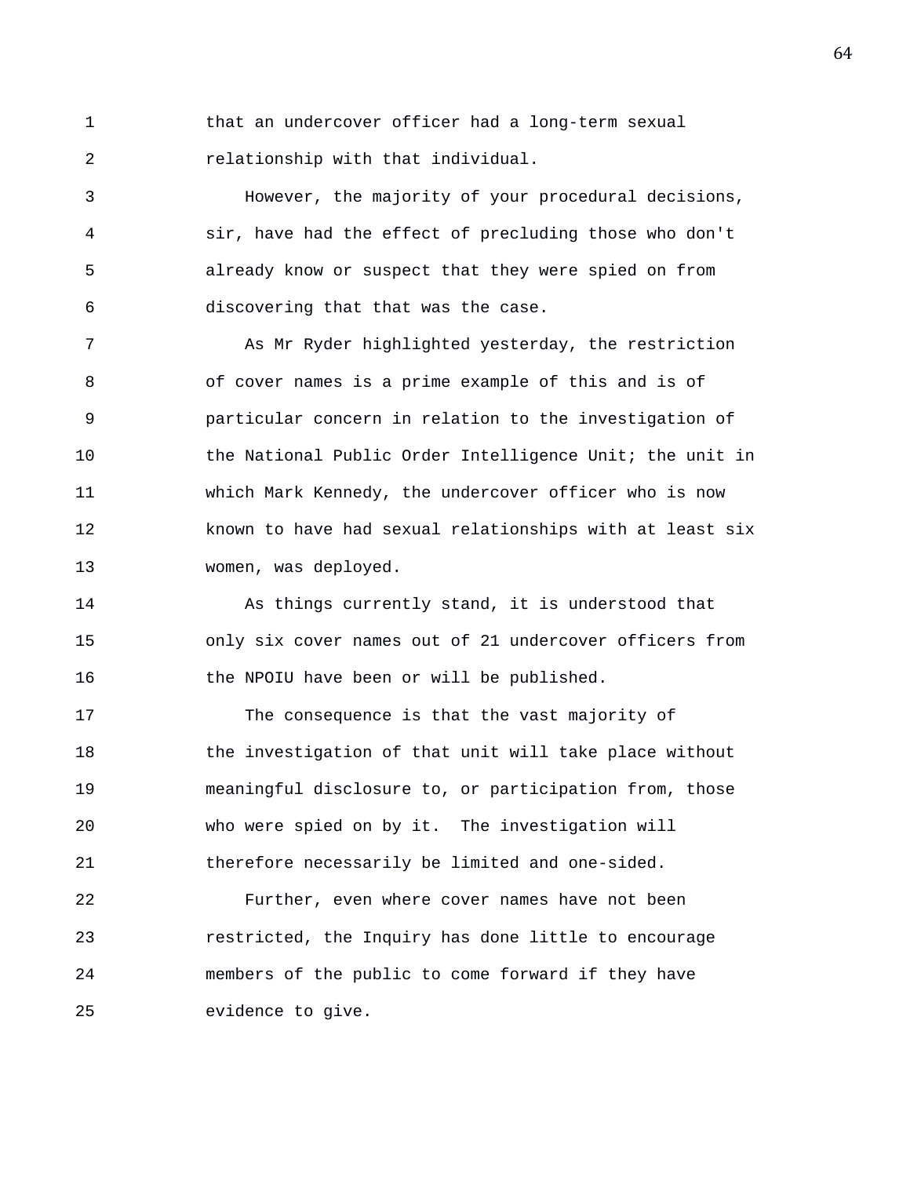that an undercover officer had a long-term sexual relationship with that individual.

However, the majority of your procedural decisions, sir, have had the effect of precluding those who don't already know or suspect that they were spied on from discovering that that was the case.

As Mr Ryder highlighted yesterday, the restriction of cover names is a prime example of this and is of particular concern in relation to the investigation of the National Public Order Intelligence Unit; the unit in which Mark Kennedy, the undercover officer who is now known to have had sexual relationships with at least six women, was deployed.

As things currently stand, it is understood that only six cover names out of 21 undercover officers from the NPOIU have been or will be published.

The consequence is that the vast majority of the investigation of that unit will take place without meaningful disclosure to, or participation from, those who were spied on by it. The investigation will therefore necessarily be limited and one-sided.

Further, even where cover names have not been restricted, the Inquiry has done little to encourage members of the public to come forward if they have evidence to give.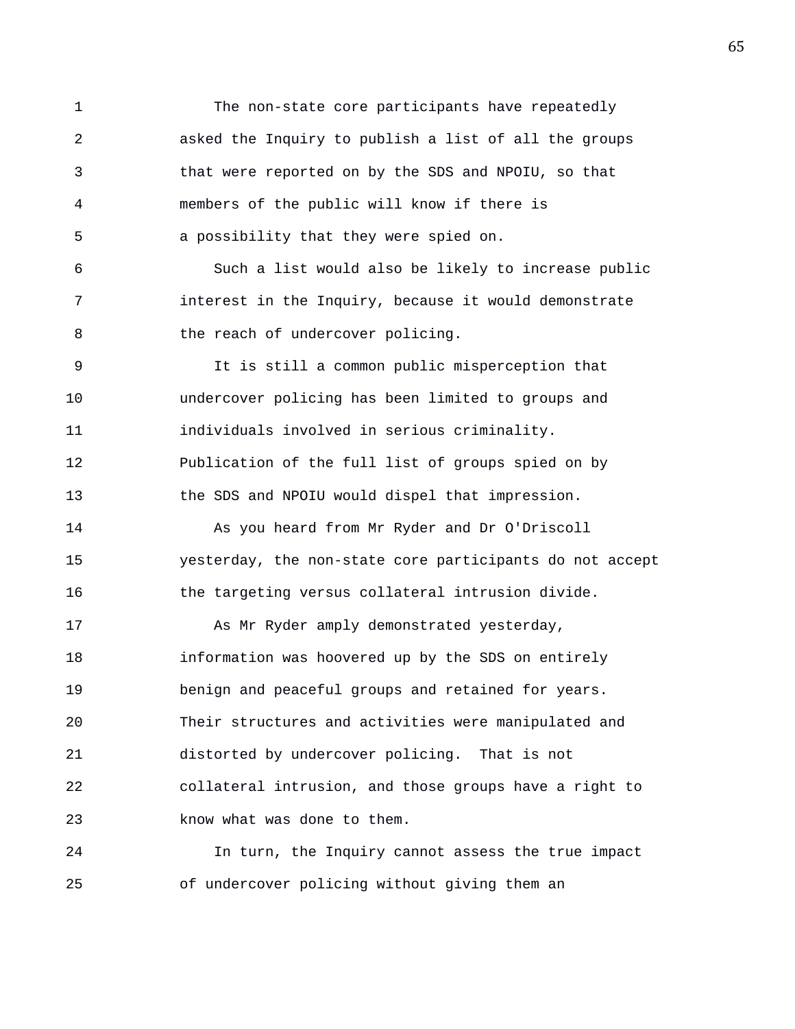The non-state core participants have repeatedly asked the Inquiry to publish a list of all the groups that were reported on by the SDS and NPOIU, so that members of the public will know if there is a possibility that they were spied on.

Such a list would also be likely to increase public interest in the Inquiry, because it would demonstrate the reach of undercover policing.

It is still a common public misperception that undercover policing has been limited to groups and individuals involved in serious criminality. Publication of the full list of groups spied on by the SDS and NPOIU would dispel that impression.

As you heard from Mr Ryder and Dr O'Driscoll yesterday, the non-state core participants do not accept the targeting versus collateral intrusion divide.

As Mr Ryder amply demonstrated yesterday, information was hoovered up by the SDS on entirely benign and peaceful groups and retained for years. Their structures and activities were manipulated and distorted by undercover policing. That is not collateral intrusion, and those groups have a right to know what was done to them.

In turn, the Inquiry cannot assess the true impact of undercover policing without giving them an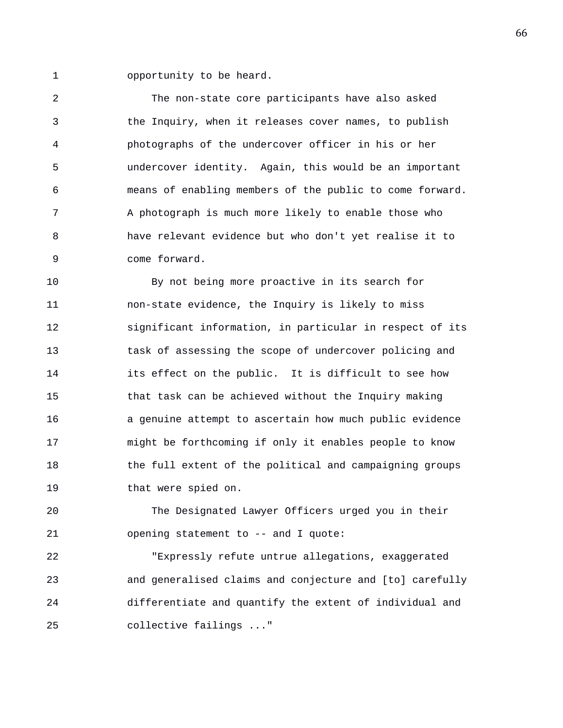opportunity to be heard.

The non-state core participants have also asked the Inquiry, when it releases cover names, to publish photographs of the undercover officer in his or her undercover identity. Again, this would be an important means of enabling members of the public to come forward. A photograph is much more likely to enable those who have relevant evidence but who don't yet realise it to come forward.

By not being more proactive in its search for non-state evidence, the Inquiry is likely to miss significant information, in particular in respect of its task of assessing the scope of undercover policing and its effect on the public. It is difficult to see how that task can be achieved without the Inquiry making a genuine attempt to ascertain how much public evidence might be forthcoming if only it enables people to know the full extent of the political and campaigning groups that were spied on.

The Designated Lawyer Officers urged you in their opening statement to -- and I quote:

"Expressly refute untrue allegations, exaggerated and generalised claims and conjecture and [to] carefully differentiate and quantify the extent of individual and collective failings ..."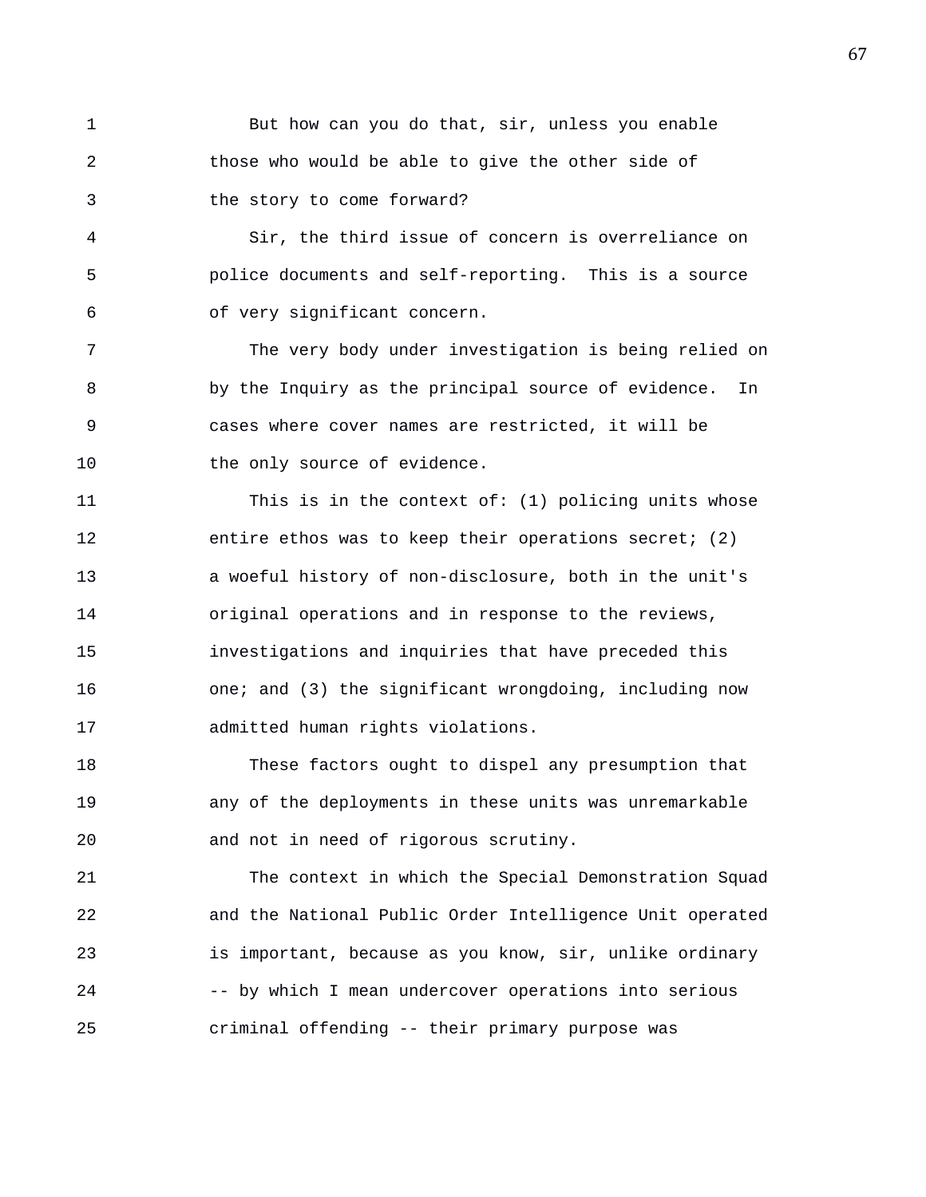But how can you do that, sir, unless you enable those who would be able to give the other side of the story to come forward?

Sir, the third issue of concern is overreliance on police documents and self-reporting. This is a source of very significant concern.

The very body under investigation is being relied on by the Inquiry as the principal source of evidence. In cases where cover names are restricted, it will be the only source of evidence.

This is in the context of: (1) policing units whose entire ethos was to keep their operations secret; (2) a woeful history of non-disclosure, both in the unit's original operations and in response to the reviews, investigations and inquiries that have preceded this one; and (3) the significant wrongdoing, including now admitted human rights violations.

These factors ought to dispel any presumption that any of the deployments in these units was unremarkable and not in need of rigorous scrutiny.

The context in which the Special Demonstration Squad and the National Public Order Intelligence Unit operated is important, because as you know, sir, unlike ordinary -- by which I mean undercover operations into serious criminal offending -- their primary purpose was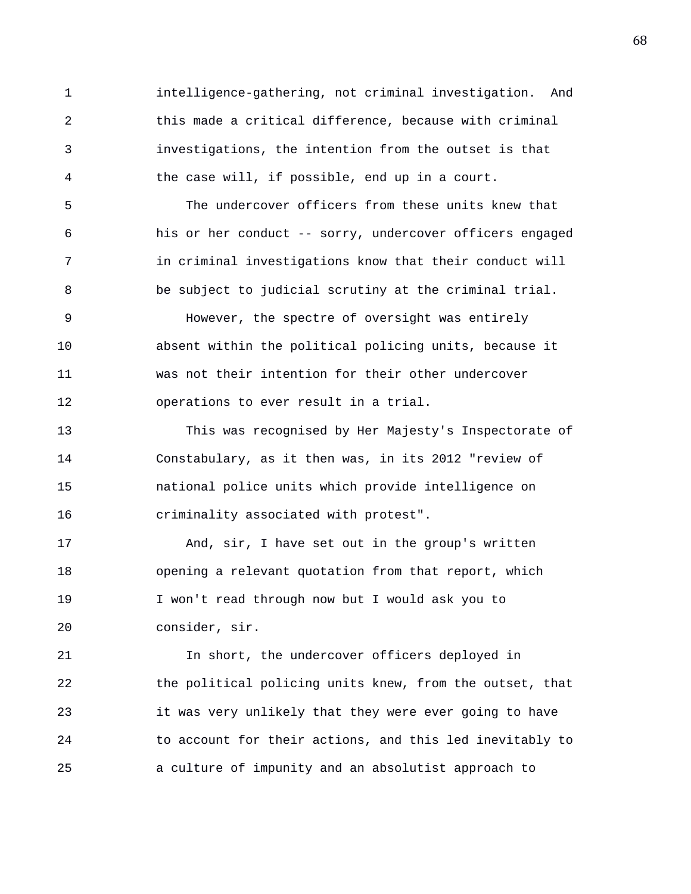intelligence-gathering, not criminal investigation. And this made a critical difference, because with criminal investigations, the intention from the outset is that the case will, if possible, end up in a court.

The undercover officers from these units knew that his or her conduct -- sorry, undercover officers engaged in criminal investigations know that their conduct will be subject to judicial scrutiny at the criminal trial.

However, the spectre of oversight was entirely absent within the political policing units, because it was not their intention for their other undercover operations to ever result in a trial.

This was recognised by Her Majesty's Inspectorate of Constabulary, as it then was, in its 2012 "review of national police units which provide intelligence on criminality associated with protest".

And, sir, I have set out in the group's written opening a relevant quotation from that report, which I won't read through now but I would ask you to consider, sir.

In short, the undercover officers deployed in the political policing units knew, from the outset, that it was very unlikely that they were ever going to have to account for their actions, and this led inevitably to a culture of impunity and an absolutist approach to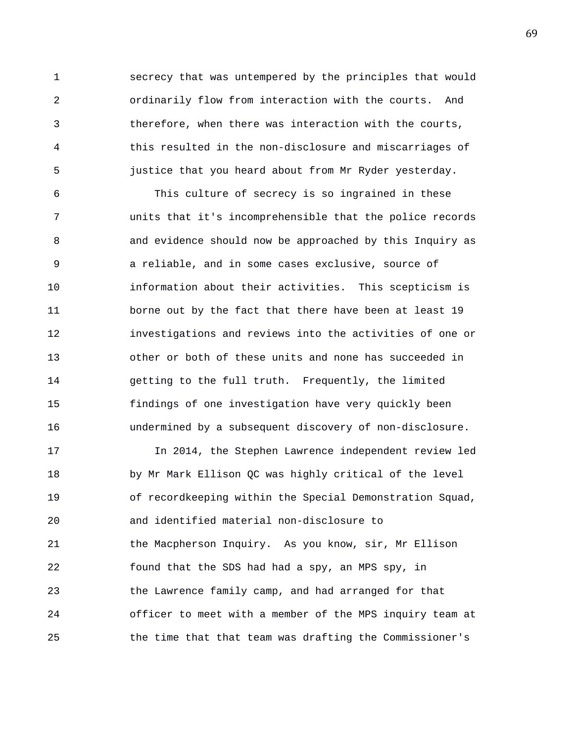secrecy that was untempered by the principles that would ordinarily flow from interaction with the courts. And therefore, when there was interaction with the courts, this resulted in the non-disclosure and miscarriages of justice that you heard about from Mr Ryder yesterday.

This culture of secrecy is so ingrained in these units that it's incomprehensible that the police records and evidence should now be approached by this Inquiry as a reliable, and in some cases exclusive, source of information about their activities. This scepticism is borne out by the fact that there have been at least 19 investigations and reviews into the activities of one or other or both of these units and none has succeeded in getting to the full truth. Frequently, the limited findings of one investigation have very quickly been undermined by a subsequent discovery of non-disclosure.

In 2014, the Stephen Lawrence independent review led by Mr Mark Ellison QC was highly critical of the level of recordkeeping within the Special Demonstration Squad, and identified material non-disclosure to the Macpherson Inquiry. As you know, sir, Mr Ellison found that the SDS had had a spy, an MPS spy, in the Lawrence family camp, and had arranged for that officer to meet with a member of the MPS inquiry team at the time that that team was drafting the Commissioner's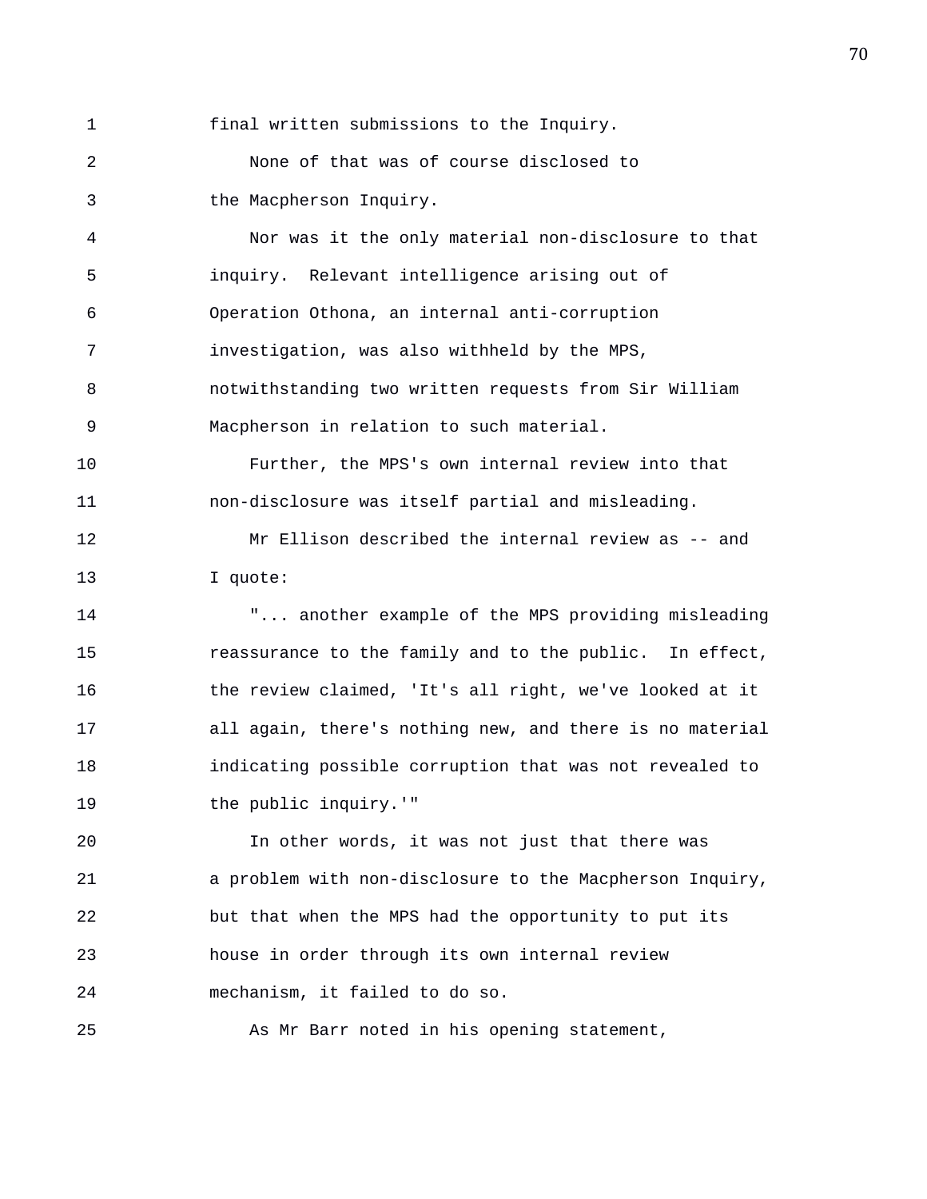final written submissions to the Inquiry.

None of that was of course disclosed to the Macpherson Inquiry.

Nor was it the only material non-disclosure to that inquiry. Relevant intelligence arising out of Operation Othona, an internal anti-corruption investigation, was also withheld by the MPS, notwithstanding two written requests from Sir William Macpherson in relation to such material.

Further, the MPS's own internal review into that non-disclosure was itself partial and misleading.

Mr Ellison described the internal review as -- and I quote:

"... another example of the MPS providing misleading reassurance to the family and to the public. In effect, the review claimed, 'It's all right, we've looked at it all again, there's nothing new, and there is no material indicating possible corruption that was not revealed to the public inquiry.'"

In other words, it was not just that there was a problem with non-disclosure to the Macpherson Inquiry, but that when the MPS had the opportunity to put its house in order through its own internal review mechanism, it failed to do so.

As Mr Barr noted in his opening statement,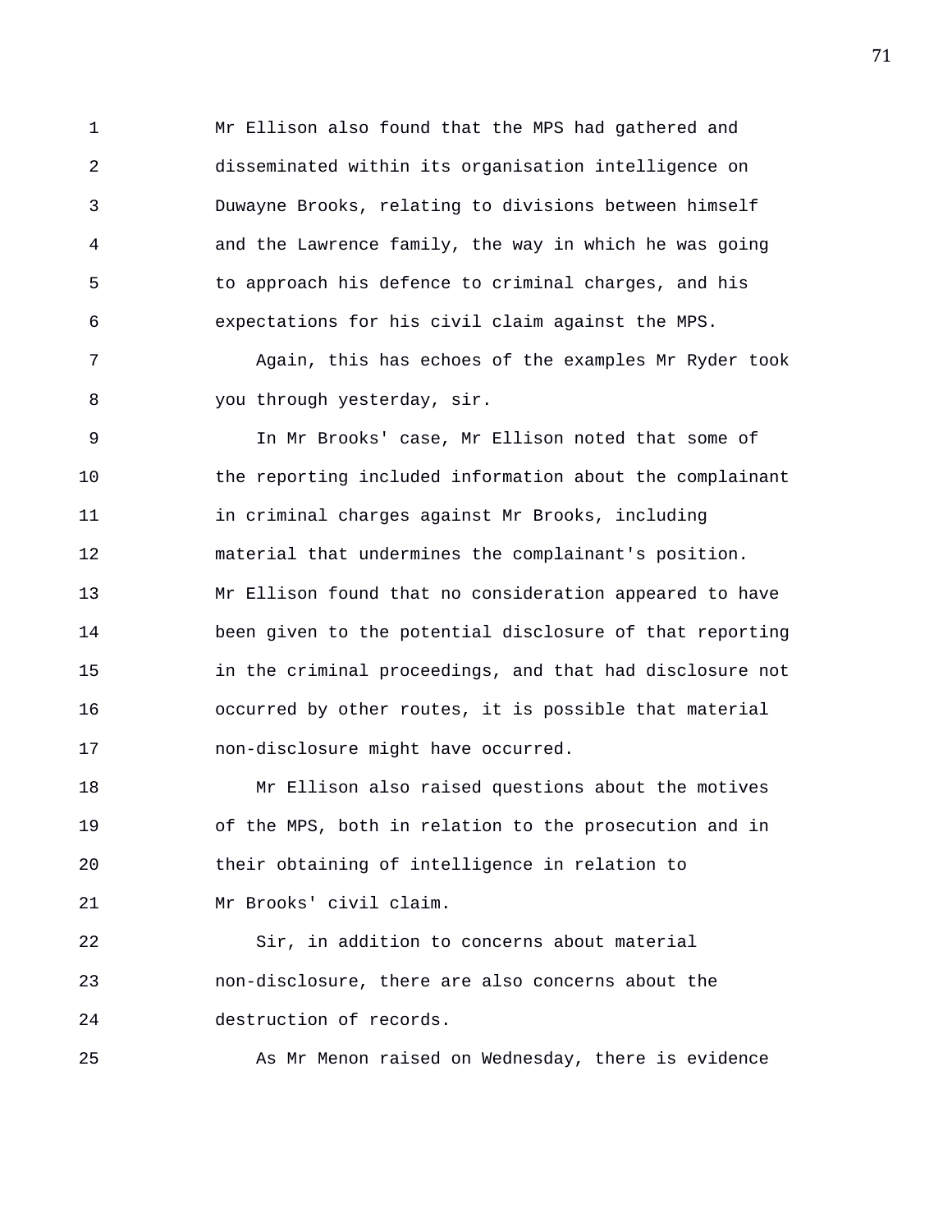Mr Ellison also found that the MPS had gathered and disseminated within its organisation intelligence on Duwayne Brooks, relating to divisions between himself and the Lawrence family, the way in which he was going to approach his defence to criminal charges, and his expectations for his civil claim against the MPS.

Again, this has echoes of the examples Mr Ryder took you through yesterday, sir.

In Mr Brooks' case, Mr Ellison noted that some of the reporting included information about the complainant in criminal charges against Mr Brooks, including material that undermines the complainant's position. Mr Ellison found that no consideration appeared to have been given to the potential disclosure of that reporting in the criminal proceedings, and that had disclosure not occurred by other routes, it is possible that material non-disclosure might have occurred.

Mr Ellison also raised questions about the motives of the MPS, both in relation to the prosecution and in their obtaining of intelligence in relation to Mr Brooks' civil claim.

Sir, in addition to concerns about material non-disclosure, there are also concerns about the destruction of records.

As Mr Menon raised on Wednesday, there is evidence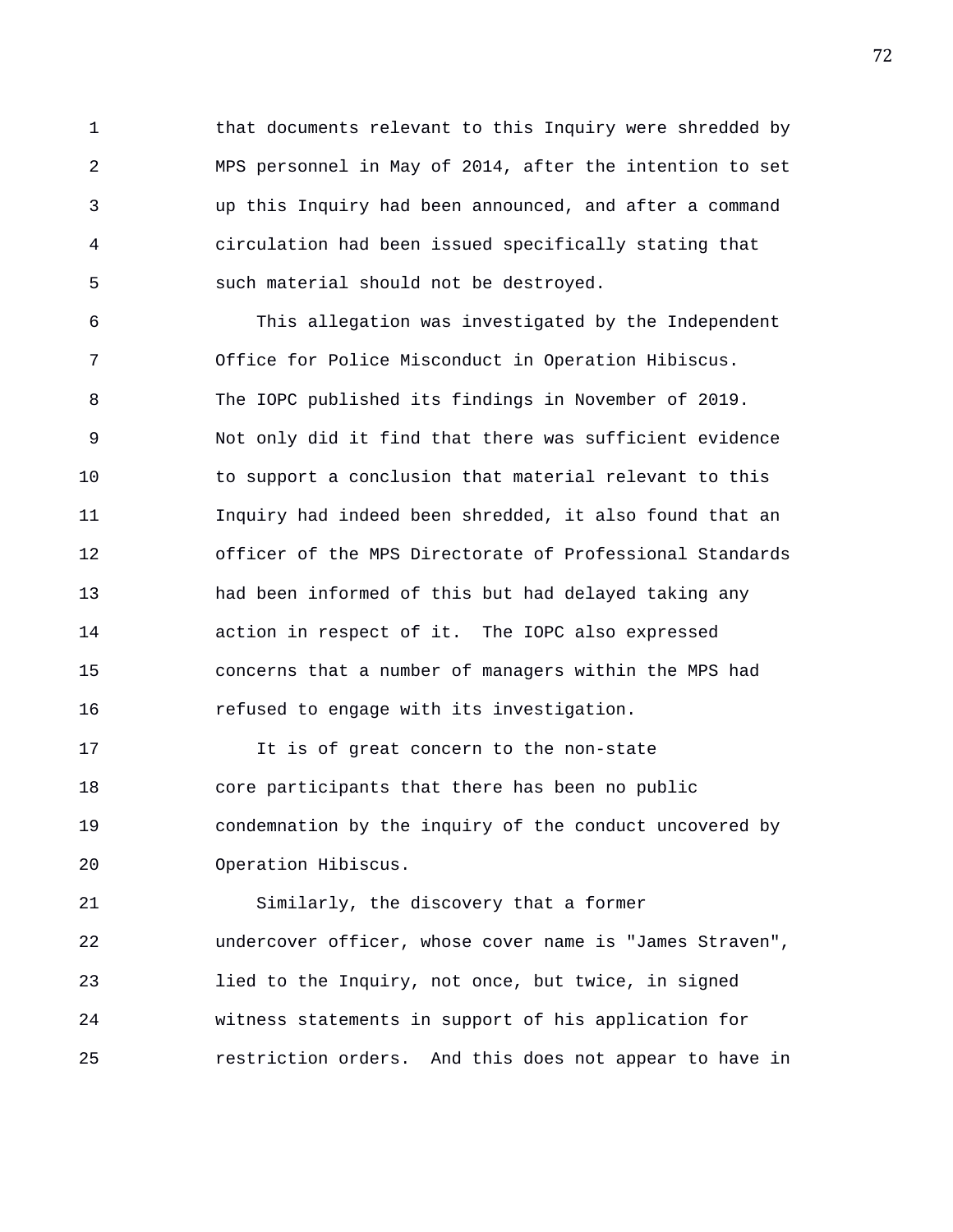that documents relevant to this Inquiry were shredded by MPS personnel in May of 2014, after the intention to set up this Inquiry had been announced, and after a command circulation had been issued specifically stating that such material should not be destroyed.

This allegation was investigated by the Independent Office for Police Misconduct in Operation Hibiscus. The IOPC published its findings in November of 2019. Not only did it find that there was sufficient evidence to support a conclusion that material relevant to this Inquiry had indeed been shredded, it also found that an officer of the MPS Directorate of Professional Standards had been informed of this but had delayed taking any action in respect of it. The IOPC also expressed concerns that a number of managers within the MPS had refused to engage with its investigation.

It is of great concern to the non-state core participants that there has been no public condemnation by the inquiry of the conduct uncovered by Operation Hibiscus.

Similarly, the discovery that a former undercover officer, whose cover name is "James Straven", lied to the Inquiry, not once, but twice, in signed witness statements in support of his application for restriction orders. And this does not appear to have in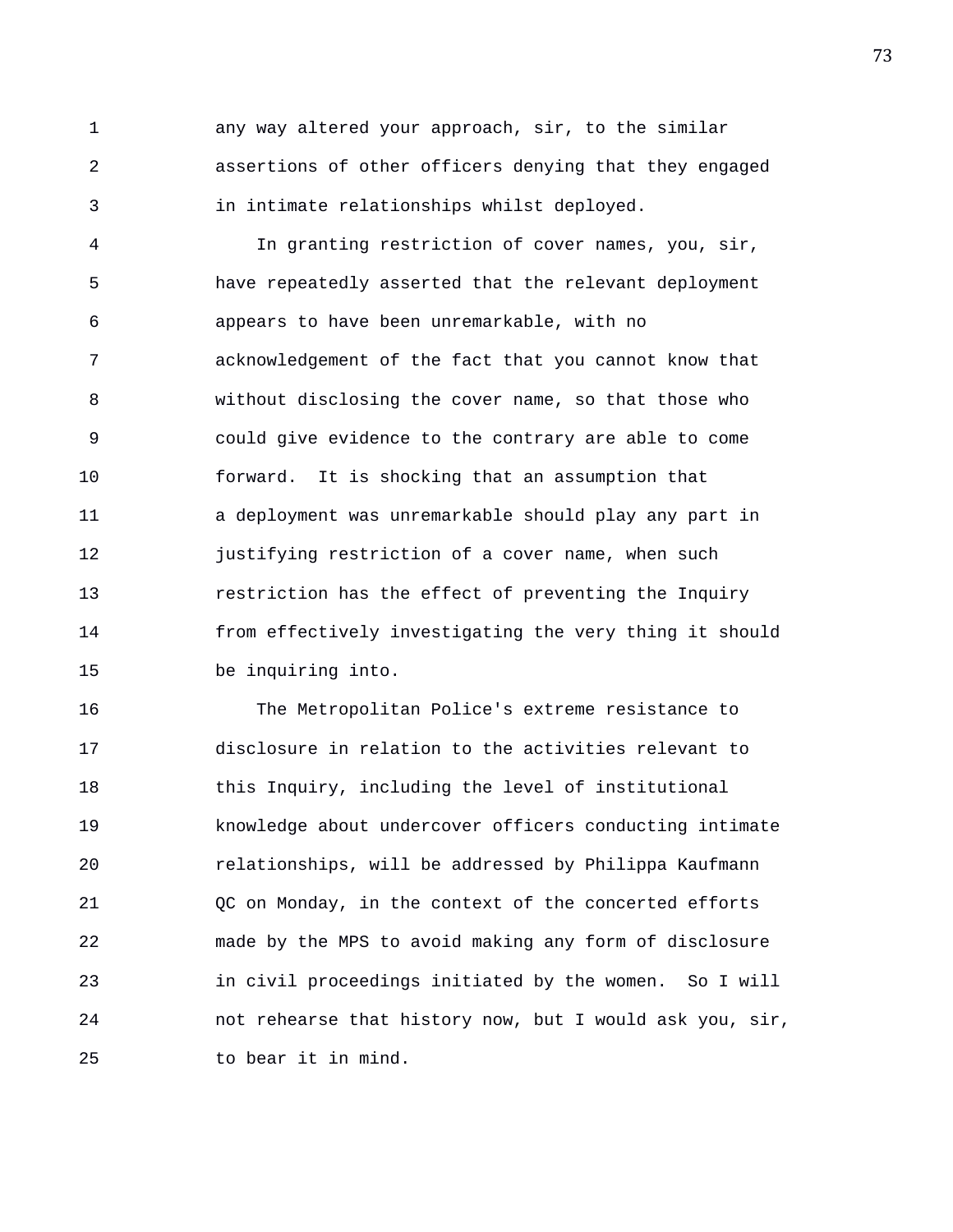any way altered your approach, sir, to the similar assertions of other officers denying that they engaged in intimate relationships whilst deployed.

In granting restriction of cover names, you, sir, have repeatedly asserted that the relevant deployment appears to have been unremarkable, with no acknowledgement of the fact that you cannot know that without disclosing the cover name, so that those who could give evidence to the contrary are able to come forward. It is shocking that an assumption that a deployment was unremarkable should play any part in justifying restriction of a cover name, when such restriction has the effect of preventing the Inquiry from effectively investigating the very thing it should be inquiring into.

The Metropolitan Police's extreme resistance to disclosure in relation to the activities relevant to this Inquiry, including the level of institutional knowledge about undercover officers conducting intimate relationships, will be addressed by Philippa Kaufmann QC on Monday, in the context of the concerted efforts made by the MPS to avoid making any form of disclosure in civil proceedings initiated by the women. So I will not rehearse that history now, but I would ask you, sir, to bear it in mind.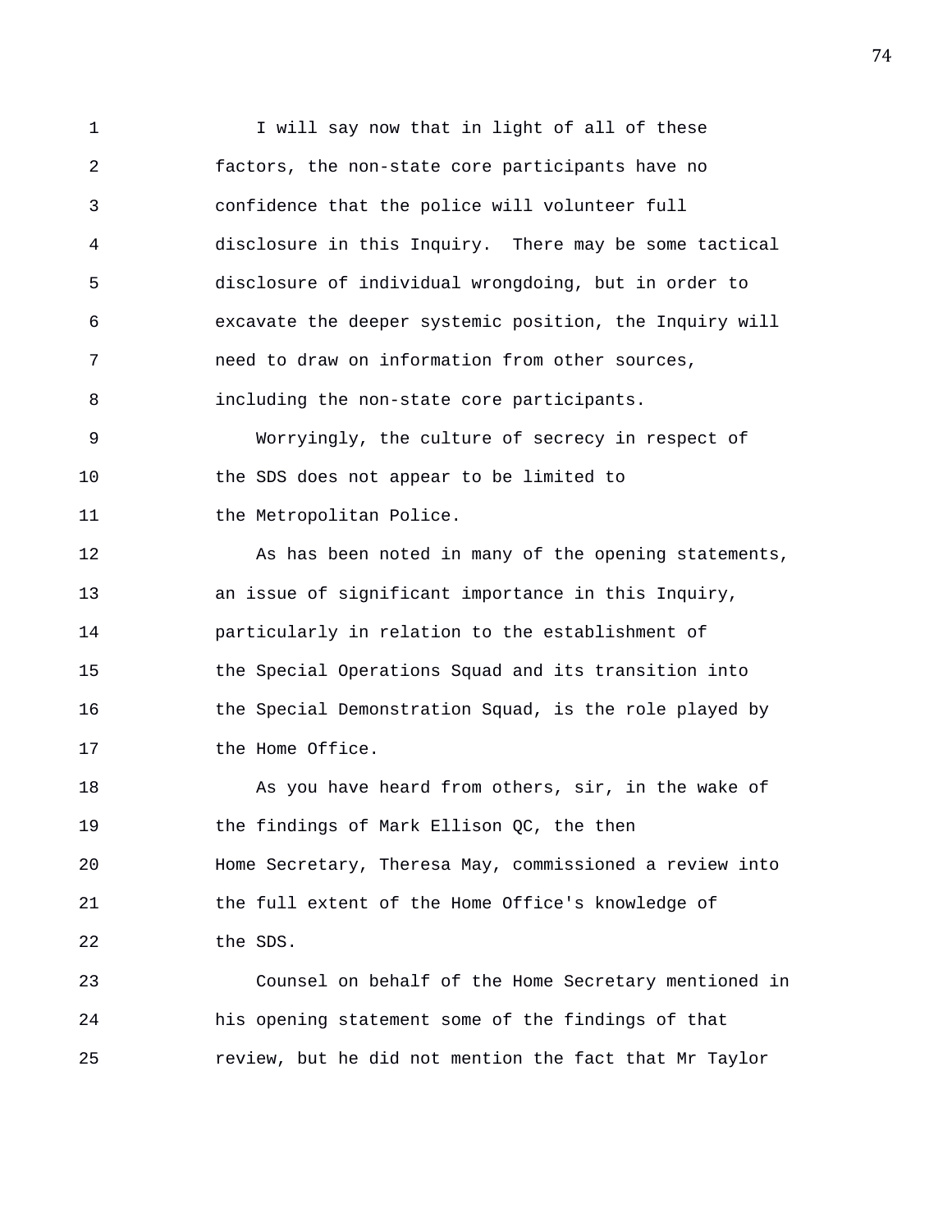I will say now that in light of all of these factors, the non-state core participants have no confidence that the police will volunteer full disclosure in this Inquiry. There may be some tactical disclosure of individual wrongdoing, but in order to excavate the deeper systemic position, the Inquiry will need to draw on information from other sources, including the non-state core participants.

Worryingly, the culture of secrecy in respect of the SDS does not appear to be limited to the Metropolitan Police.

As has been noted in many of the opening statements, an issue of significant importance in this Inquiry, particularly in relation to the establishment of the Special Operations Squad and its transition into the Special Demonstration Squad, is the role played by the Home Office.

As you have heard from others, sir, in the wake of the findings of Mark Ellison QC, the then Home Secretary, Theresa May, commissioned a review into the full extent of the Home Office's knowledge of the SDS.

Counsel on behalf of the Home Secretary mentioned in his opening statement some of the findings of that review, but he did not mention the fact that Mr Taylor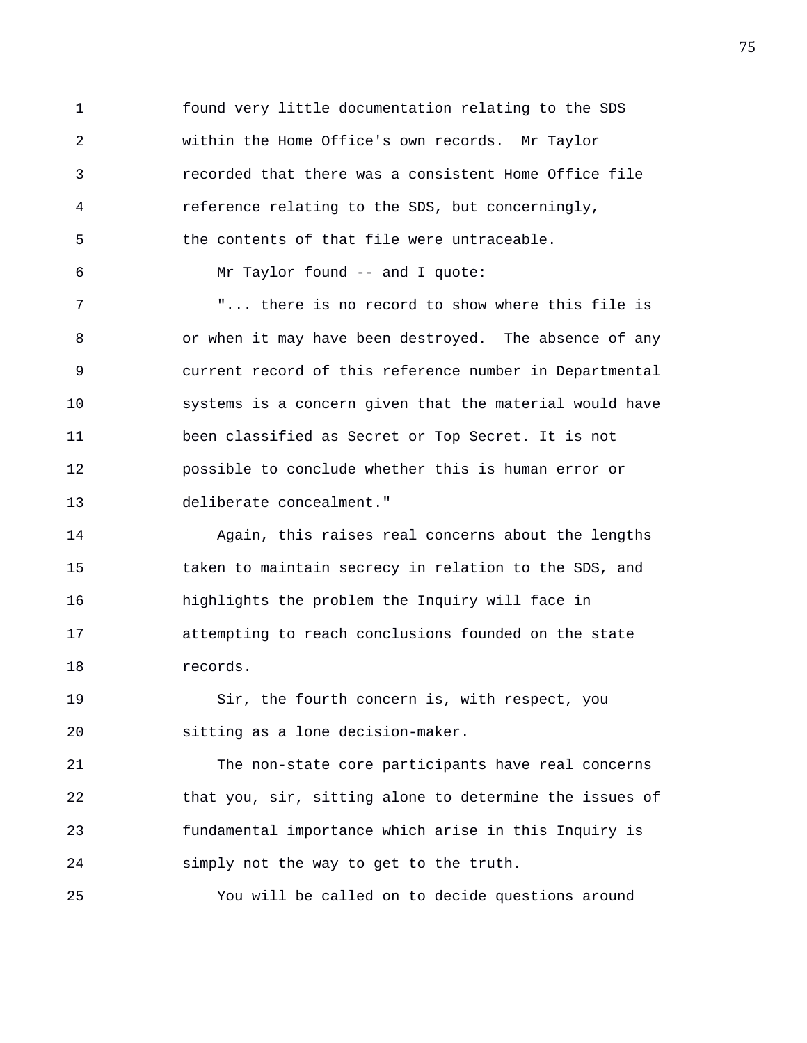found very little documentation relating to the SDS within the Home Office's own records. Mr Taylor recorded that there was a consistent Home Office file reference relating to the SDS, but concerningly, the contents of that file were untraceable.

Mr Taylor found -- and I quote:

"... there is no record to show where this file is or when it may have been destroyed. The absence of any current record of this reference number in Departmental systems is a concern given that the material would have been classified as Secret or Top Secret. It is not possible to conclude whether this is human error or deliberate concealment."

Again, this raises real concerns about the lengths taken to maintain secrecy in relation to the SDS, and highlights the problem the Inquiry will face in attempting to reach conclusions founded on the state records.

Sir, the fourth concern is, with respect, you sitting as a lone decision-maker.

The non-state core participants have real concerns that you, sir, sitting alone to determine the issues of fundamental importance which arise in this Inquiry is simply not the way to get to the truth.

You will be called on to decide questions around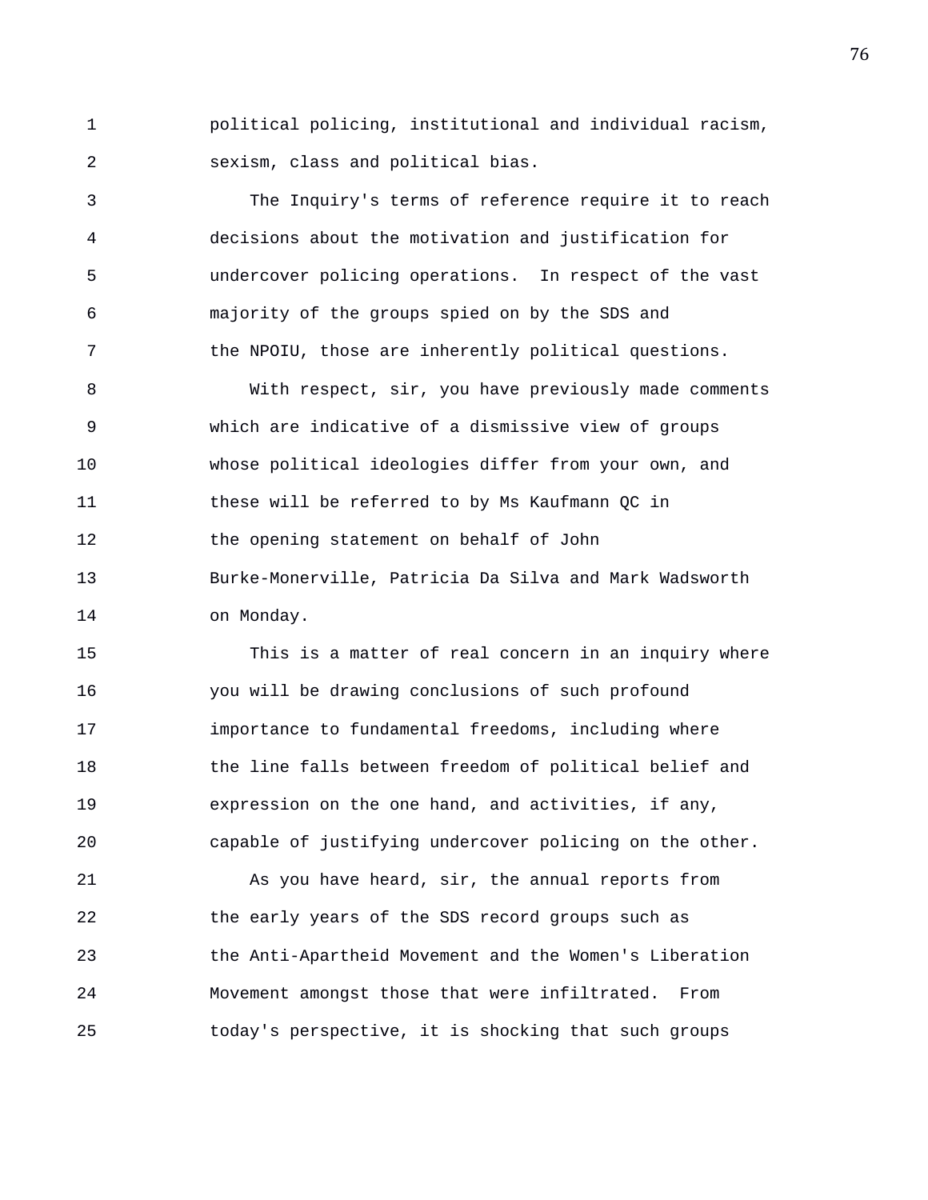political policing, institutional and individual racism, sexism, class and political bias.

The Inquiry's terms of reference require it to reach decisions about the motivation and justification for undercover policing operations. In respect of the vast majority of the groups spied on by the SDS and the NPOIU, those are inherently political questions.

With respect, sir, you have previously made comments which are indicative of a dismissive view of groups whose political ideologies differ from your own, and these will be referred to by Ms Kaufmann QC in the opening statement on behalf of John Burke-Monerville, Patricia Da Silva and Mark Wadsworth on Monday.

This is a matter of real concern in an inquiry where you will be drawing conclusions of such profound importance to fundamental freedoms, including where the line falls between freedom of political belief and expression on the one hand, and activities, if any, capable of justifying undercover policing on the other.

As you have heard, sir, the annual reports from the early years of the SDS record groups such as the Anti-Apartheid Movement and the Women's Liberation Movement amongst those that were infiltrated. From today's perspective, it is shocking that such groups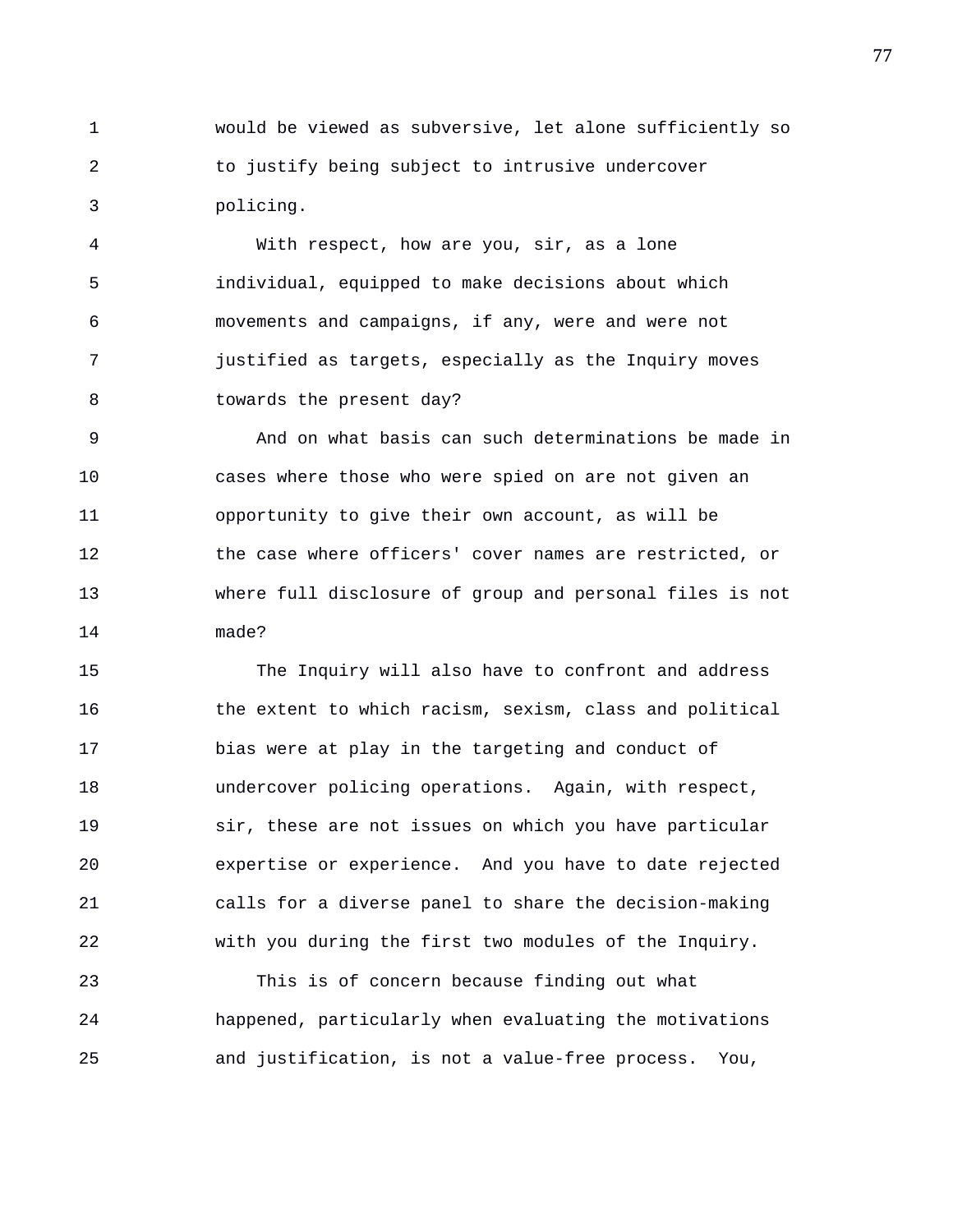would be viewed as subversive, let alone sufficiently so to justify being subject to intrusive undercover policing.

With respect, how are you, sir, as a lone individual, equipped to make decisions about which movements and campaigns, if any, were and were not justified as targets, especially as the Inquiry moves towards the present day?

And on what basis can such determinations be made in cases where those who were spied on are not given an opportunity to give their own account, as will be the case where officers' cover names are restricted, or where full disclosure of group and personal files is not made?

The Inquiry will also have to confront and address the extent to which racism, sexism, class and political bias were at play in the targeting and conduct of undercover policing operations. Again, with respect, sir, these are not issues on which you have particular expertise or experience. And you have to date rejected calls for a diverse panel to share the decision-making with you during the first two modules of the Inquiry.

This is of concern because finding out what happened, particularly when evaluating the motivations and justification, is not a value-free process. You,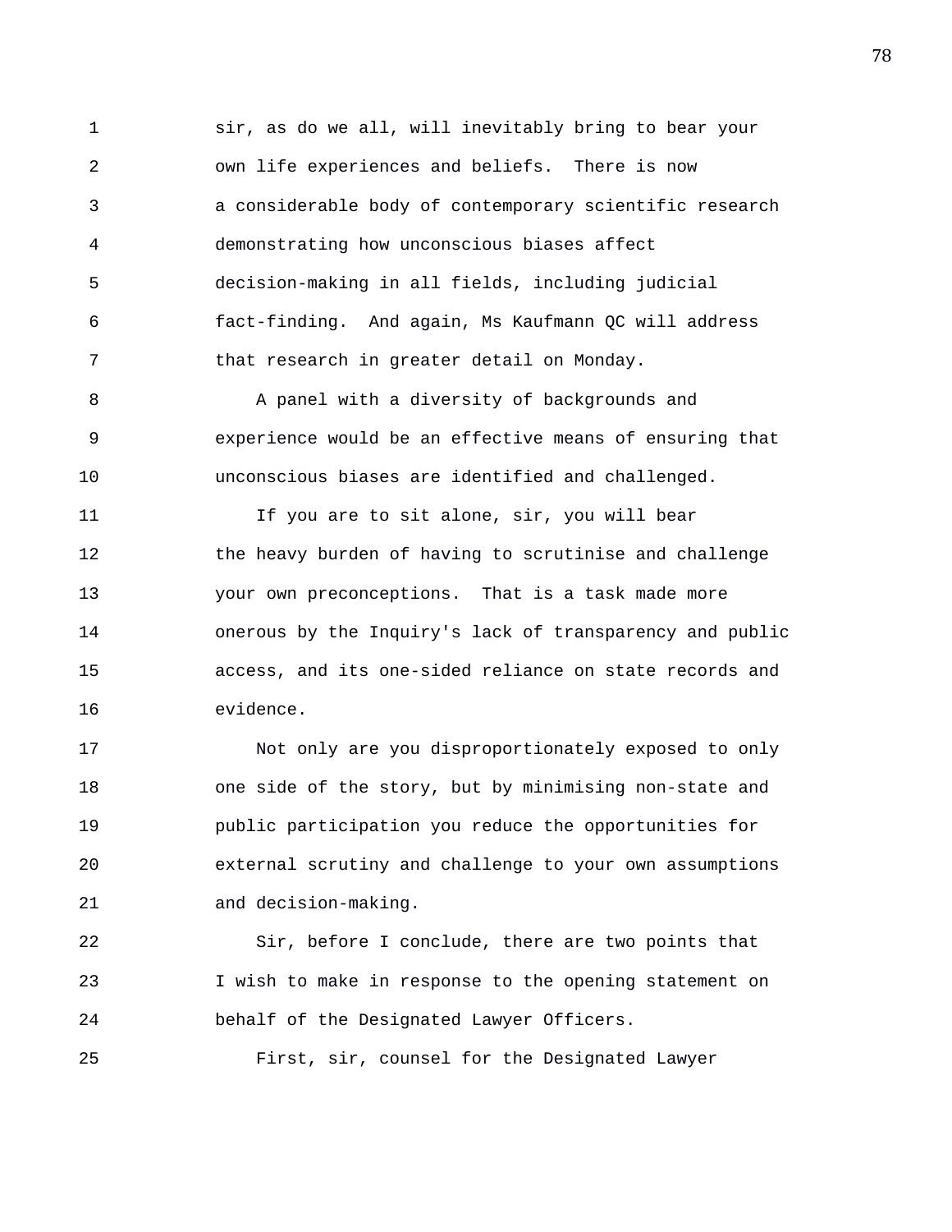sir, as do we all, will inevitably bring to bear your own life experiences and beliefs. There is now a considerable body of contemporary scientific research demonstrating how unconscious biases affect decision-making in all fields, including judicial fact-finding. And again, Ms Kaufmann QC will address that research in greater detail on Monday.

A panel with a diversity of backgrounds and experience would be an effective means of ensuring that unconscious biases are identified and challenged.

If you are to sit alone, sir, you will bear the heavy burden of having to scrutinise and challenge your own preconceptions. That is a task made more onerous by the Inquiry's lack of transparency and public access, and its one-sided reliance on state records and evidence.

Not only are you disproportionately exposed to only one side of the story, but by minimising non-state and public participation you reduce the opportunities for external scrutiny and challenge to your own assumptions and decision-making.

Sir, before I conclude, there are two points that I wish to make in response to the opening statement on behalf of the Designated Lawyer Officers.

First, sir, counsel for the Designated Lawyer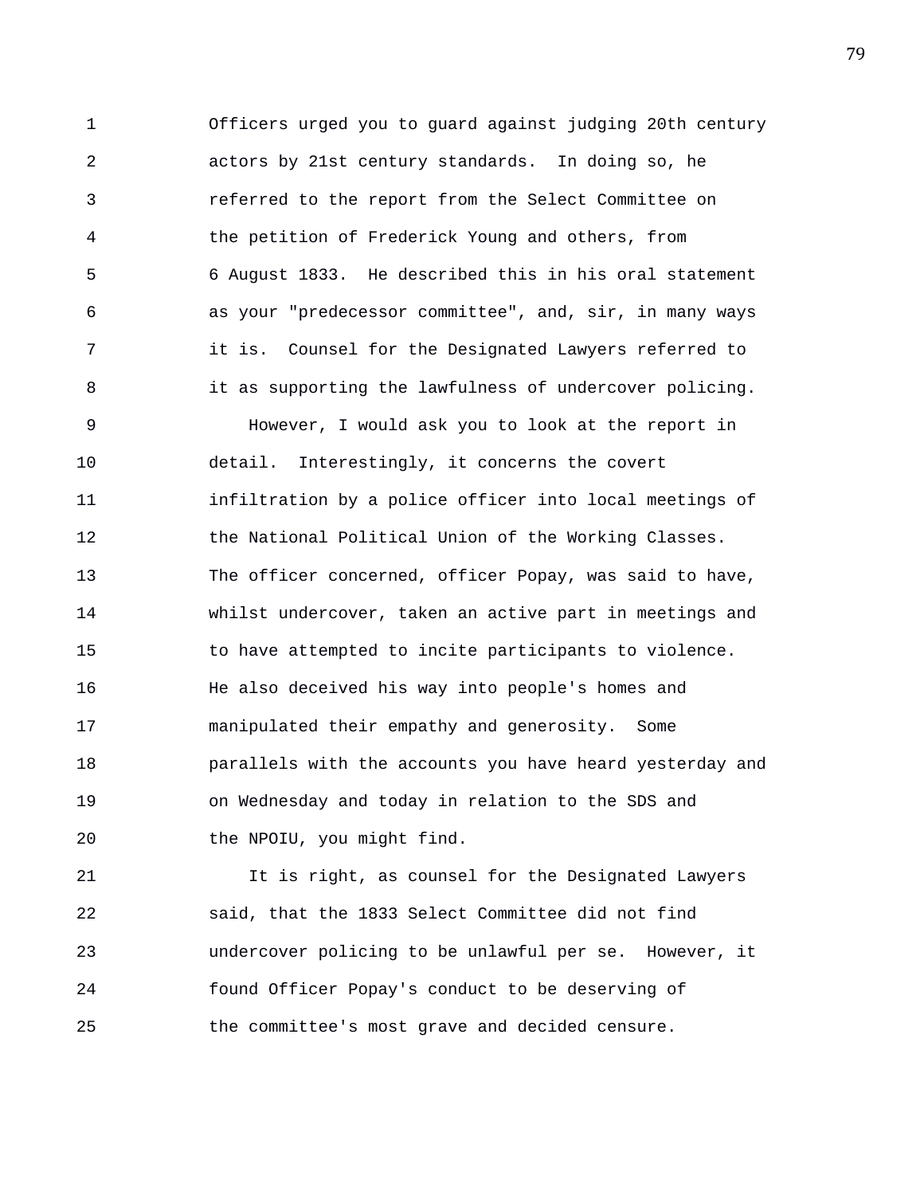Officers urged you to guard against judging 20th century actors by 21st century standards. In doing so, he referred to the report from the Select Committee on the petition of Frederick Young and others, from 6 August 1833. He described this in his oral statement as your "predecessor committee", and, sir, in many ways it is. Counsel for the Designated Lawyers referred to it as supporting the lawfulness of undercover policing.

However, I would ask you to look at the report in detail. Interestingly, it concerns the covert infiltration by a police officer into local meetings of the National Political Union of the Working Classes. The officer concerned, officer Popay, was said to have, whilst undercover, taken an active part in meetings and to have attempted to incite participants to violence. He also deceived his way into people's homes and manipulated their empathy and generosity. Some parallels with the accounts you have heard yesterday and on Wednesday and today in relation to the SDS and the NPOIU, you might find.

It is right, as counsel for the Designated Lawyers said, that the 1833 Select Committee did not find undercover policing to be unlawful per se. However, it found Officer Popay's conduct to be deserving of the committee's most grave and decided censure.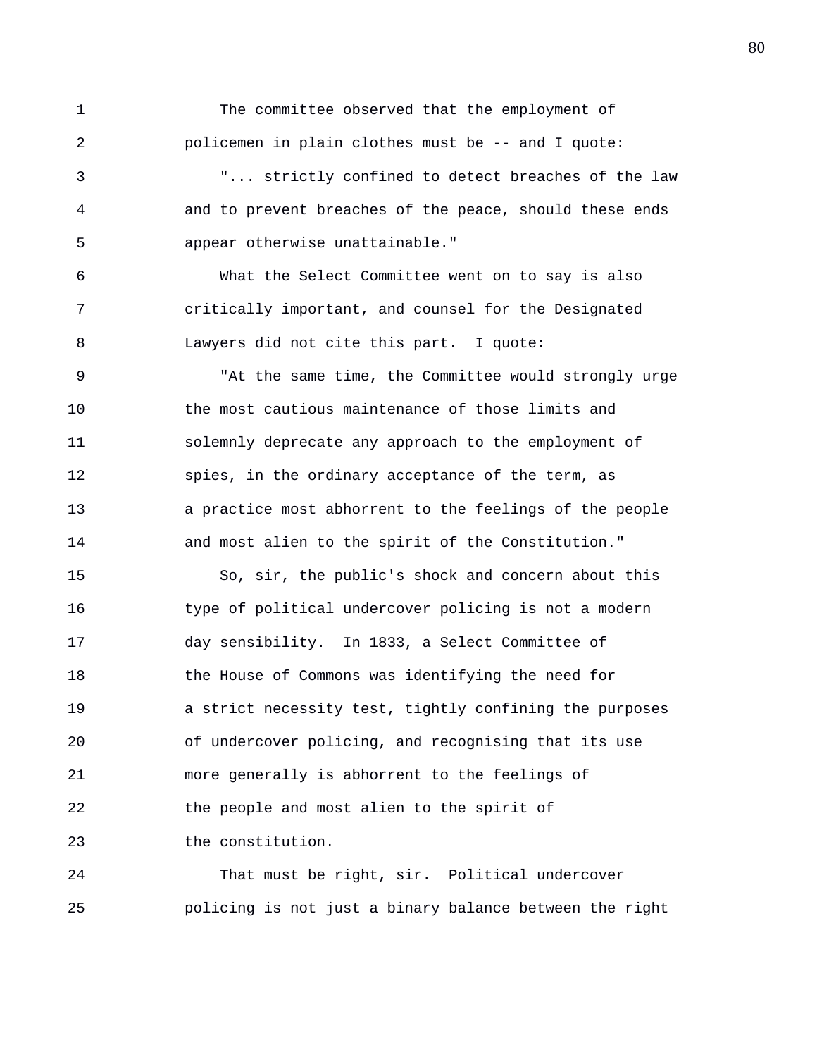The committee observed that the employment of policemen in plain clothes must be -- and I quote:

"... strictly confined to detect breaches of the law and to prevent breaches of the peace, should these ends appear otherwise unattainable."

What the Select Committee went on to say is also critically important, and counsel for the Designated Lawyers did not cite this part. I quote:

"At the same time, the Committee would strongly urge the most cautious maintenance of those limits and solemnly deprecate any approach to the employment of spies, in the ordinary acceptance of the term, as a practice most abhorrent to the feelings of the people and most alien to the spirit of the Constitution."

So, sir, the public's shock and concern about this type of political undercover policing is not a modern day sensibility. In 1833, a Select Committee of the House of Commons was identifying the need for a strict necessity test, tightly confining the purposes of undercover policing, and recognising that its use more generally is abhorrent to the feelings of the people and most alien to the spirit of the constitution.

That must be right, sir. Political undercover policing is not just a binary balance between the right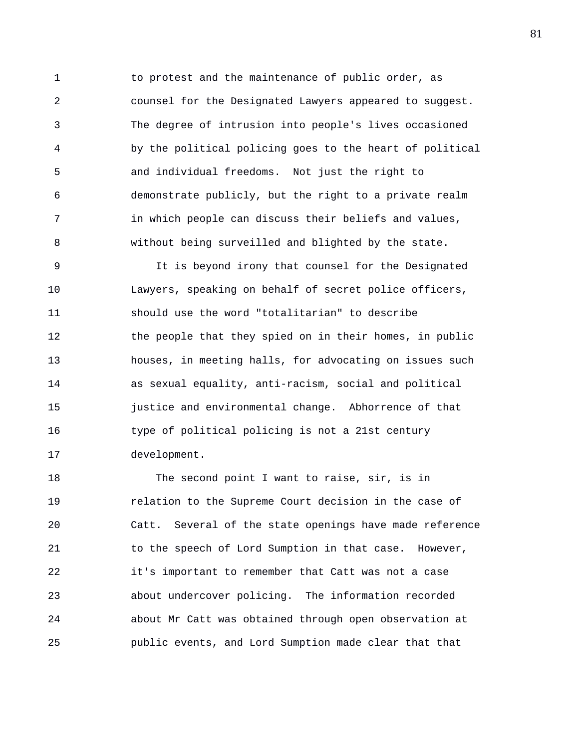to protest and the maintenance of public order, as counsel for the Designated Lawyers appeared to suggest. The degree of intrusion into people's lives occasioned by the political policing goes to the heart of political and individual freedoms. Not just the right to demonstrate publicly, but the right to a private realm in which people can discuss their beliefs and values, without being surveilled and blighted by the state.

It is beyond irony that counsel for the Designated Lawyers, speaking on behalf of secret police officers, should use the word "totalitarian" to describe the people that they spied on in their homes, in public houses, in meeting halls, for advocating on issues such as sexual equality, anti-racism, social and political justice and environmental change. Abhorrence of that type of political policing is not a 21st century development.

The second point I want to raise, sir, is in relation to the Supreme Court decision in the case of Catt. Several of the state openings have made reference to the speech of Lord Sumption in that case. However, it's important to remember that Catt was not a case about undercover policing. The information recorded about Mr Catt was obtained through open observation at public events, and Lord Sumption made clear that that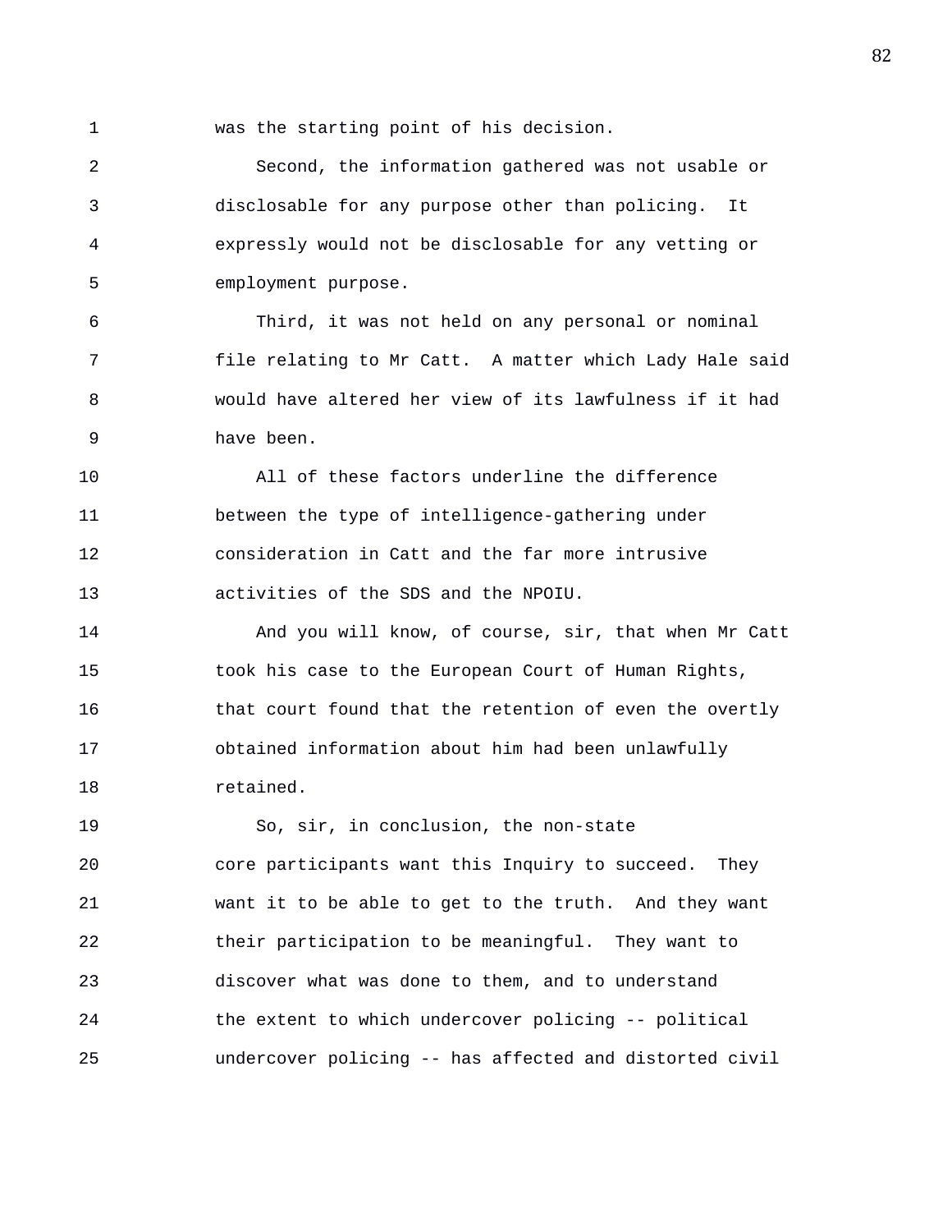was the starting point of his decision.

Second, the information gathered was not usable or disclosable for any purpose other than policing. It expressly would not be disclosable for any vetting or employment purpose.

Third, it was not held on any personal or nominal file relating to Mr Catt. A matter which Lady Hale said would have altered her view of its lawfulness if it had have been.

All of these factors underline the difference between the type of intelligence-gathering under consideration in Catt and the far more intrusive activities of the SDS and the NPOIU.

And you will know, of course, sir, that when Mr Catt took his case to the European Court of Human Rights, that court found that the retention of even the overtly obtained information about him had been unlawfully retained.

So, sir, in conclusion, the non-state core participants want this Inquiry to succeed. They want it to be able to get to the truth. And they want their participation to be meaningful. They want to discover what was done to them, and to understand the extent to which undercover policing -- political undercover policing -- has affected and distorted civil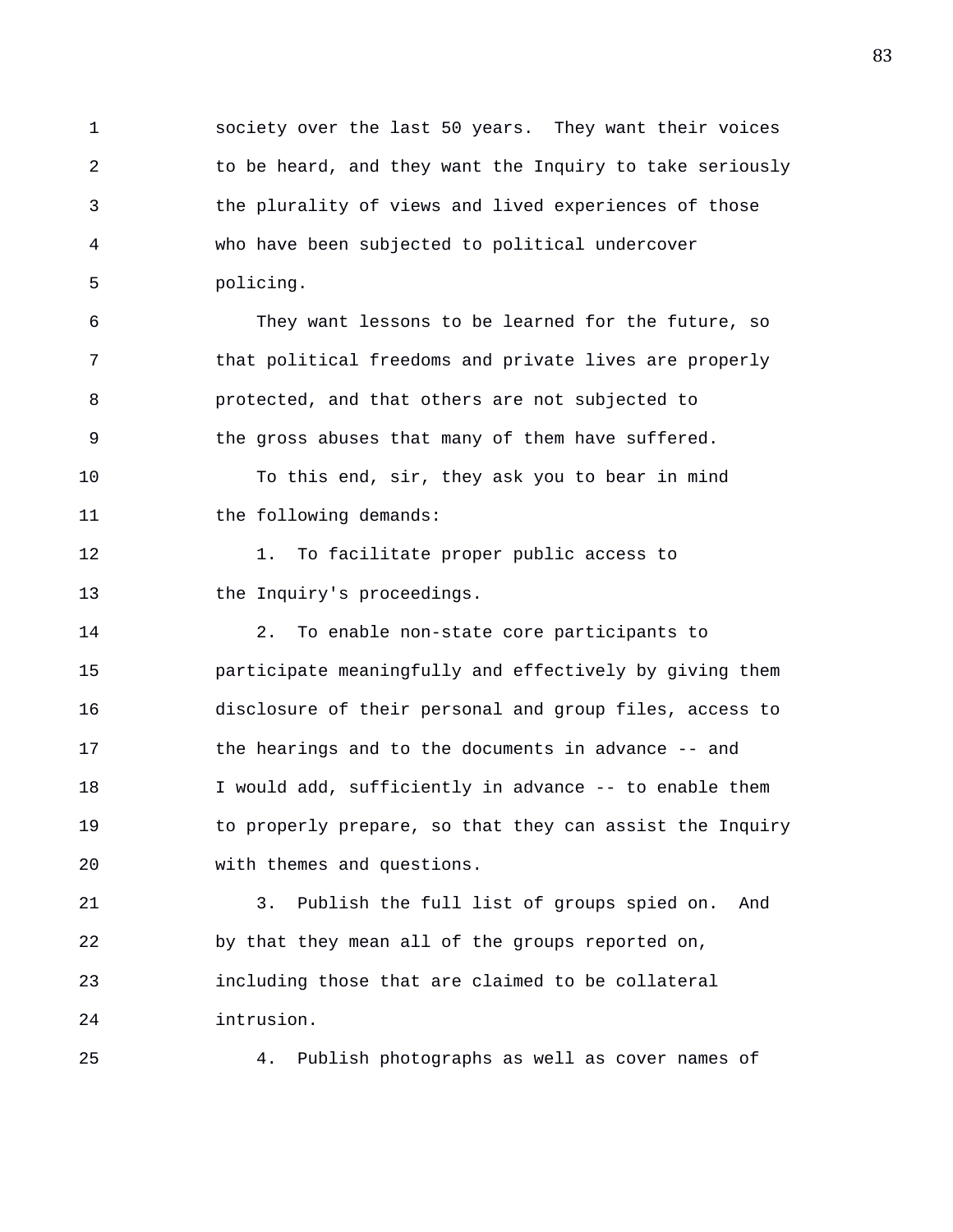society over the last 50 years. They want their voices to be heard, and they want the Inquiry to take seriously the plurality of views and lived experiences of those who have been subjected to political undercover policing.

They want lessons to be learned for the future, so that political freedoms and private lives are properly protected, and that others are not subjected to the gross abuses that many of them have suffered.

To this end, sir, they ask you to bear in mind the following demands:

1. To facilitate proper public access to the Inquiry's proceedings.

2. To enable non-state core participants to participate meaningfully and effectively by giving them disclosure of their personal and group files, access to the hearings and to the documents in advance -- and I would add, sufficiently in advance -- to enable them to properly prepare, so that they can assist the Inquiry with themes and questions.

3. Publish the full list of groups spied on. And by that they mean all of the groups reported on, including those that are claimed to be collateral intrusion.

4. Publish photographs as well as cover names of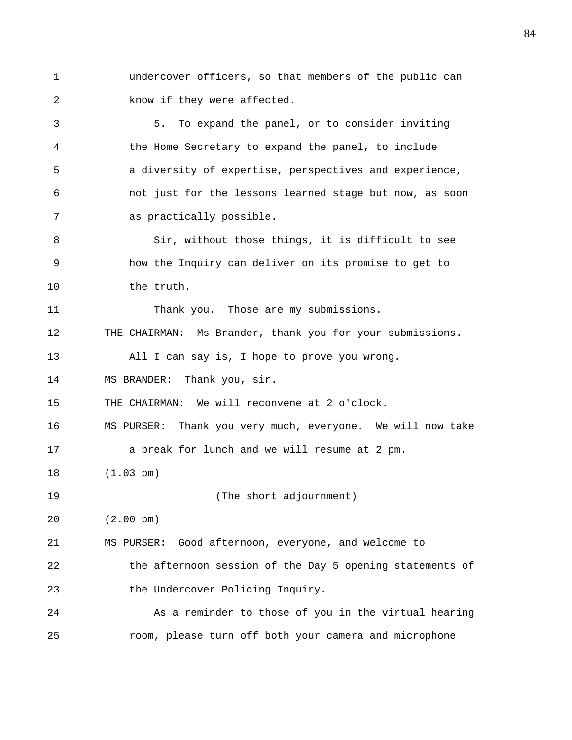undercover officers, so that members of the public can know if they were affected.

5. To expand the panel, or to consider inviting the Home Secretary to expand the panel, to include a diversity of expertise, perspectives and experience, not just for the lessons learned stage but now, as soon as practically possible.

Sir, without those things, it is difficult to see how the Inquiry can deliver on its promise to get to the truth.

Thank you. Those are my submissions.

THE CHAIRMAN: Ms Brander, thank you for your submissions. All I can say is, I hope to prove you wrong.

MS BRANDER: Thank you, sir.

THE CHAIRMAN: We will reconvene at 2 o'clock.

MS PURSER: Thank you very much, everyone. We will now take a break for lunch and we will resume at 2 pm.

(1.03 pm)

(The short adjournment)

(2.00 pm)

MS PURSER: Good afternoon, everyone, and welcome to the afternoon session of the Day 5 opening statements of the Undercover Policing Inquiry.

As a reminder to those of you in the virtual hearing room, please turn off both your camera and microphone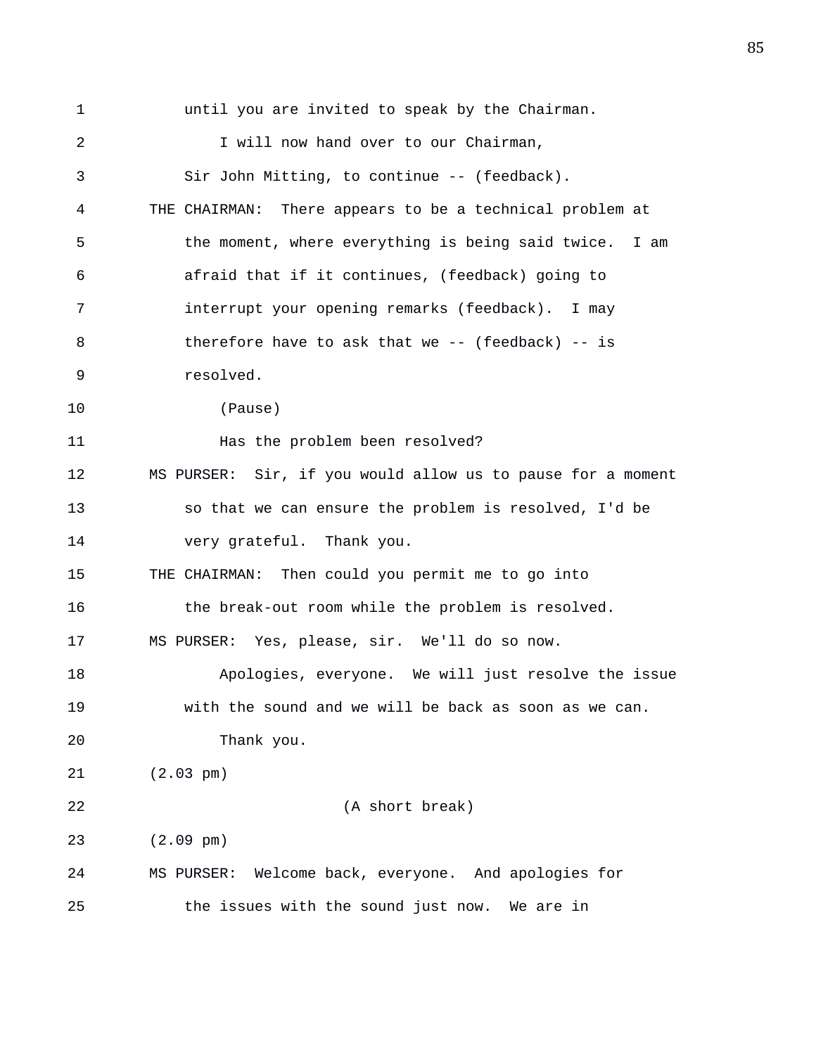until you are invited to speak by the Chairman.

I will now hand over to our Chairman, Sir John Mitting, to continue -- (feedback).

THE CHAIRMAN: There appears to be a technical problem at the moment, where everything is being said twice. I am afraid that if it continues, (feedback) going to interrupt your opening remarks (feedback). I may therefore have to ask that we -- (feedback) -- is resolved.

(Pause)

Has the problem been resolved?

MS PURSER: Sir, if you would allow us to pause for a moment so that we can ensure the problem is resolved, I'd be very grateful. Thank you.

THE CHAIRMAN: Then could you permit me to go into the break-out room while the problem is resolved.

MS PURSER: Yes, please, sir. We'll do so now.

Apologies, everyone. We will just resolve the issue with the sound and we will be back as soon as we can.

Thank you.

(2.03 pm)

(A short break)

(2.09 pm)

MS PURSER: Welcome back, everyone. And apologies for the issues with the sound just now. We are in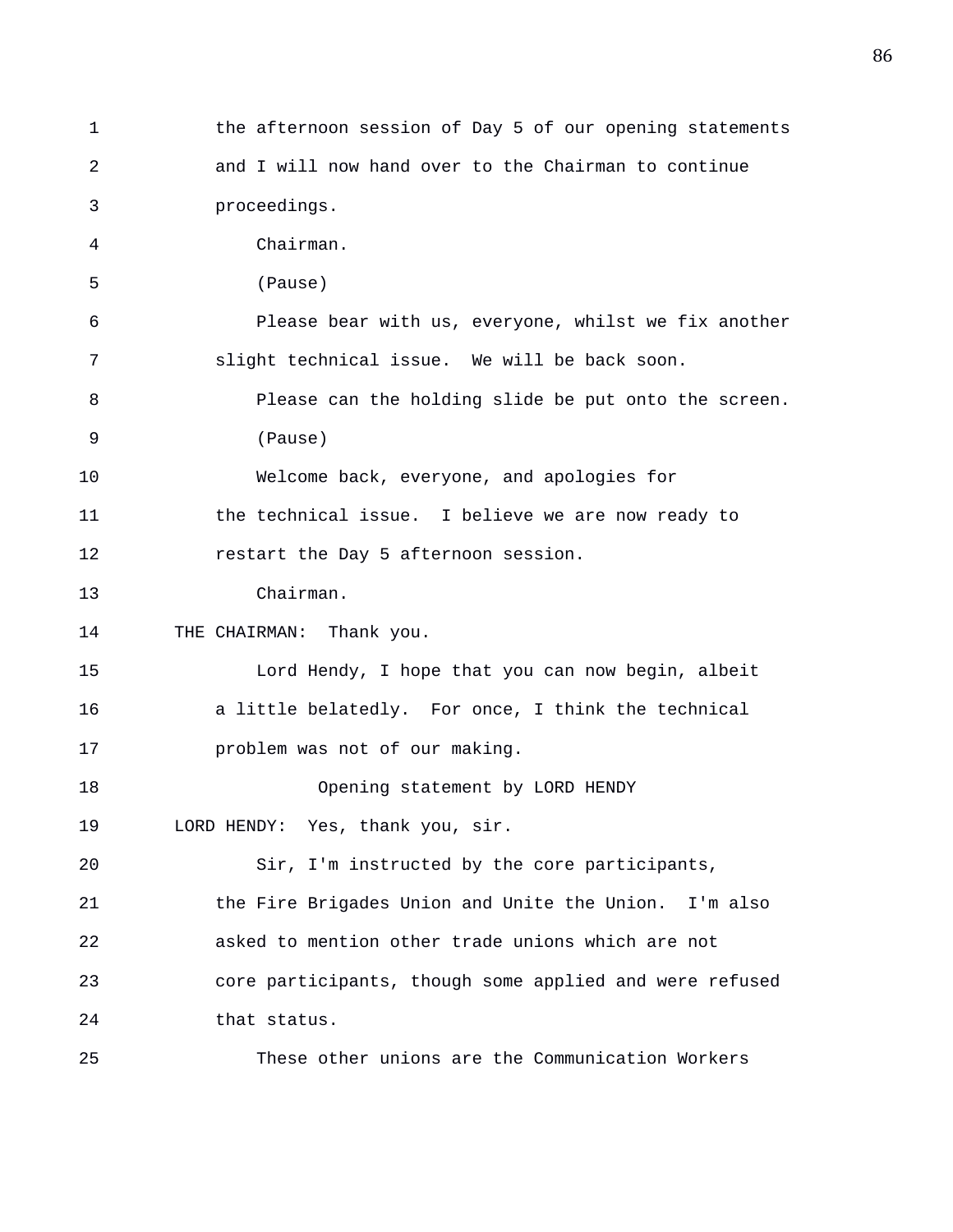the afternoon session of Day 5 of our opening statements and I will now hand over to the Chairman to continue proceedings.

Chairman.

(Pause)

Please bear with us, everyone, whilst we fix another slight technical issue. We will be back soon.

Please can the holding slide be put onto the screen.

(Pause)

Welcome back, everyone, and apologies for the technical issue. I believe we are now ready to restart the Day 5 afternoon session.

Chairman.

THE CHAIRMAN: Thank you.

Lord Hendy, I hope that you can now begin, albeit a little belatedly. For once, I think the technical problem was not of our making.

Opening statement by LORD HENDY

LORD HENDY: Yes, thank you, sir.

Sir, I'm instructed by the core participants, the Fire Brigades Union and Unite the Union. I'm also asked to mention other trade unions which are not core participants, though some applied and were refused that status.

These other unions are the Communication Workers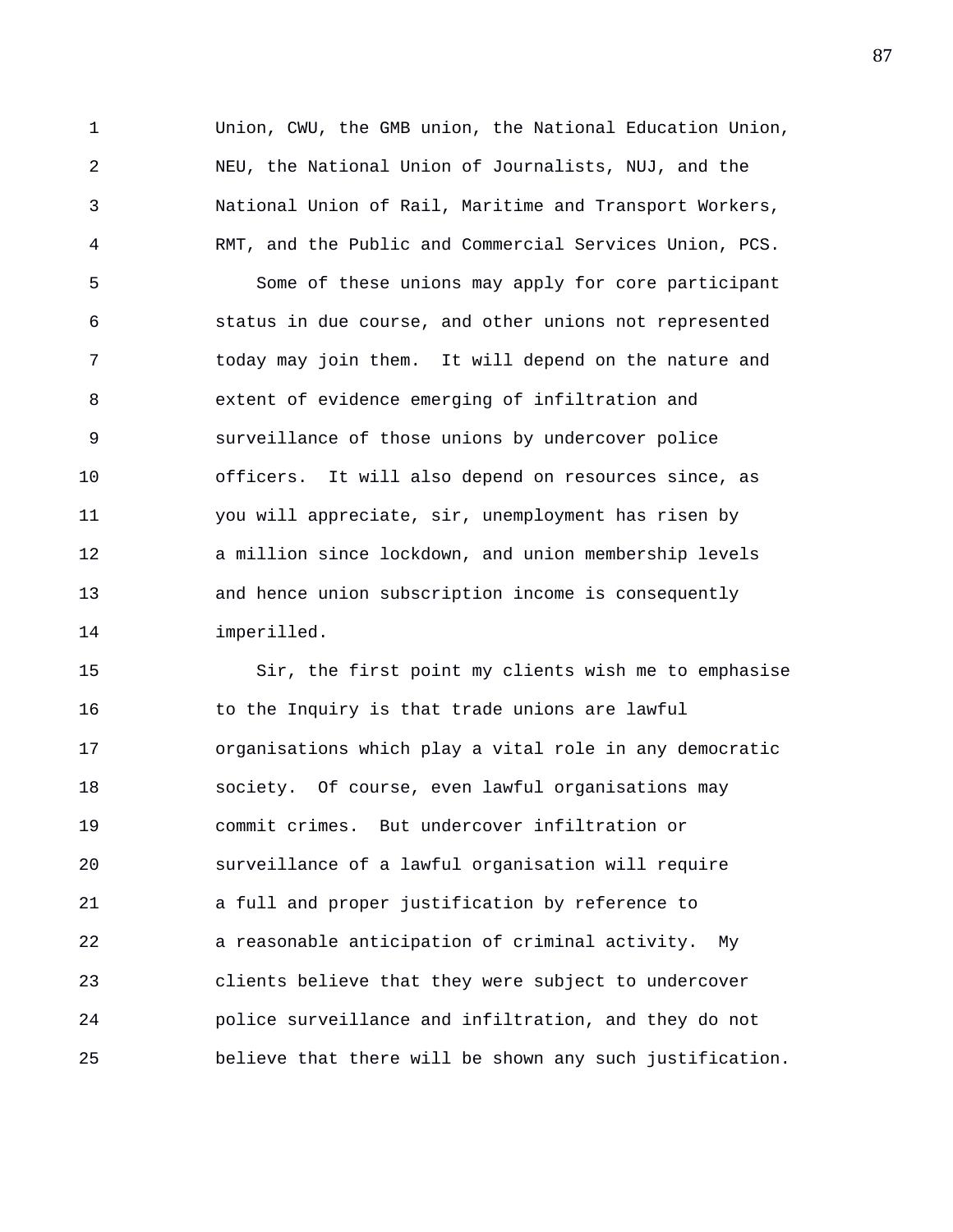Union, CWU, the GMB union, the National Education Union, NEU, the National Union of Journalists, NUJ, and the National Union of Rail, Maritime and Transport Workers, RMT, and the Public and Commercial Services Union, PCS.

Some of these unions may apply for core participant status in due course, and other unions not represented today may join them. It will depend on the nature and extent of evidence emerging of infiltration and surveillance of those unions by undercover police officers. It will also depend on resources since, as you will appreciate, sir, unemployment has risen by a million since lockdown, and union membership levels and hence union subscription income is consequently imperilled.

Sir, the first point my clients wish me to emphasise to the Inquiry is that trade unions are lawful organisations which play a vital role in any democratic society. Of course, even lawful organisations may commit crimes. But undercover infiltration or surveillance of a lawful organisation will require a full and proper justification by reference to a reasonable anticipation of criminal activity. My clients believe that they were subject to undercover police surveillance and infiltration, and they do not believe that there will be shown any such justification.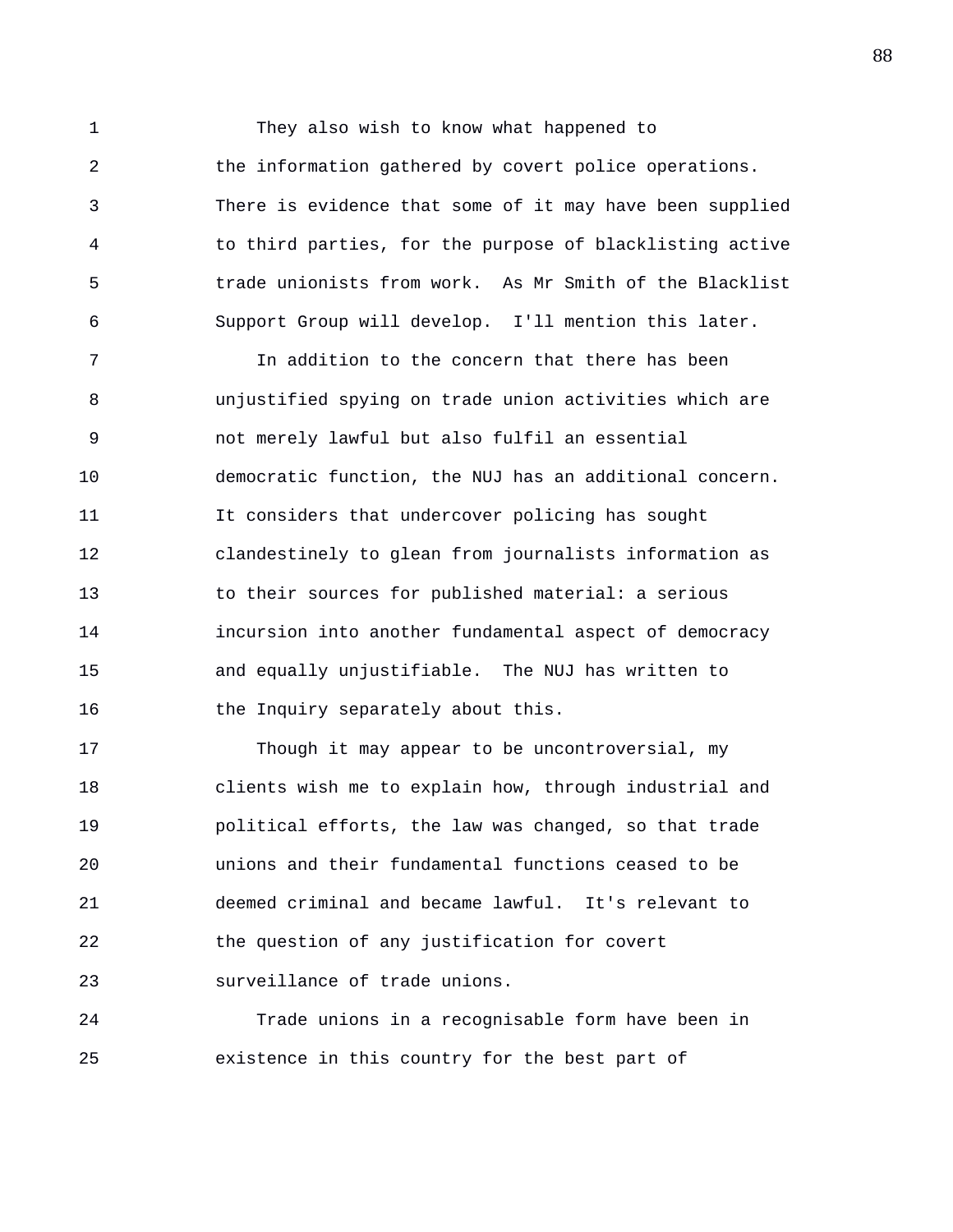They also wish to know what happened to the information gathered by covert police operations. There is evidence that some of it may have been supplied to third parties, for the purpose of blacklisting active trade unionists from work. As Mr Smith of the Blacklist Support Group will develop. I'll mention this later.

In addition to the concern that there has been unjustified spying on trade union activities which are not merely lawful but also fulfil an essential democratic function, the NUJ has an additional concern. It considers that undercover policing has sought clandestinely to glean from journalists information as to their sources for published material: a serious incursion into another fundamental aspect of democracy and equally unjustifiable. The NUJ has written to the Inquiry separately about this.

Though it may appear to be uncontroversial, my clients wish me to explain how, through industrial and political efforts, the law was changed, so that trade unions and their fundamental functions ceased to be deemed criminal and became lawful. It's relevant to the question of any justification for covert surveillance of trade unions.

Trade unions in a recognisable form have been in existence in this country for the best part of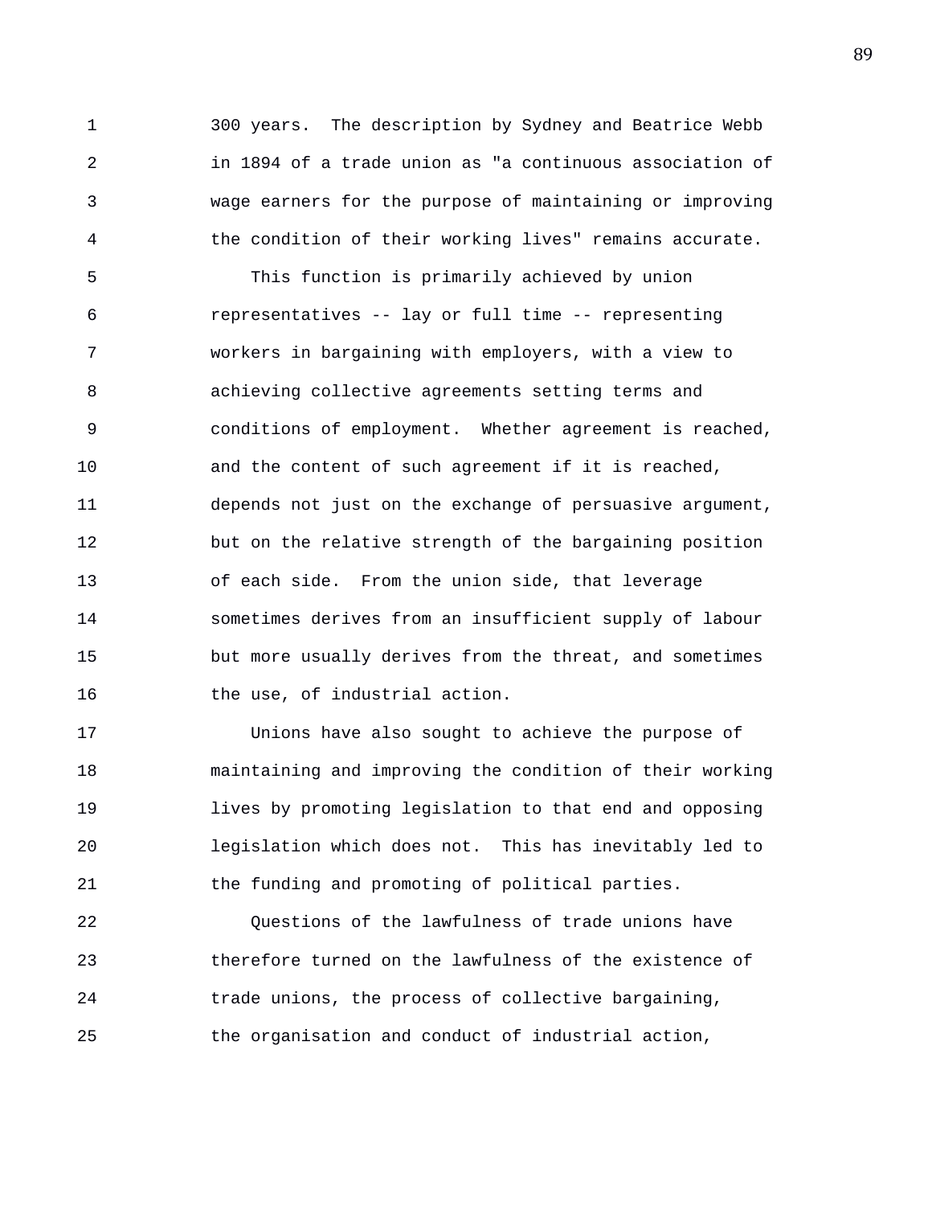300 years. The description by Sydney and Beatrice Webb in 1894 of a trade union as "a continuous association of wage earners for the purpose of maintaining or improving the condition of their working lives" remains accurate.

This function is primarily achieved by union representatives -- lay or full time -- representing workers in bargaining with employers, with a view to achieving collective agreements setting terms and conditions of employment. Whether agreement is reached, and the content of such agreement if it is reached, depends not just on the exchange of persuasive argument, but on the relative strength of the bargaining position of each side. From the union side, that leverage sometimes derives from an insufficient supply of labour but more usually derives from the threat, and sometimes the use, of industrial action.

Unions have also sought to achieve the purpose of maintaining and improving the condition of their working lives by promoting legislation to that end and opposing legislation which does not. This has inevitably led to the funding and promoting of political parties.

Questions of the lawfulness of trade unions have therefore turned on the lawfulness of the existence of trade unions, the process of collective bargaining, the organisation and conduct of industrial action,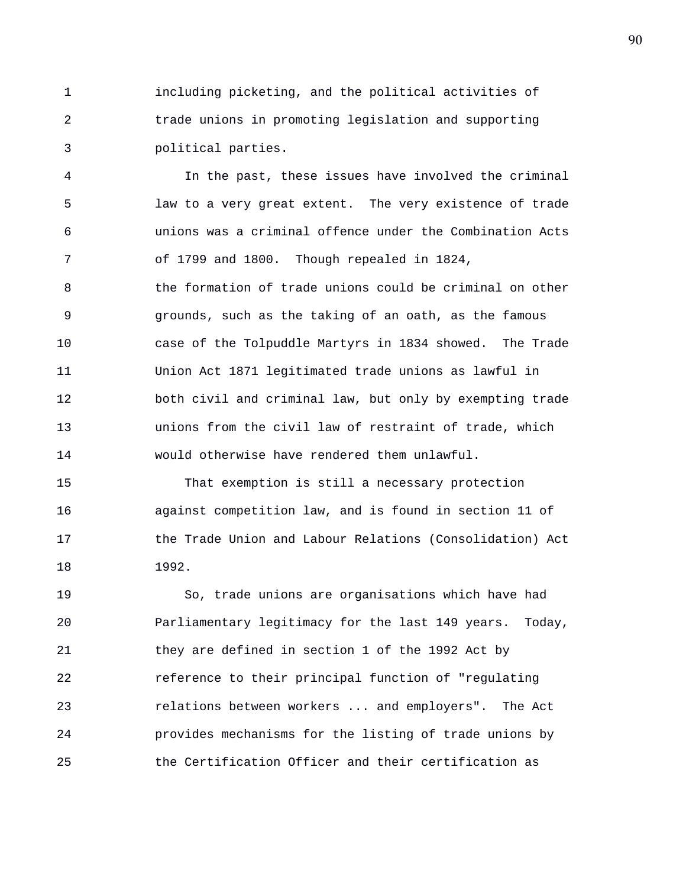including picketing, and the political activities of trade unions in promoting legislation and supporting political parties.

In the past, these issues have involved the criminal law to a very great extent. The very existence of trade unions was a criminal offence under the Combination Acts of 1799 and 1800. Though repealed in 1824, the formation of trade unions could be criminal on other grounds, such as the taking of an oath, as the famous case of the Tolpuddle Martyrs in 1834 showed. The Trade Union Act 1871 legitimated trade unions as lawful in both civil and criminal law, but only by exempting trade unions from the civil law of restraint of trade, which would otherwise have rendered them unlawful.

That exemption is still a necessary protection against competition law, and is found in section 11 of the Trade Union and Labour Relations (Consolidation) Act 1992.

So, trade unions are organisations which have had Parliamentary legitimacy for the last 149 years. Today, they are defined in section 1 of the 1992 Act by reference to their principal function of "regulating relations between workers ... and employers". The Act provides mechanisms for the listing of trade unions by the Certification Officer and their certification as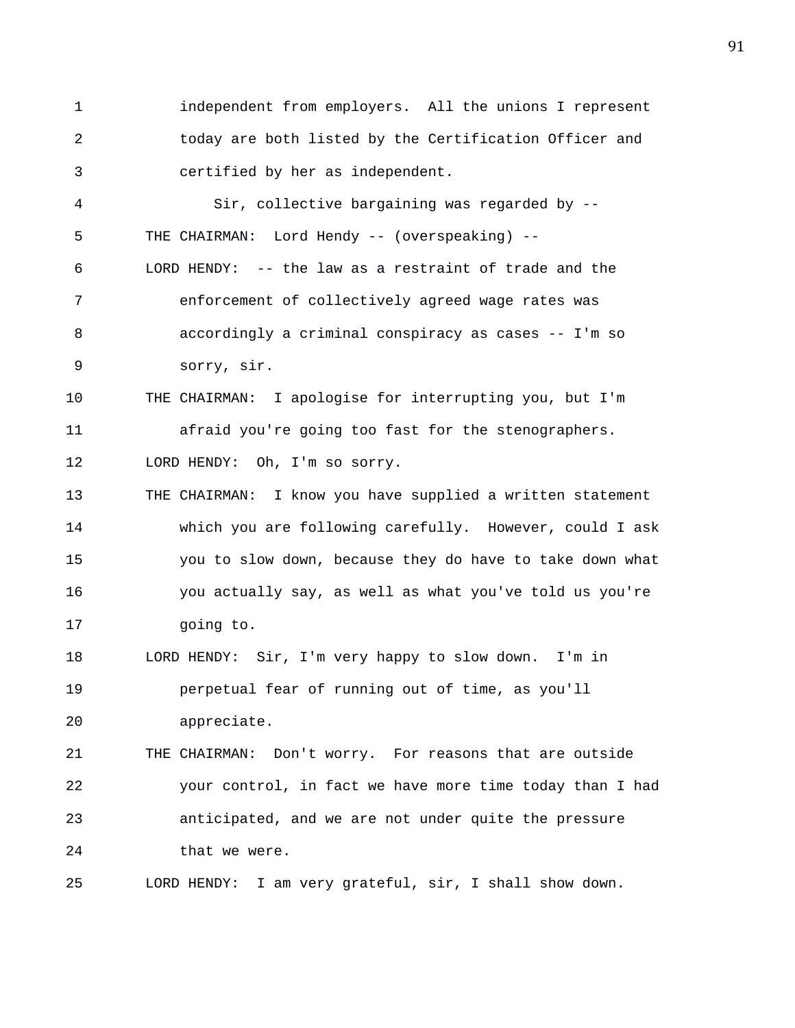independent from employers. All the unions I represent today are both listed by the Certification Officer and certified by her as independent.

Sir, collective bargaining was regarded by --

THE CHAIRMAN: Lord Hendy -- (overspeaking) --

LORD HENDY: -- the law as a restraint of trade and the enforcement of collectively agreed wage rates was accordingly a criminal conspiracy as cases -- I'm so sorry, sir.

THE CHAIRMAN: I apologise for interrupting you, but I'm afraid you're going too fast for the stenographers.

LORD HENDY: Oh, I'm so sorry.

THE CHAIRMAN: I know you have supplied a written statement which you are following carefully. However, could I ask you to slow down, because they do have to take down what you actually say, as well as what you've told us you're going to.

LORD HENDY: Sir, I'm very happy to slow down. I'm in perpetual fear of running out of time, as you'll appreciate.

THE CHAIRMAN: Don't worry. For reasons that are outside your control, in fact we have more time today than I had anticipated, and we are not under quite the pressure that we were.

LORD HENDY: I am very grateful, sir, I shall show down.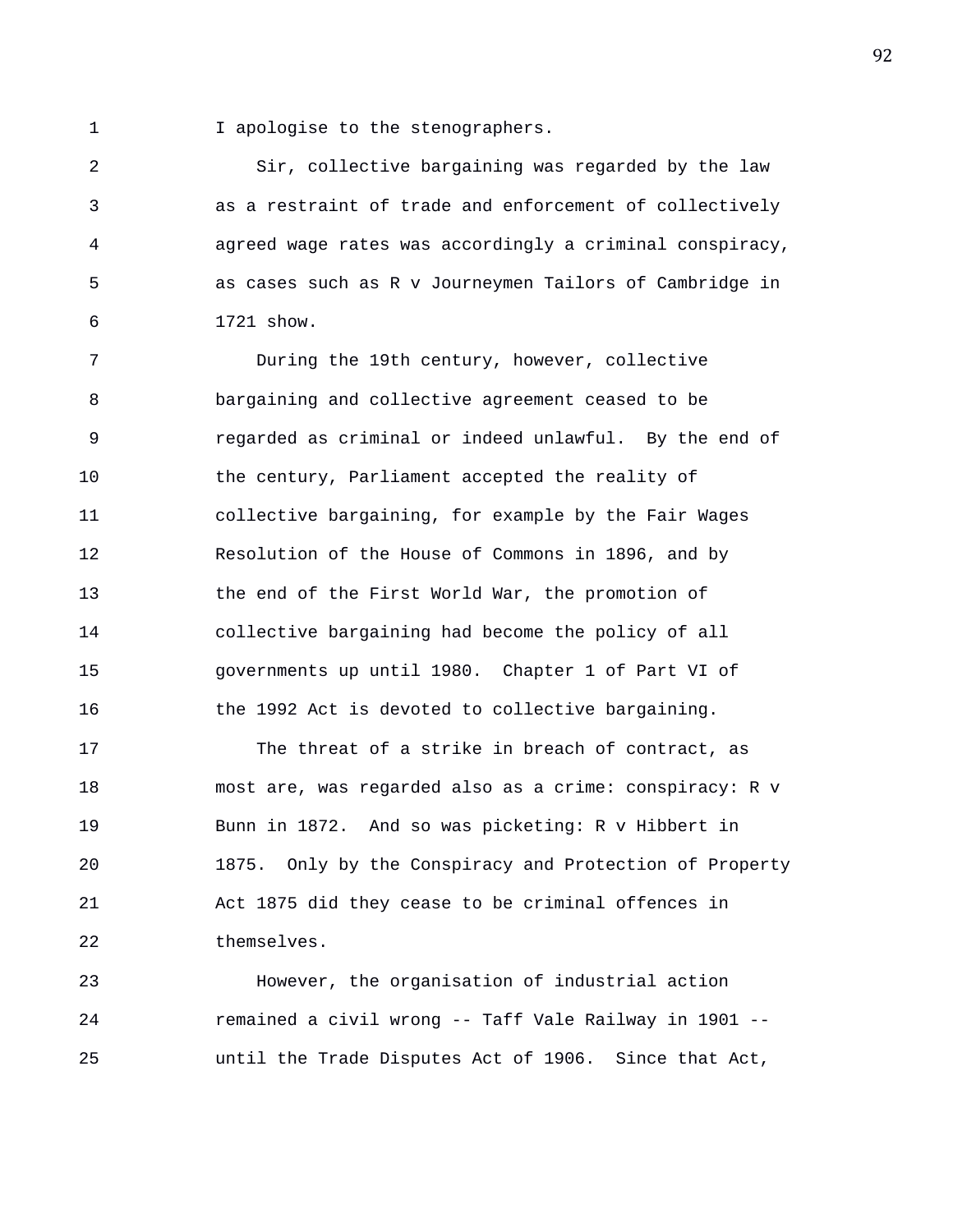I apologise to the stenographers.

Sir, collective bargaining was regarded by the law as a restraint of trade and enforcement of collectively agreed wage rates was accordingly a criminal conspiracy, as cases such as R v Journeymen Tailors of Cambridge in 1721 show.

During the 19th century, however, collective bargaining and collective agreement ceased to be regarded as criminal or indeed unlawful. By the end of the century, Parliament accepted the reality of collective bargaining, for example by the Fair Wages Resolution of the House of Commons in 1896, and by the end of the First World War, the promotion of collective bargaining had become the policy of all governments up until 1980. Chapter 1 of Part VI of the 1992 Act is devoted to collective bargaining.

The threat of a strike in breach of contract, as most are, was regarded also as a crime: conspiracy: R v Bunn in 1872. And so was picketing: R v Hibbert in 1875. Only by the Conspiracy and Protection of Property Act 1875 did they cease to be criminal offences in themselves.

However, the organisation of industrial action remained a civil wrong -- Taff Vale Railway in 1901 -- until the Trade Disputes Act of 1906. Since that Act,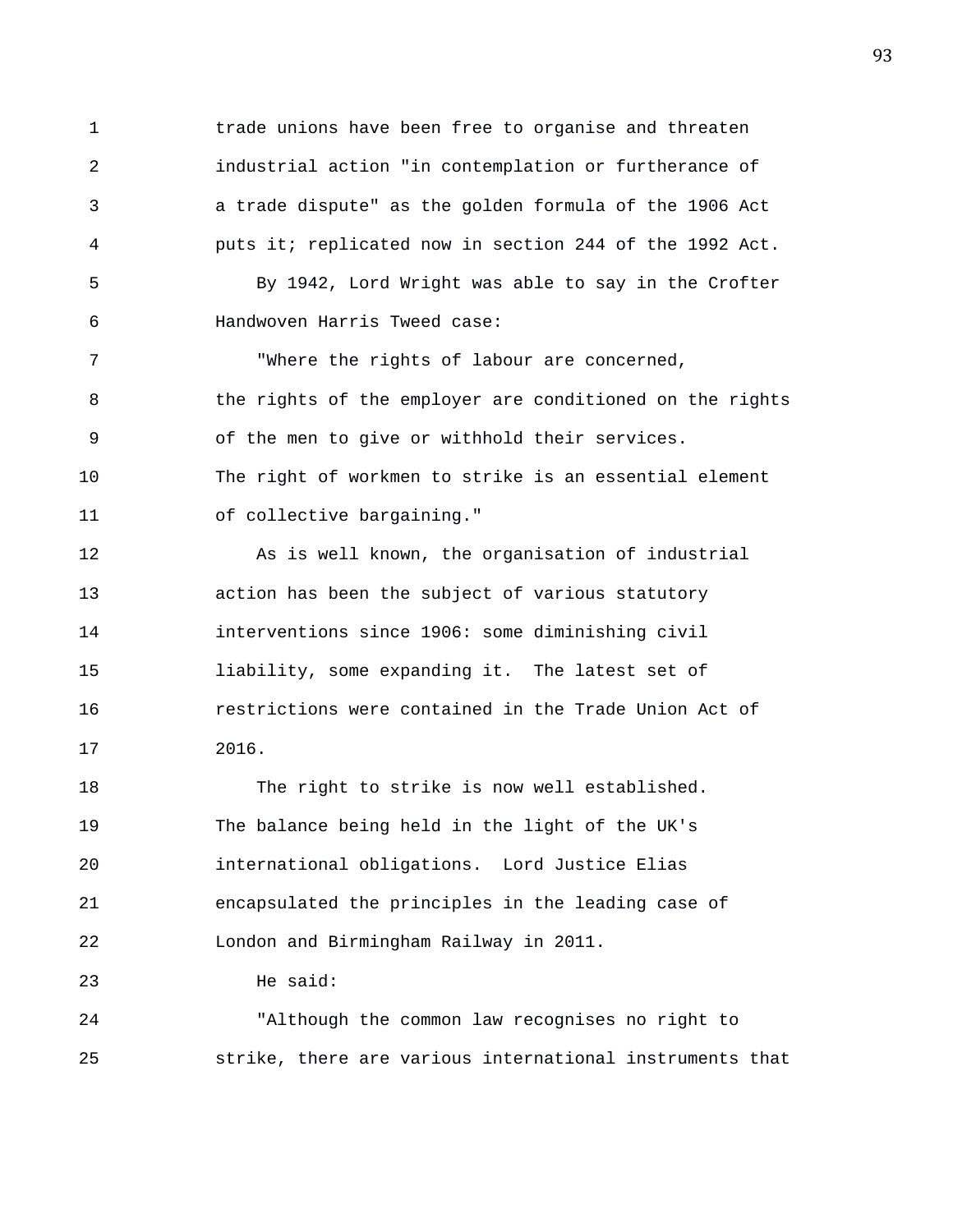trade unions have been free to organise and threaten industrial action "in contemplation or furtherance of a trade dispute" as the golden formula of the 1906 Act puts it; replicated now in section 244 of the 1992 Act.

By 1942, Lord Wright was able to say in the Crofter Handwoven Harris Tweed case:

"Where the rights of labour are concerned, the rights of the employer are conditioned on the rights of the men to give or withhold their services. The right of workmen to strike is an essential element of collective bargaining."

As is well known, the organisation of industrial action has been the subject of various statutory interventions since 1906: some diminishing civil liability, some expanding it. The latest set of restrictions were contained in the Trade Union Act of 2016.

The right to strike is now well established. The balance being held in the light of the UK's international obligations. Lord Justice Elias encapsulated the principles in the leading case of London and Birmingham Railway in 2011.

He said:

"Although the common law recognises no right to strike, there are various international instruments that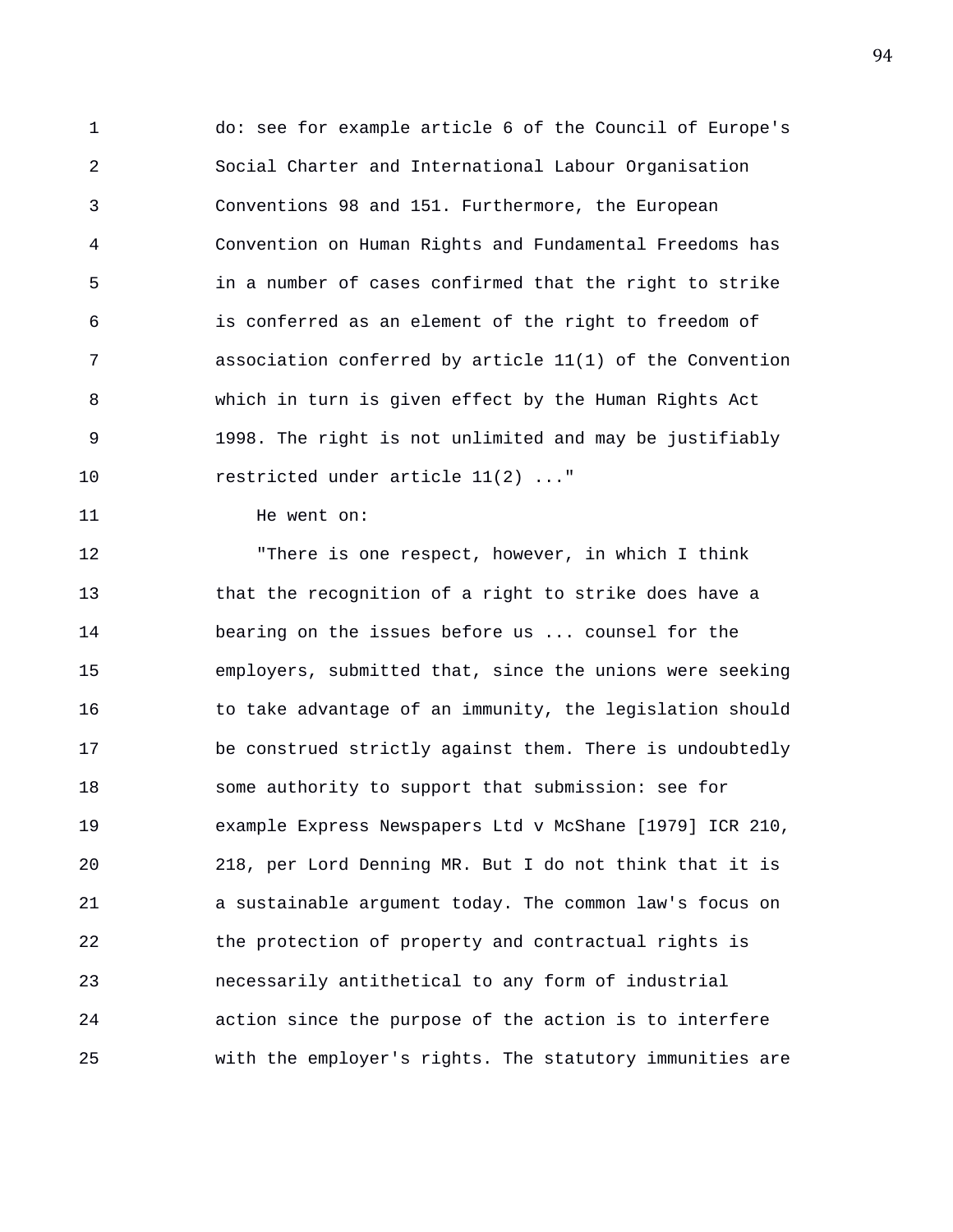do: see for example article 6 of the Council of Europe's Social Charter and International Labour Organisation Conventions 98 and 151. Furthermore, the European Convention on Human Rights and Fundamental Freedoms has in a number of cases confirmed that the right to strike is conferred as an element of the right to freedom of association conferred by article 11(1) of the Convention which in turn is given effect by the Human Rights Act 1998. The right is not unlimited and may be justifiably restricted under article 11(2) ..."

He went on:

"There is one respect, however, in which I think that the recognition of a right to strike does have a bearing on the issues before us ... counsel for the employers, submitted that, since the unions were seeking to take advantage of an immunity, the legislation should be construed strictly against them. There is undoubtedly some authority to support that submission: see for example Express Newspapers Ltd v McShane [1979] ICR 210, 218, per Lord Denning MR. But I do not think that it is a sustainable argument today. The common law's focus on the protection of property and contractual rights is necessarily antithetical to any form of industrial action since the purpose of the action is to interfere with the employer's rights. The statutory immunities are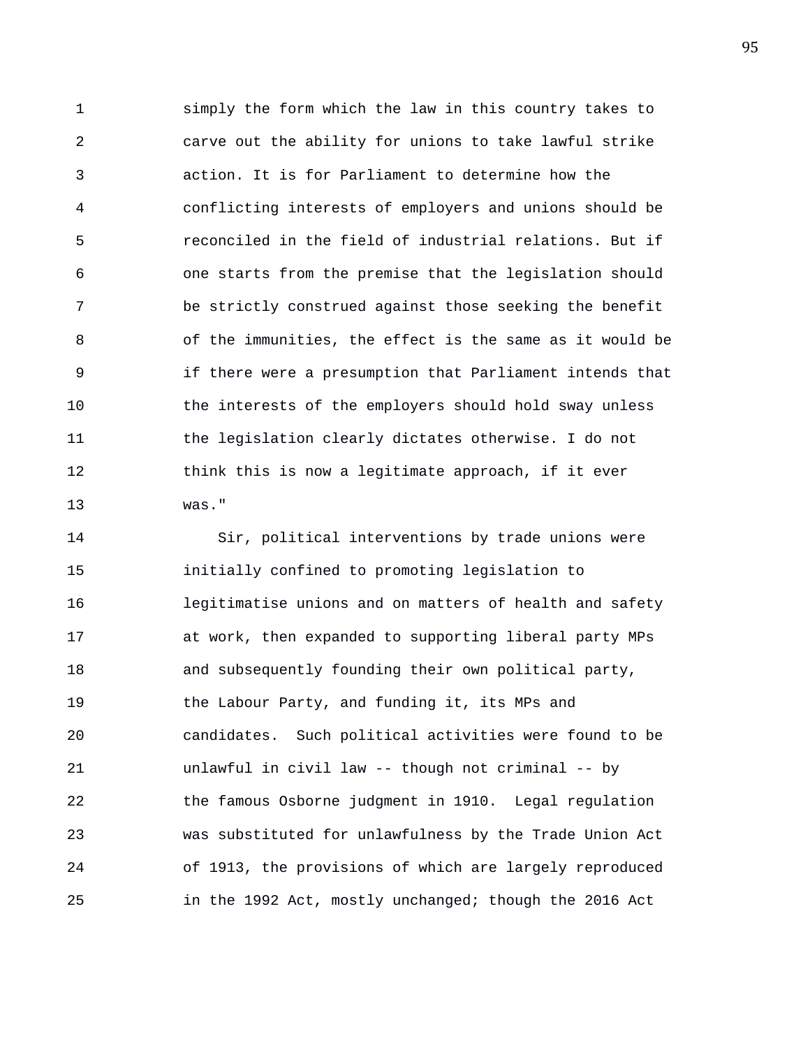simply the form which the law in this country takes to carve out the ability for unions to take lawful strike action. It is for Parliament to determine how the conflicting interests of employers and unions should be reconciled in the field of industrial relations. But if one starts from the premise that the legislation should be strictly construed against those seeking the benefit of the immunities, the effect is the same as it would be if there were a presumption that Parliament intends that the interests of the employers should hold sway unless the legislation clearly dictates otherwise. I do not think this is now a legitimate approach, if it ever was."

Sir, political interventions by trade unions were initially confined to promoting legislation to legitimatise unions and on matters of health and safety at work, then expanded to supporting liberal party MPs and subsequently founding their own political party, the Labour Party, and funding it, its MPs and candidates. Such political activities were found to be unlawful in civil law -- though not criminal -- by the famous Osborne judgment in 1910. Legal regulation was substituted for unlawfulness by the Trade Union Act of 1913, the provisions of which are largely reproduced in the 1992 Act, mostly unchanged; though the 2016 Act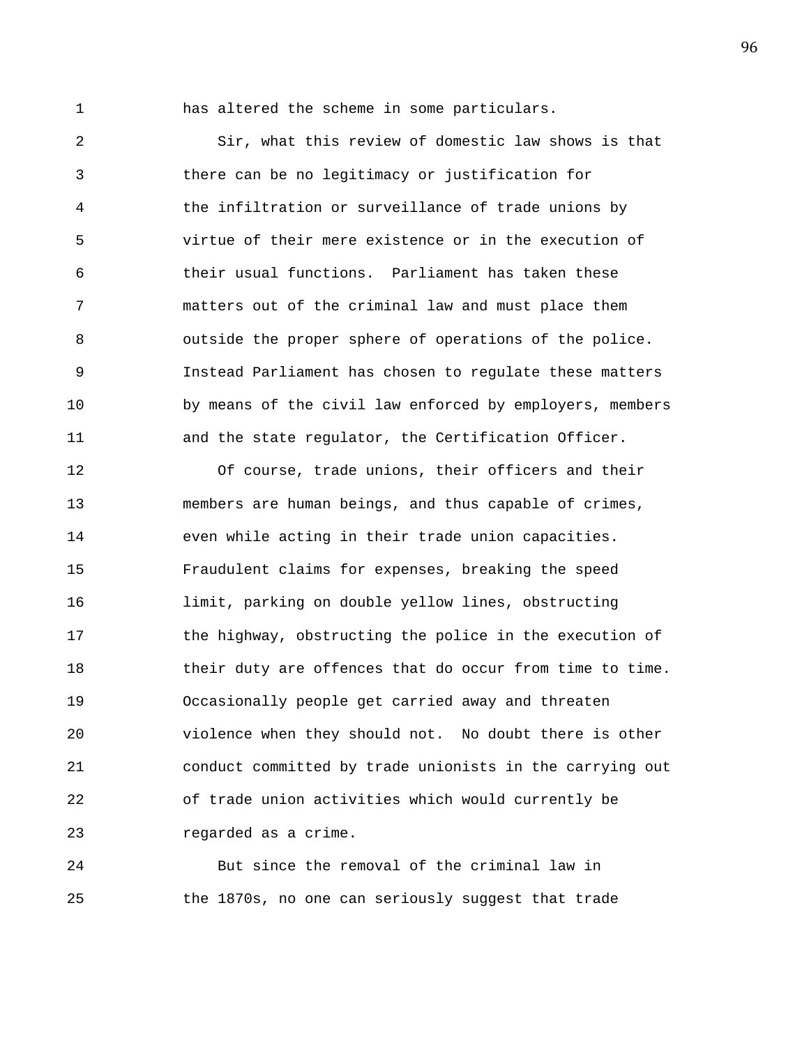has altered the scheme in some particulars.

Sir, what this review of domestic law shows is that there can be no legitimacy or justification for the infiltration or surveillance of trade unions by virtue of their mere existence or in the execution of their usual functions. Parliament has taken these matters out of the criminal law and must place them outside the proper sphere of operations of the police. Instead Parliament has chosen to regulate these matters by means of the civil law enforced by employers, members and the state regulator, the Certification Officer.

Of course, trade unions, their officers and their members are human beings, and thus capable of crimes, even while acting in their trade union capacities. Fraudulent claims for expenses, breaking the speed limit, parking on double yellow lines, obstructing the highway, obstructing the police in the execution of their duty are offences that do occur from time to time. Occasionally people get carried away and threaten violence when they should not. No doubt there is other conduct committed by trade unionists in the carrying out of trade union activities which would currently be regarded as a crime.

But since the removal of the criminal law in the 1870s, no one can seriously suggest that trade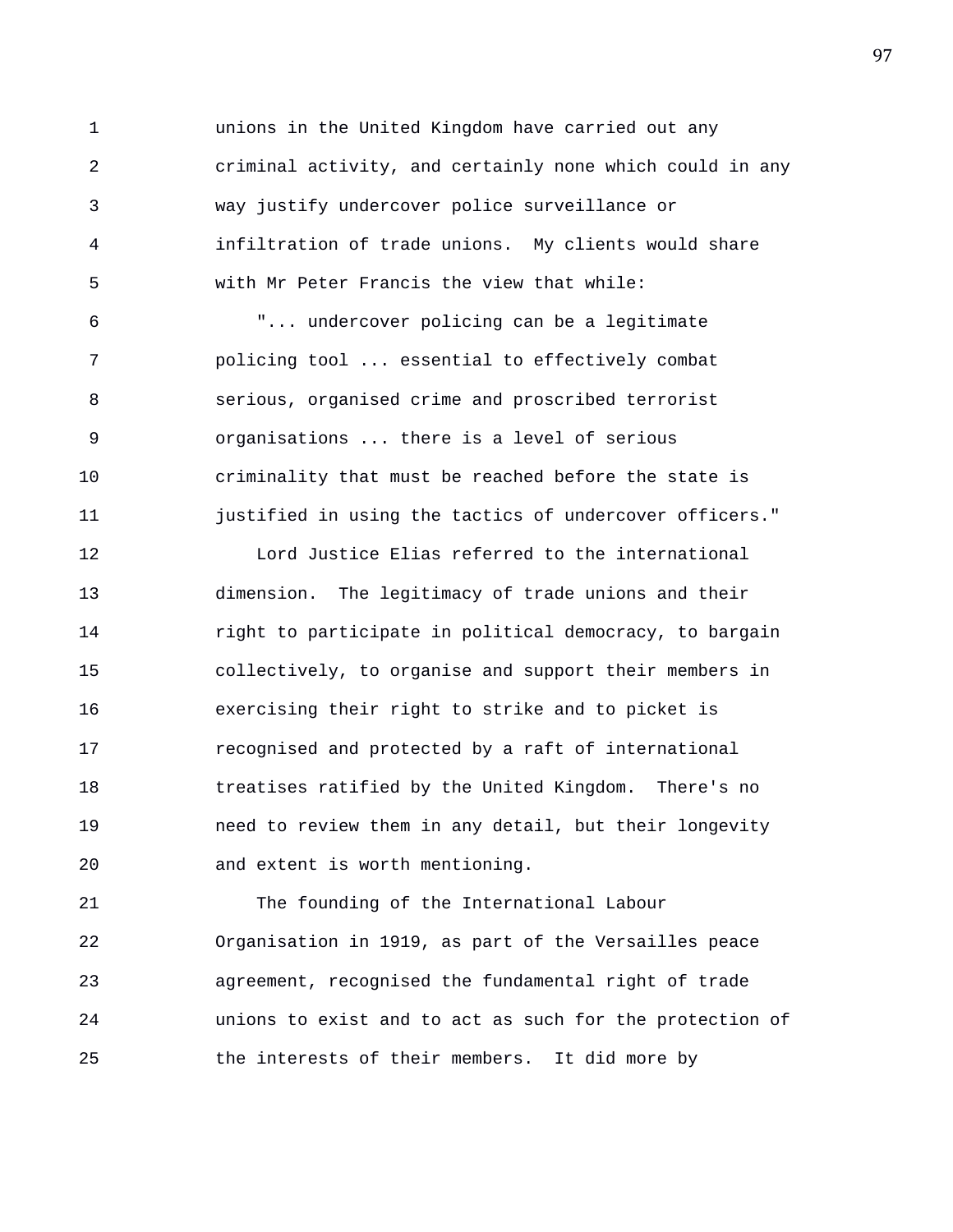unions in the United Kingdom have carried out any criminal activity, and certainly none which could in any way justify undercover police surveillance or infiltration of trade unions. My clients would share with Mr Peter Francis the view that while:

"... undercover policing can be a legitimate policing tool ... essential to effectively combat serious, organised crime and proscribed terrorist organisations ... there is a level of serious criminality that must be reached before the state is justified in using the tactics of undercover officers."

Lord Justice Elias referred to the international dimension. The legitimacy of trade unions and their right to participate in political democracy, to bargain collectively, to organise and support their members in exercising their right to strike and to picket is recognised and protected by a raft of international treatises ratified by the United Kingdom. There's no need to review them in any detail, but their longevity and extent is worth mentioning.

The founding of the International Labour Organisation in 1919, as part of the Versailles peace agreement, recognised the fundamental right of trade unions to exist and to act as such for the protection of the interests of their members. It did more by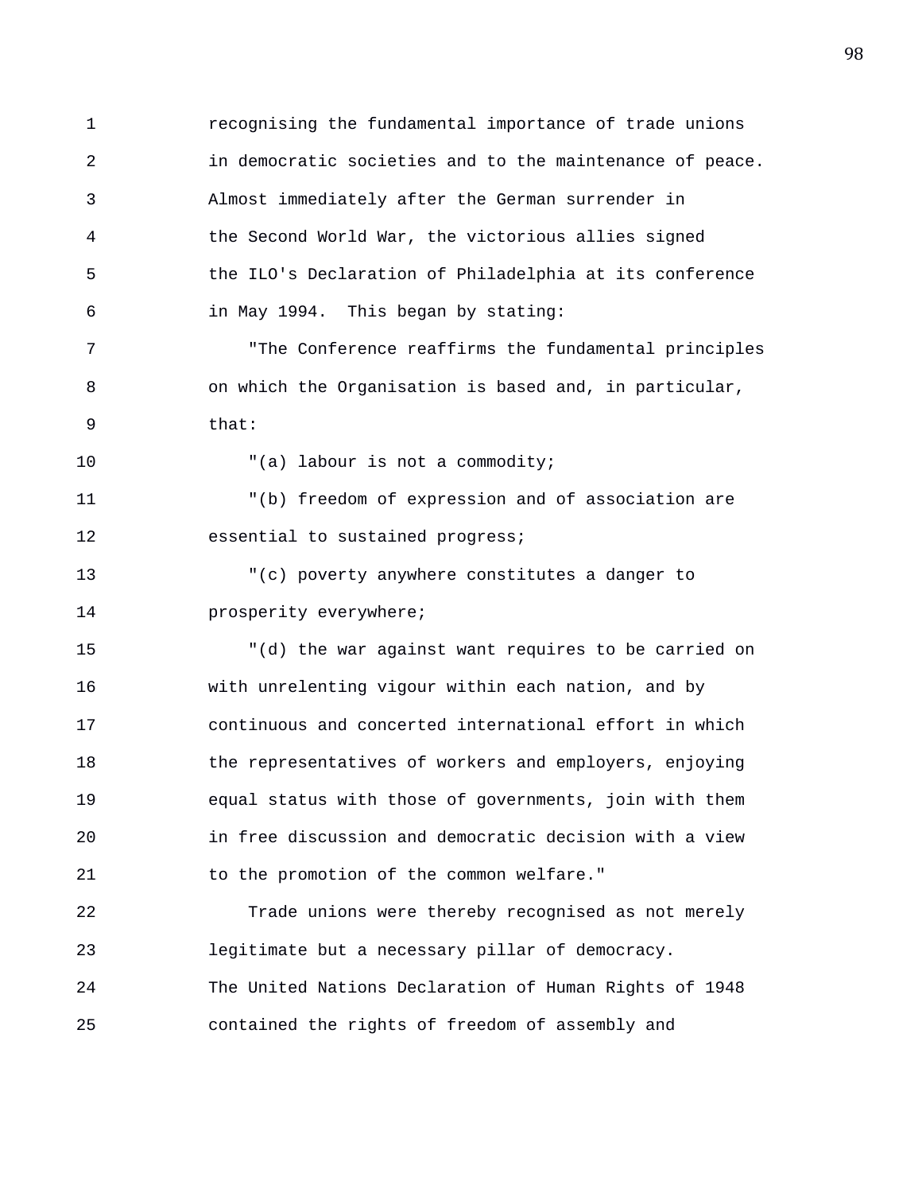recognising the fundamental importance of trade unions in democratic societies and to the maintenance of peace. Almost immediately after the German surrender in the Second World War, the victorious allies signed the ILO's Declaration of Philadelphia at its conference in May 1994. This began by stating:

"The Conference reaffirms the fundamental principles on which the Organisation is based and, in particular, that:

"(a) labour is not a commodity;

"(b) freedom of expression and of association are essential to sustained progress;

"(c) poverty anywhere constitutes a danger to prosperity everywhere;

"(d) the war against want requires to be carried on with unrelenting vigour within each nation, and by continuous and concerted international effort in which the representatives of workers and employers, enjoying equal status with those of governments, join with them in free discussion and democratic decision with a view to the promotion of the common welfare."

Trade unions were thereby recognised as not merely legitimate but a necessary pillar of democracy. The United Nations Declaration of Human Rights of 1948 contained the rights of freedom of assembly and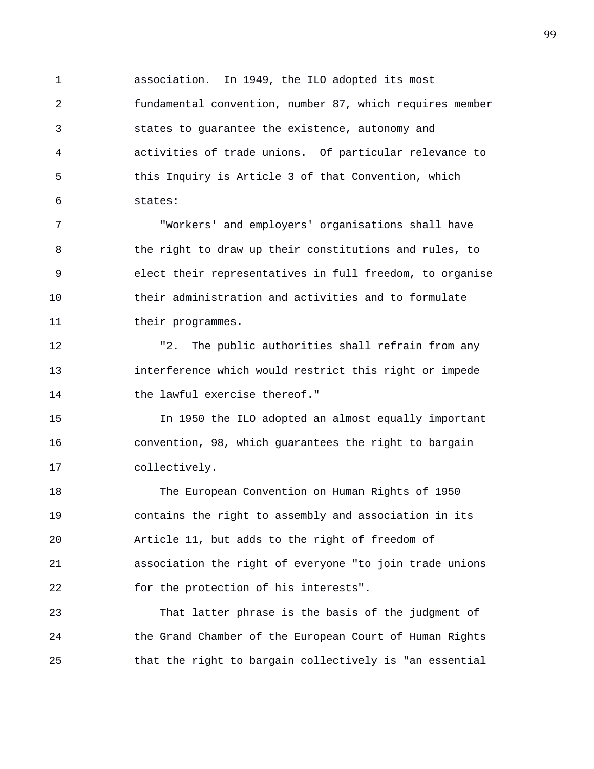association. In 1949, the ILO adopted its most fundamental convention, number 87, which requires member states to guarantee the existence, autonomy and activities of trade unions. Of particular relevance to this Inquiry is Article 3 of that Convention, which states:

"Workers' and employers' organisations shall have the right to draw up their constitutions and rules, to elect their representatives in full freedom, to organise their administration and activities and to formulate their programmes.

"2. The public authorities shall refrain from any interference which would restrict this right or impede the lawful exercise thereof."

In 1950 the ILO adopted an almost equally important convention, 98, which guarantees the right to bargain collectively.

The European Convention on Human Rights of 1950 contains the right to assembly and association in its Article 11, but adds to the right of freedom of association the right of everyone "to join trade unions for the protection of his interests".

That latter phrase is the basis of the judgment of the Grand Chamber of the European Court of Human Rights that the right to bargain collectively is "an essential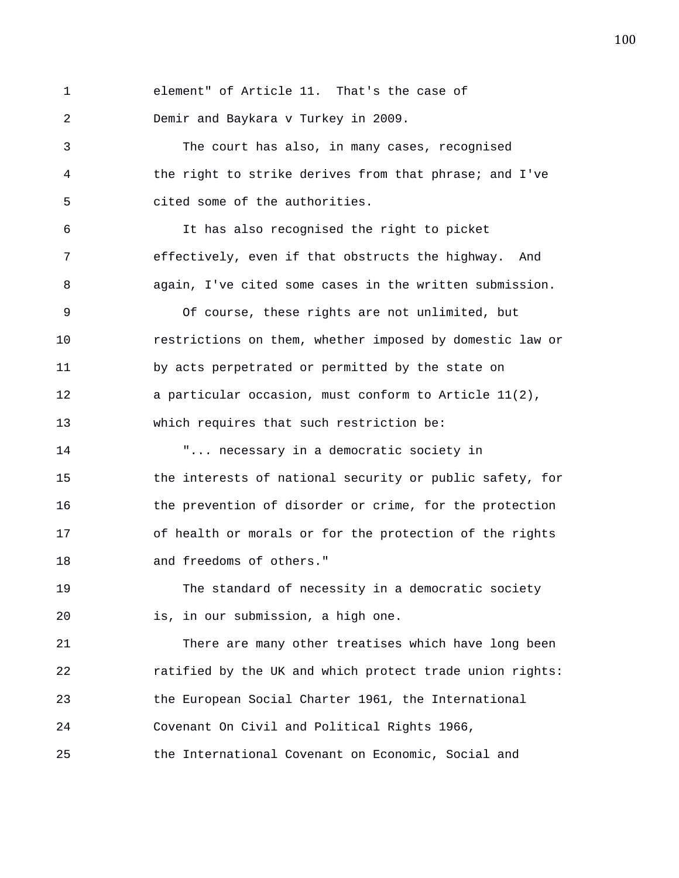element" of Article 11. That's the case of Demir and Baykara v Turkey in 2009.

The court has also, in many cases, recognised the right to strike derives from that phrase; and I've cited some of the authorities.

It has also recognised the right to picket effectively, even if that obstructs the highway. And again, I've cited some cases in the written submission.

Of course, these rights are not unlimited, but restrictions on them, whether imposed by domestic law or by acts perpetrated or permitted by the state on a particular occasion, must conform to Article 11(2), which requires that such restriction be:

"... necessary in a democratic society in the interests of national security or public safety, for the prevention of disorder or crime, for the protection of health or morals or for the protection of the rights and freedoms of others."

The standard of necessity in a democratic society is, in our submission, a high one.

There are many other treatises which have long been ratified by the UK and which protect trade union rights: the European Social Charter 1961, the International Covenant On Civil and Political Rights 1966, the International Covenant on Economic, Social and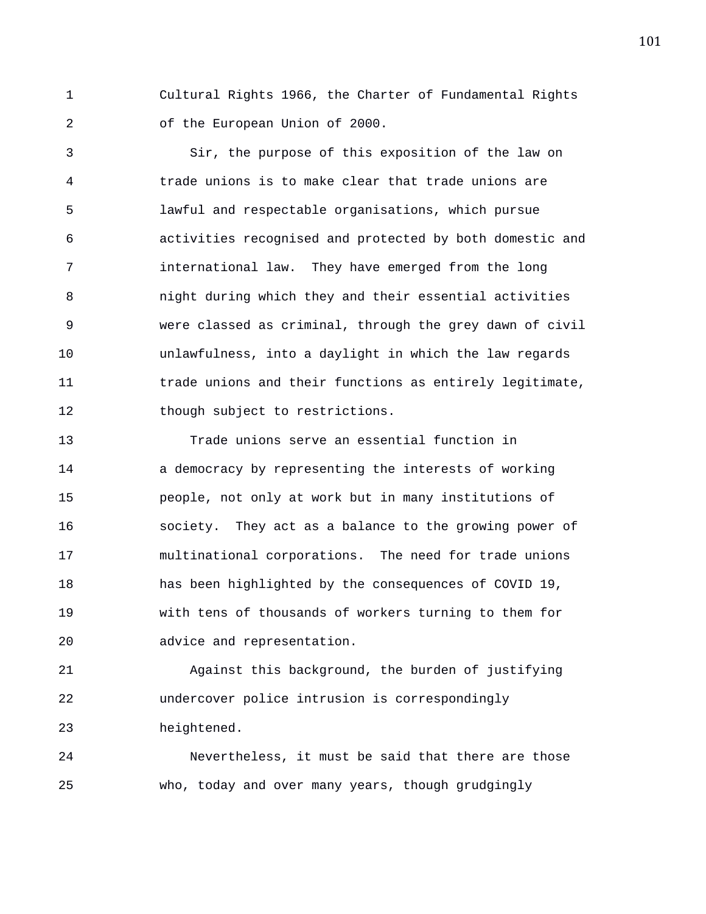Cultural Rights 1966, the Charter of Fundamental Rights of the European Union of 2000.

Sir, the purpose of this exposition of the law on trade unions is to make clear that trade unions are lawful and respectable organisations, which pursue activities recognised and protected by both domestic and international law. They have emerged from the long night during which they and their essential activities were classed as criminal, through the grey dawn of civil unlawfulness, into a daylight in which the law regards trade unions and their functions as entirely legitimate, though subject to restrictions.

Trade unions serve an essential function in a democracy by representing the interests of working people, not only at work but in many institutions of society. They act as a balance to the growing power of multinational corporations. The need for trade unions has been highlighted by the consequences of COVID 19, with tens of thousands of workers turning to them for advice and representation.

Against this background, the burden of justifying undercover police intrusion is correspondingly heightened.

Nevertheless, it must be said that there are those who, today and over many years, though grudgingly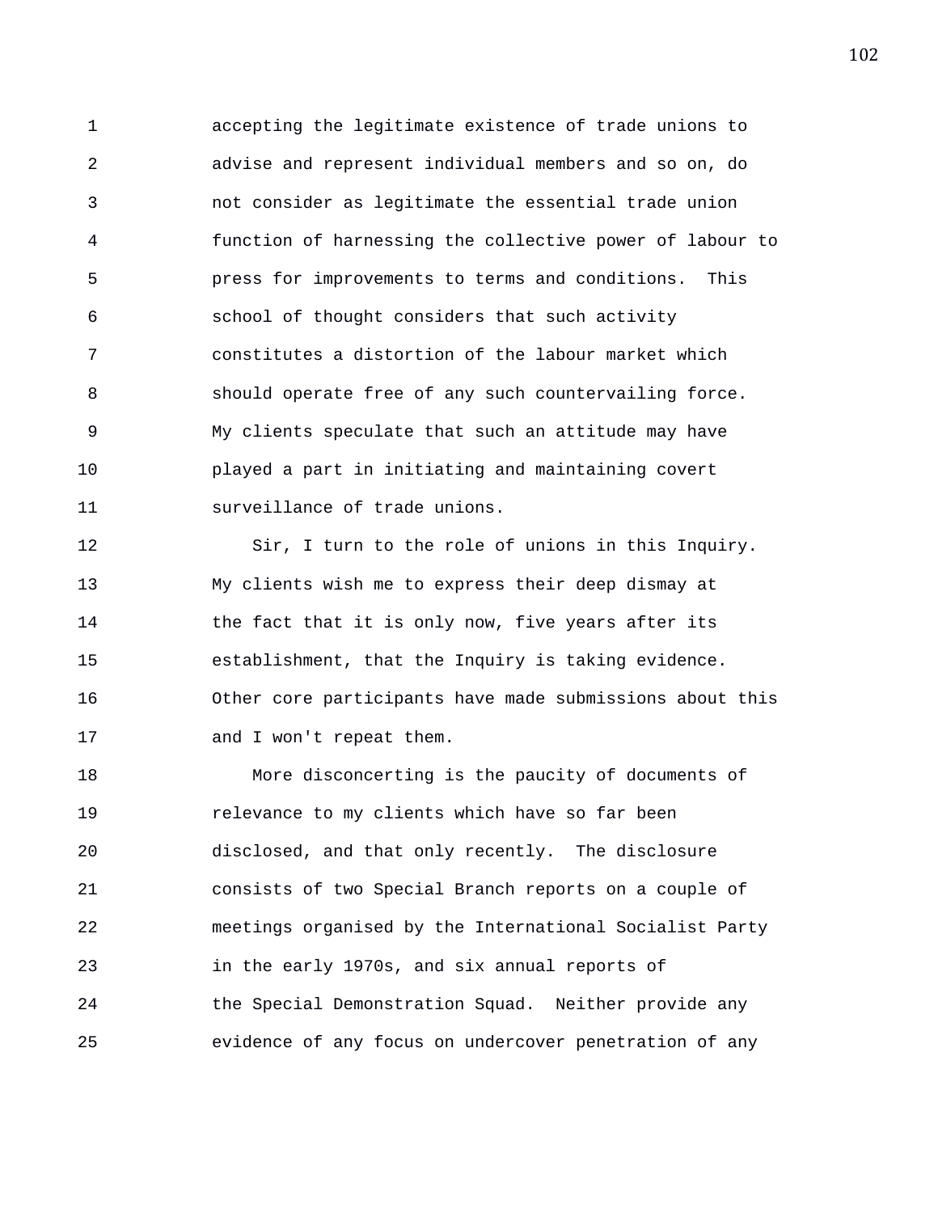accepting the legitimate existence of trade unions to advise and represent individual members and so on, do not consider as legitimate the essential trade union function of harnessing the collective power of labour to press for improvements to terms and conditions. This school of thought considers that such activity constitutes a distortion of the labour market which should operate free of any such countervailing force. My clients speculate that such an attitude may have played a part in initiating and maintaining covert surveillance of trade unions.

Sir, I turn to the role of unions in this Inquiry. My clients wish me to express their deep dismay at the fact that it is only now, five years after its establishment, that the Inquiry is taking evidence. Other core participants have made submissions about this and I won't repeat them.

More disconcerting is the paucity of documents of relevance to my clients which have so far been disclosed, and that only recently. The disclosure consists of two Special Branch reports on a couple of meetings organised by the International Socialist Party in the early 1970s, and six annual reports of the Special Demonstration Squad. Neither provide any evidence of any focus on undercover penetration of any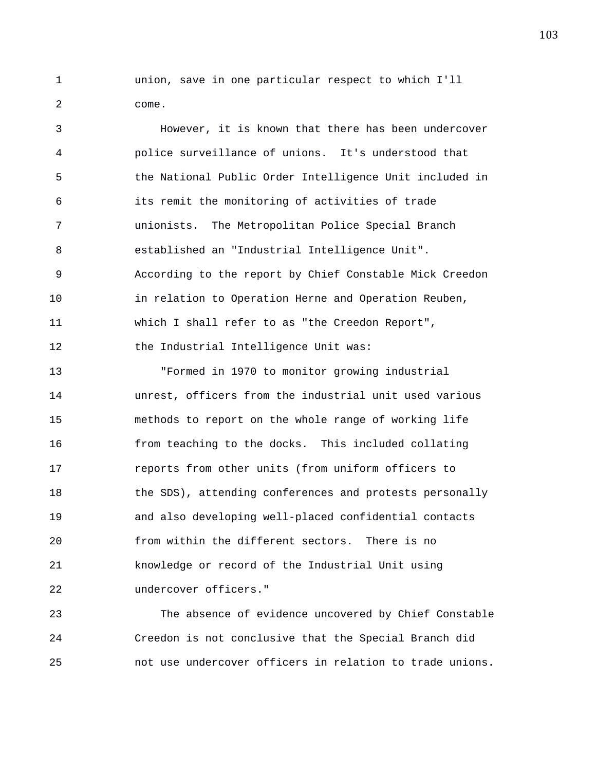union, save in one particular respect to which I'll come.

However, it is known that there has been undercover police surveillance of unions. It's understood that the National Public Order Intelligence Unit included in its remit the monitoring of activities of trade unionists. The Metropolitan Police Special Branch established an "Industrial Intelligence Unit". According to the report by Chief Constable Mick Creedon in relation to Operation Herne and Operation Reuben, which I shall refer to as "the Creedon Report", the Industrial Intelligence Unit was:

"Formed in 1970 to monitor growing industrial unrest, officers from the industrial unit used various methods to report on the whole range of working life from teaching to the docks. This included collating reports from other units (from uniform officers to the SDS), attending conferences and protests personally and also developing well-placed confidential contacts from within the different sectors. There is no knowledge or record of the Industrial Unit using undercover officers."

The absence of evidence uncovered by Chief Constable Creedon is not conclusive that the Special Branch did not use undercover officers in relation to trade unions.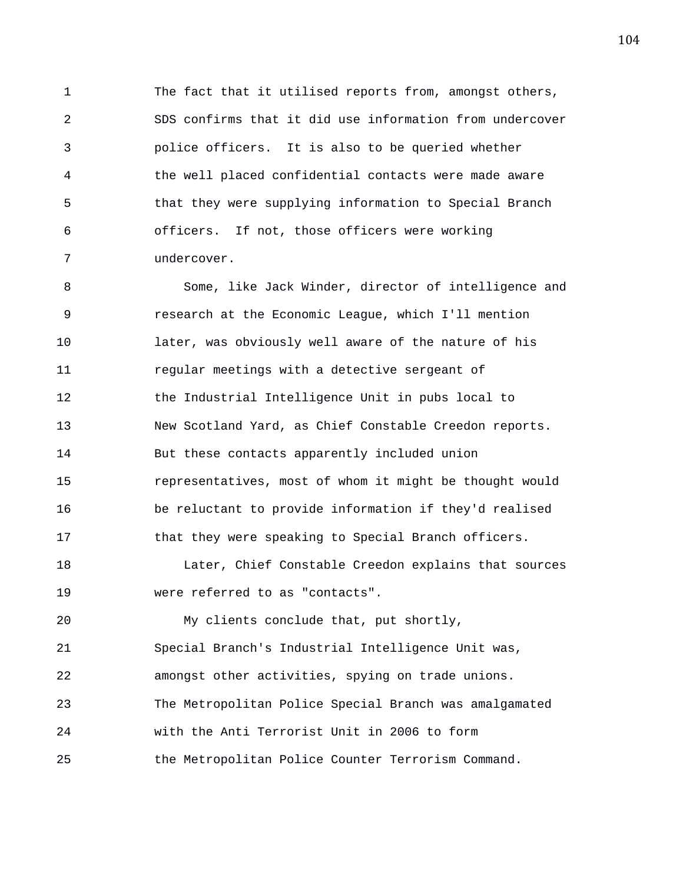The fact that it utilised reports from, amongst others, SDS confirms that it did use information from undercover police officers. It is also to be queried whether the well placed confidential contacts were made aware that they were supplying information to Special Branch officers. If not, those officers were working undercover.

Some, like Jack Winder, director of intelligence and research at the Economic League, which I'll mention later, was obviously well aware of the nature of his regular meetings with a detective sergeant of the Industrial Intelligence Unit in pubs local to New Scotland Yard, as Chief Constable Creedon reports. But these contacts apparently included union representatives, most of whom it might be thought would be reluctant to provide information if they'd realised that they were speaking to Special Branch officers.

Later, Chief Constable Creedon explains that sources were referred to as "contacts".

My clients conclude that, put shortly, Special Branch's Industrial Intelligence Unit was, amongst other activities, spying on trade unions. The Metropolitan Police Special Branch was amalgamated with the Anti Terrorist Unit in 2006 to form the Metropolitan Police Counter Terrorism Command.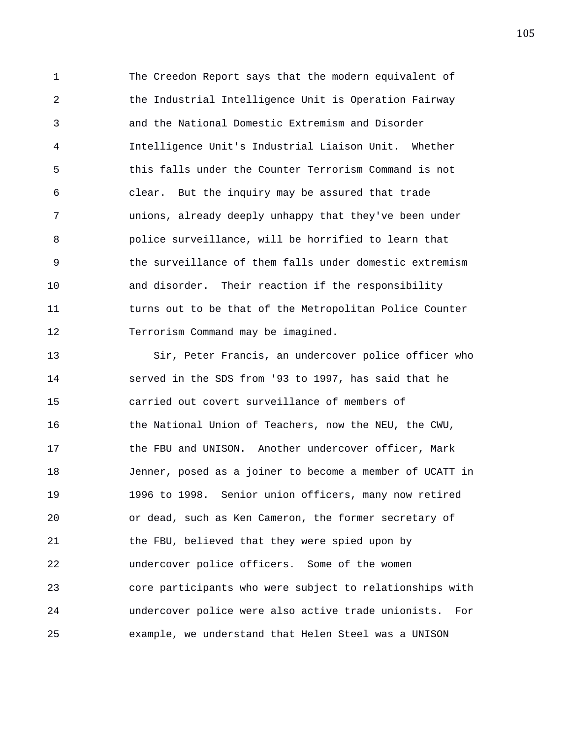The Creedon Report says that the modern equivalent of the Industrial Intelligence Unit is Operation Fairway and the National Domestic Extremism and Disorder Intelligence Unit's Industrial Liaison Unit. Whether this falls under the Counter Terrorism Command is not clear. But the inquiry may be assured that trade unions, already deeply unhappy that they've been under police surveillance, will be horrified to learn that the surveillance of them falls under domestic extremism and disorder. Their reaction if the responsibility turns out to be that of the Metropolitan Police Counter Terrorism Command may be imagined.

Sir, Peter Francis, an undercover police officer who served in the SDS from '93 to 1997, has said that he carried out covert surveillance of members of the National Union of Teachers, now the NEU, the CWU, the FBU and UNISON. Another undercover officer, Mark Jenner, posed as a joiner to become a member of UCATT in 1996 to 1998. Senior union officers, many now retired or dead, such as Ken Cameron, the former secretary of the FBU, believed that they were spied upon by undercover police officers. Some of the women core participants who were subject to relationships with undercover police were also active trade unionists. For example, we understand that Helen Steel was a UNISON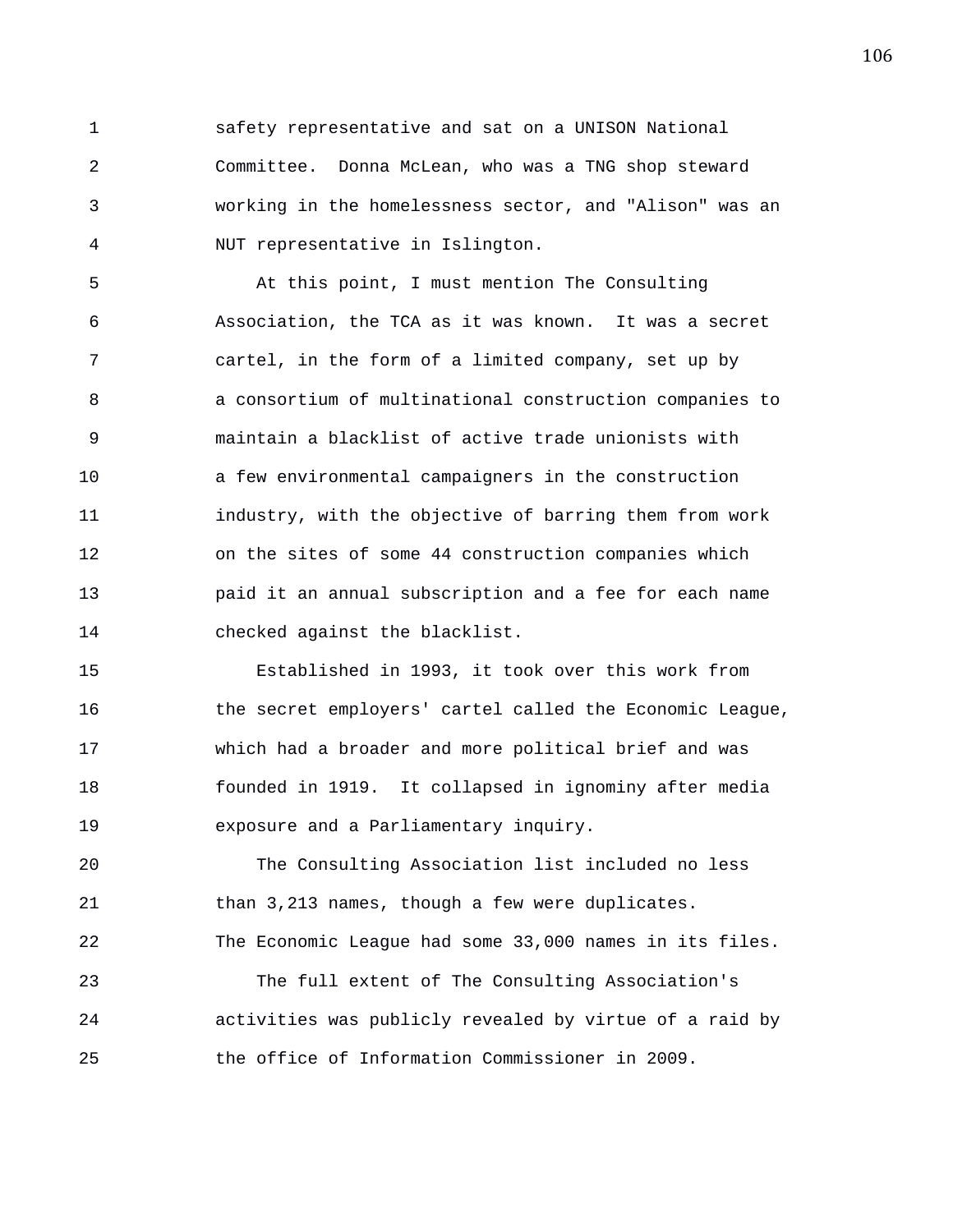safety representative and sat on a UNISON National Committee. Donna McLean, who was a TNG shop steward working in the homelessness sector, and "Alison" was an NUT representative in Islington.

At this point, I must mention The Consulting Association, the TCA as it was known. It was a secret cartel, in the form of a limited company, set up by a consortium of multinational construction companies to maintain a blacklist of active trade unionists with a few environmental campaigners in the construction industry, with the objective of barring them from work on the sites of some 44 construction companies which paid it an annual subscription and a fee for each name checked against the blacklist.

Established in 1993, it took over this work from the secret employers' cartel called the Economic League, which had a broader and more political brief and was founded in 1919. It collapsed in ignominy after media exposure and a Parliamentary inquiry.

The Consulting Association list included no less than 3,213 names, though a few were duplicates. The Economic League had some 33,000 names in its files.

The full extent of The Consulting Association's activities was publicly revealed by virtue of a raid by the office of Information Commissioner in 2009.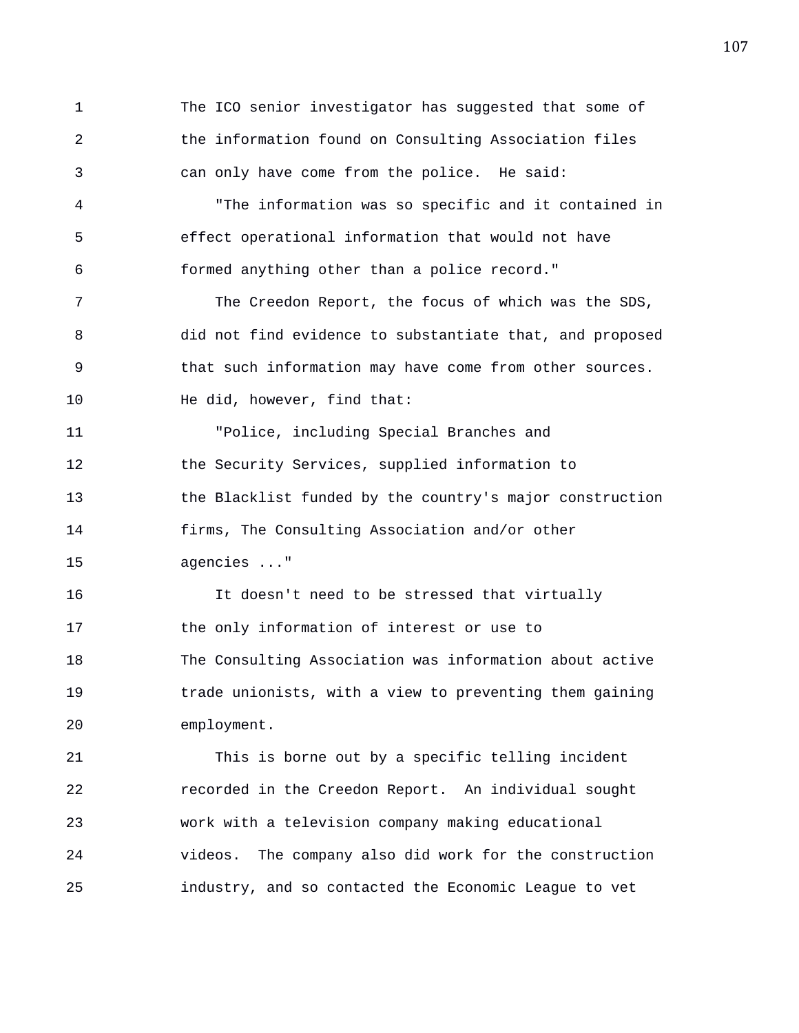The ICO senior investigator has suggested that some of the information found on Consulting Association files can only have come from the police. He said:

"The information was so specific and it contained in effect operational information that would not have formed anything other than a police record."

The Creedon Report, the focus of which was the SDS, did not find evidence to substantiate that, and proposed that such information may have come from other sources. He did, however, find that:

"Police, including Special Branches and the Security Services, supplied information to the Blacklist funded by the country's major construction firms, The Consulting Association and/or other agencies ..."

It doesn't need to be stressed that virtually the only information of interest or use to The Consulting Association was information about active trade unionists, with a view to preventing them gaining employment.

This is borne out by a specific telling incident recorded in the Creedon Report. An individual sought work with a television company making educational videos. The company also did work for the construction industry, and so contacted the Economic League to vet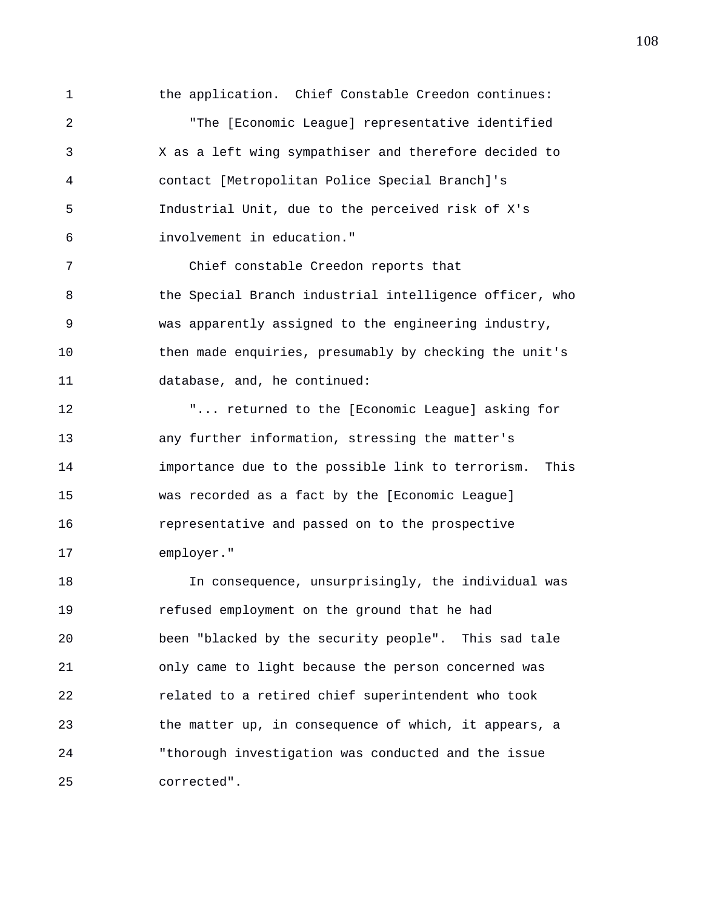the application. Chief Constable Creedon continues:

"The [Economic League] representative identified X as a left wing sympathiser and therefore decided to contact [Metropolitan Police Special Branch]'s Industrial Unit, due to the perceived risk of X's involvement in education."

Chief constable Creedon reports that the Special Branch industrial intelligence officer, who was apparently assigned to the engineering industry, then made enquiries, presumably by checking the unit's database, and, he continued:

"... returned to the [Economic League] asking for any further information, stressing the matter's importance due to the possible link to terrorism. This was recorded as a fact by the [Economic League] representative and passed on to the prospective employer."

In consequence, unsurprisingly, the individual was refused employment on the ground that he had been "blacked by the security people". This sad tale only came to light because the person concerned was related to a retired chief superintendent who took the matter up, in consequence of which, it appears, a "thorough investigation was conducted and the issue corrected".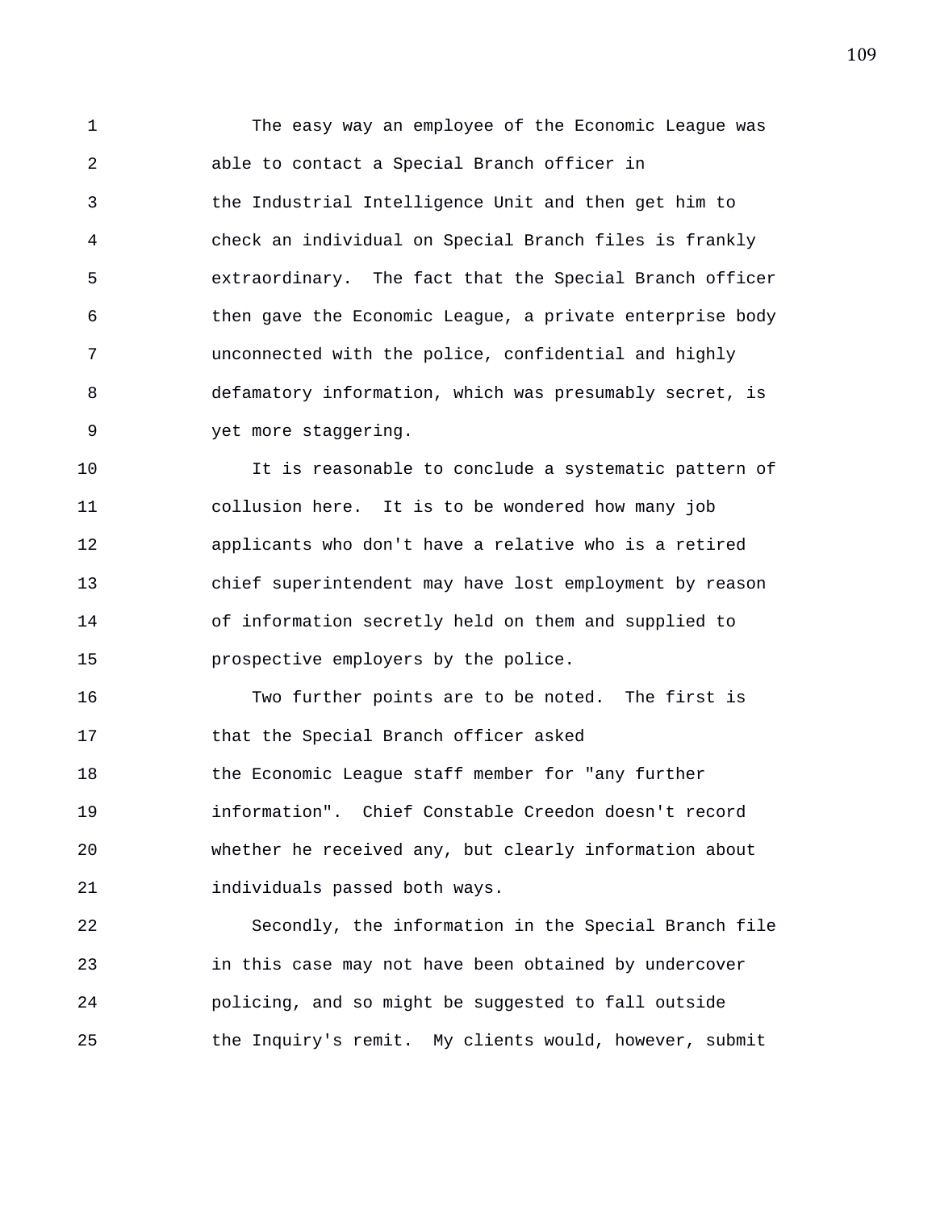The easy way an employee of the Economic League was able to contact a Special Branch officer in the Industrial Intelligence Unit and then get him to check an individual on Special Branch files is frankly extraordinary. The fact that the Special Branch officer then gave the Economic League, a private enterprise body unconnected with the police, confidential and highly defamatory information, which was presumably secret, is yet more staggering.

It is reasonable to conclude a systematic pattern of collusion here. It is to be wondered how many job applicants who don't have a relative who is a retired chief superintendent may have lost employment by reason of information secretly held on them and supplied to prospective employers by the police.

Two further points are to be noted. The first is that the Special Branch officer asked the Economic League staff member for "any further information". Chief Constable Creedon doesn't record whether he received any, but clearly information about individuals passed both ways.

Secondly, the information in the Special Branch file in this case may not have been obtained by undercover policing, and so might be suggested to fall outside the Inquiry's remit. My clients would, however, submit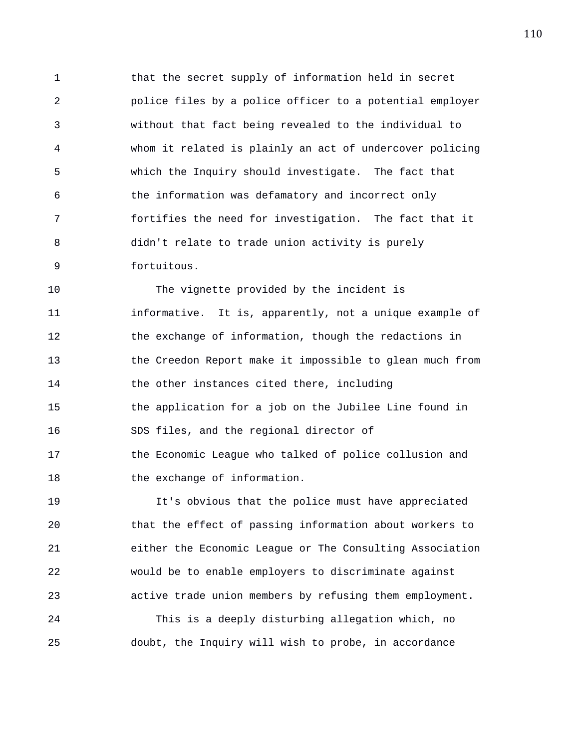that the secret supply of information held in secret police files by a police officer to a potential employer without that fact being revealed to the individual to whom it related is plainly an act of undercover policing which the Inquiry should investigate. The fact that the information was defamatory and incorrect only fortifies the need for investigation. The fact that it didn't relate to trade union activity is purely fortuitous.

The vignette provided by the incident is informative. It is, apparently, not a unique example of the exchange of information, though the redactions in the Creedon Report make it impossible to glean much from the other instances cited there, including the application for a job on the Jubilee Line found in SDS files, and the regional director of the Economic League who talked of police collusion and the exchange of information.

It's obvious that the police must have appreciated that the effect of passing information about workers to either the Economic League or The Consulting Association would be to enable employers to discriminate against active trade union members by refusing them employment.

This is a deeply disturbing allegation which, no doubt, the Inquiry will wish to probe, in accordance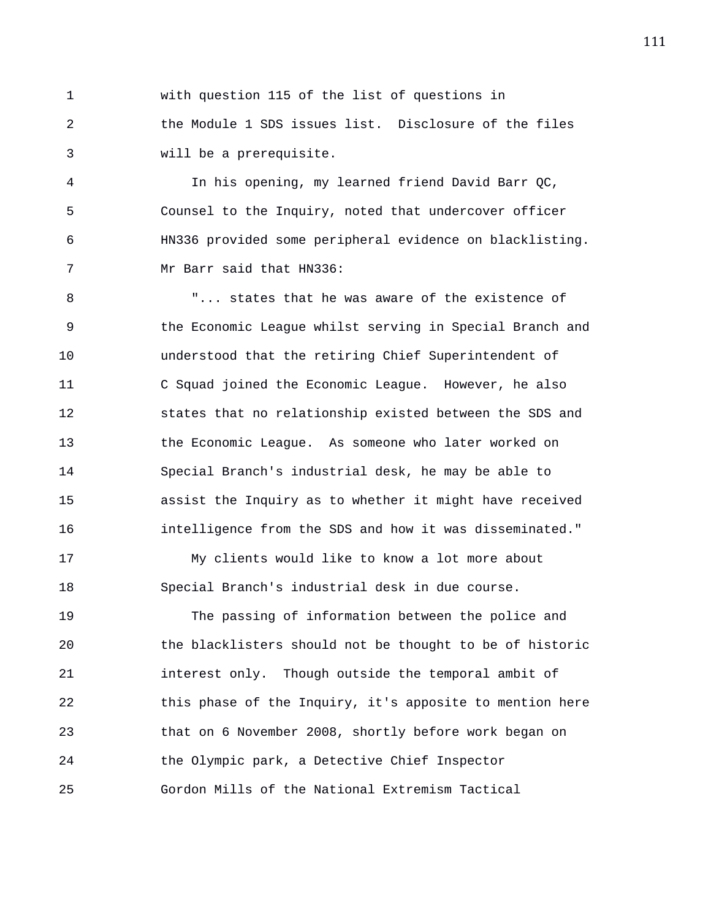with question 115 of the list of questions in the Module 1 SDS issues list. Disclosure of the files will be a prerequisite.

In his opening, my learned friend David Barr QC, Counsel to the Inquiry, noted that undercover officer HN336 provided some peripheral evidence on blacklisting. Mr Barr said that HN336:

"... states that he was aware of the existence of the Economic League whilst serving in Special Branch and understood that the retiring Chief Superintendent of C Squad joined the Economic League. However, he also states that no relationship existed between the SDS and the Economic League. As someone who later worked on Special Branch's industrial desk, he may be able to assist the Inquiry as to whether it might have received intelligence from the SDS and how it was disseminated."

My clients would like to know a lot more about Special Branch's industrial desk in due course.

The passing of information between the police and the blacklisters should not be thought to be of historic interest only. Though outside the temporal ambit of this phase of the Inquiry, it's apposite to mention here that on 6 November 2008, shortly before work began on the Olympic park, a Detective Chief Inspector Gordon Mills of the National Extremism Tactical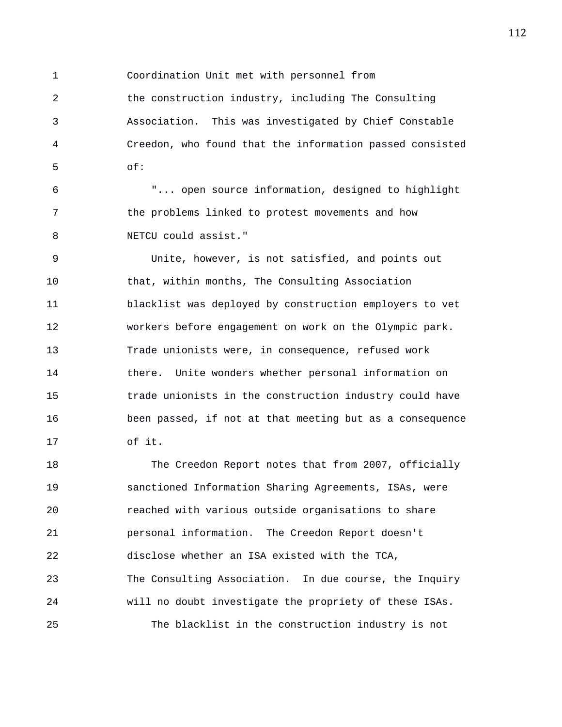Coordination Unit met with personnel from the construction industry, including The Consulting Association. This was investigated by Chief Constable Creedon, who found that the information passed consisted of:

"... open source information, designed to highlight the problems linked to protest movements and how NETCU could assist."

Unite, however, is not satisfied, and points out that, within months, The Consulting Association blacklist was deployed by construction employers to vet workers before engagement on work on the Olympic park. Trade unionists were, in consequence, refused work there. Unite wonders whether personal information on trade unionists in the construction industry could have been passed, if not at that meeting but as a consequence of it.

The Creedon Report notes that from 2007, officially sanctioned Information Sharing Agreements, ISAs, were reached with various outside organisations to share personal information. The Creedon Report doesn't disclose whether an ISA existed with the TCA, The Consulting Association. In due course, the Inquiry will no doubt investigate the propriety of these ISAs.

The blacklist in the construction industry is not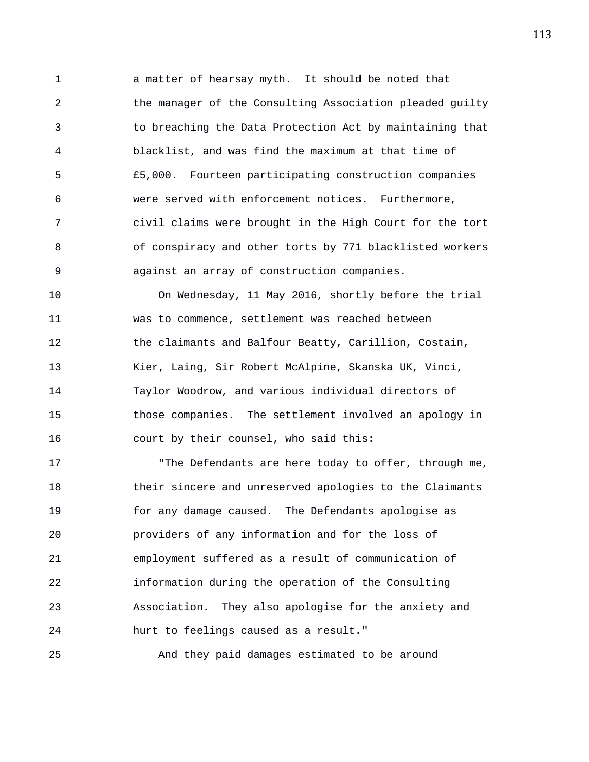a matter of hearsay myth. It should be noted that the manager of the Consulting Association pleaded guilty to breaching the Data Protection Act by maintaining that blacklist, and was find the maximum at that time of £5,000. Fourteen participating construction companies were served with enforcement notices. Furthermore, civil claims were brought in the High Court for the tort of conspiracy and other torts by 771 blacklisted workers against an array of construction companies.

On Wednesday, 11 May 2016, shortly before the trial was to commence, settlement was reached between the claimants and Balfour Beatty, Carillion, Costain, Kier, Laing, Sir Robert McAlpine, Skanska UK, Vinci, Taylor Woodrow, and various individual directors of those companies. The settlement involved an apology in court by their counsel, who said this:

"The Defendants are here today to offer, through me, their sincere and unreserved apologies to the Claimants for any damage caused. The Defendants apologise as providers of any information and for the loss of employment suffered as a result of communication of information during the operation of the Consulting Association. They also apologise for the anxiety and hurt to feelings caused as a result."

And they paid damages estimated to be around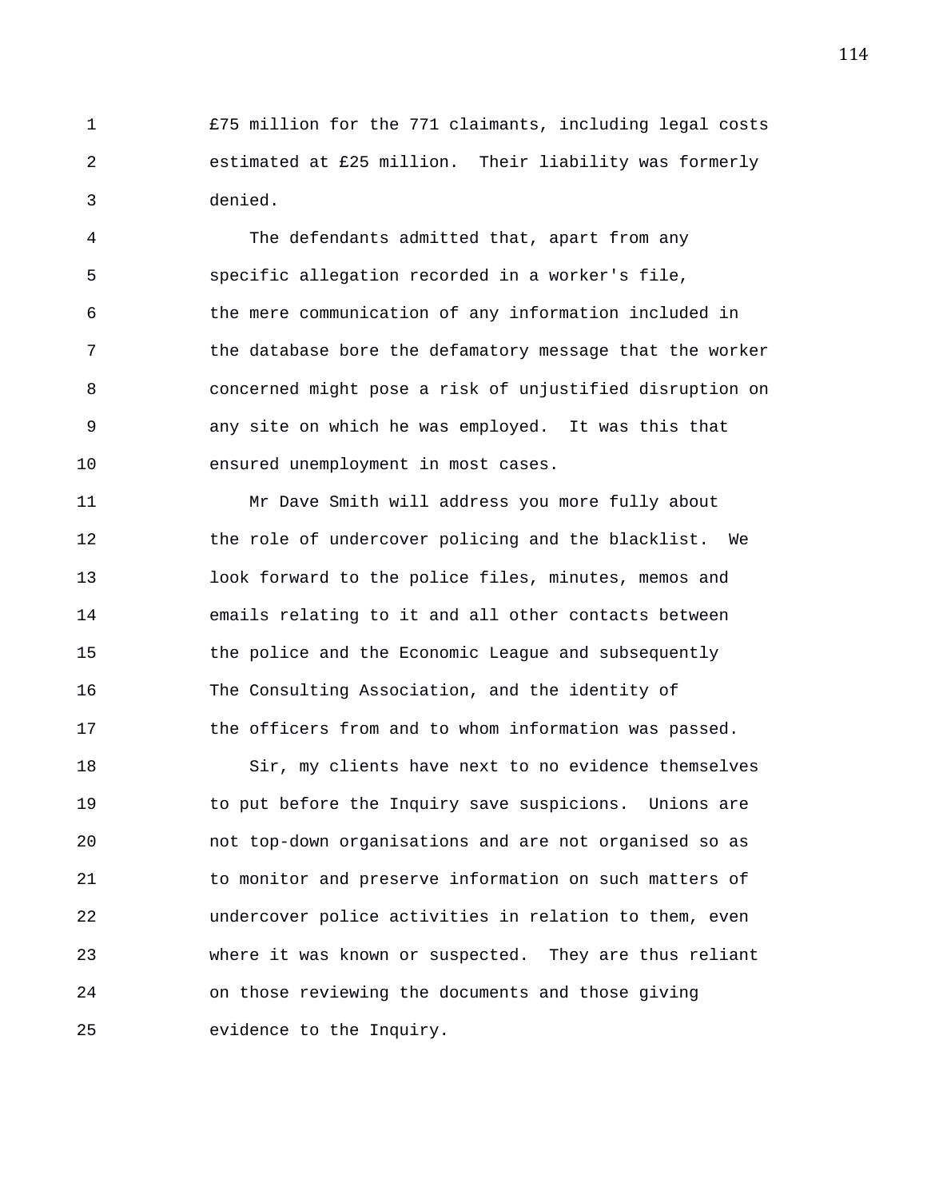£75 million for the 771 claimants, including legal costs estimated at £25 million. Their liability was formerly denied.

The defendants admitted that, apart from any specific allegation recorded in a worker's file, the mere communication of any information included in the database bore the defamatory message that the worker concerned might pose a risk of unjustified disruption on any site on which he was employed. It was this that ensured unemployment in most cases.

Mr Dave Smith will address you more fully about the role of undercover policing and the blacklist. We look forward to the police files, minutes, memos and emails relating to it and all other contacts between the police and the Economic League and subsequently The Consulting Association, and the identity of the officers from and to whom information was passed.

Sir, my clients have next to no evidence themselves to put before the Inquiry save suspicions. Unions are not top-down organisations and are not organised so as to monitor and preserve information on such matters of undercover police activities in relation to them, even where it was known or suspected. They are thus reliant on those reviewing the documents and those giving evidence to the Inquiry.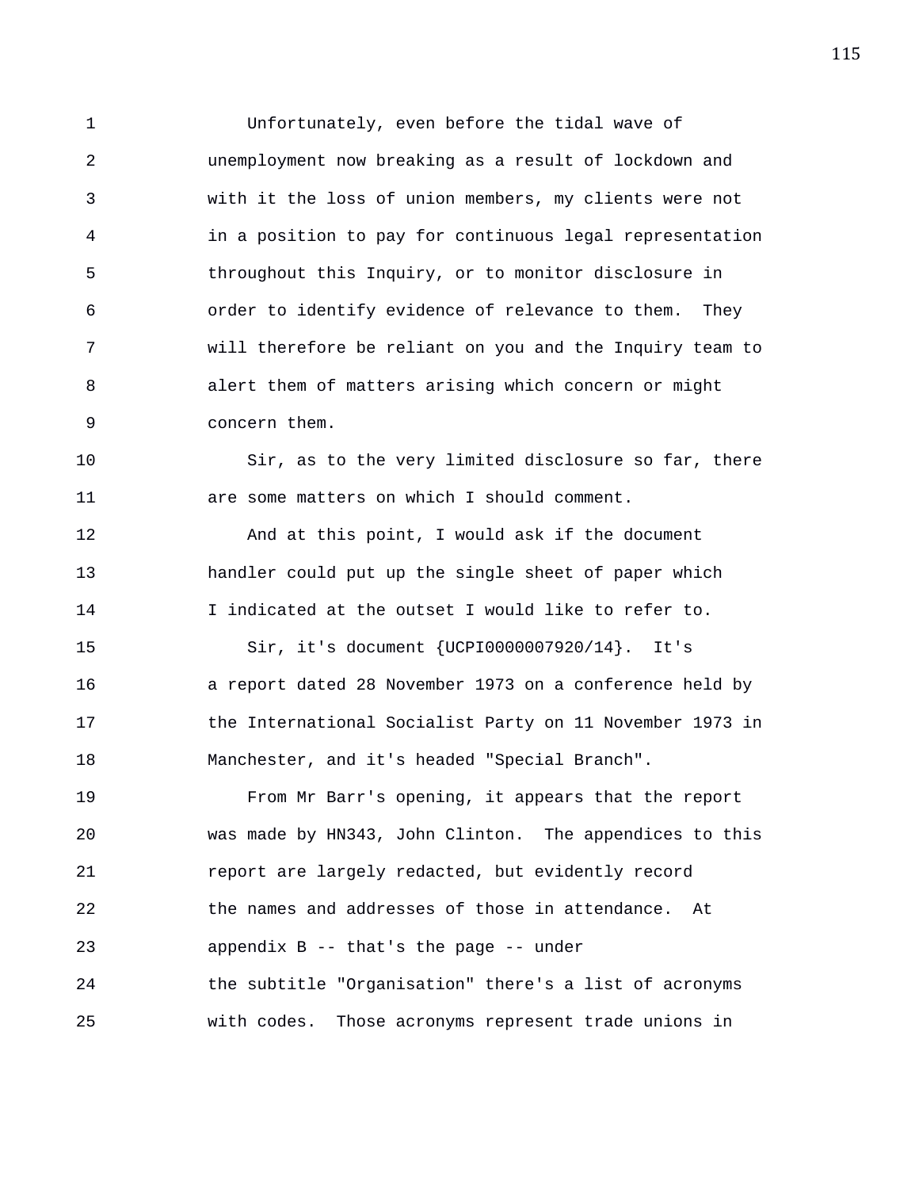Unfortunately, even before the tidal wave of unemployment now breaking as a result of lockdown and with it the loss of union members, my clients were not in a position to pay for continuous legal representation throughout this Inquiry, or to monitor disclosure in order to identify evidence of relevance to them. They will therefore be reliant on you and the Inquiry team to alert them of matters arising which concern or might concern them.

Sir, as to the very limited disclosure so far, there are some matters on which I should comment.

And at this point, I would ask if the document handler could put up the single sheet of paper which I indicated at the outset I would like to refer to.

Sir, it's document {UCPI0000007920/14}. It's a report dated 28 November 1973 on a conference held by the International Socialist Party on 11 November 1973 in Manchester, and it's headed "Special Branch".

From Mr Barr's opening, it appears that the report was made by HN343, John Clinton. The appendices to this report are largely redacted, but evidently record the names and addresses of those in attendance. At appendix B -- that's the page -- under the subtitle "Organisation" there's a list of acronyms with codes. Those acronyms represent trade unions in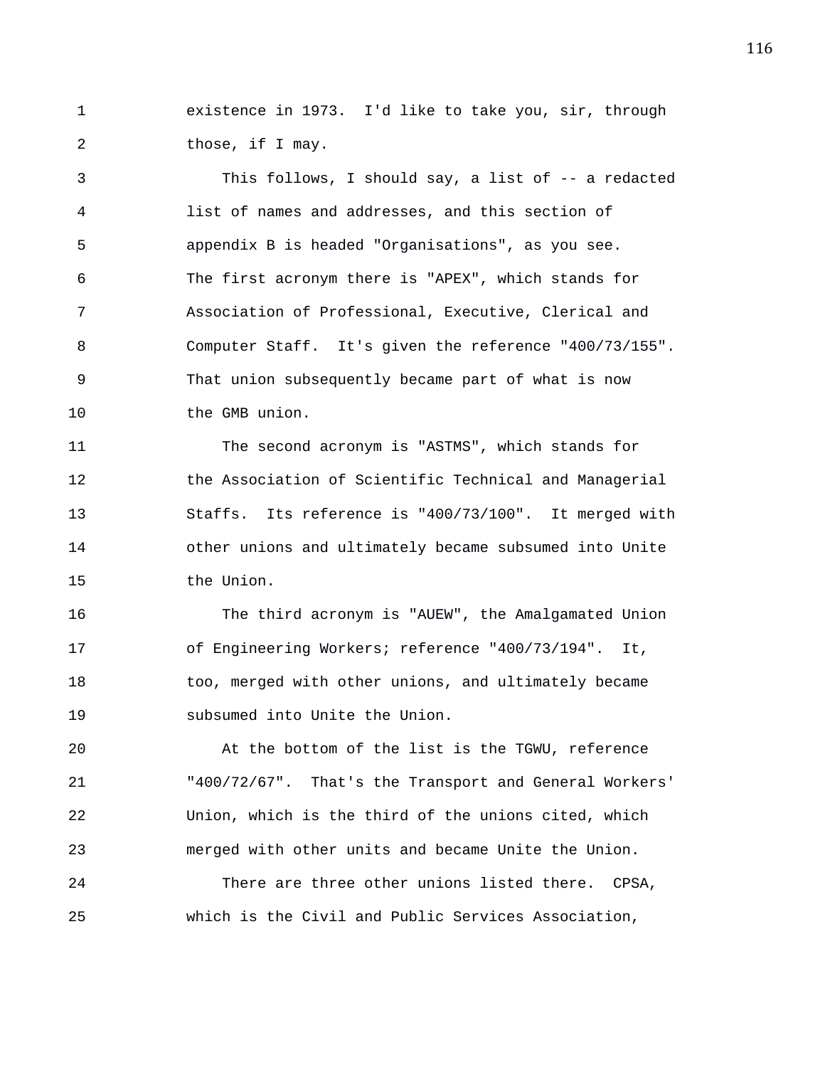existence in 1973. I'd like to take you, sir, through those, if I may.

This follows, I should say, a list of -- a redacted list of names and addresses, and this section of appendix B is headed "Organisations", as you see. The first acronym there is "APEX", which stands for Association of Professional, Executive, Clerical and Computer Staff. It's given the reference "400/73/155". That union subsequently became part of what is now the GMB union.

The second acronym is "ASTMS", which stands for the Association of Scientific Technical and Managerial Staffs. Its reference is "400/73/100". It merged with other unions and ultimately became subsumed into Unite the Union.

The third acronym is "AUEW", the Amalgamated Union of Engineering Workers; reference "400/73/194". It, too, merged with other unions, and ultimately became subsumed into Unite the Union.

At the bottom of the list is the TGWU, reference "400/72/67". That's the Transport and General Workers' Union, which is the third of the unions cited, which merged with other units and became Unite the Union.

There are three other unions listed there. CPSA, which is the Civil and Public Services Association,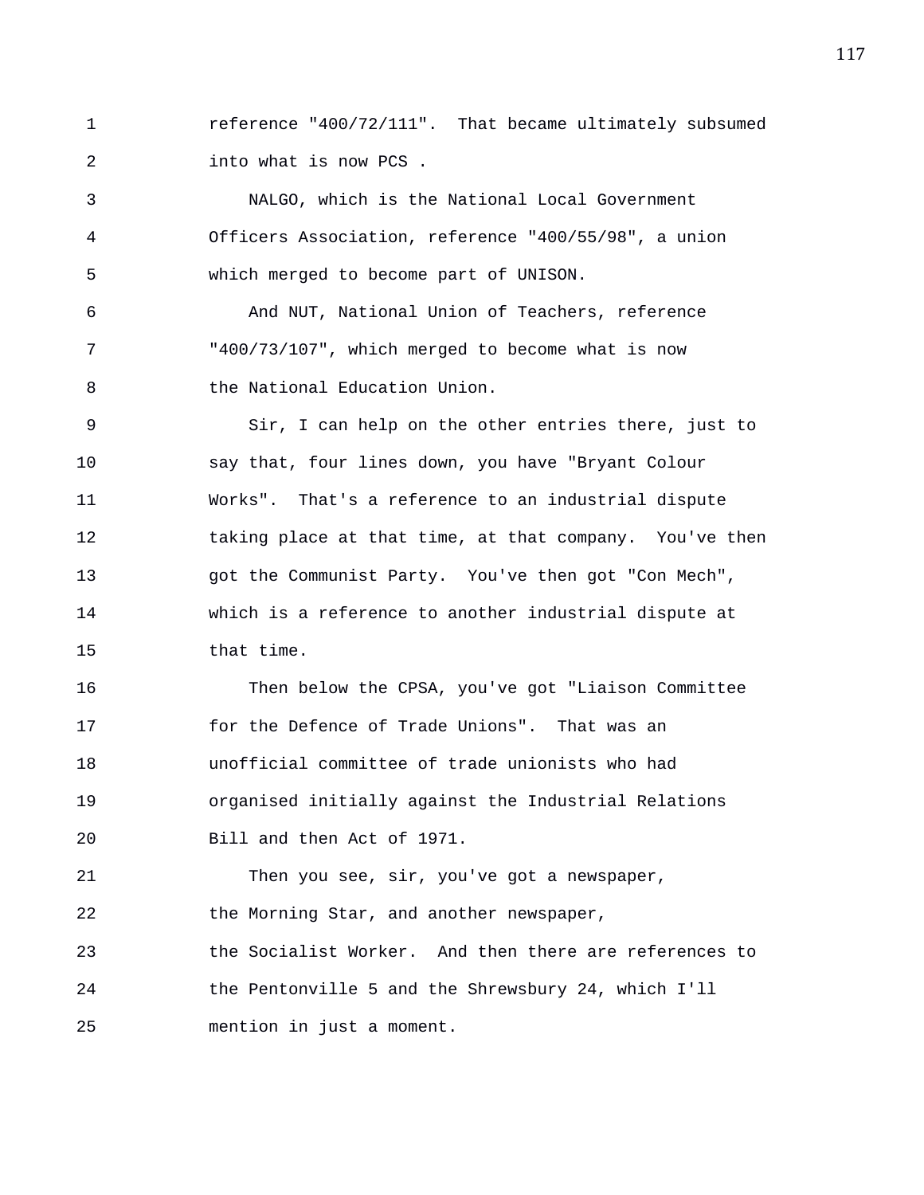reference "400/72/111". That became ultimately subsumed into what is now PCS .

NALGO, which is the National Local Government Officers Association, reference "400/55/98", a union which merged to become part of UNISON.

And NUT, National Union of Teachers, reference "400/73/107", which merged to become what is now the National Education Union.

Sir, I can help on the other entries there, just to say that, four lines down, you have "Bryant Colour Works". That's a reference to an industrial dispute taking place at that time, at that company. You've then got the Communist Party. You've then got "Con Mech", which is a reference to another industrial dispute at that time.

Then below the CPSA, you've got "Liaison Committee for the Defence of Trade Unions". That was an unofficial committee of trade unionists who had organised initially against the Industrial Relations Bill and then Act of 1971.

Then you see, sir, you've got a newspaper, the Morning Star, and another newspaper, the Socialist Worker. And then there are references to the Pentonville 5 and the Shrewsbury 24, which I'll mention in just a moment.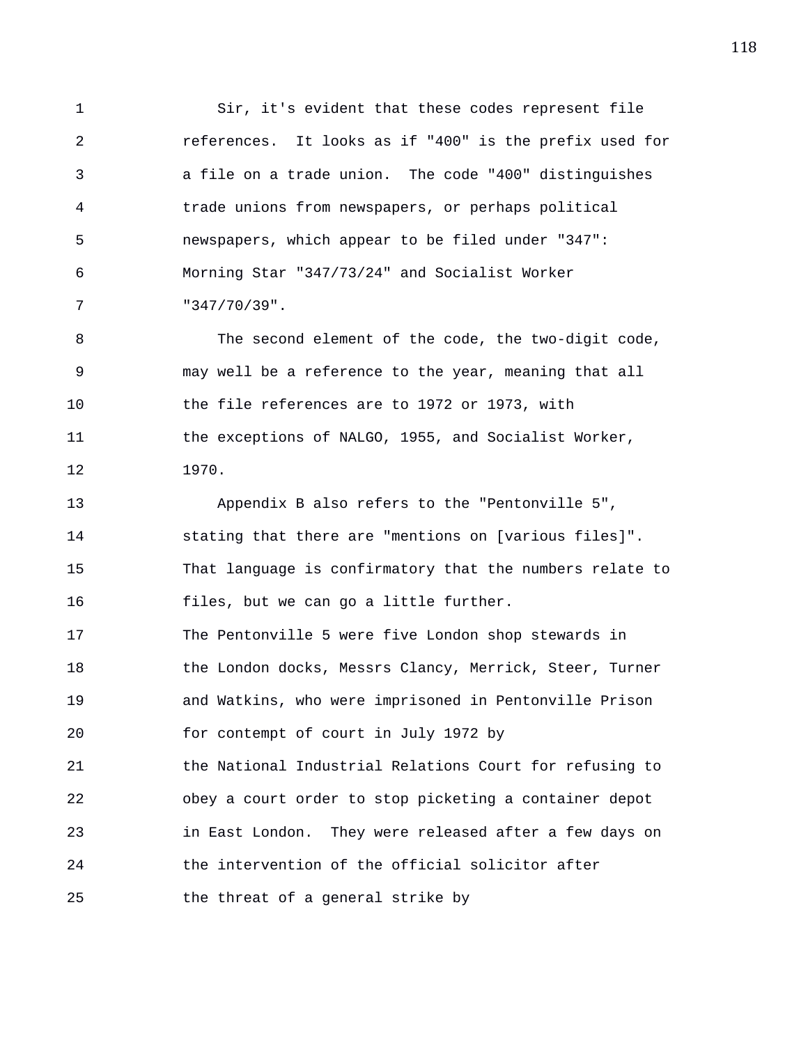Sir, it's evident that these codes represent file references. It looks as if "400" is the prefix used for a file on a trade union. The code "400" distinguishes trade unions from newspapers, or perhaps political newspapers, which appear to be filed under "347": Morning Star "347/73/24" and Socialist Worker "347/70/39".

The second element of the code, the two-digit code, may well be a reference to the year, meaning that all the file references are to 1972 or 1973, with the exceptions of NALGO, 1955, and Socialist Worker, 1970.

Appendix B also refers to the "Pentonville 5", stating that there are "mentions on [various files]". That language is confirmatory that the numbers relate to files, but we can go a little further.

The Pentonville 5 were five London shop stewards in the London docks, Messrs Clancy, Merrick, Steer, Turner and Watkins, who were imprisoned in Pentonville Prison for contempt of court in July 1972 by the National Industrial Relations Court for refusing to obey a court order to stop picketing a container depot in East London. They were released after a few days on the intervention of the official solicitor after the threat of a general strike by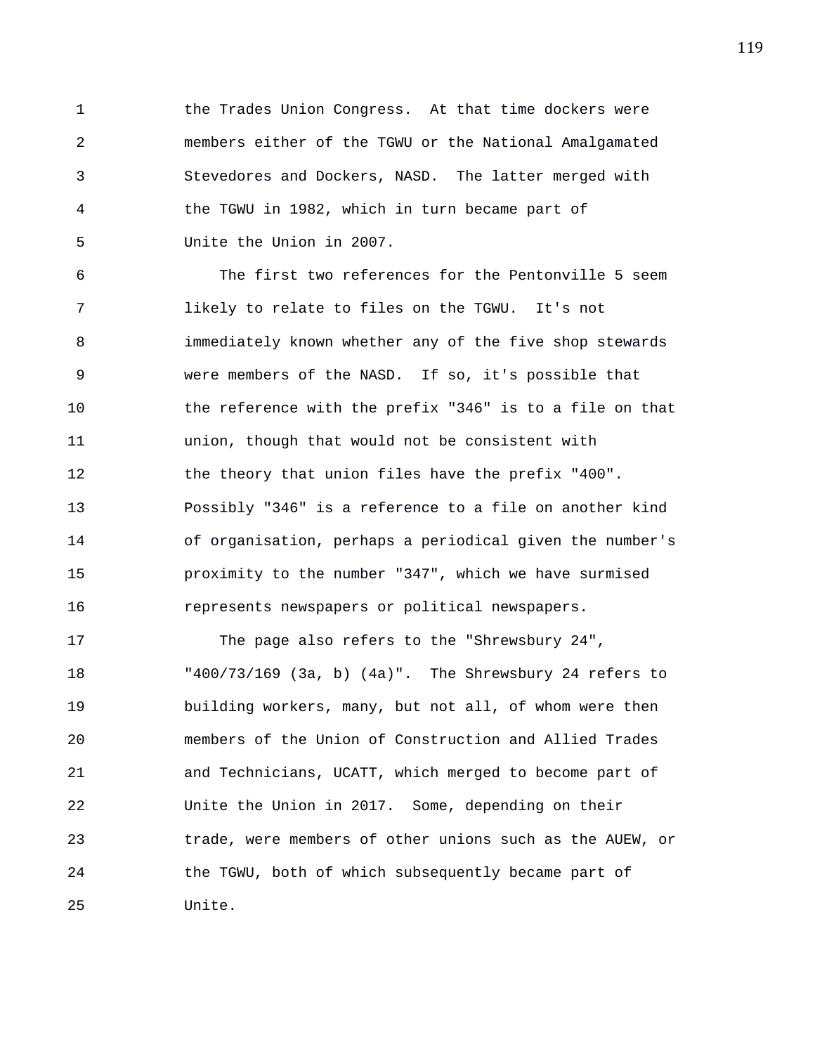the Trades Union Congress. At that time dockers were members either of the TGWU or the National Amalgamated Stevedores and Dockers, NASD. The latter merged with the TGWU in 1982, which in turn became part of Unite the Union in 2007.

The first two references for the Pentonville 5 seem likely to relate to files on the TGWU. It's not immediately known whether any of the five shop stewards were members of the NASD. If so, it's possible that the reference with the prefix "346" is to a file on that union, though that would not be consistent with the theory that union files have the prefix "400". Possibly "346" is a reference to a file on another kind of organisation, perhaps a periodical given the number's proximity to the number "347", which we have surmised represents newspapers or political newspapers.

The page also refers to the "Shrewsbury 24", "400/73/169 (3a, b) (4a)". The Shrewsbury 24 refers to building workers, many, but not all, of whom were then members of the Union of Construction and Allied Trades and Technicians, UCATT, which merged to become part of Unite the Union in 2017. Some, depending on their trade, were members of other unions such as the AUEW, or the TGWU, both of which subsequently became part of Unite.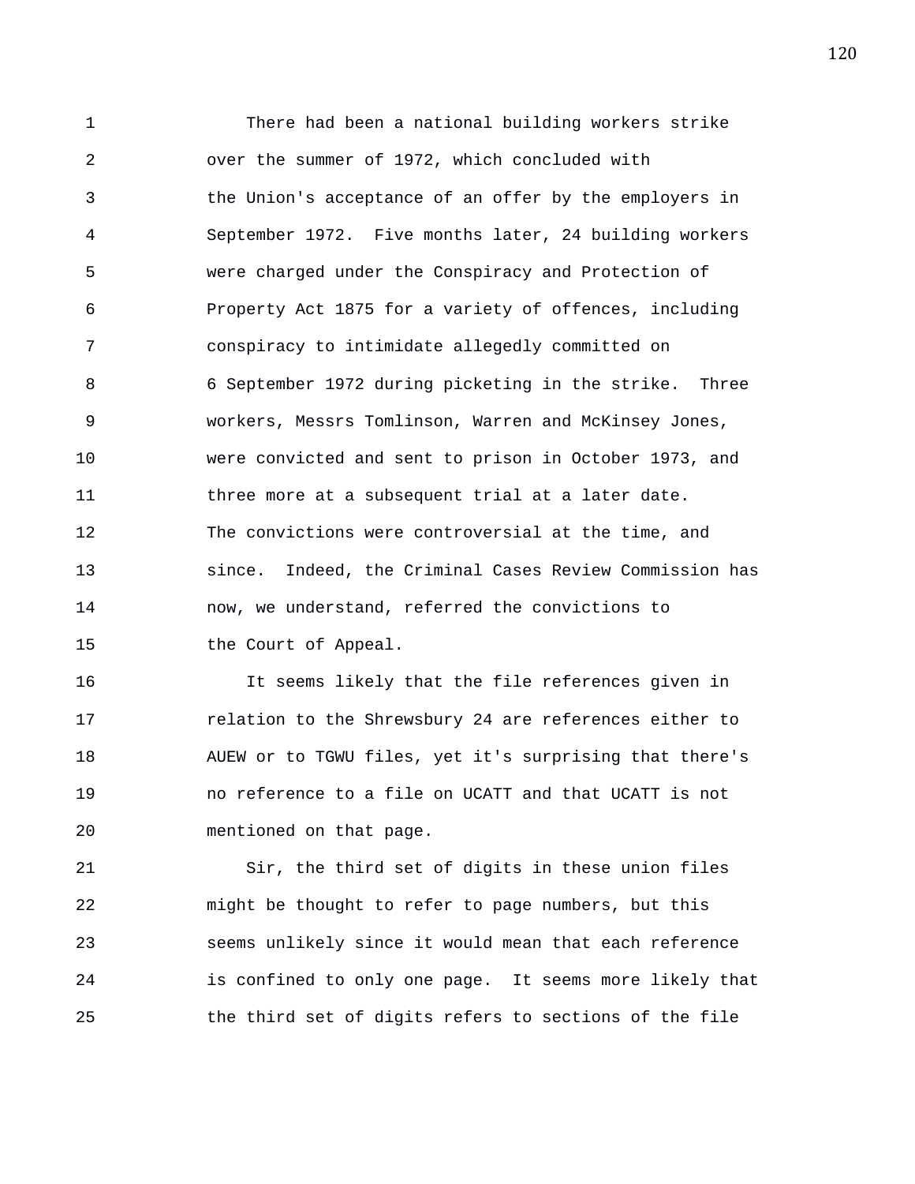There had been a national building workers strike over the summer of 1972, which concluded with the Union's acceptance of an offer by the employers in September 1972. Five months later, 24 building workers were charged under the Conspiracy and Protection of Property Act 1875 for a variety of offences, including conspiracy to intimidate allegedly committed on 6 September 1972 during picketing in the strike. Three workers, Messrs Tomlinson, Warren and McKinsey Jones, were convicted and sent to prison in October 1973, and three more at a subsequent trial at a later date. The convictions were controversial at the time, and since. Indeed, the Criminal Cases Review Commission has now, we understand, referred the convictions to the Court of Appeal.

It seems likely that the file references given in relation to the Shrewsbury 24 are references either to AUEW or to TGWU files, yet it's surprising that there's no reference to a file on UCATT and that UCATT is not mentioned on that page.

Sir, the third set of digits in these union files might be thought to refer to page numbers, but this seems unlikely since it would mean that each reference is confined to only one page. It seems more likely that the third set of digits refers to sections of the file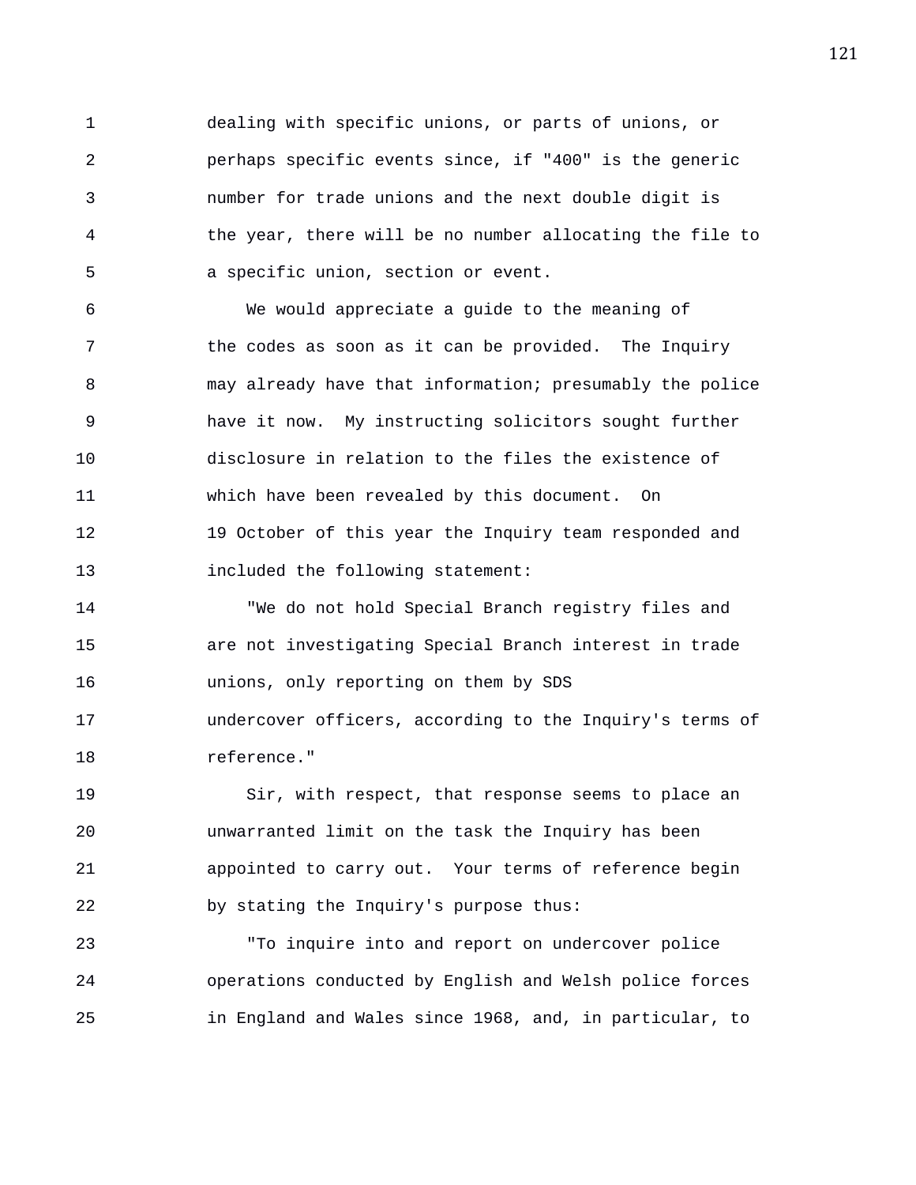dealing with specific unions, or parts of unions, or perhaps specific events since, if "400" is the generic number for trade unions and the next double digit is the year, there will be no number allocating the file to a specific union, section or event.

We would appreciate a guide to the meaning of the codes as soon as it can be provided. The Inquiry may already have that information; presumably the police have it now. My instructing solicitors sought further disclosure in relation to the files the existence of which have been revealed by this document. On 19 October of this year the Inquiry team responded and included the following statement:

"We do not hold Special Branch registry files and are not investigating Special Branch interest in trade unions, only reporting on them by SDS undercover officers, according to the Inquiry's terms of reference."

Sir, with respect, that response seems to place an unwarranted limit on the task the Inquiry has been appointed to carry out. Your terms of reference begin by stating the Inquiry's purpose thus:

"To inquire into and report on undercover police operations conducted by English and Welsh police forces in England and Wales since 1968, and, in particular, to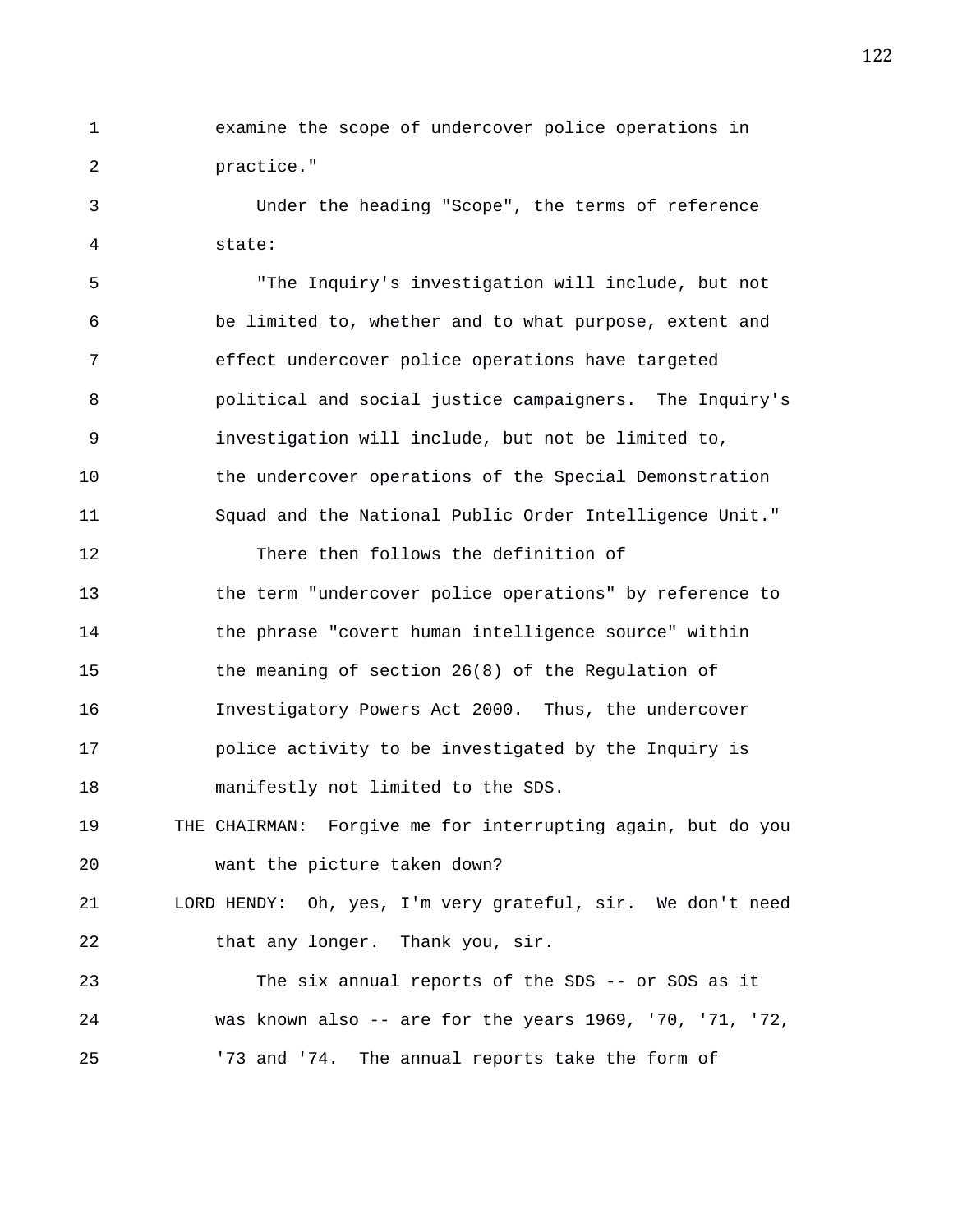examine the scope of undercover police operations in practice."

Under the heading "Scope", the terms of reference state:

"The Inquiry's investigation will include, but not be limited to, whether and to what purpose, extent and effect undercover police operations have targeted political and social justice campaigners. The Inquiry's investigation will include, but not be limited to, the undercover operations of the Special Demonstration Squad and the National Public Order Intelligence Unit."

There then follows the definition of the term "undercover police operations" by reference to the phrase "covert human intelligence source" within the meaning of section 26(8) of the Regulation of Investigatory Powers Act 2000. Thus, the undercover police activity to be investigated by the Inquiry is manifestly not limited to the SDS.

THE CHAIRMAN: Forgive me for interrupting again, but do you want the picture taken down?

LORD HENDY: Oh, yes, I'm very grateful, sir. We don't need that any longer. Thank you, sir.

The six annual reports of the SDS -- or SOS as it was known also -- are for the years 1969, '70, '71, '72, '73 and '74. The annual reports take the form of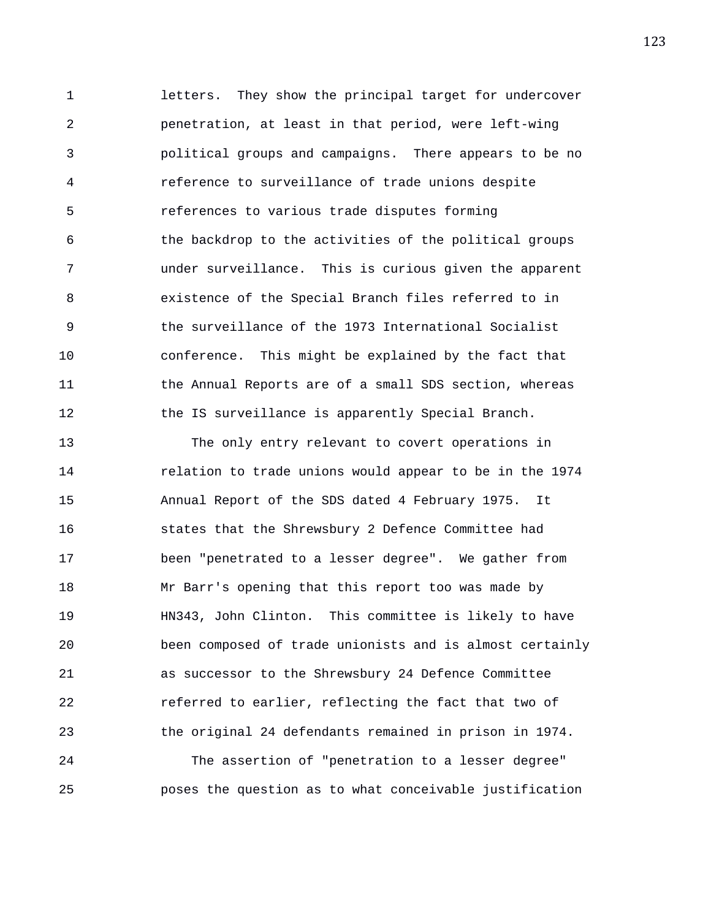letters. They show the principal target for undercover penetration, at least in that period, were left-wing political groups and campaigns. There appears to be no reference to surveillance of trade unions despite references to various trade disputes forming the backdrop to the activities of the political groups under surveillance. This is curious given the apparent existence of the Special Branch files referred to in the surveillance of the 1973 International Socialist conference. This might be explained by the fact that the Annual Reports are of a small SDS section, whereas the IS surveillance is apparently Special Branch.

The only entry relevant to covert operations in relation to trade unions would appear to be in the 1974 Annual Report of the SDS dated 4 February 1975. It states that the Shrewsbury 2 Defence Committee had been "penetrated to a lesser degree". We gather from Mr Barr's opening that this report too was made by HN343, John Clinton. This committee is likely to have been composed of trade unionists and is almost certainly as successor to the Shrewsbury 24 Defence Committee referred to earlier, reflecting the fact that two of the original 24 defendants remained in prison in 1974.

The assertion of "penetration to a lesser degree" poses the question as to what conceivable justification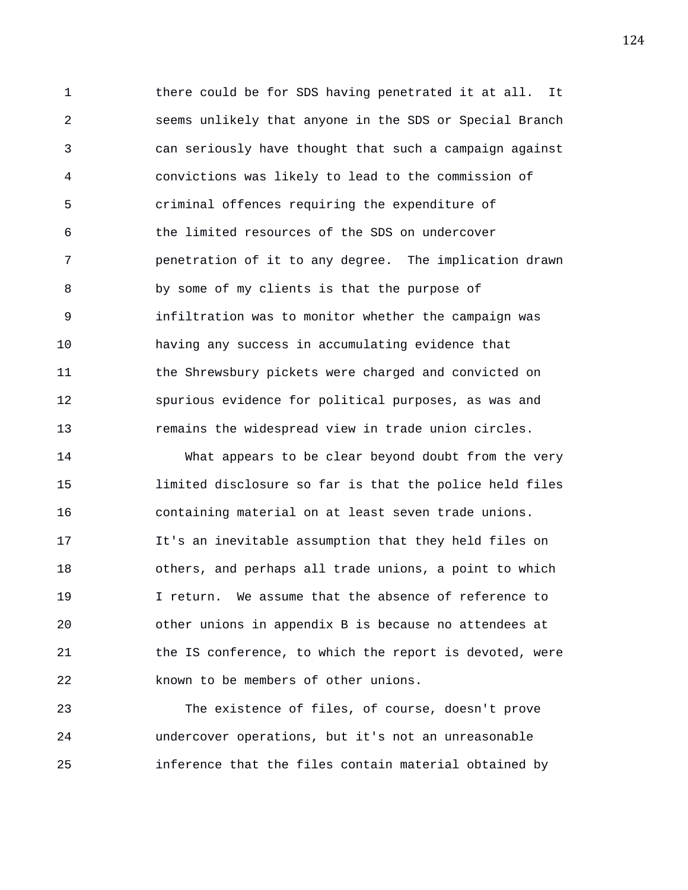there could be for SDS having penetrated it at all. It seems unlikely that anyone in the SDS or Special Branch can seriously have thought that such a campaign against convictions was likely to lead to the commission of criminal offences requiring the expenditure of the limited resources of the SDS on undercover penetration of it to any degree. The implication drawn by some of my clients is that the purpose of infiltration was to monitor whether the campaign was having any success in accumulating evidence that the Shrewsbury pickets were charged and convicted on spurious evidence for political purposes, as was and remains the widespread view in trade union circles.

What appears to be clear beyond doubt from the very limited disclosure so far is that the police held files containing material on at least seven trade unions. It's an inevitable assumption that they held files on others, and perhaps all trade unions, a point to which I return. We assume that the absence of reference to other unions in appendix B is because no attendees at the IS conference, to which the report is devoted, were known to be members of other unions.

The existence of files, of course, doesn't prove undercover operations, but it's not an unreasonable inference that the files contain material obtained by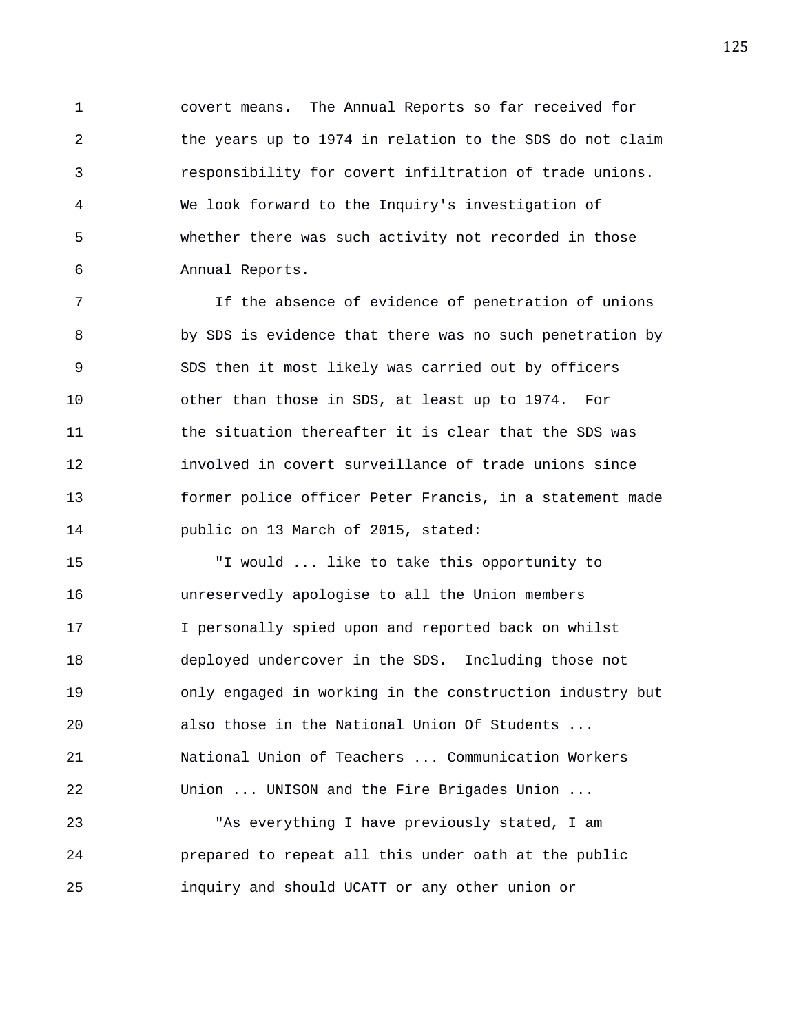covert means. The Annual Reports so far received for the years up to 1974 in relation to the SDS do not claim responsibility for covert infiltration of trade unions. We look forward to the Inquiry's investigation of whether there was such activity not recorded in those Annual Reports.

If the absence of evidence of penetration of unions by SDS is evidence that there was no such penetration by SDS then it most likely was carried out by officers other than those in SDS, at least up to 1974. For the situation thereafter it is clear that the SDS was involved in covert surveillance of trade unions since former police officer Peter Francis, in a statement made public on 13 March of 2015, stated:

"I would ... like to take this opportunity to unreservedly apologise to all the Union members I personally spied upon and reported back on whilst deployed undercover in the SDS. Including those not only engaged in working in the construction industry but also those in the National Union Of Students ... National Union of Teachers ... Communication Workers Union ... UNISON and the Fire Brigades Union ...

"As everything I have previously stated, I am prepared to repeat all this under oath at the public inquiry and should UCATT or any other union or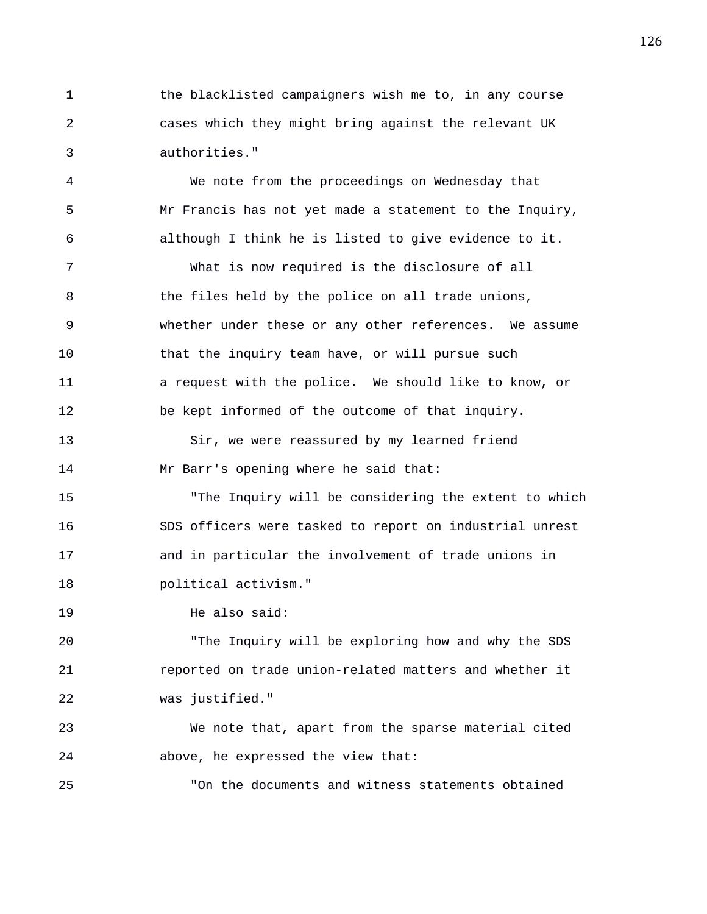the blacklisted campaigners wish me to, in any course cases which they might bring against the relevant UK authorities."

We note from the proceedings on Wednesday that Mr Francis has not yet made a statement to the Inquiry, although I think he is listed to give evidence to it.

What is now required is the disclosure of all the files held by the police on all trade unions, whether under these or any other references. We assume that the inquiry team have, or will pursue such a request with the police. We should like to know, or be kept informed of the outcome of that inquiry.

Sir, we were reassured by my learned friend Mr Barr's opening where he said that:

"The Inquiry will be considering the extent to which SDS officers were tasked to report on industrial unrest and in particular the involvement of trade unions in political activism."

He also said:

"The Inquiry will be exploring how and why the SDS reported on trade union-related matters and whether it was justified."

We note that, apart from the sparse material cited above, he expressed the view that:

"On the documents and witness statements obtained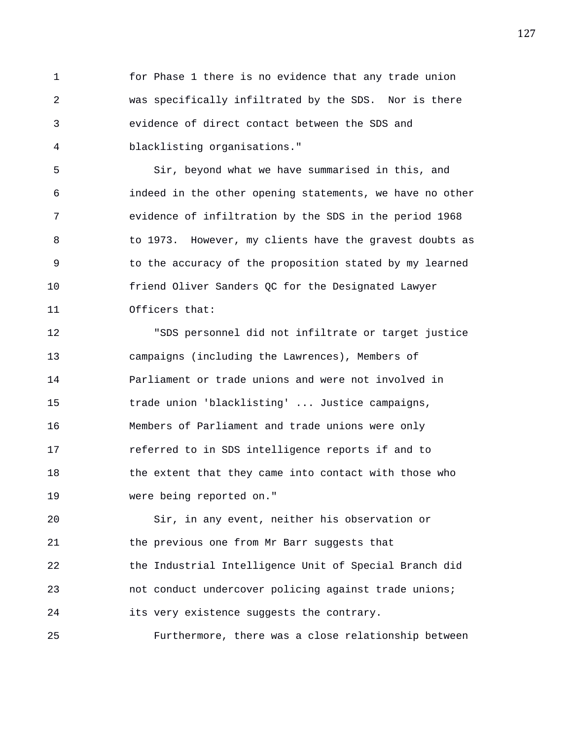for Phase 1 there is no evidence that any trade union was specifically infiltrated by the SDS. Nor is there evidence of direct contact between the SDS and blacklisting organisations."

Sir, beyond what we have summarised in this, and indeed in the other opening statements, we have no other evidence of infiltration by the SDS in the period 1968 to 1973. However, my clients have the gravest doubts as to the accuracy of the proposition stated by my learned friend Oliver Sanders QC for the Designated Lawyer Officers that:

"SDS personnel did not infiltrate or target justice campaigns (including the Lawrences), Members of Parliament or trade unions and were not involved in trade union 'blacklisting' ... Justice campaigns, Members of Parliament and trade unions were only referred to in SDS intelligence reports if and to the extent that they came into contact with those who were being reported on."

Sir, in any event, neither his observation or the previous one from Mr Barr suggests that the Industrial Intelligence Unit of Special Branch did not conduct undercover policing against trade unions; its very existence suggests the contrary.

Furthermore, there was a close relationship between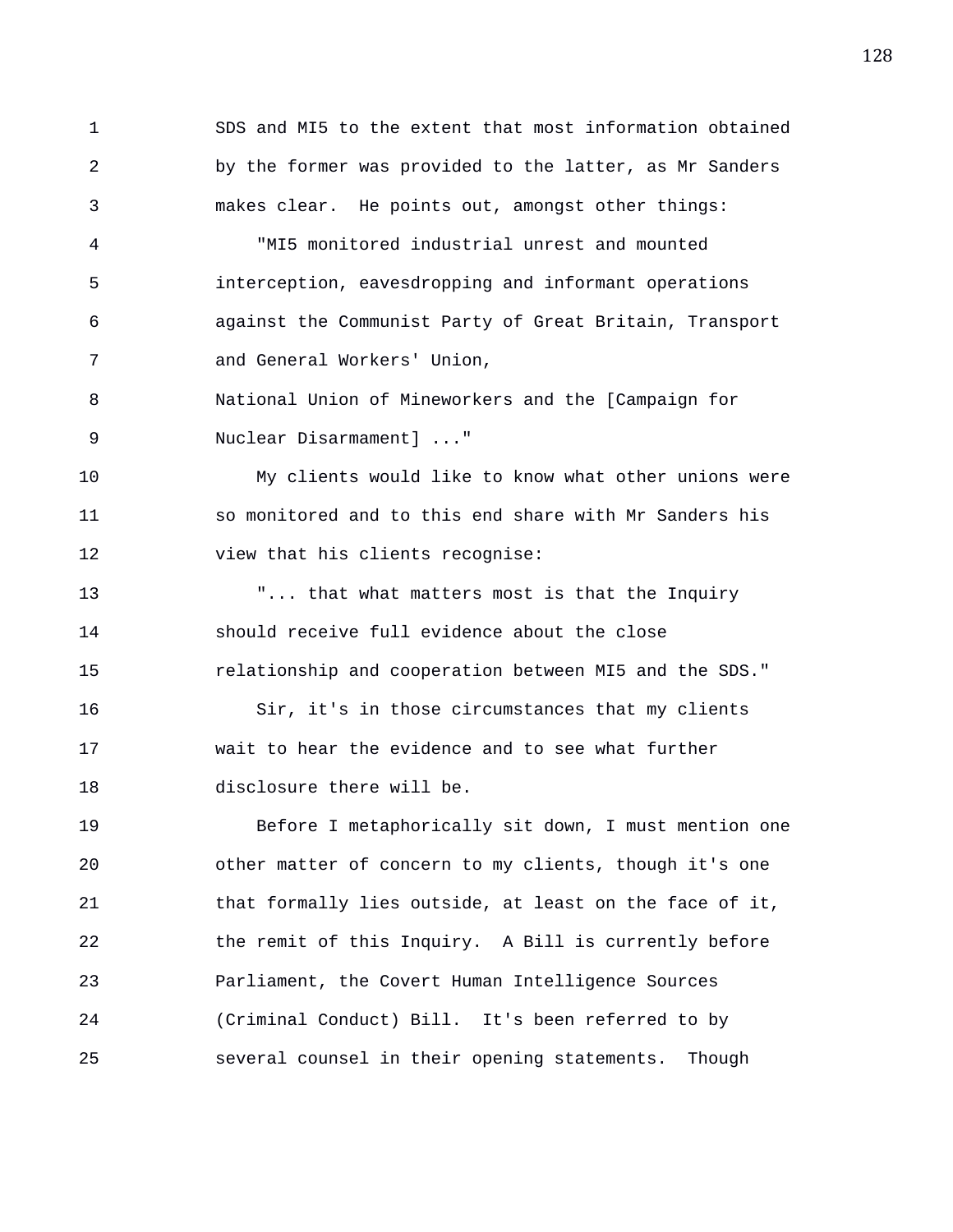SDS and MI5 to the extent that most information obtained by the former was provided to the latter, as Mr Sanders makes clear. He points out, amongst other things:

"MI5 monitored industrial unrest and mounted interception, eavesdropping and informant operations against the Communist Party of Great Britain, Transport and General Workers' Union, National Union of Mineworkers and the [Campaign for Nuclear Disarmament] ..."

My clients would like to know what other unions were so monitored and to this end share with Mr Sanders his view that his clients recognise:

"... that what matters most is that the Inquiry should receive full evidence about the close relationship and cooperation between MI5 and the SDS."

Sir, it's in those circumstances that my clients wait to hear the evidence and to see what further disclosure there will be.

Before I metaphorically sit down, I must mention one other matter of concern to my clients, though it's one that formally lies outside, at least on the face of it, the remit of this Inquiry. A Bill is currently before Parliament, the Covert Human Intelligence Sources (Criminal Conduct) Bill. It's been referred to by several counsel in their opening statements. Though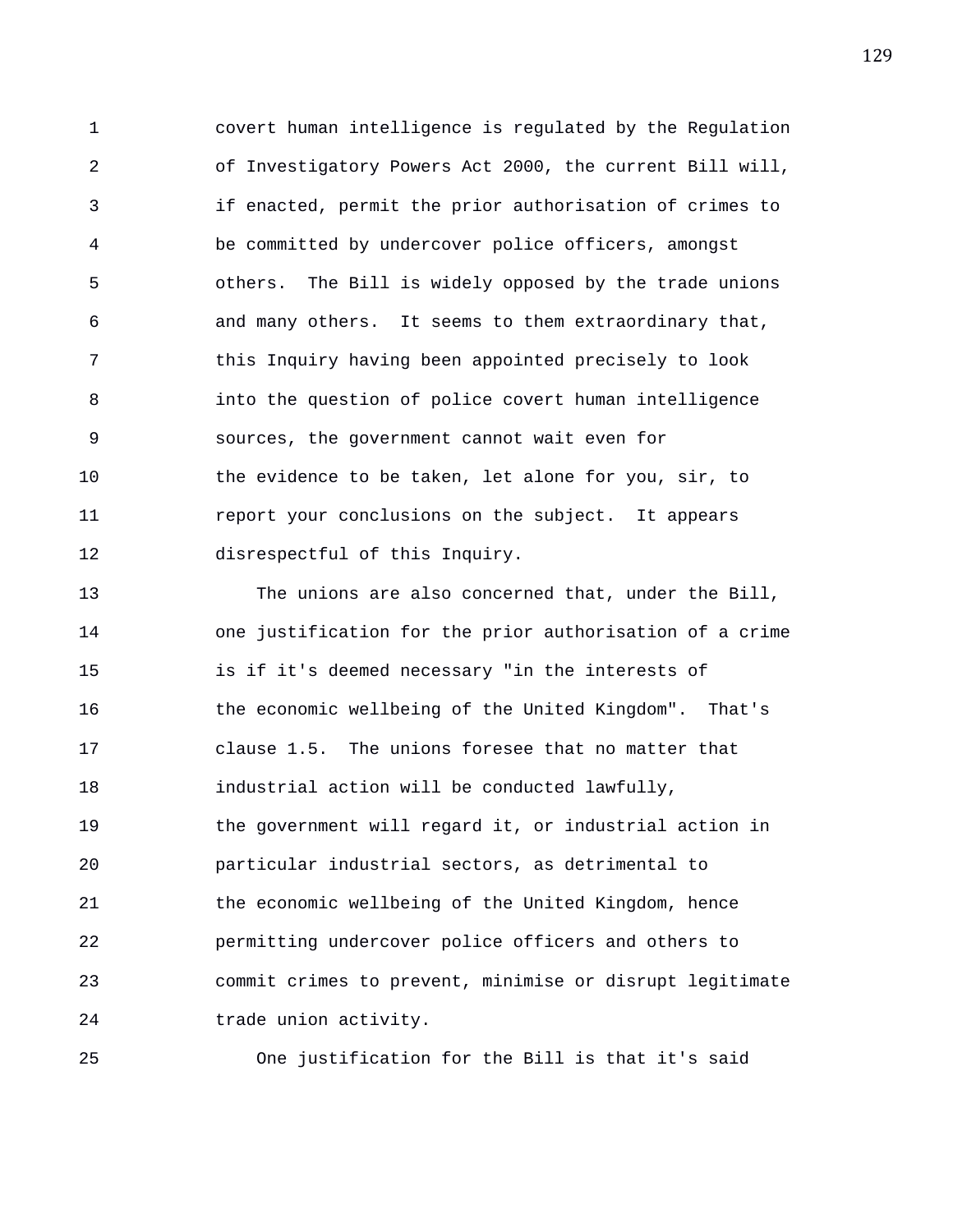covert human intelligence is regulated by the Regulation of Investigatory Powers Act 2000, the current Bill will, if enacted, permit the prior authorisation of crimes to be committed by undercover police officers, amongst others. The Bill is widely opposed by the trade unions and many others. It seems to them extraordinary that, this Inquiry having been appointed precisely to look into the question of police covert human intelligence sources, the government cannot wait even for the evidence to be taken, let alone for you, sir, to report your conclusions on the subject. It appears disrespectful of this Inquiry.

The unions are also concerned that, under the Bill, one justification for the prior authorisation of a crime is if it's deemed necessary "in the interests of the economic wellbeing of the United Kingdom". That's clause 1.5. The unions foresee that no matter that industrial action will be conducted lawfully, the government will regard it, or industrial action in particular industrial sectors, as detrimental to the economic wellbeing of the United Kingdom, hence permitting undercover police officers and others to commit crimes to prevent, minimise or disrupt legitimate trade union activity.

One justification for the Bill is that it's said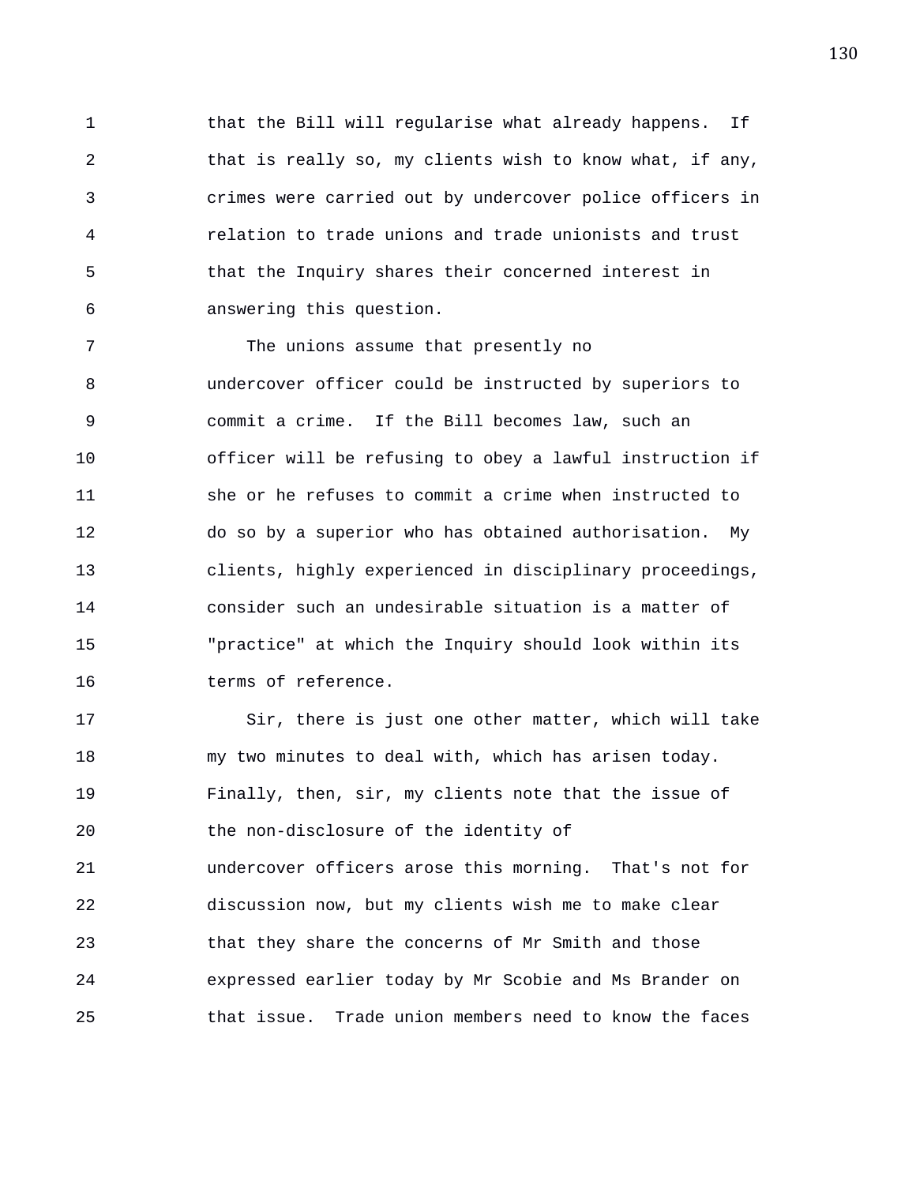that the Bill will regularise what already happens. If that is really so, my clients wish to know what, if any, crimes were carried out by undercover police officers in relation to trade unions and trade unionists and trust that the Inquiry shares their concerned interest in answering this question.

The unions assume that presently no undercover officer could be instructed by superiors to commit a crime. If the Bill becomes law, such an officer will be refusing to obey a lawful instruction if she or he refuses to commit a crime when instructed to do so by a superior who has obtained authorisation. My clients, highly experienced in disciplinary proceedings, consider such an undesirable situation is a matter of "practice" at which the Inquiry should look within its terms of reference.

Sir, there is just one other matter, which will take my two minutes to deal with, which has arisen today. Finally, then, sir, my clients note that the issue of the non-disclosure of the identity of undercover officers arose this morning. That's not for discussion now, but my clients wish me to make clear that they share the concerns of Mr Smith and those expressed earlier today by Mr Scobie and Ms Brander on that issue. Trade union members need to know the faces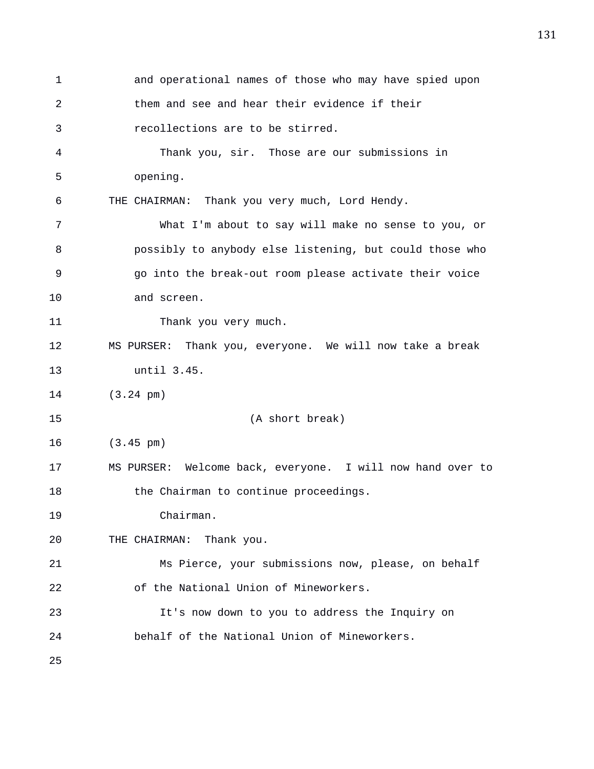and operational names of those who may have spied upon them and see and hear their evidence if their recollections are to be stirred.

Thank you, sir. Those are our submissions in opening.

THE CHAIRMAN: Thank you very much, Lord Hendy.

What I'm about to say will make no sense to you, or possibly to anybody else listening, but could those who go into the break-out room please activate their voice and screen.

Thank you very much.

MS PURSER: Thank you, everyone. We will now take a break until 3.45.

(3.24 pm)

(A short break)

(3.45 pm)

MS PURSER: Welcome back, everyone. I will now hand over to the Chairman to continue proceedings.

Chairman.

THE CHAIRMAN: Thank you.

Ms Pierce, your submissions now, please, on behalf of the National Union of Mineworkers.

It's now down to you to address the Inquiry on behalf of the National Union of Mineworkers.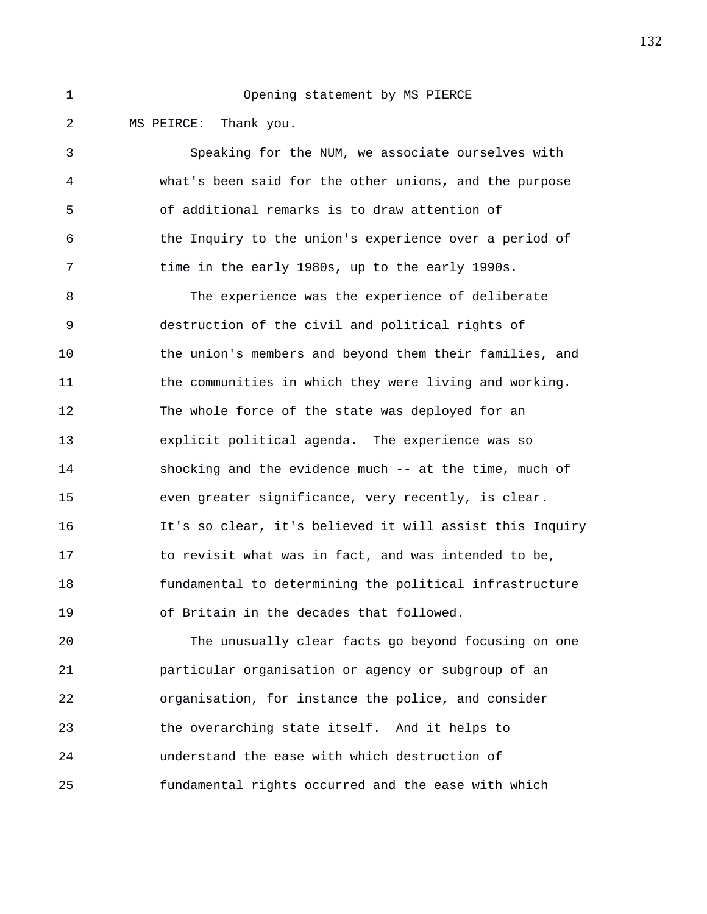Opening statement by MS PIERCE

MS PEIRCE: Thank you.

Speaking for the NUM, we associate ourselves with what's been said for the other unions, and the purpose of additional remarks is to draw attention of the Inquiry to the union's experience over a period of time in the early 1980s, up to the early 1990s.

The experience was the experience of deliberate destruction of the civil and political rights of the union's members and beyond them their families, and the communities in which they were living and working. The whole force of the state was deployed for an explicit political agenda. The experience was so shocking and the evidence much -- at the time, much of even greater significance, very recently, is clear. It's so clear, it's believed it will assist this Inquiry to revisit what was in fact, and was intended to be, fundamental to determining the political infrastructure of Britain in the decades that followed.

The unusually clear facts go beyond focusing on one particular organisation or agency or subgroup of an organisation, for instance the police, and consider the overarching state itself. And it helps to understand the ease with which destruction of fundamental rights occurred and the ease with which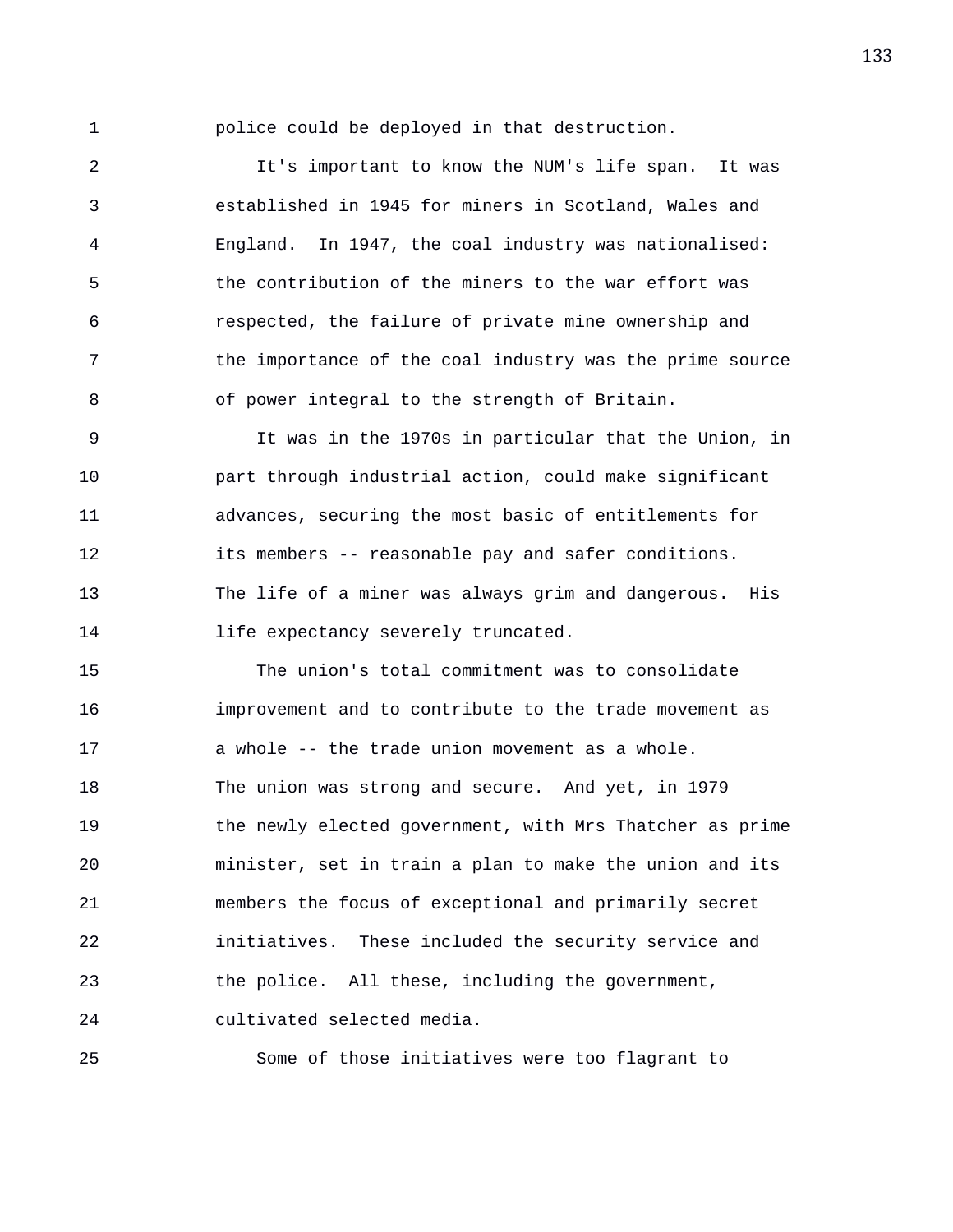police could be deployed in that destruction.

It's important to know the NUM's life span. It was established in 1945 for miners in Scotland, Wales and England. In 1947, the coal industry was nationalised: the contribution of the miners to the war effort was respected, the failure of private mine ownership and the importance of the coal industry was the prime source of power integral to the strength of Britain.

It was in the 1970s in particular that the Union, in part through industrial action, could make significant advances, securing the most basic of entitlements for its members -- reasonable pay and safer conditions. The life of a miner was always grim and dangerous. His life expectancy severely truncated.

The union's total commitment was to consolidate improvement and to contribute to the trade movement as a whole -- the trade union movement as a whole. The union was strong and secure. And yet, in 1979 the newly elected government, with Mrs Thatcher as prime minister, set in train a plan to make the union and its members the focus of exceptional and primarily secret initiatives. These included the security service and the police. All these, including the government, cultivated selected media.

Some of those initiatives were too flagrant to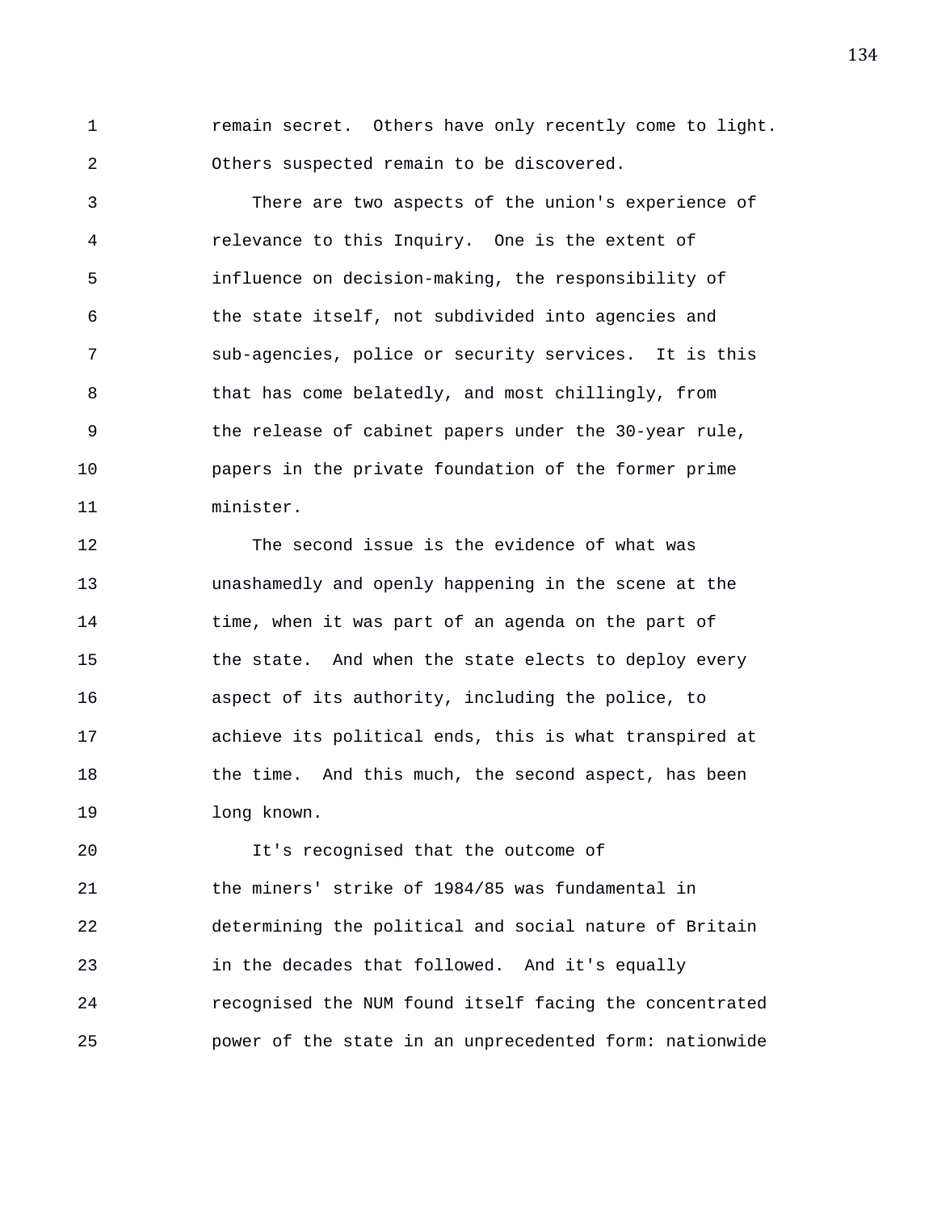remain secret. Others have only recently come to light. Others suspected remain to be discovered.

There are two aspects of the union's experience of relevance to this Inquiry. One is the extent of influence on decision-making, the responsibility of the state itself, not subdivided into agencies and sub-agencies, police or security services. It is this that has come belatedly, and most chillingly, from the release of cabinet papers under the 30-year rule, papers in the private foundation of the former prime minister.

The second issue is the evidence of what was unashamedly and openly happening in the scene at the time, when it was part of an agenda on the part of the state. And when the state elects to deploy every aspect of its authority, including the police, to achieve its political ends, this is what transpired at the time. And this much, the second aspect, has been long known.

It's recognised that the outcome of the miners' strike of 1984/85 was fundamental in determining the political and social nature of Britain in the decades that followed. And it's equally recognised the NUM found itself facing the concentrated power of the state in an unprecedented form: nationwide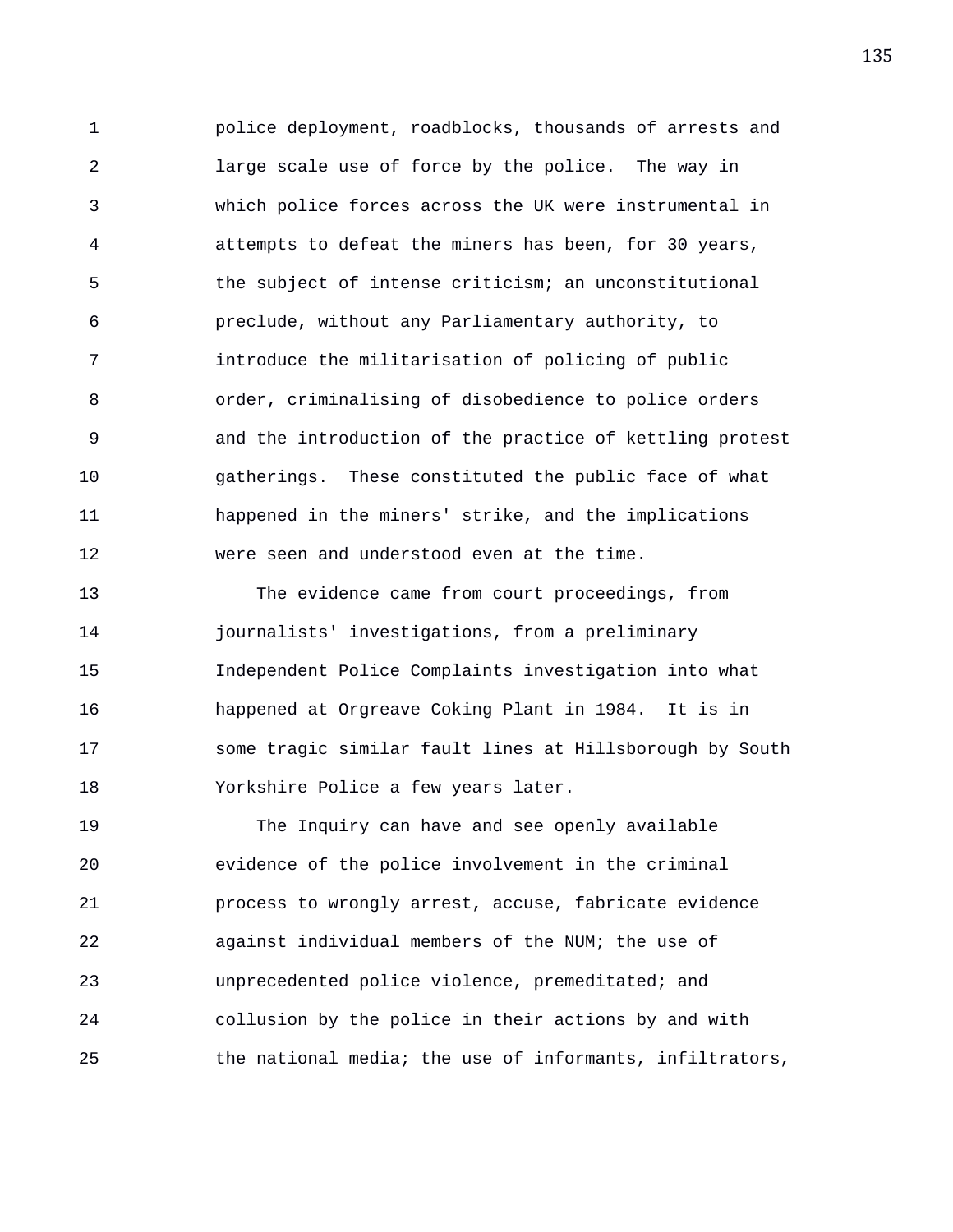police deployment, roadblocks, thousands of arrests and large scale use of force by the police. The way in which police forces across the UK were instrumental in attempts to defeat the miners has been, for 30 years, the subject of intense criticism; an unconstitutional preclude, without any Parliamentary authority, to introduce the militarisation of policing of public order, criminalising of disobedience to police orders and the introduction of the practice of kettling protest gatherings. These constituted the public face of what happened in the miners' strike, and the implications were seen and understood even at the time.

The evidence came from court proceedings, from journalists' investigations, from a preliminary Independent Police Complaints investigation into what happened at Orgreave Coking Plant in 1984. It is in some tragic similar fault lines at Hillsborough by South Yorkshire Police a few years later.

The Inquiry can have and see openly available evidence of the police involvement in the criminal process to wrongly arrest, accuse, fabricate evidence against individual members of the NUM; the use of unprecedented police violence, premeditated; and collusion by the police in their actions by and with the national media; the use of informants, infiltrators,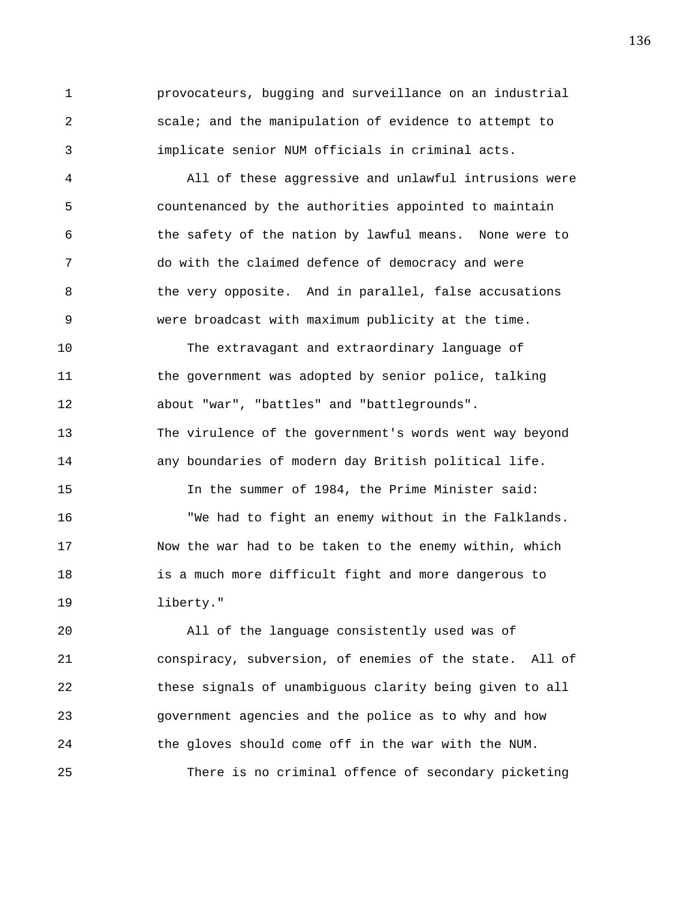provocateurs, bugging and surveillance on an industrial scale; and the manipulation of evidence to attempt to implicate senior NUM officials in criminal acts.

All of these aggressive and unlawful intrusions were countenanced by the authorities appointed to maintain the safety of the nation by lawful means. None were to do with the claimed defence of democracy and were the very opposite. And in parallel, false accusations were broadcast with maximum publicity at the time.

The extravagant and extraordinary language of the government was adopted by senior police, talking about "war", "battles" and "battlegrounds". The virulence of the government's words went way beyond any boundaries of modern day British political life.

In the summer of 1984, the Prime Minister said:

"We had to fight an enemy without in the Falklands. Now the war had to be taken to the enemy within, which is a much more difficult fight and more dangerous to liberty."

All of the language consistently used was of conspiracy, subversion, of enemies of the state. All of these signals of unambiguous clarity being given to all government agencies and the police as to why and how the gloves should come off in the war with the NUM.

There is no criminal offence of secondary picketing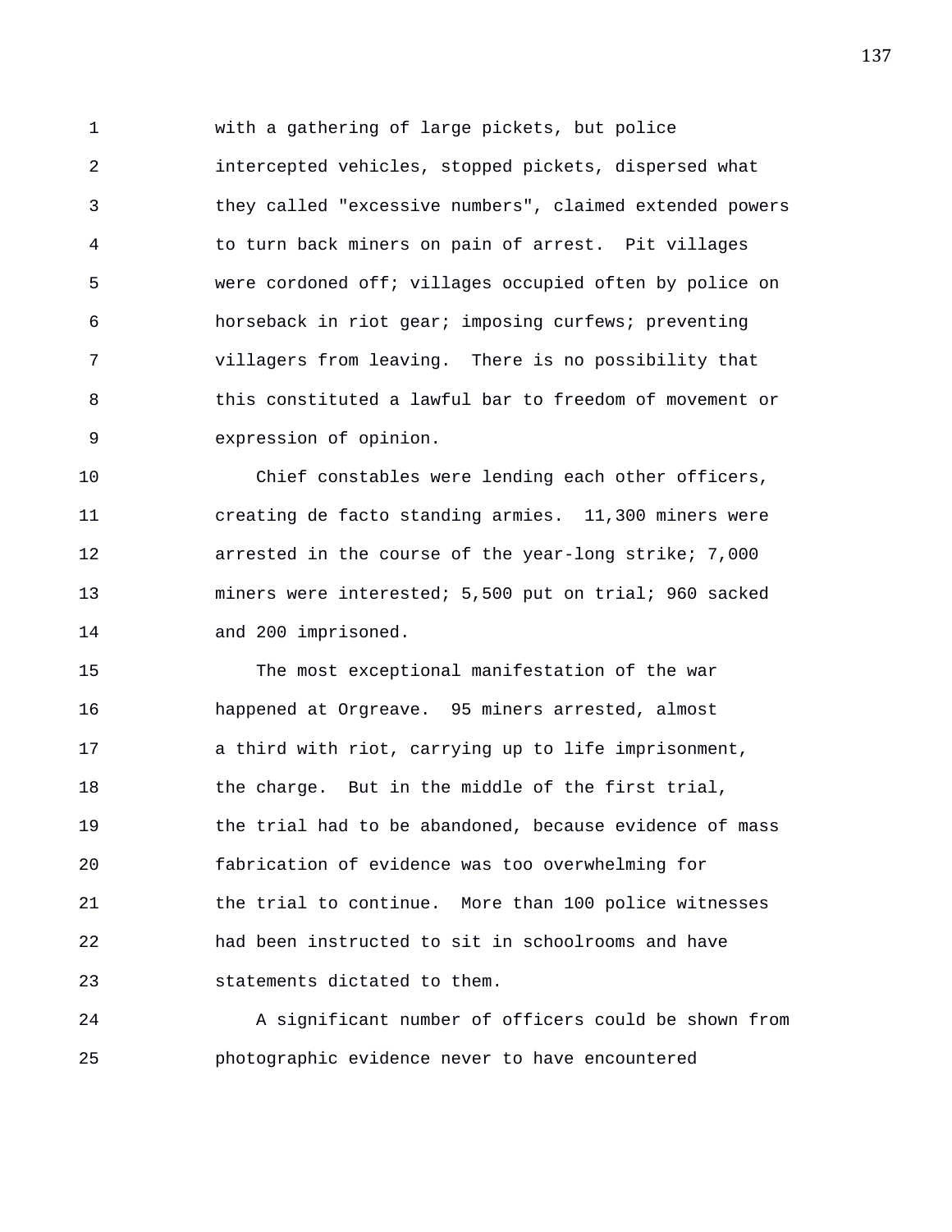with a gathering of large pickets, but police intercepted vehicles, stopped pickets, dispersed what they called "excessive numbers", claimed extended powers to turn back miners on pain of arrest. Pit villages were cordoned off; villages occupied often by police on horseback in riot gear; imposing curfews; preventing villagers from leaving. There is no possibility that this constituted a lawful bar to freedom of movement or expression of opinion.

Chief constables were lending each other officers, creating de facto standing armies. 11,300 miners were arrested in the course of the year-long strike; 7,000 miners were interested; 5,500 put on trial; 960 sacked and 200 imprisoned.

The most exceptional manifestation of the war happened at Orgreave. 95 miners arrested, almost a third with riot, carrying up to life imprisonment, the charge. But in the middle of the first trial, the trial had to be abandoned, because evidence of mass fabrication of evidence was too overwhelming for the trial to continue. More than 100 police witnesses had been instructed to sit in schoolrooms and have statements dictated to them.

A significant number of officers could be shown from photographic evidence never to have encountered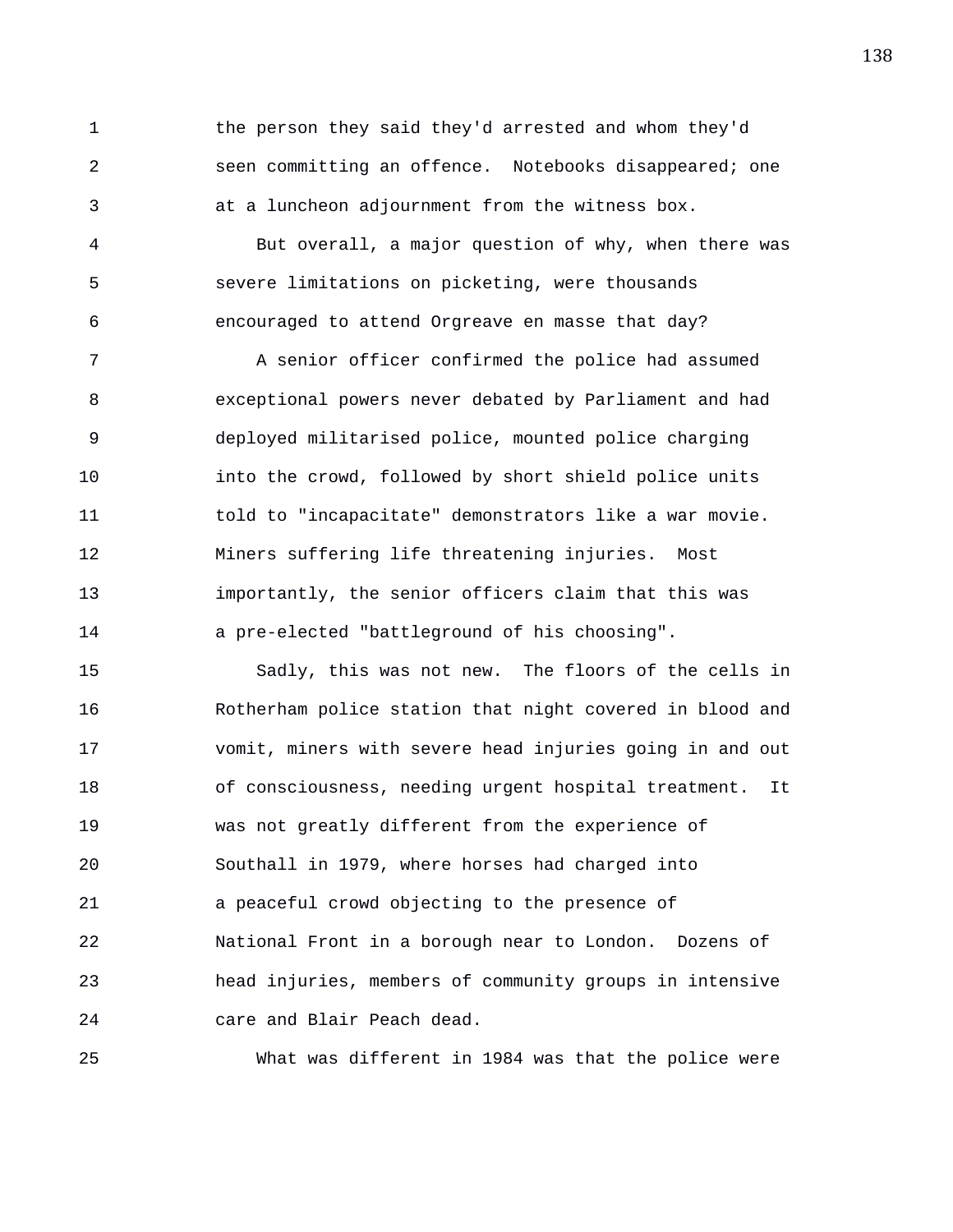the person they said they'd arrested and whom they'd seen committing an offence. Notebooks disappeared; one at a luncheon adjournment from the witness box.

But overall, a major question of why, when there was severe limitations on picketing, were thousands encouraged to attend Orgreave en masse that day?

A senior officer confirmed the police had assumed exceptional powers never debated by Parliament and had deployed militarised police, mounted police charging into the crowd, followed by short shield police units told to "incapacitate" demonstrators like a war movie. Miners suffering life threatening injuries. Most importantly, the senior officers claim that this was a pre-elected "battleground of his choosing".

Sadly, this was not new. The floors of the cells in Rotherham police station that night covered in blood and vomit, miners with severe head injuries going in and out of consciousness, needing urgent hospital treatment. It was not greatly different from the experience of Southall in 1979, where horses had charged into a peaceful crowd objecting to the presence of National Front in a borough near to London. Dozens of head injuries, members of community groups in intensive care and Blair Peach dead.

What was different in 1984 was that the police were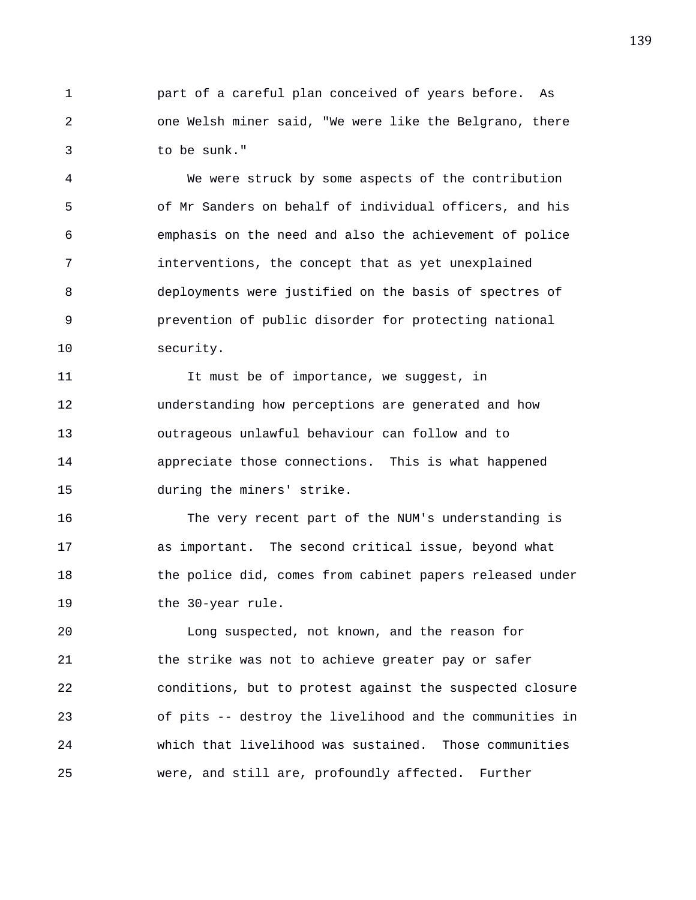part of a careful plan conceived of years before. As one Welsh miner said, "We were like the Belgrano, there to be sunk."

We were struck by some aspects of the contribution of Mr Sanders on behalf of individual officers, and his emphasis on the need and also the achievement of police interventions, the concept that as yet unexplained deployments were justified on the basis of spectres of prevention of public disorder for protecting national security.

It must be of importance, we suggest, in understanding how perceptions are generated and how outrageous unlawful behaviour can follow and to appreciate those connections. This is what happened during the miners' strike.

The very recent part of the NUM's understanding is as important. The second critical issue, beyond what the police did, comes from cabinet papers released under the 30-year rule.

Long suspected, not known, and the reason for the strike was not to achieve greater pay or safer conditions, but to protest against the suspected closure of pits -- destroy the livelihood and the communities in which that livelihood was sustained. Those communities were, and still are, profoundly affected. Further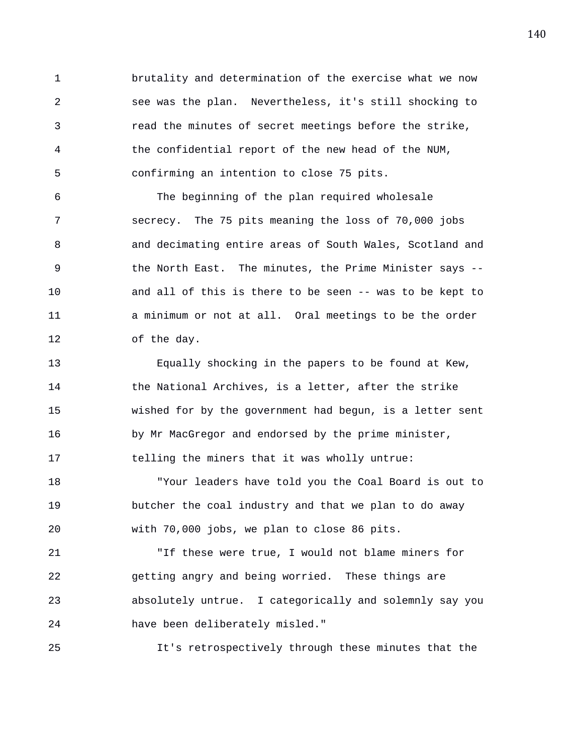brutality and determination of the exercise what we now see was the plan. Nevertheless, it's still shocking to read the minutes of secret meetings before the strike, the confidential report of the new head of the NUM, confirming an intention to close 75 pits.

The beginning of the plan required wholesale secrecy. The 75 pits meaning the loss of 70,000 jobs and decimating entire areas of South Wales, Scotland and the North East. The minutes, the Prime Minister says -- and all of this is there to be seen -- was to be kept to a minimum or not at all. Oral meetings to be the order of the day.

Equally shocking in the papers to be found at Kew, the National Archives, is a letter, after the strike wished for by the government had begun, is a letter sent by Mr MacGregor and endorsed by the prime minister, telling the miners that it was wholly untrue:

"Your leaders have told you the Coal Board is out to butcher the coal industry and that we plan to do away with 70,000 jobs, we plan to close 86 pits.

"If these were true, I would not blame miners for getting angry and being worried. These things are absolutely untrue. I categorically and solemnly say you have been deliberately misled."

It's retrospectively through these minutes that the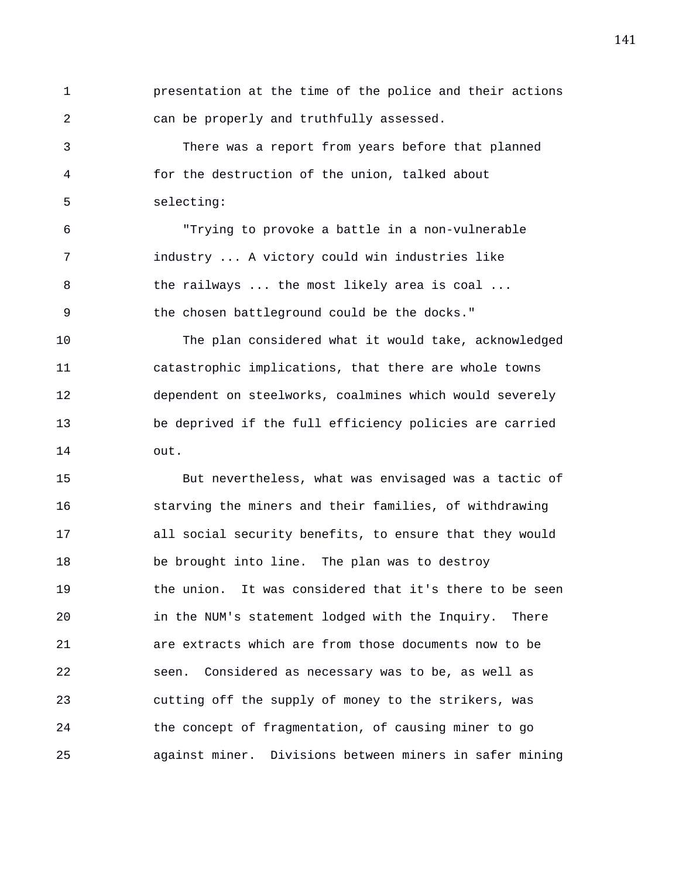presentation at the time of the police and their actions can be properly and truthfully assessed.

There was a report from years before that planned for the destruction of the union, talked about selecting:

"Trying to provoke a battle in a non-vulnerable industry ... A victory could win industries like the railways ... the most likely area is coal ... the chosen battleground could be the docks."

The plan considered what it would take, acknowledged catastrophic implications, that there are whole towns dependent on steelworks, coalmines which would severely be deprived if the full efficiency policies are carried out.

But nevertheless, what was envisaged was a tactic of starving the miners and their families, of withdrawing all social security benefits, to ensure that they would be brought into line. The plan was to destroy the union. It was considered that it's there to be seen in the NUM's statement lodged with the Inquiry. There are extracts which are from those documents now to be seen. Considered as necessary was to be, as well as cutting off the supply of money to the strikers, was the concept of fragmentation, of causing miner to go against miner. Divisions between miners in safer mining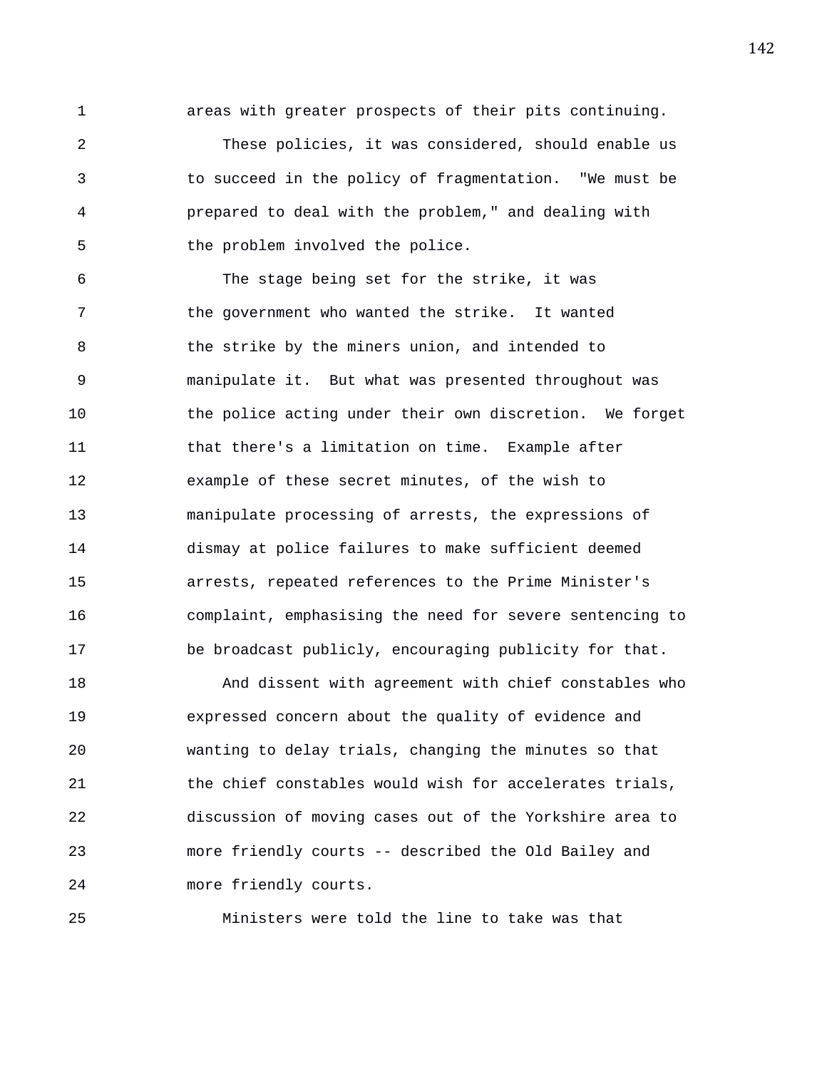areas with greater prospects of their pits continuing.

These policies, it was considered, should enable us to succeed in the policy of fragmentation. "We must be prepared to deal with the problem," and dealing with the problem involved the police.

The stage being set for the strike, it was the government who wanted the strike. It wanted the strike by the miners union, and intended to manipulate it. But what was presented throughout was the police acting under their own discretion. We forget that there's a limitation on time. Example after example of these secret minutes, of the wish to manipulate processing of arrests, the expressions of dismay at police failures to make sufficient deemed arrests, repeated references to the Prime Minister's complaint, emphasising the need for severe sentencing to be broadcast publicly, encouraging publicity for that.

And dissent with agreement with chief constables who expressed concern about the quality of evidence and wanting to delay trials, changing the minutes so that the chief constables would wish for accelerates trials, discussion of moving cases out of the Yorkshire area to more friendly courts -- described the Old Bailey and more friendly courts.

Ministers were told the line to take was that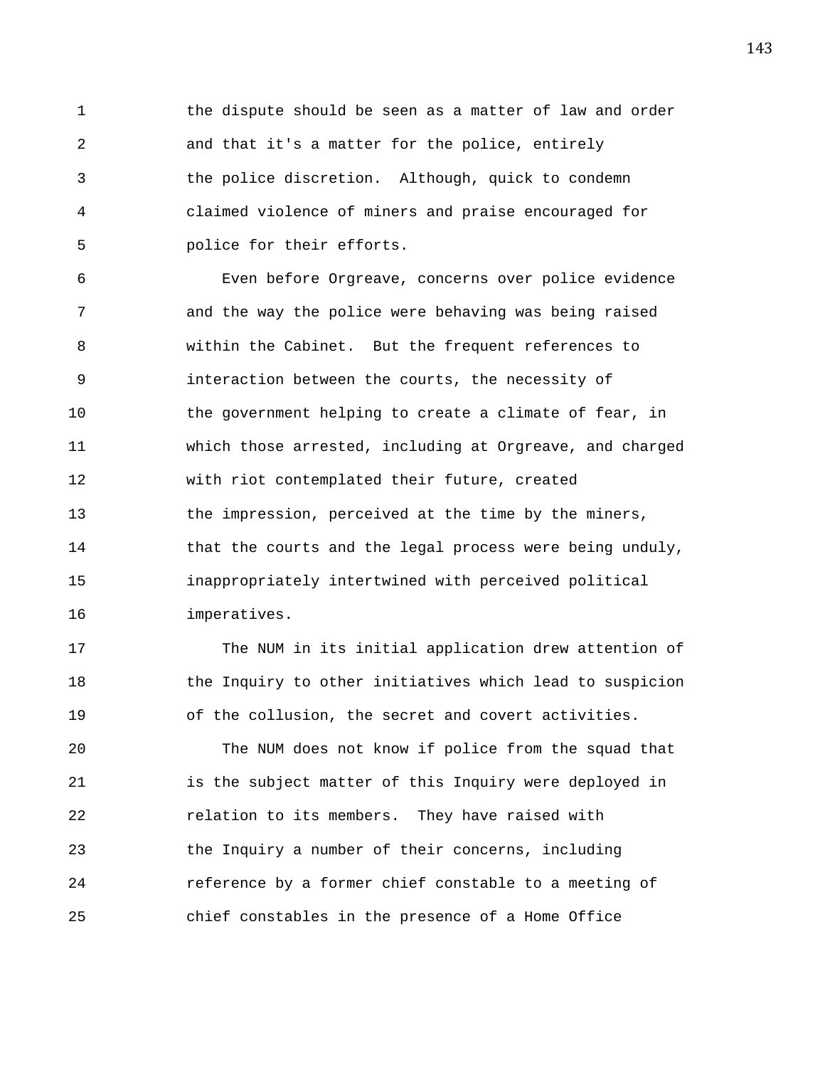the dispute should be seen as a matter of law and order and that it's a matter for the police, entirely the police discretion. Although, quick to condemn claimed violence of miners and praise encouraged for police for their efforts.

Even before Orgreave, concerns over police evidence and the way the police were behaving was being raised within the Cabinet. But the frequent references to interaction between the courts, the necessity of the government helping to create a climate of fear, in which those arrested, including at Orgreave, and charged with riot contemplated their future, created the impression, perceived at the time by the miners, that the courts and the legal process were being unduly, inappropriately intertwined with perceived political imperatives.

The NUM in its initial application drew attention of the Inquiry to other initiatives which lead to suspicion of the collusion, the secret and covert activities.

The NUM does not know if police from the squad that is the subject matter of this Inquiry were deployed in relation to its members. They have raised with the Inquiry a number of their concerns, including reference by a former chief constable to a meeting of chief constables in the presence of a Home Office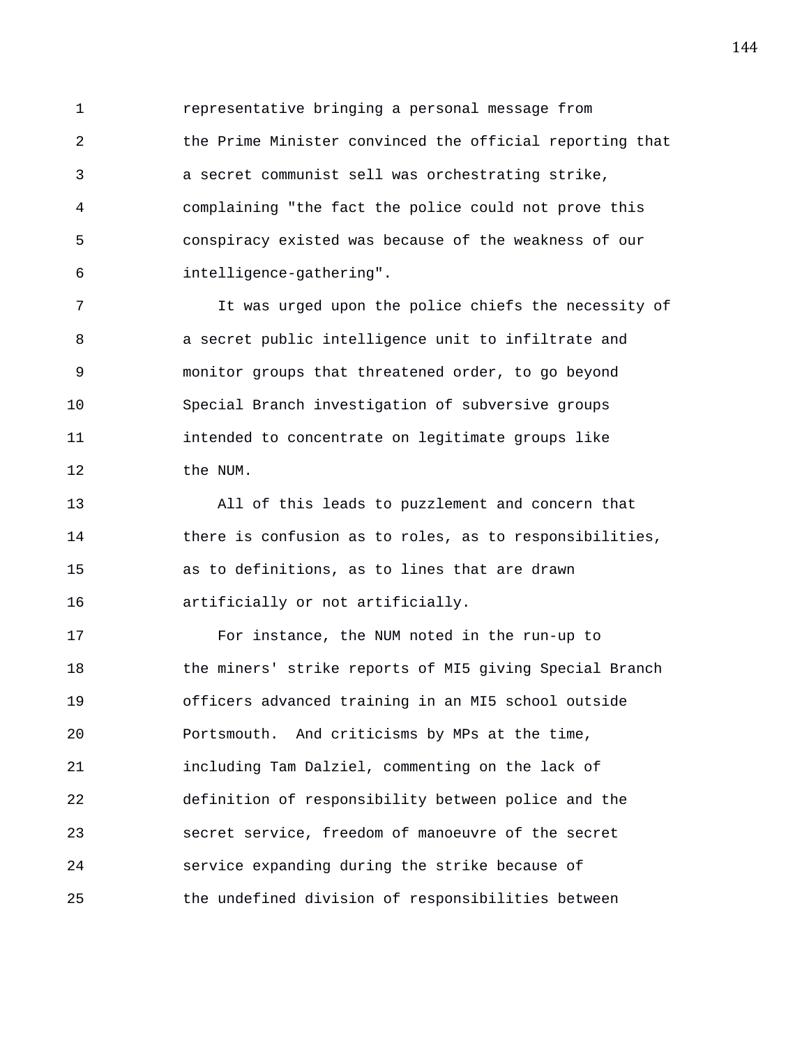representative bringing a personal message from the Prime Minister convinced the official reporting that a secret communist sell was orchestrating strike, complaining "the fact the police could not prove this conspiracy existed was because of the weakness of our intelligence-gathering".

It was urged upon the police chiefs the necessity of a secret public intelligence unit to infiltrate and monitor groups that threatened order, to go beyond Special Branch investigation of subversive groups intended to concentrate on legitimate groups like the NUM.

All of this leads to puzzlement and concern that there is confusion as to roles, as to responsibilities, as to definitions, as to lines that are drawn artificially or not artificially.

For instance, the NUM noted in the run-up to the miners' strike reports of MI5 giving Special Branch officers advanced training in an MI5 school outside Portsmouth. And criticisms by MPs at the time, including Tam Dalziel, commenting on the lack of definition of responsibility between police and the secret service, freedom of manoeuvre of the secret service expanding during the strike because of the undefined division of responsibilities between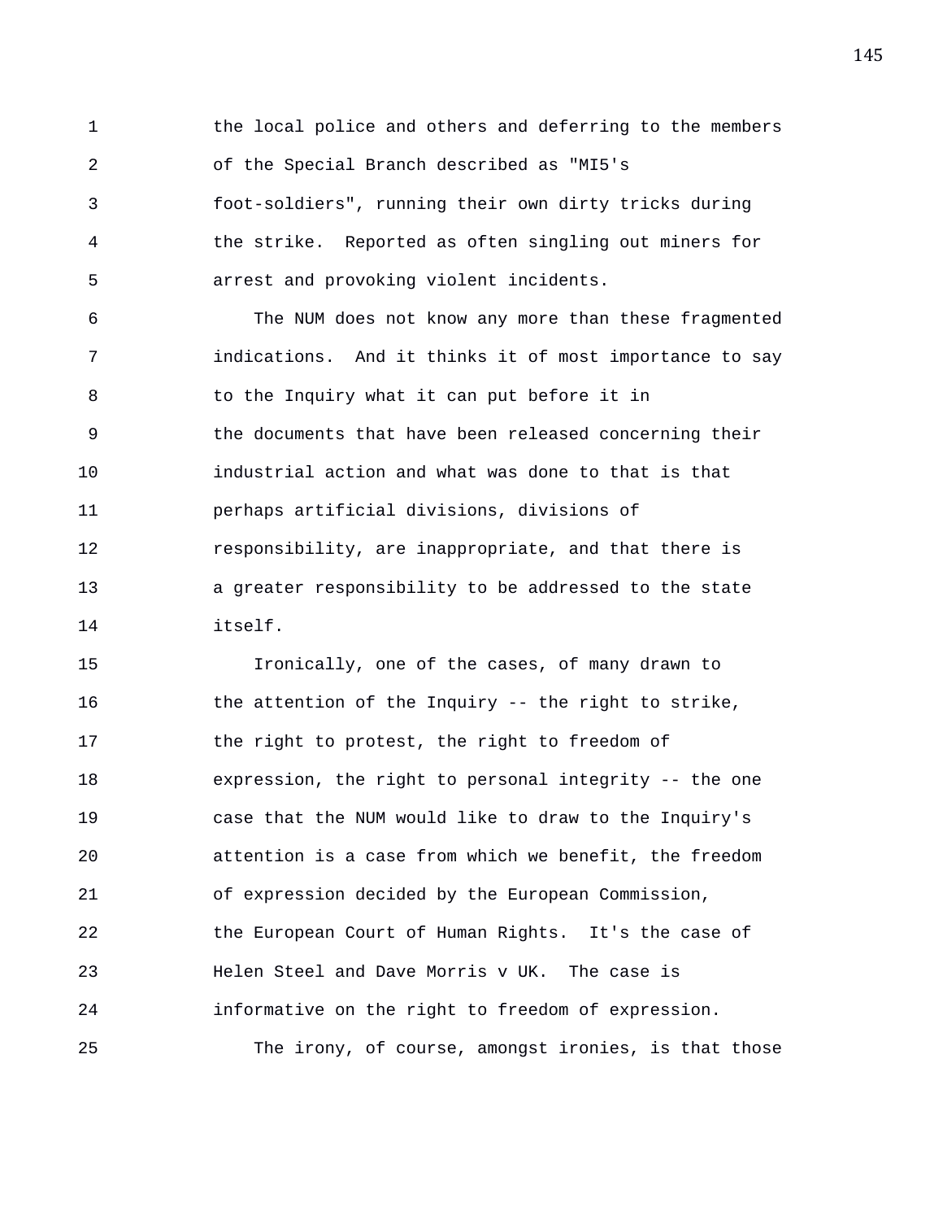the local police and others and deferring to the members of the Special Branch described as "MI5's foot-soldiers", running their own dirty tricks during the strike. Reported as often singling out miners for arrest and provoking violent incidents.

The NUM does not know any more than these fragmented indications. And it thinks it of most importance to say to the Inquiry what it can put before it in the documents that have been released concerning their industrial action and what was done to that is that perhaps artificial divisions, divisions of responsibility, are inappropriate, and that there is a greater responsibility to be addressed to the state itself.

Ironically, one of the cases, of many drawn to the attention of the Inquiry -- the right to strike, the right to protest, the right to freedom of expression, the right to personal integrity -- the one case that the NUM would like to draw to the Inquiry's attention is a case from which we benefit, the freedom of expression decided by the European Commission, the European Court of Human Rights. It's the case of Helen Steel and Dave Morris v UK. The case is informative on the right to freedom of expression.

The irony, of course, amongst ironies, is that those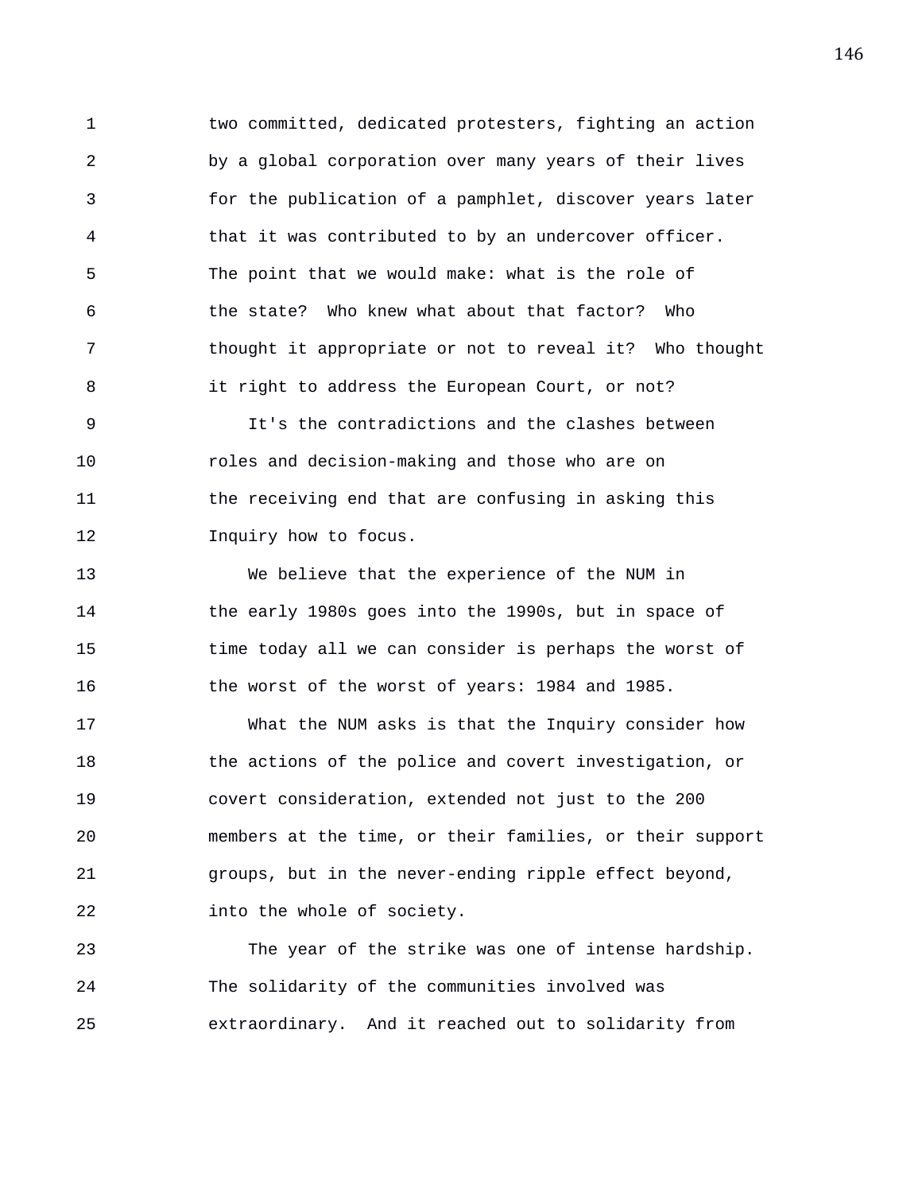two committed, dedicated protesters, fighting an action by a global corporation over many years of their lives for the publication of a pamphlet, discover years later that it was contributed to by an undercover officer. The point that we would make: what is the role of the state? Who knew what about that factor? Who thought it appropriate or not to reveal it? Who thought it right to address the European Court, or not?

It's the contradictions and the clashes between roles and decision-making and those who are on the receiving end that are confusing in asking this Inquiry how to focus.

We believe that the experience of the NUM in the early 1980s goes into the 1990s, but in space of time today all we can consider is perhaps the worst of the worst of the worst of years: 1984 and 1985.

What the NUM asks is that the Inquiry consider how the actions of the police and covert investigation, or covert consideration, extended not just to the 200 members at the time, or their families, or their support groups, but in the never-ending ripple effect beyond, into the whole of society.

The year of the strike was one of intense hardship. The solidarity of the communities involved was extraordinary. And it reached out to solidarity from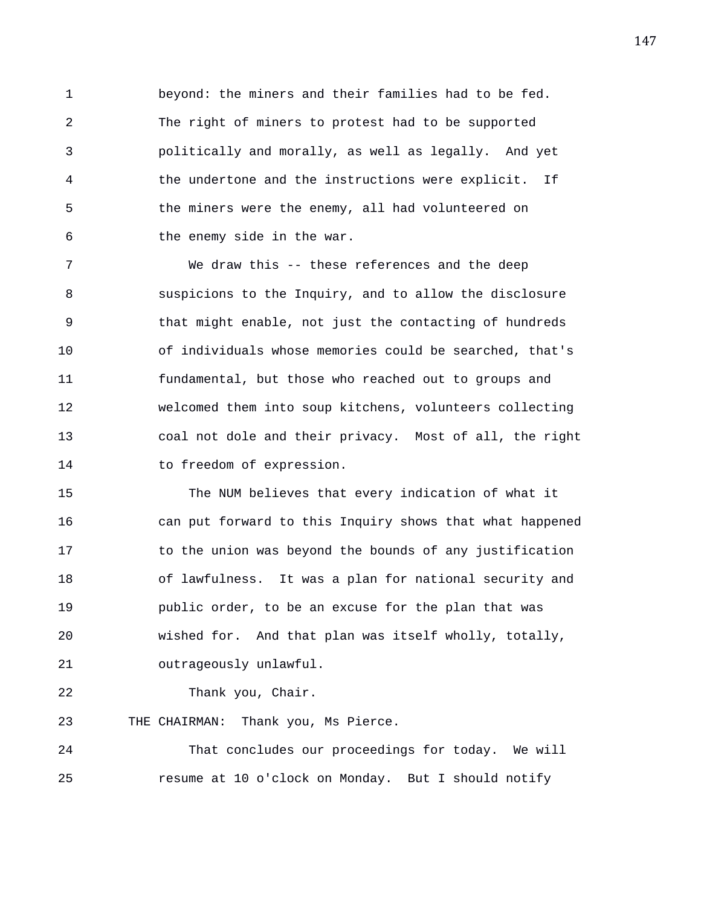beyond: the miners and their families had to be fed. The right of miners to protest had to be supported politically and morally, as well as legally. And yet the undertone and the instructions were explicit. If the miners were the enemy, all had volunteered on the enemy side in the war.

We draw this -- these references and the deep suspicions to the Inquiry, and to allow the disclosure that might enable, not just the contacting of hundreds of individuals whose memories could be searched, that's fundamental, but those who reached out to groups and welcomed them into soup kitchens, volunteers collecting coal not dole and their privacy. Most of all, the right to freedom of expression.

The NUM believes that every indication of what it can put forward to this Inquiry shows that what happened to the union was beyond the bounds of any justification of lawfulness. It was a plan for national security and public order, to be an excuse for the plan that was wished for. And that plan was itself wholly, totally, outrageously unlawful.

Thank you, Chair.

THE CHAIRMAN: Thank you, Ms Pierce.

That concludes our proceedings for today. We will resume at 10 o'clock on Monday. But I should notify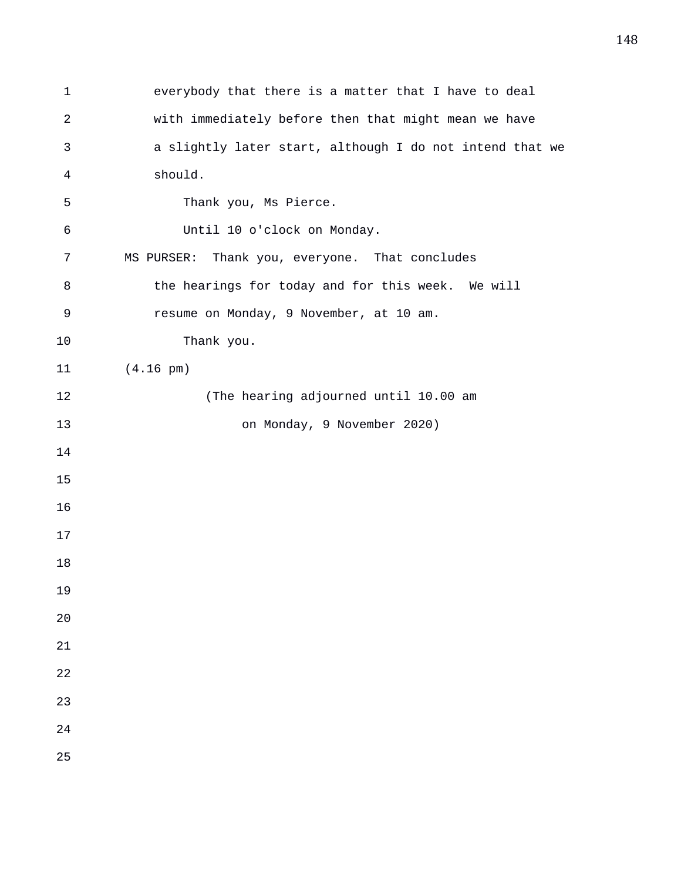everybody that there is a matter that I have to deal with immediately before then that might mean we have a slightly later start, although I do not intend that we should.

Thank you, Ms Pierce.

Until 10 o'clock on Monday.

MS PURSER: Thank you, everyone. That concludes the hearings for today and for this week. We will resume on Monday, 9 November, at 10 am.

Thank you.

(4.16 pm)

(The hearing adjourned until 10.00 am on Monday, 9 November 2020)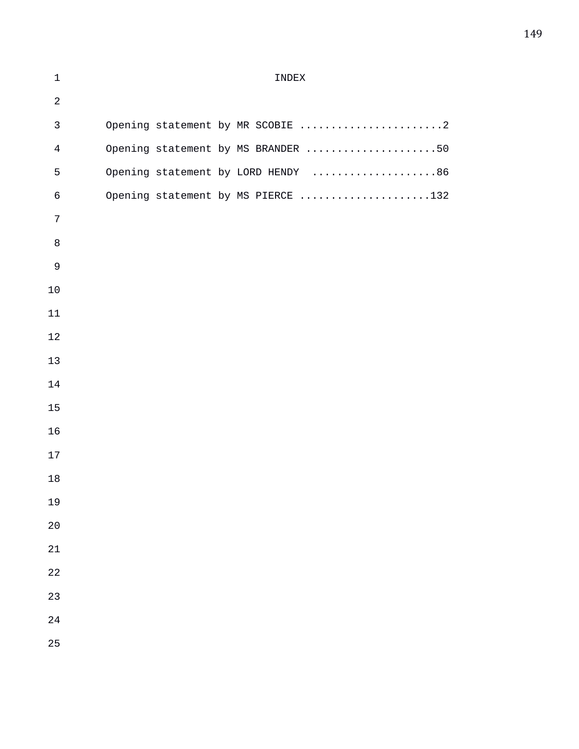# INDEX

Opening statement by MR SCOBIE .......................2

Opening statement by MS BRANDER .....................50

Opening statement by LORD HENDY ....................86

Opening statement by MS PIERCE ....................132